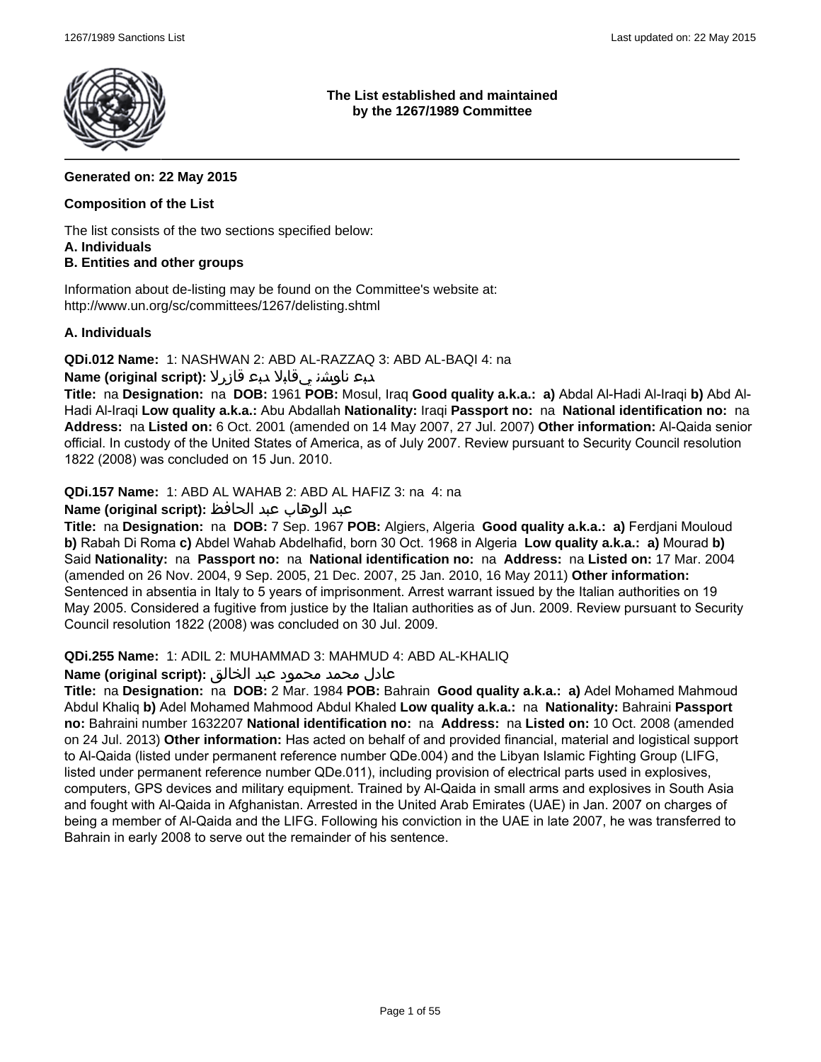**The List established and maintained by the 1267/1989 Committee**

---

**Generated on: 22 May 2015**

**Composition of the List**

The list consists of the two sections specified below:
**A. Individuals**
**B. Entities and other groups**

Information about de-listing may be found on the Committee's website at:
http://www.un.org/sc/committees/1267/delisting.shtml

**A. Individuals**

**QDi.012 Name:** 1: NASHWAN 2: ABD AL-RAZZAQ 3: ABD AL-BAQI 4: na
**Name (original script):** دبع ناوشن يقابلا دبع قازرلا
**Title:** na **Designation:** na **DOB:** 1961 **POB:** Mosul, Iraq **Good quality a.k.a.:** **a)** Abdal Al-Hadi Al-Iraqi **b)** Abd Al-Hadi Al-Iraqi **Low quality a.k.a.:** Abu Abdallah **Nationality:** Iraqi **Passport no:** na **National identification no:** na **Address:** na **Listed on:** 6 Oct. 2001 (amended on 14 May 2007, 27 Jul. 2007) **Other information:** Al-Qaida senior official. In custody of the United States of America, as of July 2007. Review pursuant to Security Council resolution 1822 (2008) was concluded on 15 Jun. 2010.

**QDi.157 Name:** 1: ABD AL WAHAB 2: ABD AL HAFIZ 3: na 4: na
**Name (original script):** عبد الوهاب عبد الحافظ
**Title:** na **Designation:** na **DOB:** 7 Sep. 1967 **POB:** Algiers, Algeria **Good quality a.k.a.:** **a)** Ferdjani Mouloud **b)** Rabah Di Roma **c)** Abdel Wahab Abdelhafid, born 30 Oct. 1968 in Algeria **Low quality a.k.a.:** **a)** Mourad **b)** Said **Nationality:** na **Passport no:** na **National identification no:** na **Address:** na **Listed on:** 17 Mar. 2004 (amended on 26 Nov. 2004, 9 Sep. 2005, 21 Dec. 2007, 25 Jan. 2010, 16 May 2011) **Other information:** Sentenced in absentia in Italy to 5 years of imprisonment. Arrest warrant issued by the Italian authorities on 19 May 2005. Considered a fugitive from justice by the Italian authorities as of Jun. 2009. Review pursuant to Security Council resolution 1822 (2008) was concluded on 30 Jul. 2009.

**QDi.255 Name:** 1: ADIL 2: MUHAMMAD 3: MAHMUD 4: ABD AL-KHALIQ
**Name (original script):** عادل محمد محمود عبد الخالق
**Title:** na **Designation:** na **DOB:** 2 Mar. 1984 **POB:** Bahrain **Good quality a.k.a.:** **a)** Adel Mohamed Mahmoud Abdul Khaliq **b)** Adel Mohamed Mahmood Abdul Khaled **Low quality a.k.a.:** na **Nationality:** Bahraini **Passport no:** Bahraini number 1632207 **National identification no:** na **Address:** na **Listed on:** 10 Oct. 2008 (amended on 24 Jul. 2013) **Other information:** Has acted on behalf of and provided financial, material and logistical support to Al-Qaida (listed under permanent reference number QDe.004) and the Libyan Islamic Fighting Group (LIFG, listed under permanent reference number QDe.011), including provision of electrical parts used in explosives, computers, GPS devices and military equipment. Trained by Al-Qaida in small arms and explosives in South Asia and fought with Al-Qaida in Afghanistan. Arrested in the United Arab Emirates (UAE) in Jan. 2007 on charges of being a member of Al-Qaida and the LIFG. Following his conviction in the UAE in late 2007, he was transferred to Bahrain in early 2008 to serve out the remainder of his sentence.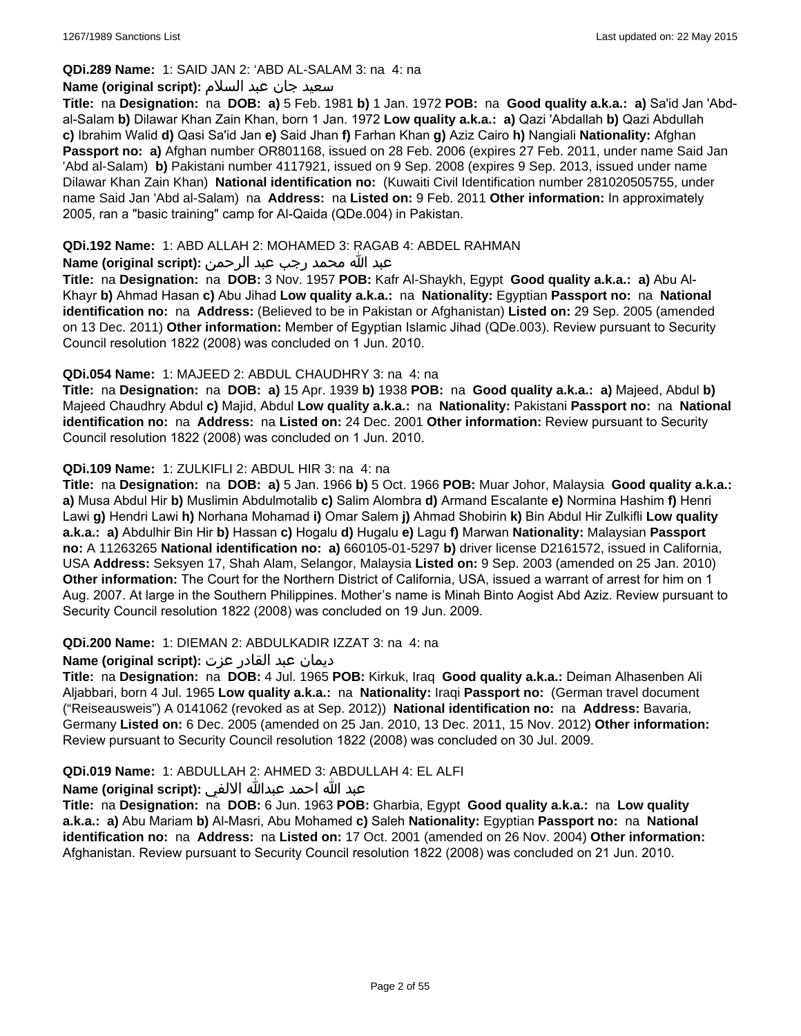**QDi.289 Name:** 1: SAID JAN 2: 'ABD AL-SALAM 3: na 4: na

**Name (original script):** سعيد جان عبد السلام

**Title:** na **Designation:** na **DOB:** **a)** 5 Feb. 1981 **b)** 1 Jan. 1972 **POB:** na **Good quality a.k.a.:** **a)** Sa'id Jan 'Abd-al-Salam **b)** Dilawar Khan Zain Khan, born 1 Jan. 1972 **Low quality a.k.a.:** **a)** Qazi 'Abdallah **b)** Qazi Abdullah **c)** Ibrahim Walid **d)** Qasi Sa'id Jan **e)** Said Jhan **f)** Farhan Khan **g)** Aziz Cairo **h)** Nangiali **Nationality:** Afghan **Passport no:** **a)** Afghan number OR801168, issued on 28 Feb. 2006 (expires 27 Feb. 2011, under name Said Jan 'Abd al-Salam) **b)** Pakistani number 4117921, issued on 9 Sep. 2008 (expires 9 Sep. 2013, issued under name Dilawar Khan Zain Khan) **National identification no:** (Kuwaiti Civil Identification number 281020505755, under name Said Jan 'Abd al-Salam) na **Address:** na **Listed on:** 9 Feb. 2011 **Other information:** In approximately 2005, ran a "basic training" camp for Al-Qaida (QDe.004) in Pakistan.

**QDi.192 Name:** 1: ABD ALLAH 2: MOHAMED 3: RAGAB 4: ABDEL RAHMAN

**Name (original script):** عبد الله محمد رجب عبد الرحمن

**Title:** na **Designation:** na **DOB:** 3 Nov. 1957 **POB:** Kafr Al-Shaykh, Egypt **Good quality a.k.a.:** **a)** Abu Al-Khayr **b)** Ahmad Hasan **c)** Abu Jihad **Low quality a.k.a.:** na **Nationality:** Egyptian **Passport no:** na **National identification no:** na **Address:** (Believed to be in Pakistan or Afghanistan) **Listed on:** 29 Sep. 2005 (amended on 13 Dec. 2011) **Other information:** Member of Egyptian Islamic Jihad (QDe.003). Review pursuant to Security Council resolution 1822 (2008) was concluded on 1 Jun. 2010.

**QDi.054 Name:** 1: MAJEED 2: ABDUL CHAUDHRY 3: na 4: na

**Title:** na **Designation:** na **DOB:** **a)** 15 Apr. 1939 **b)** 1938 **POB:** na **Good quality a.k.a.:** **a)** Majeed, Abdul **b)** Majeed Chaudhry Abdul **c)** Majid, Abdul **Low quality a.k.a.:** na **Nationality:** Pakistani **Passport no:** na **National identification no:** na **Address:** na **Listed on:** 24 Dec. 2001 **Other information:** Review pursuant to Security Council resolution 1822 (2008) was concluded on 1 Jun. 2010.

**QDi.109 Name:** 1: ZULKIFLI 2: ABDUL HIR 3: na 4: na

**Title:** na **Designation:** na **DOB:** **a)** 5 Jan. 1966 **b)** 5 Oct. 1966 **POB:** Muar Johor, Malaysia **Good quality a.k.a.:** **a)** Musa Abdul Hir **b)** Muslimin Abdulmotalib **c)** Salim Alombra **d)** Armand Escalante **e)** Normina Hashim **f)** Henri Lawi **g)** Hendri Lawi **h)** Norhana Mohamad **i)** Omar Salem **j)** Ahmad Shobirin **k)** Bin Abdul Hir Zulkifli **Low quality a.k.a.:** **a)** Abdulhir Bin Hir **b)** Hassan **c)** Hogalu **d)** Hugalu **e)** Lagu **f)** Marwan **Nationality:** Malaysian **Passport no:** A 11263265 **National identification no:** **a)** 660105-01-5297 **b)** driver license D2161572, issued in California, USA **Address:** Seksyen 17, Shah Alam, Selangor, Malaysia **Listed on:** 9 Sep. 2003 (amended on 25 Jan. 2010) **Other information:** The Court for the Northern District of California, USA, issued a warrant of arrest for him on 1 Aug. 2007. At large in the Southern Philippines. Mother's name is Minah Binto Aogist Abd Aziz. Review pursuant to Security Council resolution 1822 (2008) was concluded on 19 Jun. 2009.

**QDi.200 Name:** 1: DIEMAN 2: ABDULKADIR IZZAT 3: na 4: na

**Name (original script):** ديمان عبد القادر عزت

**Title:** na **Designation:** na **DOB:** 4 Jul. 1965 **POB:** Kirkuk, Iraq **Good quality a.k.a.:** Deiman Alhasenben Ali Aljabbari, born 4 Jul. 1965 **Low quality a.k.a.:** na **Nationality:** Iraqi **Passport no:** (German travel document ("Reiseausweis") A 0141062 (revoked as at Sep. 2012)) **National identification no:** na **Address:** Bavaria, Germany **Listed on:** 6 Dec. 2005 (amended on 25 Jan. 2010, 13 Dec. 2011, 15 Nov. 2012) **Other information:** Review pursuant to Security Council resolution 1822 (2008) was concluded on 30 Jul. 2009.

**QDi.019 Name:** 1: ABDULLAH 2: AHMED 3: ABDULLAH 4: EL ALFI

**Name (original script):** عبد الله احمد عبدالله الالفي

**Title:** na **Designation:** na **DOB:** 6 Jun. 1963 **POB:** Gharbia, Egypt **Good quality a.k.a.:** na **Low quality a.k.a.:** **a)** Abu Mariam **b)** Al-Masri, Abu Mohamed **c)** Saleh **Nationality:** Egyptian **Passport no:** na **National identification no:** na **Address:** na **Listed on:** 17 Oct. 2001 (amended on 26 Nov. 2004) **Other information:** Afghanistan. Review pursuant to Security Council resolution 1822 (2008) was concluded on 21 Jun. 2010.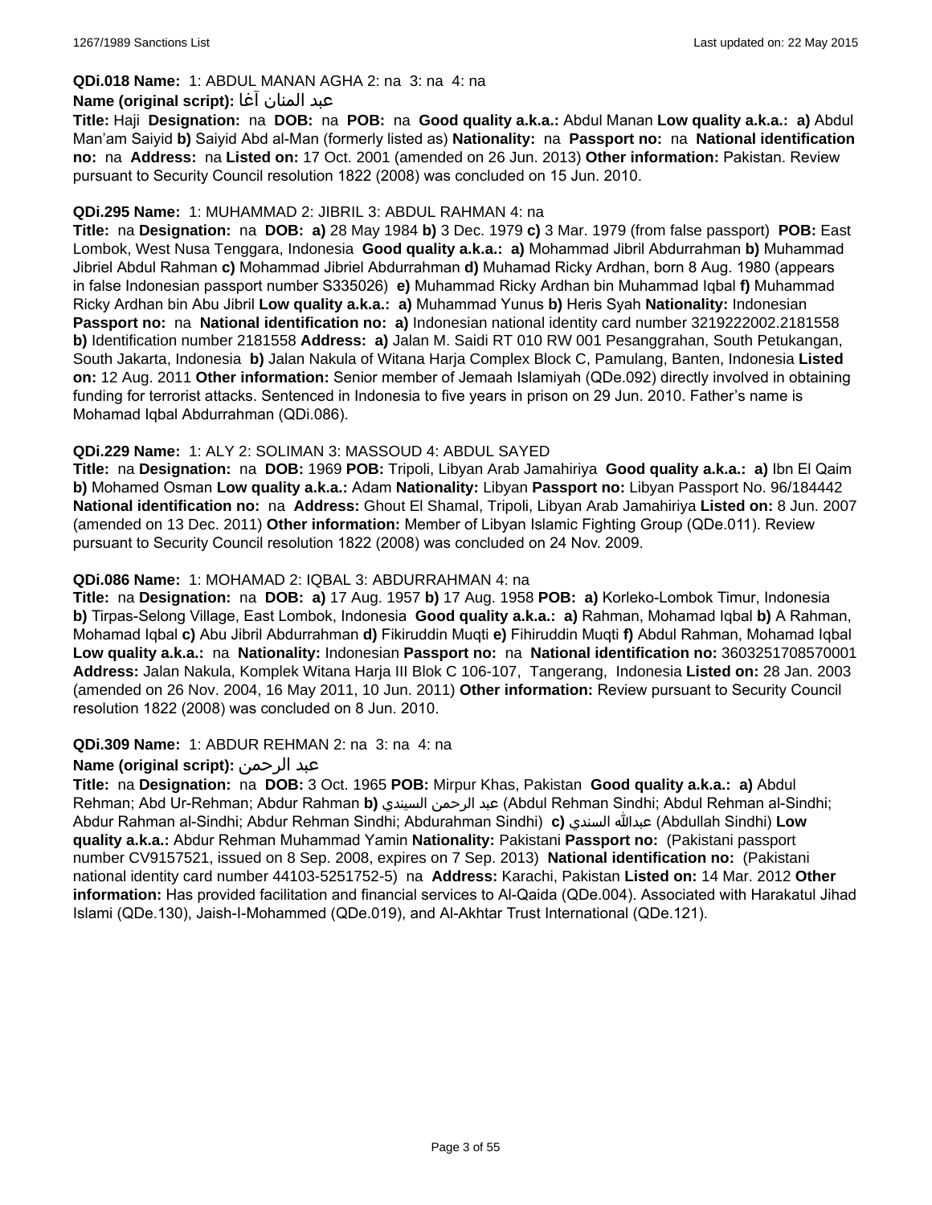**QDi.018 Name:** 1: ABDUL MANAN AGHA 2: na 3: na 4: na

**Name (original script):** عبد المنان آغا

**Title:** Haji **Designation:** na **DOB:** na **POB:** na **Good quality a.k.a.:** Abdul Manan **Low quality a.k.a.:** **a)** Abdul Man'am Saiyid **b)** Saiyid Abd al-Man (formerly listed as) **Nationality:** na **Passport no:** na **National identification no:** na **Address:** na **Listed on:** 17 Oct. 2001 (amended on 26 Jun. 2013) **Other information:** Pakistan. Review pursuant to Security Council resolution 1822 (2008) was concluded on 15 Jun. 2010.

**QDi.295 Name:** 1: MUHAMMAD 2: JIBRIL 3: ABDUL RAHMAN 4: na

**Title:** na **Designation:** na **DOB:** **a)** 28 May 1984 **b)** 3 Dec. 1979 **c)** 3 Mar. 1979 (from false passport) **POB:** East Lombok, West Nusa Tenggara, Indonesia **Good quality a.k.a.:** **a)** Mohammad Jibril Abdurrahman **b)** Muhammad Jibriel Abdul Rahman **c)** Mohammad Jibriel Abdurrahman **d)** Muhamad Ricky Ardhan, born 8 Aug. 1980 (appears in false Indonesian passport number S335026) **e)** Muhammad Ricky Ardhan bin Muhammad Iqbal **f)** Muhammad Ricky Ardhan bin Abu Jibril **Low quality a.k.a.:** **a)** Muhammad Yunus **b)** Heris Syah **Nationality:** Indonesian **Passport no:** na **National identification no:** **a)** Indonesian national identity card number 3219222002.2181558 **b)** Identification number 2181558 **Address:** **a)** Jalan M. Saidi RT 010 RW 001 Pesanggrahan, South Petukangan, South Jakarta, Indonesia **b)** Jalan Nakula of Witana Harja Complex Block C, Pamulang, Banten, Indonesia **Listed on:** 12 Aug. 2011 **Other information:** Senior member of Jemaah Islamiyah (QDe.092) directly involved in obtaining funding for terrorist attacks. Sentenced in Indonesia to five years in prison on 29 Jun. 2010. Father's name is Mohamad Iqbal Abdurrahman (QDi.086).

**QDi.229 Name:** 1: ALY 2: SOLIMAN 3: MASSOUD 4: ABDUL SAYED

**Title:** na **Designation:** na **DOB:** 1969 **POB:** Tripoli, Libyan Arab Jamahiriya **Good quality a.k.a.:** **a)** Ibn El Qaim **b)** Mohamed Osman **Low quality a.k.a.:** Adam **Nationality:** Libyan **Passport no:** Libyan Passport No. 96/184442 **National identification no:** na **Address:** Ghout El Shamal, Tripoli, Libyan Arab Jamahiriya **Listed on:** 8 Jun. 2007 (amended on 13 Dec. 2011) **Other information:** Member of Libyan Islamic Fighting Group (QDe.011). Review pursuant to Security Council resolution 1822 (2008) was concluded on 24 Nov. 2009.

**QDi.086 Name:** 1: MOHAMAD 2: IQBAL 3: ABDURRAHMAN 4: na

**Title:** na **Designation:** na **DOB:** **a)** 17 Aug. 1957 **b)** 17 Aug. 1958 **POB:** **a)** Korleko-Lombok Timur, Indonesia **b)** Tirpas-Selong Village, East Lombok, Indonesia **Good quality a.k.a.:** **a)** Rahman, Mohamad Iqbal **b)** A Rahman, Mohamad Iqbal **c)** Abu Jibril Abdurrahman **d)** Fikiruddin Muqti **e)** Fihiruddin Muqti **f)** Abdul Rahman, Mohamad Iqbal **Low quality a.k.a.:** na **Nationality:** Indonesian **Passport no:** na **National identification no:** 3603251708570001 **Address:** Jalan Nakula, Komplek Witana Harja III Blok C 106-107, Tangerang, Indonesia **Listed on:** 28 Jan. 2003 (amended on 26 Nov. 2004, 16 May 2011, 10 Jun. 2011) **Other information:** Review pursuant to Security Council resolution 1822 (2008) was concluded on 8 Jun. 2010.

**QDi.309 Name:** 1: ABDUR REHMAN 2: na 3: na 4: na

**Name (original script):** عبد الرحمن

**Title:** na **Designation:** na **DOB:** 3 Oct. 1965 **POB:** Mirpur Khas, Pakistan **Good quality a.k.a.:** **a)** Abdul Rehman; Abd Ur-Rehman; Abdur Rahman **b)** عبد الرحمن السيندي (Abdul Rehman Sindhi; Abdul Rehman al-Sindhi; Abdur Rahman al-Sindhi; Abdur Rehman Sindhi; Abdurahman Sindhi) **c)** عبدالله السندي (Abdullah Sindhi) **Low quality a.k.a.:** Abdur Rehman Muhammad Yamin **Nationality:** Pakistani **Passport no:** (Pakistani passport number CV9157521, issued on 8 Sep. 2008, expires on 7 Sep. 2013) **National identification no:** (Pakistani national identity card number 44103-5251752-5) na **Address:** Karachi, Pakistan **Listed on:** 14 Mar. 2012 **Other information:** Has provided facilitation and financial services to Al-Qaida (QDe.004). Associated with Harakatul Jihad Islami (QDe.130), Jaish-I-Mohammed (QDe.019), and Al-Akhtar Trust International (QDe.121).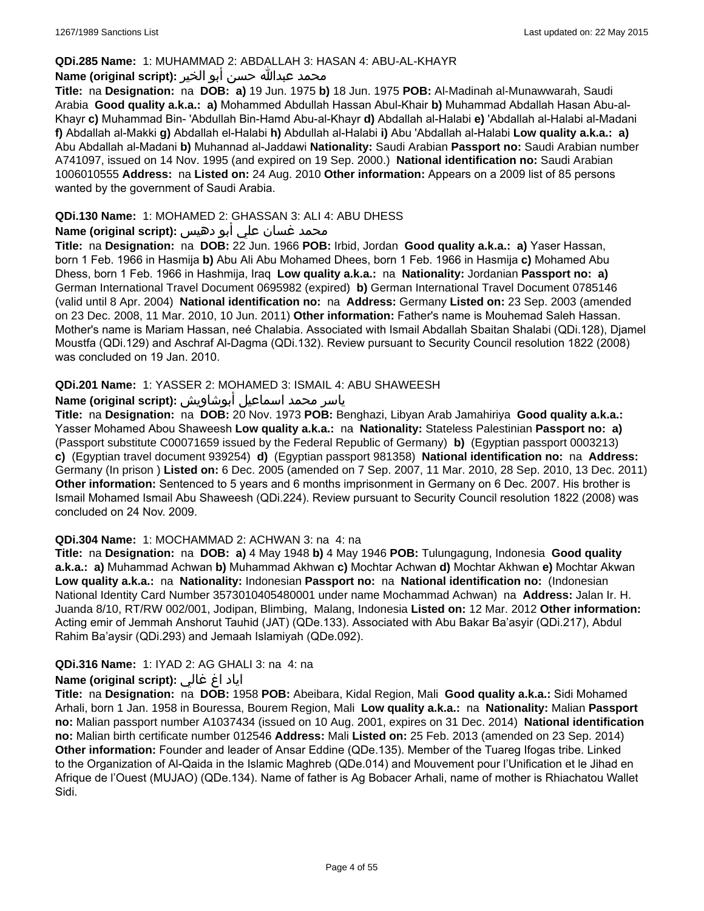**QDi.285 Name:** 1: MUHAMMAD 2: ABDALLAH 3: HASAN 4: ABU-AL-KHAYR

**Name (original script):** محمد عبدالله حسن أبو الخير

**Title:** na **Designation:** na **DOB:** **a)** 19 Jun. 1975 **b)** 18 Jun. 1975 **POB:** Al-Madinah al-Munawwarah, Saudi Arabia **Good quality a.k.a.:** **a)** Mohammed Abdullah Hassan Abul-Khair **b)** Muhammad Abdallah Hasan Abu-al-Khayr **c)** Muhammad Bin- 'Abdullah Bin-Hamd Abu-al-Khayr **d)** Abdallah al-Halabi **e)** 'Abdallah al-Halabi al-Madani **f)** Abdallah al-Makki **g)** Abdallah el-Halabi **h)** Abdullah al-Halabi **i)** Abu 'Abdallah al-Halabi **Low quality a.k.a.:** **a)** Abu Abdallah al-Madani **b)** Muhannad al-Jaddawi **Nationality:** Saudi Arabian **Passport no:** Saudi Arabian number A741097, issued on 14 Nov. 1995 (and expired on 19 Sep. 2000.) **National identification no:** Saudi Arabian 1006010555 **Address:** na **Listed on:** 24 Aug. 2010 **Other information:** Appears on a 2009 list of 85 persons wanted by the government of Saudi Arabia.

**QDi.130 Name:** 1: MOHAMED 2: GHASSAN 3: ALI 4: ABU DHESS

**Name (original script):** محمد غسان علي أبو دهيس

**Title:** na **Designation:** na **DOB:** 22 Jun. 1966 **POB:** Irbid, Jordan **Good quality a.k.a.:** **a)** Yaser Hassan, born 1 Feb. 1966 in Hasmija **b)** Abu Ali Abu Mohamed Dhees, born 1 Feb. 1966 in Hasmija **c)** Mohamed Abu Dhess, born 1 Feb. 1966 in Hashmija, Iraq **Low quality a.k.a.:** na **Nationality:** Jordanian **Passport no:** **a)** German International Travel Document 0695982 (expired) **b)** German International Travel Document 0785146 (valid until 8 Apr. 2004) **National identification no:** na **Address:** Germany **Listed on:** 23 Sep. 2003 (amended on 23 Dec. 2008, 11 Mar. 2010, 10 Jun. 2011) **Other information:** Father's name is Mouhemad Saleh Hassan. Mother's name is Mariam Hassan, neé Chalabia. Associated with Ismail Abdallah Sbaitan Shalabi (QDi.128), Djamel Moustfa (QDi.129) and Aschraf Al-Dagma (QDi.132). Review pursuant to Security Council resolution 1822 (2008) was concluded on 19 Jan. 2010.

**QDi.201 Name:** 1: YASSER 2: MOHAMED 3: ISMAIL 4: ABU SHAWEESH

**Name (original script):** ياسر محمد اسماعيل أبوشاويش

**Title:** na **Designation:** na **DOB:** 20 Nov. 1973 **POB:** Benghazi, Libyan Arab Jamahiriya **Good quality a.k.a.:** Yasser Mohamed Abou Shaweesh **Low quality a.k.a.:** na **Nationality:** Stateless Palestinian **Passport no:** **a)** (Passport substitute C00071659 issued by the Federal Republic of Germany) **b)** (Egyptian passport 0003213) **c)** (Egyptian travel document 939254) **d)** (Egyptian passport 981358) **National identification no:** na **Address:** Germany (In prison ) **Listed on:** 6 Dec. 2005 (amended on 7 Sep. 2007, 11 Mar. 2010, 28 Sep. 2010, 13 Dec. 2011) **Other information:** Sentenced to 5 years and 6 months imprisonment in Germany on 6 Dec. 2007. His brother is Ismail Mohamed Ismail Abu Shaweesh (QDi.224). Review pursuant to Security Council resolution 1822 (2008) was concluded on 24 Nov. 2009.

**QDi.304 Name:** 1: MOCHAMMAD 2: ACHWAN 3: na 4: na

**Title:** na **Designation:** na **DOB:** **a)** 4 May 1948 **b)** 4 May 1946 **POB:** Tulungagung, Indonesia **Good quality a.k.a.:** **a)** Muhammad Achwan **b)** Muhammad Akhwan **c)** Mochtar Achwan **d)** Mochtar Akhwan **e)** Mochtar Akwan **Low quality a.k.a.:** na **Nationality:** Indonesian **Passport no:** na **National identification no:** (Indonesian National Identity Card Number 3573010405480001 under name Mochammad Achwan) na **Address:** Jalan Ir. H. Juanda 8/10, RT/RW 002/001, Jodipan, Blimbing, Malang, Indonesia **Listed on:** 12 Mar. 2012 **Other information:** Acting emir of Jemmah Anshorut Tauhid (JAT) (QDe.133). Associated with Abu Bakar Ba'asyir (QDi.217), Abdul Rahim Ba'aysir (QDi.293) and Jemaah Islamiyah (QDe.092).

**QDi.316 Name:** 1: IYAD 2: AG GHALI 3: na 4: na

**Name (original script):** اياد اغ غالي

**Title:** na **Designation:** na **DOB:** 1958 **POB:** Abeibara, Kidal Region, Mali **Good quality a.k.a.:** Sidi Mohamed Arhali, born 1 Jan. 1958 in Bouressa, Bourem Region, Mali **Low quality a.k.a.:** na **Nationality:** Malian **Passport no:** Malian passport number A1037434 (issued on 10 Aug. 2001, expires on 31 Dec. 2014) **National identification no:** Malian birth certificate number 012546 **Address:** Mali **Listed on:** 25 Feb. 2013 (amended on 23 Sep. 2014) **Other information:** Founder and leader of Ansar Eddine (QDe.135). Member of the Tuareg Ifogas tribe. Linked to the Organization of Al-Qaida in the Islamic Maghreb (QDe.014) and Mouvement pour l'Unification et le Jihad en Afrique de l'Ouest (MUJAO) (QDe.134). Name of father is Ag Bobacer Arhali, name of mother is Rhiachatou Wallet Sidi.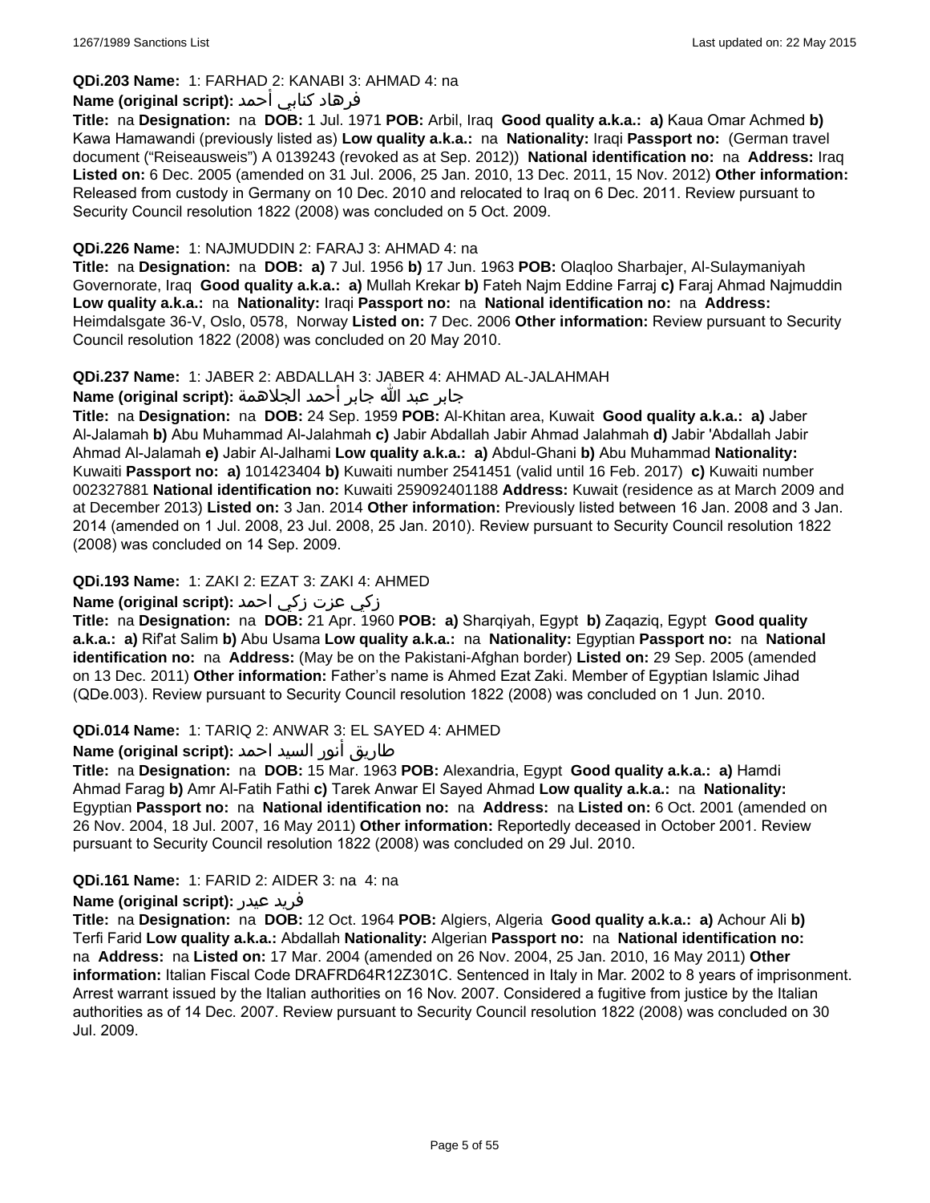**QDi.203 Name:** 1: FARHAD 2: KANABI 3: AHMAD 4: na

**Name (original script):** فرهاد كنابي أحمد

**Title:** na **Designation:** na **DOB:** 1 Jul. 1971 **POB:** Arbil, Iraq **Good quality a.k.a.:** **a)** Kaua Omar Achmed **b)** Kawa Hamawandi (previously listed as) **Low quality a.k.a.:** na **Nationality:** Iraqi **Passport no:** (German travel document ("Reiseausweis") A 0139243 (revoked as at Sep. 2012)) **National identification no:** na **Address:** Iraq **Listed on:** 6 Dec. 2005 (amended on 31 Jul. 2006, 25 Jan. 2010, 13 Dec. 2011, 15 Nov. 2012) **Other information:** Released from custody in Germany on 10 Dec. 2010 and relocated to Iraq on 6 Dec. 2011. Review pursuant to Security Council resolution 1822 (2008) was concluded on 5 Oct. 2009.

**QDi.226 Name:** 1: NAJMUDDIN 2: FARAJ 3: AHMAD 4: na

**Title:** na **Designation:** na **DOB:** **a)** 7 Jul. 1956 **b)** 17 Jun. 1963 **POB:** Olaqloo Sharbajer, Al-Sulaymaniyah Governorate, Iraq **Good quality a.k.a.:** **a)** Mullah Krekar **b)** Fateh Najm Eddine Farraj **c)** Faraj Ahmad Najmuddin **Low quality a.k.a.:** na **Nationality:** Iraqi **Passport no:** na **National identification no:** na **Address:** Heimdalsgate 36-V, Oslo, 0578, Norway **Listed on:** 7 Dec. 2006 **Other information:** Review pursuant to Security Council resolution 1822 (2008) was concluded on 20 May 2010.

**QDi.237 Name:** 1: JABER 2: ABDALLAH 3: JABER 4: AHMAD AL-JALAHMAH

**Name (original script):** جابر عبد الله جابر أحمد الجلاهمة

**Title:** na **Designation:** na **DOB:** 24 Sep. 1959 **POB:** Al-Khitan area, Kuwait **Good quality a.k.a.:** **a)** Jaber Al-Jalamah **b)** Abu Muhammad Al-Jalahmah **c)** Jabir Abdallah Jabir Ahmad Jalahmah **d)** Jabir 'Abdallah Jabir Ahmad Al-Jalamah **e)** Jabir Al-Jalhami **Low quality a.k.a.:** **a)** Abdul-Ghani **b)** Abu Muhammad **Nationality:** Kuwaiti **Passport no:** **a)** 101423404 **b)** Kuwaiti number 2541451 (valid until 16 Feb. 2017) **c)** Kuwaiti number 002327881 **National identification no:** Kuwaiti 259092401188 **Address:** Kuwait (residence as at March 2009 and at December 2013) **Listed on:** 3 Jan. 2014 **Other information:** Previously listed between 16 Jan. 2008 and 3 Jan. 2014 (amended on 1 Jul. 2008, 23 Jul. 2008, 25 Jan. 2010). Review pursuant to Security Council resolution 1822 (2008) was concluded on 14 Sep. 2009.

**QDi.193 Name:** 1: ZAKI 2: EZAT 3: ZAKI 4: AHMED

**Name (original script):** زكي عزت زكي احمد

**Title:** na **Designation:** na **DOB:** 21 Apr. 1960 **POB:** **a)** Sharqiyah, Egypt **b)** Zaqaziq, Egypt **Good quality a.k.a.:** **a)** Rif'at Salim **b)** Abu Usama **Low quality a.k.a.:** na **Nationality:** Egyptian **Passport no:** na **National identification no:** na **Address:** (May be on the Pakistani-Afghan border) **Listed on:** 29 Sep. 2005 (amended on 13 Dec. 2011) **Other information:** Father's name is Ahmed Ezat Zaki. Member of Egyptian Islamic Jihad (QDe.003). Review pursuant to Security Council resolution 1822 (2008) was concluded on 1 Jun. 2010.

**QDi.014 Name:** 1: TARIQ 2: ANWAR 3: EL SAYED 4: AHMED

**Name (original script):** طاريق أنور السيد احمد

**Title:** na **Designation:** na **DOB:** 15 Mar. 1963 **POB:** Alexandria, Egypt **Good quality a.k.a.:** **a)** Hamdi Ahmad Farag **b)** Amr Al-Fatih Fathi **c)** Tarek Anwar El Sayed Ahmad **Low quality a.k.a.:** na **Nationality:** Egyptian **Passport no:** na **National identification no:** na **Address:** na **Listed on:** 6 Oct. 2001 (amended on 26 Nov. 2004, 18 Jul. 2007, 16 May 2011) **Other information:** Reportedly deceased in October 2001. Review pursuant to Security Council resolution 1822 (2008) was concluded on 29 Jul. 2010.

**QDi.161 Name:** 1: FARID 2: AIDER 3: na 4: na

**Name (original script):** فريد عيدر

**Title:** na **Designation:** na **DOB:** 12 Oct. 1964 **POB:** Algiers, Algeria **Good quality a.k.a.:** **a)** Achour Ali **b)** Terfi Farid **Low quality a.k.a.:** Abdallah **Nationality:** Algerian **Passport no:** na **National identification no:** na **Address:** na **Listed on:** 17 Mar. 2004 (amended on 26 Nov. 2004, 25 Jan. 2010, 16 May 2011) **Other information:** Italian Fiscal Code DRAFRD64R12Z301C. Sentenced in Italy in Mar. 2002 to 8 years of imprisonment. Arrest warrant issued by the Italian authorities on 16 Nov. 2007. Considered a fugitive from justice by the Italian authorities as of 14 Dec. 2007. Review pursuant to Security Council resolution 1822 (2008) was concluded on 30 Jul. 2009.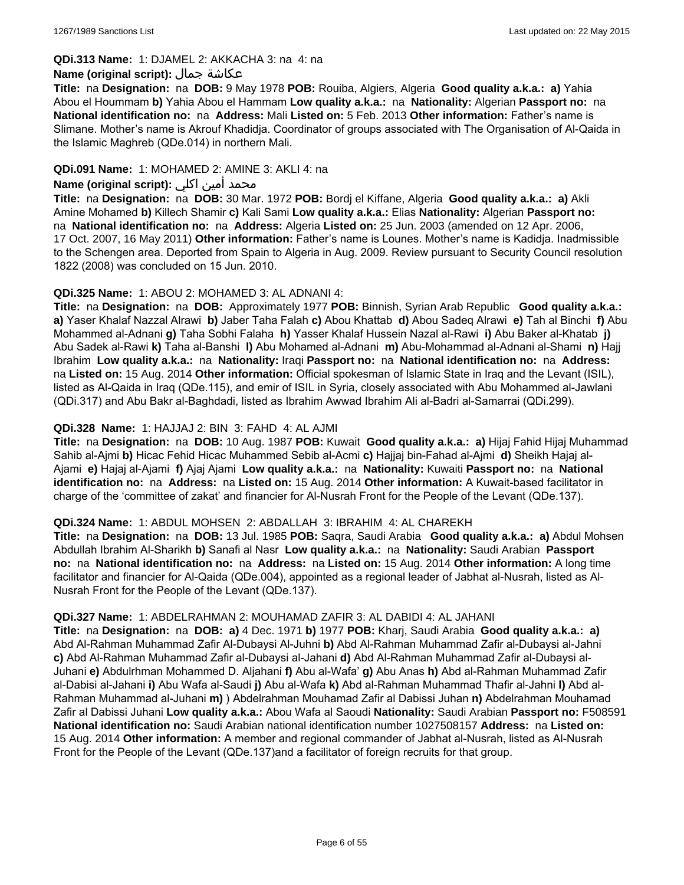**QDi.313 Name:** 1: DJAMEL 2: AKKACHA 3: na 4: na

**Name (original script):** عكاشة جمال

**Title:** na **Designation:** na **DOB:** 9 May 1978 **POB:** Rouiba, Algiers, Algeria **Good quality a.k.a.: a)** Yahia Abou el Hoummam **b)** Yahia Abou el Hammam **Low quality a.k.a.:** na **Nationality:** Algerian **Passport no:** na **National identification no:** na **Address:** Mali **Listed on:** 5 Feb. 2013 **Other information:** Father's name is Slimane. Mother's name is Akrouf Khadidja. Coordinator of groups associated with The Organisation of Al-Qaida in the Islamic Maghreb (QDe.014) in northern Mali.

**QDi.091 Name:** 1: MOHAMED 2: AMINE 3: AKLI 4: na

**Name (original script):** محمد أمين اكلي

**Title:** na **Designation:** na **DOB:** 30 Mar. 1972 **POB:** Bordj el Kiffane, Algeria **Good quality a.k.a.: a)** Akli Amine Mohamed **b)** Killech Shamir **c)** Kali Sami **Low quality a.k.a.:** Elias **Nationality:** Algerian **Passport no:** na **National identification no:** na **Address:** Algeria **Listed on:** 25 Jun. 2003 (amended on 12 Apr. 2006, 17 Oct. 2007, 16 May 2011) **Other information:** Father's name is Lounes. Mother's name is Kadidja. Inadmissible to the Schengen area. Deported from Spain to Algeria in Aug. 2009. Review pursuant to Security Council resolution 1822 (2008) was concluded on 15 Jun. 2010.

**QDi.325 Name:** 1: ABOU 2: MOHAMED 3: AL ADNANI 4:

**Title:** na **Designation:** na **DOB:** Approximately 1977 **POB:** Binnish, Syrian Arab Republic **Good quality a.k.a.: a)** Yaser Khalaf Nazzal Alrawi **b)** Jaber Taha Falah **c)** Abou Khattab **d)** Abou Sadeq Alrawi **e)** Tah al Binchi **f)** Abu Mohammed al-Adnani **g)** Taha Sobhi Falaha **h)** Yasser Khalaf Hussein Nazal al-Rawi **i)** Abu Baker al-Khatab **j)** Abu Sadek al-Rawi **k)** Taha al-Banshi **l)** Abu Mohamed al-Adnani **m)** Abu-Mohammad al-Adnani al-Shami **n)** Hajj Ibrahim **Low quality a.k.a.:** na **Nationality:** Iraqi **Passport no:** na **National identification no:** na **Address:** na **Listed on:** 15 Aug. 2014 **Other information:** Official spokesman of Islamic State in Iraq and the Levant (ISIL), listed as Al-Qaida in Iraq (QDe.115), and emir of ISIL in Syria, closely associated with Abu Mohammed al-Jawlani (QDi.317) and Abu Bakr al-Baghdadi, listed as Ibrahim Awwad Ibrahim Ali al-Badri al-Samarrai (QDi.299).

**QDi.328 Name:** 1: HAJJAJ 2: BIN 3: FAHD 4: AL AJMI

**Title:** na **Designation:** na **DOB:** 10 Aug. 1987 **POB:** Kuwait **Good quality a.k.a.: a)** Hijaj Fahid Hijaj Muhammad Sahib al-Ajmi **b)** Hicac Fehid Hicac Muhammed Sebib al-Acmi **c)** Hajjaj bin-Fahad al-Ajmi **d)** Sheikh Hajaj al-Ajami **e)** Hajaj al-Ajami **f)** Ajaj Ajami **Low quality a.k.a.:** na **Nationality:** Kuwaiti **Passport no:** na **National identification no:** na **Address:** na **Listed on:** 15 Aug. 2014 **Other information:** A Kuwait-based facilitator in charge of the 'committee of zakat' and financier for Al-Nusrah Front for the People of the Levant (QDe.137).

**QDi.324 Name:** 1: ABDUL MOHSEN 2: ABDALLAH 3: IBRAHIM 4: AL CHAREKH

**Title:** na **Designation:** na **DOB:** 13 Jul. 1985 **POB:** Saqra, Saudi Arabia **Good quality a.k.a.: a)** Abdul Mohsen Abdullah Ibrahim Al-Sharikh **b)** Sanafi al Nasr **Low quality a.k.a.:** na **Nationality:** Saudi Arabian **Passport no:** na **National identification no:** na **Address:** na **Listed on:** 15 Aug. 2014 **Other information:** A long time facilitator and financier for Al-Qaida (QDe.004), appointed as a regional leader of Jabhat al-Nusrah, listed as Al-Nusrah Front for the People of the Levant (QDe.137).

**QDi.327 Name:** 1: ABDELRAHMAN 2: MOUHAMAD ZAFIR 3: AL DABIDI 4: AL JAHANI

**Title:** na **Designation:** na **DOB: a)** 4 Dec. 1971 **b)** 1977 **POB:** Kharj, Saudi Arabia **Good quality a.k.a.: a)** Abd Al-Rahman Muhammad Zafir Al-Dubaysi Al-Juhni **b)** Abd Al-Rahman Muhammad Zafir al-Dubaysi al-Jahni **c)** Abd Al-Rahman Muhammad Zafir al-Dubaysi al-Jahani **d)** Abd Al-Rahman Muhammad Zafir al-Dubaysi al-Juhani **e)** Abdulrhman Mohammed D. Aljahani **f)** Abu al-Wafa' **g)** Abu Anas **h)** Abd al-Rahman Muhammad Zafir al-Dabisi al-Jahani **i)** Abu Wafa al-Saudi **j)** Abu al-Wafa **k)** Abd al-Rahman Muhammad Thafir al-Jahni **l)** Abd al-Rahman Muhammad al-Juhani **m)** ) Abdelrahman Mouhamad Zafir al Dabissi Juhan **n)** Abdelrahman Mouhamad Zafir al Dabissi Juhani **Low quality a.k.a.:** Abou Wafa al Saoudi **Nationality:** Saudi Arabian **Passport no:** F508591 **National identification no:** Saudi Arabian national identification number 1027508157 **Address:** na **Listed on:** 15 Aug. 2014 **Other information:** A member and regional commander of Jabhat al-Nusrah, listed as Al-Nusrah Front for the People of the Levant (QDe.137)and a facilitator of foreign recruits for that group.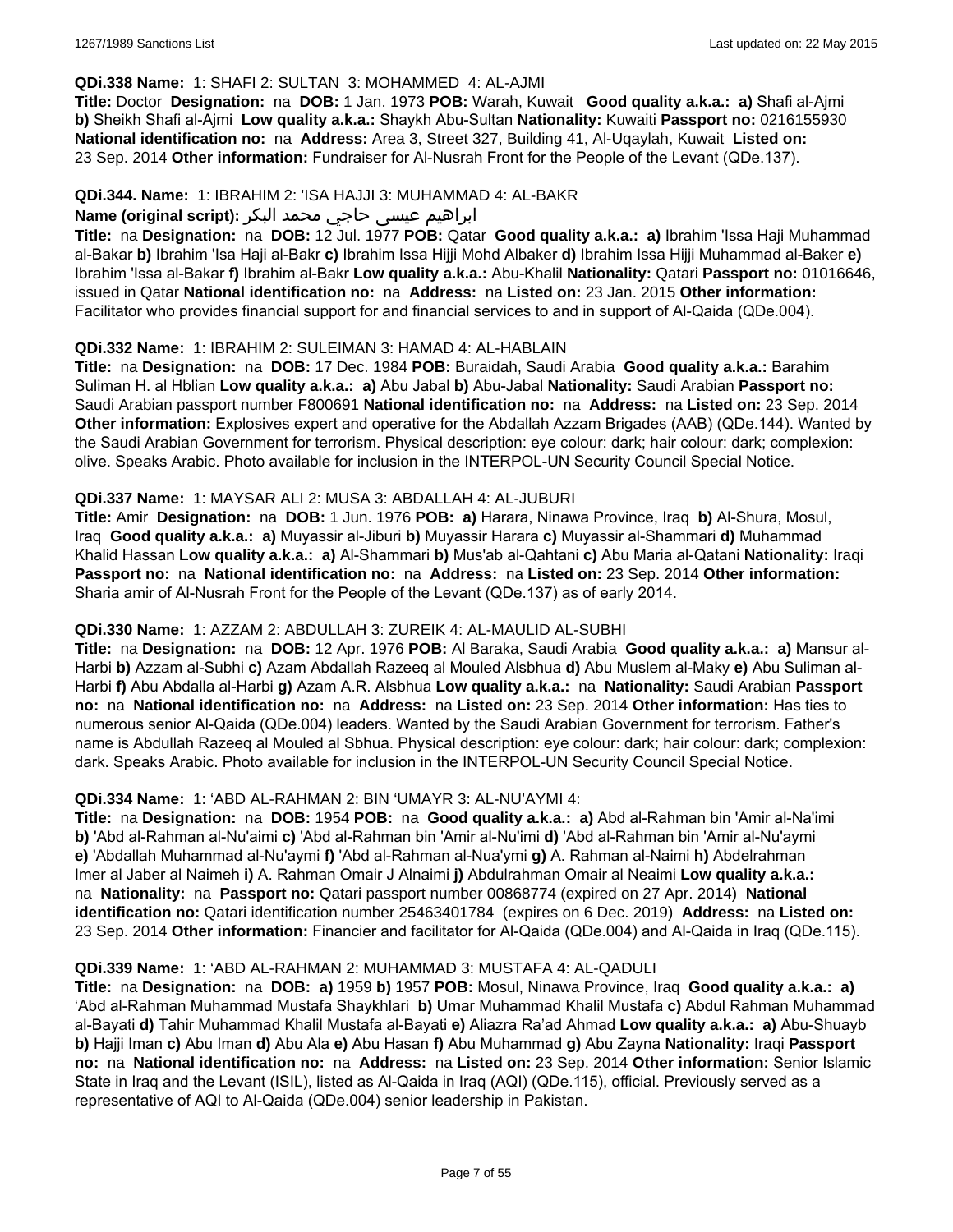**QDi.338 Name:** 1: SHAFI 2: SULTAN 3: MOHAMMED 4: AL-AJMI

**Title:** Doctor **Designation:** na **DOB:** 1 Jan. 1973 **POB:** Warah, Kuwait **Good quality a.k.a.: a)** Shafi al-Ajmi **b)** Sheikh Shafi al-Ajmi **Low quality a.k.a.:** Shaykh Abu-Sultan **Nationality:** Kuwaiti **Passport no:** 0216155930 **National identification no:** na **Address:** Area 3, Street 327, Building 41, Al-Uqaylah, Kuwait **Listed on:** 23 Sep. 2014 **Other information:** Fundraiser for Al-Nusrah Front for the People of the Levant (QDe.137).

**QDi.344. Name:** 1: IBRAHIM 2: 'ISA HAJJI 3: MUHAMMAD 4: AL-BAKR

**Name (original script):** ابراهيم عيسى حاجي محمد البكر

**Title:** na **Designation:** na **DOB:** 12 Jul. 1977 **POB:** Qatar **Good quality a.k.a.: a)** Ibrahim 'Issa Haji Muhammad al-Bakar **b)** Ibrahim 'Isa Haji al-Bakr **c)** Ibrahim Issa Hijji Mohd Albaker **d)** Ibrahim Issa Hijji Muhammad al-Baker **e)** Ibrahim 'Issa al-Bakar **f)** Ibrahim al-Bakr **Low quality a.k.a.:** Abu-Khalil **Nationality:** Qatari **Passport no:** 01016646, issued in Qatar **National identification no:** na **Address:** na **Listed on:** 23 Jan. 2015 **Other information:** Facilitator who provides financial support for and financial services to and in support of Al-Qaida (QDe.004).

**QDi.332 Name:** 1: IBRAHIM 2: SULEIMAN 3: HAMAD 4: AL-HABLAIN

**Title:** na **Designation:** na **DOB:** 17 Dec. 1984 **POB:** Buraidah, Saudi Arabia **Good quality a.k.a.:** Barahim Suliman H. al Hblian **Low quality a.k.a.: a)** Abu Jabal **b)** Abu-Jabal **Nationality:** Saudi Arabian **Passport no:** Saudi Arabian passport number F800691 **National identification no:** na **Address:** na **Listed on:** 23 Sep. 2014 **Other information:** Explosives expert and operative for the Abdallah Azzam Brigades (AAB) (QDe.144). Wanted by the Saudi Arabian Government for terrorism. Physical description: eye colour: dark; hair colour: dark; complexion: olive. Speaks Arabic. Photo available for inclusion in the INTERPOL-UN Security Council Special Notice.

**QDi.337 Name:** 1: MAYSAR ALI 2: MUSA 3: ABDALLAH 4: AL-JUBURI

**Title:** Amir **Designation:** na **DOB:** 1 Jun. 1976 **POB: a)** Harara, Ninawa Province, Iraq **b)** Al-Shura, Mosul, Iraq **Good quality a.k.a.: a)** Muyassir al-Jiburi **b)** Muyassir Harara **c)** Muyassir al-Shammari **d)** Muhammad Khalid Hassan **Low quality a.k.a.: a)** Al-Shammari **b)** Mus'ab al-Qahtani **c)** Abu Maria al-Qatani **Nationality:** Iraqi **Passport no:** na **National identification no:** na **Address:** na **Listed on:** 23 Sep. 2014 **Other information:** Sharia amir of Al-Nusrah Front for the People of the Levant (QDe.137) as of early 2014.

**QDi.330 Name:** 1: AZZAM 2: ABDULLAH 3: ZUREIK 4: AL-MAULID AL-SUBHI

**Title:** na **Designation:** na **DOB:** 12 Apr. 1976 **POB:** Al Baraka, Saudi Arabia **Good quality a.k.a.: a)** Mansur al-Harbi **b)** Azzam al-Subhi **c)** Azam Abdallah Razeeq al Mouled Alsbhua **d)** Abu Muslem al-Maky **e)** Abu Suliman al-Harbi **f)** Abu Abdalla al-Harbi **g)** Azam A.R. Alsbhua **Low quality a.k.a.:** na **Nationality:** Saudi Arabian **Passport no:** na **National identification no:** na **Address:** na **Listed on:** 23 Sep. 2014 **Other information:** Has ties to numerous senior Al-Qaida (QDe.004) leaders. Wanted by the Saudi Arabian Government for terrorism. Father's name is Abdullah Razeeq al Mouled al Sbhua. Physical description: eye colour: dark; hair colour: dark; complexion: dark. Speaks Arabic. Photo available for inclusion in the INTERPOL-UN Security Council Special Notice.

**QDi.334 Name:** 1: 'ABD AL-RAHMAN 2: BIN 'UMAYR 3: AL-NU'AYMI 4:

**Title:** na **Designation:** na **DOB:** 1954 **POB:** na **Good quality a.k.a.: a)** Abd al-Rahman bin 'Amir al-Na'imi **b)** 'Abd al-Rahman al-Nu'aimi **c)** 'Abd al-Rahman bin 'Amir al-Nu'imi **d)** 'Abd al-Rahman bin 'Amir al-Nu'aymi **e)** 'Abdallah Muhammad al-Nu'aymi **f)** 'Abd al-Rahman al-Nua'ymi **g)** A. Rahman al-Naimi **h)** Abdelrahman Imer al Jaber al Naimeh **i)** A. Rahman Omair J Alnaimi **j)** Abdulrahman Omair al Neaimi **Low quality a.k.a.:** na **Nationality:** na **Passport no:** Qatari passport number 00868774 (expired on 27 Apr. 2014) **National identification no:** Qatari identification number 25463401784 (expires on 6 Dec. 2019) **Address:** na **Listed on:** 23 Sep. 2014 **Other information:** Financier and facilitator for Al-Qaida (QDe.004) and Al-Qaida in Iraq (QDe.115).

**QDi.339 Name:** 1: 'ABD AL-RAHMAN 2: MUHAMMAD 3: MUSTAFA 4: AL-QADULI

**Title:** na **Designation:** na **DOB: a)** 1959 **b)** 1957 **POB:** Mosul, Ninawa Province, Iraq **Good quality a.k.a.: a)** 'Abd al-Rahman Muhammad Mustafa Shaykhlari **b)** Umar Muhammad Khalil Mustafa **c)** Abdul Rahman Muhammad al-Bayati **d)** Tahir Muhammad Khalil Mustafa al-Bayati **e)** Aliazra Ra'ad Ahmad **Low quality a.k.a.: a)** Abu-Shuayb **b)** Hajji Iman **c)** Abu Iman **d)** Abu Ala **e)** Abu Hasan **f)** Abu Muhammad **g)** Abu Zayna **Nationality:** Iraqi **Passport no:** na **National identification no:** na **Address:** na **Listed on:** 23 Sep. 2014 **Other information:** Senior Islamic State in Iraq and the Levant (ISIL), listed as Al-Qaida in Iraq (AQI) (QDe.115), official. Previously served as a representative of AQI to Al-Qaida (QDe.004) senior leadership in Pakistan.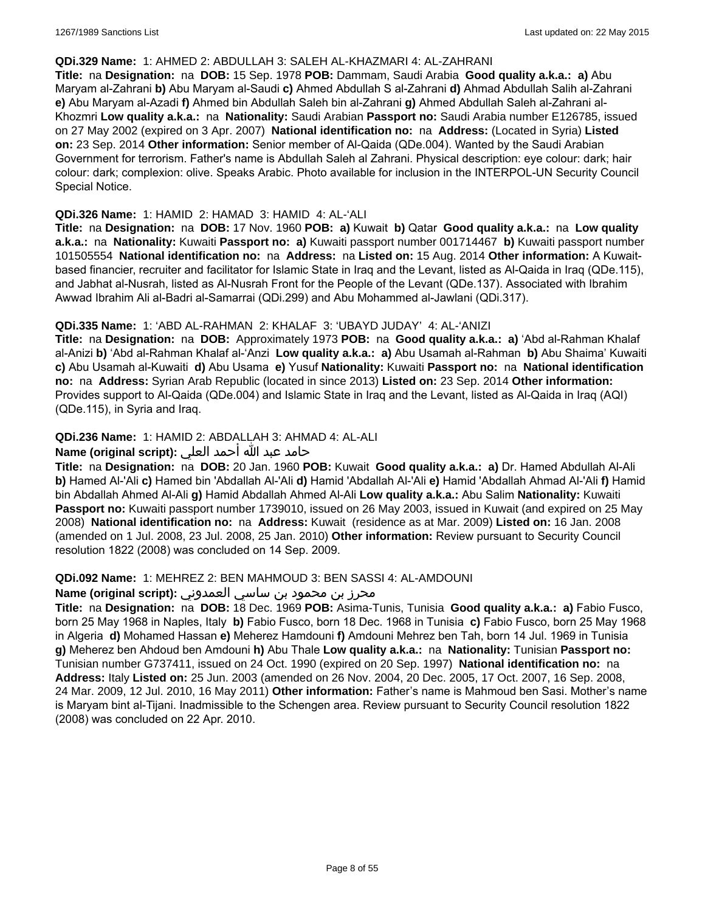**QDi.329 Name:** 1: AHMED 2: ABDULLAH 3: SALEH AL-KHAZMARI 4: AL-ZAHRANI

**Title:** na **Designation:** na **DOB:** 15 Sep. 1978 **POB:** Dammam, Saudi Arabia **Good quality a.k.a.:** **a)** Abu Maryam al-Zahrani **b)** Abu Maryam al-Saudi **c)** Ahmed Abdullah S al-Zahrani **d)** Ahmad Abdullah Salih al-Zahrani **e)** Abu Maryam al-Azadi **f)** Ahmed bin Abdullah Saleh bin al-Zahrani **g)** Ahmed Abdullah Saleh al-Zahrani al-Khozmri **Low quality a.k.a.:** na **Nationality:** Saudi Arabian **Passport no:** Saudi Arabia number E126785, issued on 27 May 2002 (expired on 3 Apr. 2007) **National identification no:** na **Address:** (Located in Syria) **Listed on:** 23 Sep. 2014 **Other information:** Senior member of Al-Qaida (QDe.004). Wanted by the Saudi Arabian Government for terrorism. Father's name is Abdullah Saleh al Zahrani. Physical description: eye colour: dark; hair colour: dark; complexion: olive. Speaks Arabic. Photo available for inclusion in the INTERPOL-UN Security Council Special Notice.

**QDi.326 Name:** 1: HAMID 2: HAMAD 3: HAMID 4: AL-'ALI

**Title:** na **Designation:** na **DOB:** 17 Nov. 1960 **POB:** **a)** Kuwait **b)** Qatar **Good quality a.k.a.:** na **Low quality a.k.a.:** na **Nationality:** Kuwaiti **Passport no:** **a)** Kuwaiti passport number 001714467 **b)** Kuwaiti passport number 101505554 **National identification no:** na **Address:** na **Listed on:** 15 Aug. 2014 **Other information:** A Kuwait-based financier, recruiter and facilitator for Islamic State in Iraq and the Levant, listed as Al-Qaida in Iraq (QDe.115), and Jabhat al-Nusrah, listed as Al-Nusrah Front for the People of the Levant (QDe.137). Associated with Ibrahim Awwad Ibrahim Ali al-Badri al-Samarrai (QDi.299) and Abu Mohammed al-Jawlani (QDi.317).

**QDi.335 Name:** 1: 'ABD AL-RAHMAN 2: KHALAF 3: 'UBAYD JUDAY' 4: AL-'ANIZI

**Title:** na **Designation:** na **DOB:** Approximately 1973 **POB:** na **Good quality a.k.a.:** **a)** 'Abd al-Rahman Khalaf al-Anizi **b)** 'Abd al-Rahman Khalaf al-'Anzi **Low quality a.k.a.:** **a)** Abu Usamah al-Rahman **b)** Abu Shaima' Kuwaiti **c)** Abu Usamah al-Kuwaiti **d)** Abu Usama **e)** Yusuf **Nationality:** Kuwaiti **Passport no:** na **National identification no:** na **Address:** Syrian Arab Republic (located in since 2013) **Listed on:** 23 Sep. 2014 **Other information:** Provides support to Al-Qaida (QDe.004) and Islamic State in Iraq and the Levant, listed as Al-Qaida in Iraq (AQI) (QDe.115), in Syria and Iraq.

**QDi.236 Name:** 1: HAMID 2: ABDALLAH 3: AHMAD 4: AL-ALI

**Name (original script):** حامد عبد الله أحمد العلي

**Title:** na **Designation:** na **DOB:** 20 Jan. 1960 **POB:** Kuwait **Good quality a.k.a.:** **a)** Dr. Hamed Abdullah Al-Ali **b)** Hamed Al-'Ali **c)** Hamed bin 'Abdallah Al-'Ali **d)** Hamid 'Abdallah Al-'Ali **e)** Hamid 'Abdallah Ahmad Al-'Ali **f)** Hamid bin Abdallah Ahmed Al-Ali **g)** Hamid Abdallah Ahmed Al-Ali **Low quality a.k.a.:** Abu Salim **Nationality:** Kuwaiti **Passport no:** Kuwaiti passport number 1739010, issued on 26 May 2003, issued in Kuwait (and expired on 25 May 2008) **National identification no:** na **Address:** Kuwait (residence as at Mar. 2009) **Listed on:** 16 Jan. 2008 (amended on 1 Jul. 2008, 23 Jul. 2008, 25 Jan. 2010) **Other information:** Review pursuant to Security Council resolution 1822 (2008) was concluded on 14 Sep. 2009.

**QDi.092 Name:** 1: MEHREZ 2: BEN MAHMOUD 3: BEN SASSI 4: AL-AMDOUNI

**Name (original script):** محرز بن محمود بن ساسي العمدوني

**Title:** na **Designation:** na **DOB:** 18 Dec. 1969 **POB:** Asima-Tunis, Tunisia **Good quality a.k.a.:** **a)** Fabio Fusco, born 25 May 1968 in Naples, Italy **b)** Fabio Fusco, born 18 Dec. 1968 in Tunisia **c)** Fabio Fusco, born 25 May 1968 in Algeria **d)** Mohamed Hassan **e)** Meherez Hamdouni **f)** Amdouni Mehrez ben Tah, born 14 Jul. 1969 in Tunisia **g)** Meherez ben Ahdoud ben Amdouni **h)** Abu Thale **Low quality a.k.a.:** na **Nationality:** Tunisian **Passport no:** Tunisian number G737411, issued on 24 Oct. 1990 (expired on 20 Sep. 1997) **National identification no:** na **Address:** Italy **Listed on:** 25 Jun. 2003 (amended on 26 Nov. 2004, 20 Dec. 2005, 17 Oct. 2007, 16 Sep. 2008, 24 Mar. 2009, 12 Jul. 2010, 16 May 2011) **Other information:** Father's name is Mahmoud ben Sasi. Mother's name is Maryam bint al-Tijani. Inadmissible to the Schengen area. Review pursuant to Security Council resolution 1822 (2008) was concluded on 22 Apr. 2010.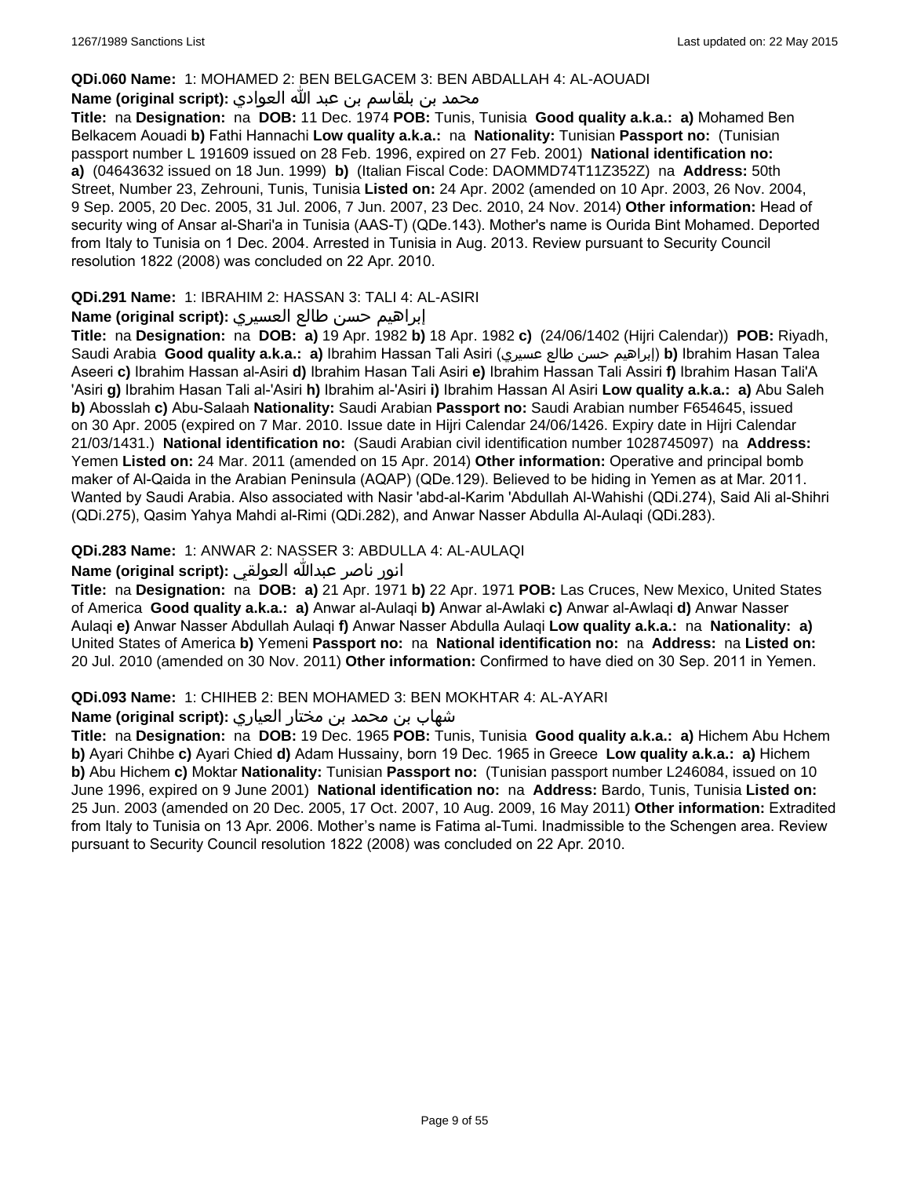**QDi.060 Name:** 1: MOHAMED 2: BEN BELGACEM 3: BEN ABDALLAH 4: AL-AOUADI

**Name (original script):** محمد بن بلقاسم بن عبد الله العوادي

**Title:** na **Designation:** na **DOB:** 11 Dec. 1974 **POB:** Tunis, Tunisia **Good quality a.k.a.:** **a)** Mohamed Ben Belkacem Aouadi **b)** Fathi Hannachi **Low quality a.k.a.:** na **Nationality:** Tunisian **Passport no:** (Tunisian passport number L 191609 issued on 28 Feb. 1996, expired on 27 Feb. 2001) **National identification no:** **a)** (04643632 issued on 18 Jun. 1999) **b)** (Italian Fiscal Code: DAOMMD74T11Z352Z) na **Address:** 50th Street, Number 23, Zehrouni, Tunis, Tunisia **Listed on:** 24 Apr. 2002 (amended on 10 Apr. 2003, 26 Nov. 2004, 9 Sep. 2005, 20 Dec. 2005, 31 Jul. 2006, 7 Jun. 2007, 23 Dec. 2010, 24 Nov. 2014) **Other information:** Head of security wing of Ansar al-Shari'a in Tunisia (AAS-T) (QDe.143). Mother's name is Ourida Bint Mohamed. Deported from Italy to Tunisia on 1 Dec. 2004. Arrested in Tunisia in Aug. 2013. Review pursuant to Security Council resolution 1822 (2008) was concluded on 22 Apr. 2010.

**QDi.291 Name:** 1: IBRAHIM 2: HASSAN 3: TALI 4: AL-ASIRI

**Name (original script):** إبراهيم حسن طالع العسيري

**Title:** na **Designation:** na **DOB:** **a)** 19 Apr. 1982 **b)** 18 Apr. 1982 **c)** (24/06/1402 (Hijri Calendar)) **POB:** Riyadh, Saudi Arabia **Good quality a.k.a.:** **a)** Ibrahim Hassan Tali Asiri (إبراهيم حسن طالع عسيري) **b)** Ibrahim Hasan Talea Aseeri **c)** Ibrahim Hassan al-Asiri **d)** Ibrahim Hasan Tali Asiri **e)** Ibrahim Hassan Tali Assiri **f)** Ibrahim Hasan Tali'A 'Asiri **g)** Ibrahim Hasan Tali al-'Asiri **h)** Ibrahim al-'Asiri **i)** Ibrahim Hassan Al Asiri **Low quality a.k.a.:** **a)** Abu Saleh **b)** Abosslah **c)** Abu-Salaah **Nationality:** Saudi Arabian **Passport no:** Saudi Arabian number F654645, issued on 30 Apr. 2005 (expired on 7 Mar. 2010. Issue date in Hijri Calendar 24/06/1426. Expiry date in Hijri Calendar 21/03/1431.) **National identification no:** (Saudi Arabian civil identification number 1028745097) na **Address:** Yemen **Listed on:** 24 Mar. 2011 (amended on 15 Apr. 2014) **Other information:** Operative and principal bomb maker of Al-Qaida in the Arabian Peninsula (AQAP) (QDe.129). Believed to be hiding in Yemen as at Mar. 2011. Wanted by Saudi Arabia. Also associated with Nasir 'abd-al-Karim 'Abdullah Al-Wahishi (QDi.274), Said Ali al-Shihri (QDi.275), Qasim Yahya Mahdi al-Rimi (QDi.282), and Anwar Nasser Abdulla Al-Aulaqi (QDi.283).

**QDi.283 Name:** 1: ANWAR 2: NASSER 3: ABDULLA 4: AL-AULAQI

**Name (original script):** انور ناصر عبدالله العولقي

**Title:** na **Designation:** na **DOB:** **a)** 21 Apr. 1971 **b)** 22 Apr. 1971 **POB:** Las Cruces, New Mexico, United States of America **Good quality a.k.a.:** **a)** Anwar al-Aulaqi **b)** Anwar al-Awlaki **c)** Anwar al-Awlaqi **d)** Anwar Nasser Aulaqi **e)** Anwar Nasser Abdullah Aulaqi **f)** Anwar Nasser Abdulla Aulaqi **Low quality a.k.a.:** na **Nationality:** **a)** United States of America **b)** Yemeni **Passport no:** na **National identification no:** na **Address:** na **Listed on:** 20 Jul. 2010 (amended on 30 Nov. 2011) **Other information:** Confirmed to have died on 30 Sep. 2011 in Yemen.

**QDi.093 Name:** 1: CHIHEB 2: BEN MOHAMED 3: BEN MOKHTAR 4: AL-AYARI

**Name (original script):** شهاب بن محمد بن مختار العياري

**Title:** na **Designation:** na **DOB:** 19 Dec. 1965 **POB:** Tunis, Tunisia **Good quality a.k.a.:** **a)** Hichem Abu Hchem **b)** Ayari Chihbe **c)** Ayari Chied **d)** Adam Hussainy, born 19 Dec. 1965 in Greece **Low quality a.k.a.:** **a)** Hichem **b)** Abu Hichem **c)** Moktar **Nationality:** Tunisian **Passport no:** (Tunisian passport number L246084, issued on 10 June 1996, expired on 9 June 2001) **National identification no:** na **Address:** Bardo, Tunis, Tunisia **Listed on:** 25 Jun. 2003 (amended on 20 Dec. 2005, 17 Oct. 2007, 10 Aug. 2009, 16 May 2011) **Other information:** Extradited from Italy to Tunisia on 13 Apr. 2006. Mother's name is Fatima al-Tumi. Inadmissible to the Schengen area. Review pursuant to Security Council resolution 1822 (2008) was concluded on 22 Apr. 2010.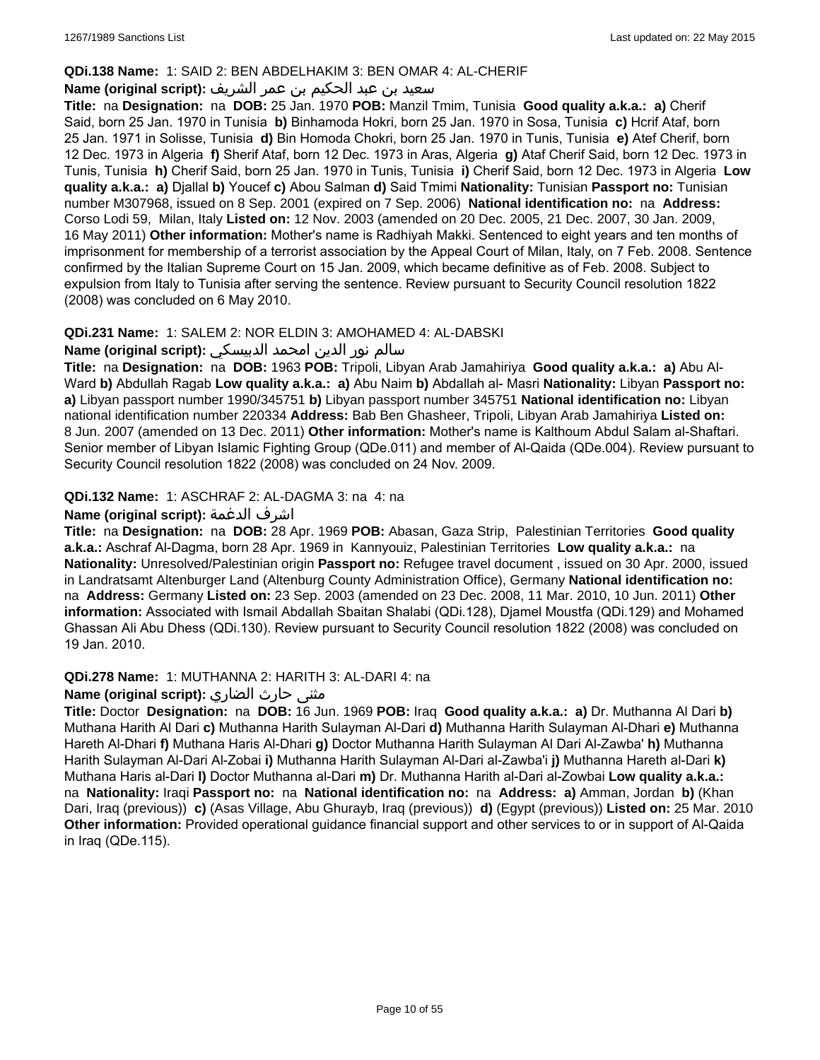**QDi.138 Name:** 1: SAID 2: BEN ABDELHAKIM 3: BEN OMAR 4: AL-CHERIF

**Name (original script):** سعيد بن عبد الحكيم بن عمر الشريف

**Title:** na **Designation:** na **DOB:** 25 Jan. 1970 **POB:** Manzil Tmim, Tunisia **Good quality a.k.a.:** **a)** Cherif Said, born 25 Jan. 1970 in Tunisia **b)** Binhamoda Hokri, born 25 Jan. 1970 in Sosa, Tunisia **c)** Hcrif Ataf, born 25 Jan. 1971 in Solisse, Tunisia **d)** Bin Homoda Chokri, born 25 Jan. 1970 in Tunis, Tunisia **e)** Atef Cherif, born 12 Dec. 1973 in Algeria **f)** Sherif Ataf, born 12 Dec. 1973 in Aras, Algeria **g)** Ataf Cherif Said, born 12 Dec. 1973 in Tunis, Tunisia **h)** Cherif Said, born 25 Jan. 1970 in Tunis, Tunisia **i)** Cherif Said, born 12 Dec. 1973 in Algeria **Low quality a.k.a.:** **a)** Djallal **b)** Youcef **c)** Abou Salman **d)** Said Tmimi **Nationality:** Tunisian **Passport no:** Tunisian number M307968, issued on 8 Sep. 2001 (expired on 7 Sep. 2006) **National identification no:** na **Address:** Corso Lodi 59, Milan, Italy **Listed on:** 12 Nov. 2003 (amended on 20 Dec. 2005, 21 Dec. 2007, 30 Jan. 2009, 16 May 2011) **Other information:** Mother's name is Radhiyah Makki. Sentenced to eight years and ten months of imprisonment for membership of a terrorist association by the Appeal Court of Milan, Italy, on 7 Feb. 2008. Sentence confirmed by the Italian Supreme Court on 15 Jan. 2009, which became definitive as of Feb. 2008. Subject to expulsion from Italy to Tunisia after serving the sentence. Review pursuant to Security Council resolution 1822 (2008) was concluded on 6 May 2010.

**QDi.231 Name:** 1: SALEM 2: NOR ELDIN 3: AMOHAMED 4: AL-DABSKI

**Name (original script):** سالم نور الدين امحمد الدبيسكي

**Title:** na **Designation:** na **DOB:** 1963 **POB:** Tripoli, Libyan Arab Jamahiriya **Good quality a.k.a.:** **a)** Abu Al-Ward **b)** Abdullah Ragab **Low quality a.k.a.:** **a)** Abu Naim **b)** Abdallah al- Masri **Nationality:** Libyan **Passport no:** **a)** Libyan passport number 1990/345751 **b)** Libyan passport number 345751 **National identification no:** Libyan national identification number 220334 **Address:** Bab Ben Ghasheer, Tripoli, Libyan Arab Jamahiriya **Listed on:** 8 Jun. 2007 (amended on 13 Dec. 2011) **Other information:** Mother's name is Kalthoum Abdul Salam al-Shaftari. Senior member of Libyan Islamic Fighting Group (QDe.011) and member of Al-Qaida (QDe.004). Review pursuant to Security Council resolution 1822 (2008) was concluded on 24 Nov. 2009.

**QDi.132 Name:** 1: ASCHRAF 2: AL-DAGMA 3: na 4: na

**Name (original script):** اشرف الدغمة

**Title:** na **Designation:** na **DOB:** 28 Apr. 1969 **POB:** Abasan, Gaza Strip, Palestinian Territories **Good quality a.k.a.:** Aschraf Al-Dagma, born 28 Apr. 1969 in Kannyouiz, Palestinian Territories **Low quality a.k.a.:** na **Nationality:** Unresolved/Palestinian origin **Passport no:** Refugee travel document , issued on 30 Apr. 2000, issued in Landratsamt Altenburger Land (Altenburg County Administration Office), Germany **National identification no:** na **Address:** Germany **Listed on:** 23 Sep. 2003 (amended on 23 Dec. 2008, 11 Mar. 2010, 10 Jun. 2011) **Other information:** Associated with Ismail Abdallah Sbaitan Shalabi (QDi.128), Djamel Moustfa (QDi.129) and Mohamed Ghassan Ali Abu Dhess (QDi.130). Review pursuant to Security Council resolution 1822 (2008) was concluded on 19 Jan. 2010.

**QDi.278 Name:** 1: MUTHANNA 2: HARITH 3: AL-DARI 4: na

**Name (original script):** مثنى حارث الضاري

**Title:** Doctor **Designation:** na **DOB:** 16 Jun. 1969 **POB:** Iraq **Good quality a.k.a.:** **a)** Dr. Muthanna Al Dari **b)** Muthana Harith Al Dari **c)** Muthanna Harith Sulayman Al-Dari **d)** Muthanna Harith Sulayman Al-Dhari **e)** Muthanna Hareth Al-Dhari **f)** Muthana Haris Al-Dhari **g)** Doctor Muthanna Harith Sulayman Al Dari Al-Zawba' **h)** Muthanna Harith Sulayman Al-Dari Al-Zobai **i)** Muthanna Harith Sulayman Al-Dari al-Zawba'i **j)** Muthanna Hareth al-Dari **k)** Muthana Haris al-Dari **l)** Doctor Muthanna al-Dari **m)** Dr. Muthanna Harith al-Dari al-Zowbai **Low quality a.k.a.:** na **Nationality:** Iraqi **Passport no:** na **National identification no:** na **Address:** **a)** Amman, Jordan **b)** (Khan Dari, Iraq (previous)) **c)** (Asas Village, Abu Ghurayb, Iraq (previous)) **d)** (Egypt (previous)) **Listed on:** 25 Mar. 2010 **Other information:** Provided operational guidance financial support and other services to or in support of Al-Qaida in Iraq (QDe.115).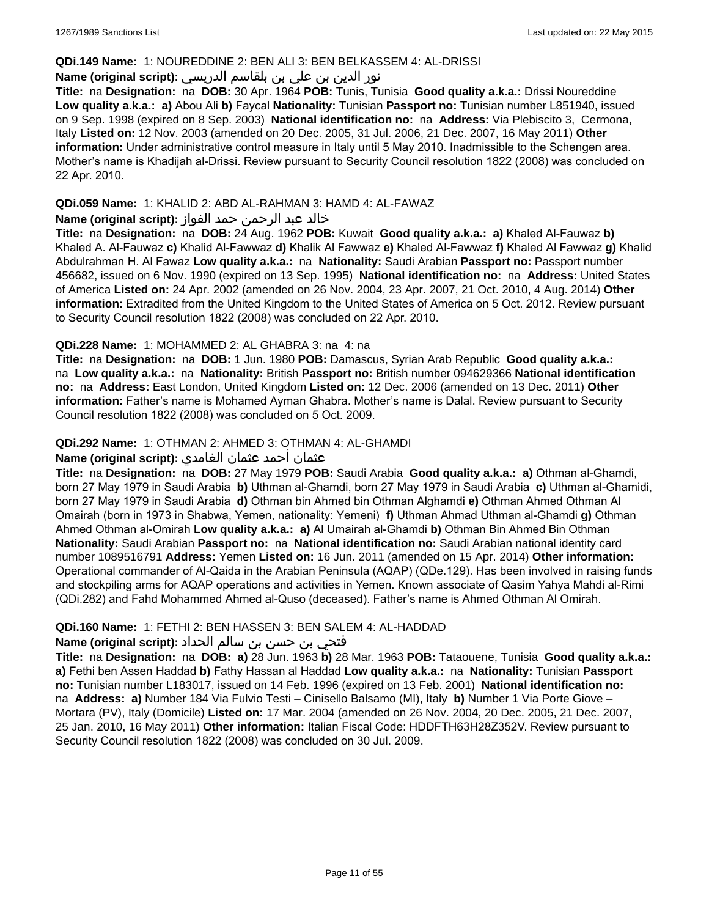**QDi.149 Name:** 1: NOUREDDINE 2: BEN ALI 3: BEN BELKASSEM 4: AL-DRISSI

**Name (original script):** نور الدين بن علي بن بلقاسم الدريسي

**Title:** na **Designation:** na **DOB:** 30 Apr. 1964 **POB:** Tunis, Tunisia **Good quality a.k.a.:** Drissi Noureddine **Low quality a.k.a.:** **a)** Abou Ali **b)** Faycal **Nationality:** Tunisian **Passport no:** Tunisian number L851940, issued on 9 Sep. 1998 (expired on 8 Sep. 2003) **National identification no:** na **Address:** Via Plebiscito 3, Cermona, Italy **Listed on:** 12 Nov. 2003 (amended on 20 Dec. 2005, 31 Jul. 2006, 21 Dec. 2007, 16 May 2011) **Other information:** Under administrative control measure in Italy until 5 May 2010. Inadmissible to the Schengen area. Mother's name is Khadijah al-Drissi. Review pursuant to Security Council resolution 1822 (2008) was concluded on 22 Apr. 2010.

**QDi.059 Name:** 1: KHALID 2: ABD AL-RAHMAN 3: HAMD 4: AL-FAWAZ

**Name (original script):** خالد عبد الرحمن حمد الفواز

**Title:** na **Designation:** na **DOB:** 24 Aug. 1962 **POB:** Kuwait **Good quality a.k.a.:** **a)** Khaled Al-Fauwaz **b)** Khaled A. Al-Fauwaz **c)** Khalid Al-Fawwaz **d)** Khalik Al Fawwaz **e)** Khaled Al-Fawwaz **f)** Khaled Al Fawwaz **g)** Khalid Abdulrahman H. Al Fawaz **Low quality a.k.a.:** na **Nationality:** Saudi Arabian **Passport no:** Passport number 456682, issued on 6 Nov. 1990 (expired on 13 Sep. 1995) **National identification no:** na **Address:** United States of America **Listed on:** 24 Apr. 2002 (amended on 26 Nov. 2004, 23 Apr. 2007, 21 Oct. 2010, 4 Aug. 2014) **Other information:** Extradited from the United Kingdom to the United States of America on 5 Oct. 2012. Review pursuant to Security Council resolution 1822 (2008) was concluded on 22 Apr. 2010.

**QDi.228 Name:** 1: MOHAMMED 2: AL GHABRA 3: na 4: na

**Title:** na **Designation:** na **DOB:** 1 Jun. 1980 **POB:** Damascus, Syrian Arab Republic **Good quality a.k.a.:** na **Low quality a.k.a.:** na **Nationality:** British **Passport no:** British number 094629366 **National identification no:** na **Address:** East London, United Kingdom **Listed on:** 12 Dec. 2006 (amended on 13 Dec. 2011) **Other information:** Father's name is Mohamed Ayman Ghabra. Mother's name is Dalal. Review pursuant to Security Council resolution 1822 (2008) was concluded on 5 Oct. 2009.

**QDi.292 Name:** 1: OTHMAN 2: AHMED 3: OTHMAN 4: AL-GHAMDI

**Name (original script):** عثمان أحمد عثمان الغامدي

**Title:** na **Designation:** na **DOB:** 27 May 1979 **POB:** Saudi Arabia **Good quality a.k.a.:** **a)** Othman al-Ghamdi, born 27 May 1979 in Saudi Arabia **b)** Uthman al-Ghamdi, born 27 May 1979 in Saudi Arabia **c)** Uthman al-Ghamidi, born 27 May 1979 in Saudi Arabia **d)** Othman bin Ahmed bin Othman Alghamdi **e)** Othman Ahmed Othman Al Omairah (born in 1973 in Shabwa, Yemen, nationality: Yemeni) **f)** Uthman Ahmad Uthman al-Ghamdi **g)** Othman Ahmed Othman al-Omirah **Low quality a.k.a.:** **a)** Al Umairah al-Ghamdi **b)** Othman Bin Ahmed Bin Othman **Nationality:** Saudi Arabian **Passport no:** na **National identification no:** Saudi Arabian national identity card number 1089516791 **Address:** Yemen **Listed on:** 16 Jun. 2011 (amended on 15 Apr. 2014) **Other information:** Operational commander of Al-Qaida in the Arabian Peninsula (AQAP) (QDe.129). Has been involved in raising funds and stockpiling arms for AQAP operations and activities in Yemen. Known associate of Qasim Yahya Mahdi al-Rimi (QDi.282) and Fahd Mohammed Ahmed al-Quso (deceased). Father's name is Ahmed Othman Al Omirah.

**QDi.160 Name:** 1: FETHI 2: BEN HASSEN 3: BEN SALEM 4: AL-HADDAD

**Name (original script):** فتحي بن حسن بن سالم الحداد

**Title:** na **Designation:** na **DOB:** **a)** 28 Jun. 1963 **b)** 28 Mar. 1963 **POB:** Tataouene, Tunisia **Good quality a.k.a.:** **a)** Fethi ben Assen Haddad **b)** Fathy Hassan al Haddad **Low quality a.k.a.:** na **Nationality:** Tunisian **Passport no:** Tunisian number L183017, issued on 14 Feb. 1996 (expired on 13 Feb. 2001) **National identification no:** na **Address:** **a)** Number 184 Via Fulvio Testi – Cinisello Balsamo (MI), Italy **b)** Number 1 Via Porte Giove – Mortara (PV), Italy (Domicile) **Listed on:** 17 Mar. 2004 (amended on 26 Nov. 2004, 20 Dec. 2005, 21 Dec. 2007, 25 Jan. 2010, 16 May 2011) **Other information:** Italian Fiscal Code: HDDFTH63H28Z352V. Review pursuant to Security Council resolution 1822 (2008) was concluded on 30 Jul. 2009.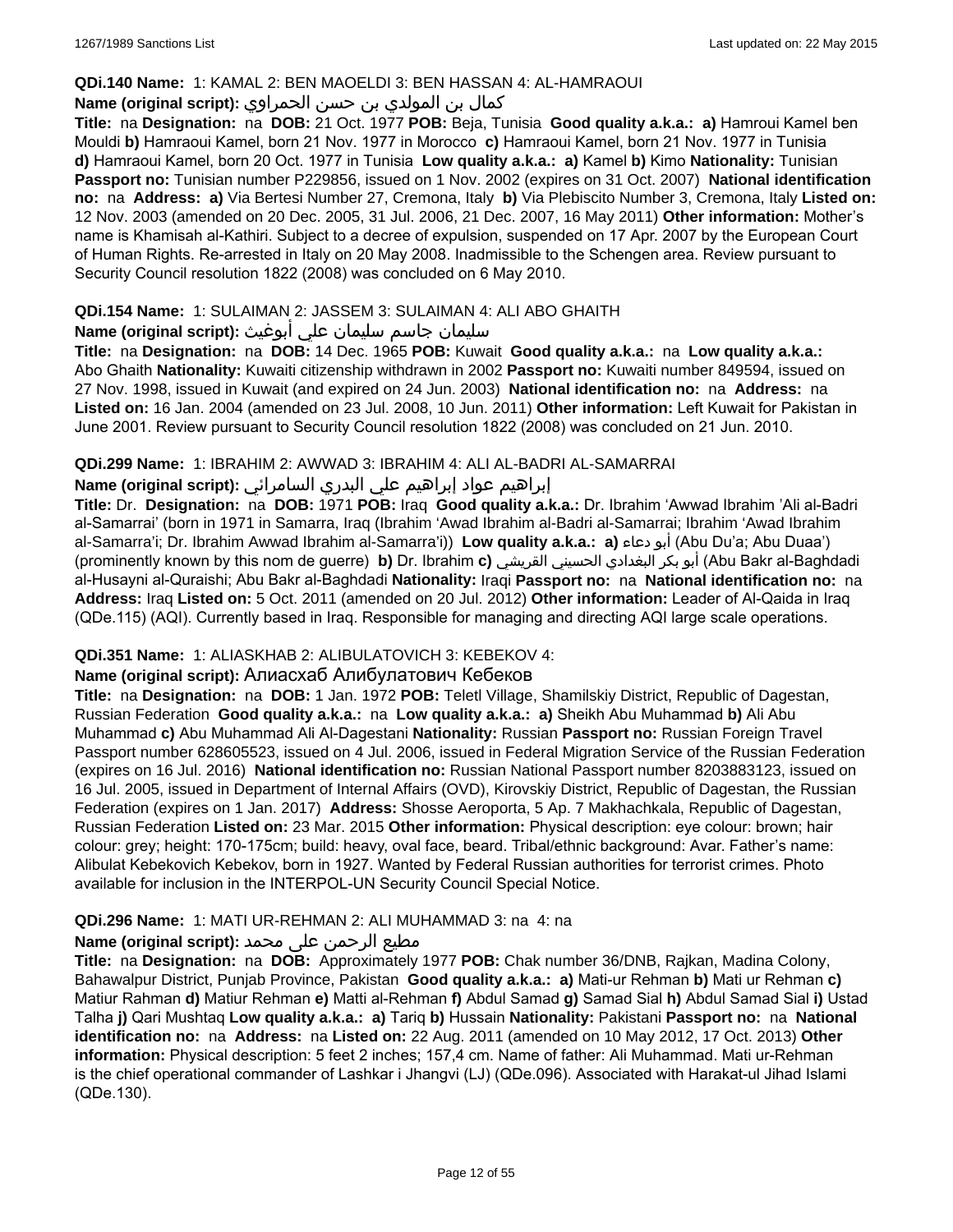**QDi.140 Name:** 1: KAMAL 2: BEN MAOELDI 3: BEN HASSAN 4: AL-HAMRAOUI

**Name (original script):** كمال بن المولدي بن حسن الحمراوي

**Title:** na **Designation:** na **DOB:** 21 Oct. 1977 **POB:** Beja, Tunisia **Good quality a.k.a.:** **a)** Hamroui Kamel ben Mouldi **b)** Hamraoui Kamel, born 21 Nov. 1977 in Morocco **c)** Hamraoui Kamel, born 21 Nov. 1977 in Tunisia **d)** Hamraoui Kamel, born 20 Oct. 1977 in Tunisia **Low quality a.k.a.:** **a)** Kamel **b)** Kimo **Nationality:** Tunisian **Passport no:** Tunisian number P229856, issued on 1 Nov. 2002 (expires on 31 Oct. 2007) **National identification no:** na **Address:** **a)** Via Bertesi Number 27, Cremona, Italy **b)** Via Plebiscito Number 3, Cremona, Italy **Listed on:** 12 Nov. 2003 (amended on 20 Dec. 2005, 31 Jul. 2006, 21 Dec. 2007, 16 May 2011) **Other information:** Mother's name is Khamisah al-Kathiri. Subject to a decree of expulsion, suspended on 17 Apr. 2007 by the European Court of Human Rights. Re-arrested in Italy on 20 May 2008. Inadmissible to the Schengen area. Review pursuant to Security Council resolution 1822 (2008) was concluded on 6 May 2010.

**QDi.154 Name:** 1: SULAIMAN 2: JASSEM 3: SULAIMAN 4: ALI ABO GHAITH

**Name (original script):** سليمان جاسم سليمان علي أبوغيث

**Title:** na **Designation:** na **DOB:** 14 Dec. 1965 **POB:** Kuwait **Good quality a.k.a.:** na **Low quality a.k.a.:** Abo Ghaith **Nationality:** Kuwaiti citizenship withdrawn in 2002 **Passport no:** Kuwaiti number 849594, issued on 27 Nov. 1998, issued in Kuwait (and expired on 24 Jun. 2003) **National identification no:** na **Address:** na **Listed on:** 16 Jan. 2004 (amended on 23 Jul. 2008, 10 Jun. 2011) **Other information:** Left Kuwait for Pakistan in June 2001. Review pursuant to Security Council resolution 1822 (2008) was concluded on 21 Jun. 2010.

**QDi.299 Name:** 1: IBRAHIM 2: AWWAD 3: IBRAHIM 4: ALI AL-BADRI AL-SAMARRAI

**Name (original script):** إبراهيم عواد إبراهيم علي البدري السامرائي

**Title:** Dr. **Designation:** na **DOB:** 1971 **POB:** Iraq **Good quality a.k.a.:** Dr. Ibrahim 'Awwad Ibrahim 'Ali al-Badri al-Samarrai' (born in 1971 in Samarra, Iraq (Ibrahim 'Awad Ibrahim al-Badri al-Samarrai; Ibrahim 'Awad Ibrahim al-Samarra'i; Dr. Ibrahim Awwad Ibrahim al-Samarra'i)) **Low quality a.k.a.:** **a)** أبو دعاء (Abu Du'a; Abu Duaa') (prominently known by this nom de guerre) **b)** Dr. Ibrahim **c)** أبو بكر البغدادي الحسيني القريشي (Abu Bakr al-Baghdadi al-Husayni al-Quraishi; Abu Bakr al-Baghdadi **Nationality:** Iraqi **Passport no:** na **National identification no:** na **Address:** Iraq **Listed on:** 5 Oct. 2011 (amended on 20 Jul. 2012) **Other information:** Leader of Al-Qaida in Iraq (QDe.115) (AQI). Currently based in Iraq. Responsible for managing and directing AQI large scale operations.

**QDi.351 Name:** 1: ALIASKHAB 2: ALIBULATOVICH 3: KEBEKOV 4:

**Name (original script):** Алиасхаб Алибулатович Кебеков

**Title:** na **Designation:** na **DOB:** 1 Jan. 1972 **POB:** Teletl Village, Shamilskiy District, Republic of Dagestan, Russian Federation **Good quality a.k.a.:** na **Low quality a.k.a.:** **a)** Sheikh Abu Muhammad **b)** Ali Abu Muhammad **c)** Abu Muhammad Ali Al-Dagestani **Nationality:** Russian **Passport no:** Russian Foreign Travel Passport number 628605523, issued on 4 Jul. 2006, issued in Federal Migration Service of the Russian Federation (expires on 16 Jul. 2016) **National identification no:** Russian National Passport number 8203883123, issued on 16 Jul. 2005, issued in Department of Internal Affairs (OVD), Kirovskiy District, Republic of Dagestan, the Russian Federation (expires on 1 Jan. 2017) **Address:** Shosse Aeroporta, 5 Ap. 7 Makhachkala, Republic of Dagestan, Russian Federation **Listed on:** 23 Mar. 2015 **Other information:** Physical description: eye colour: brown; hair colour: grey; height: 170-175cm; build: heavy, oval face, beard. Tribal/ethnic background: Avar. Father's name: Alibulat Kebekovich Kebekov, born in 1927. Wanted by Federal Russian authorities for terrorist crimes. Photo available for inclusion in the INTERPOL-UN Security Council Special Notice.

**QDi.296 Name:** 1: MATI UR-REHMAN 2: ALI MUHAMMAD 3: na 4: na

**Name (original script):** مطیع الرحمن علی محمد

**Title:** na **Designation:** na **DOB:** Approximately 1977 **POB:** Chak number 36/DNB, Rajkan, Madina Colony, Bahawalpur District, Punjab Province, Pakistan **Good quality a.k.a.:** **a)** Mati-ur Rehman **b)** Mati ur Rehman **c)** Matiur Rahman **d)** Matiur Rehman **e)** Matti al-Rehman **f)** Abdul Samad **g)** Samad Sial **h)** Abdul Samad Sial **i)** Ustad Talha **j)** Qari Mushtaq **Low quality a.k.a.:** **a)** Tariq **b)** Hussain **Nationality:** Pakistani **Passport no:** na **National identification no:** na **Address:** na **Listed on:** 22 Aug. 2011 (amended on 10 May 2012, 17 Oct. 2013) **Other information:** Physical description: 5 feet 2 inches; 157,4 cm. Name of father: Ali Muhammad. Mati ur-Rehman is the chief operational commander of Lashkar i Jhangvi (LJ) (QDe.096). Associated with Harakat-ul Jihad Islami (QDe.130).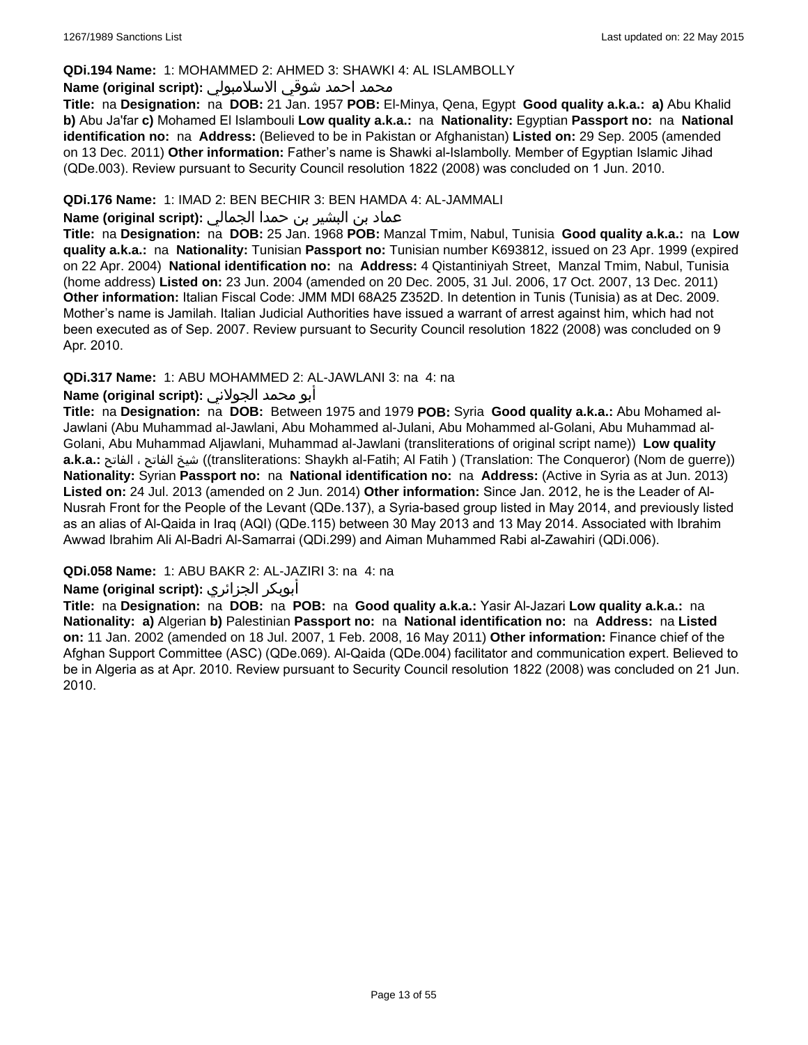**QDi.194 Name:** 1: MOHAMMED 2: AHMED 3: SHAWKI 4: AL ISLAMBOLLY

**Name (original script):** محمد احمد شوقي الاسلامبولي

**Title:** na **Designation:** na **DOB:** 21 Jan. 1957 **POB:** El-Minya, Qena, Egypt **Good quality a.k.a.:** **a)** Abu Khalid **b)** Abu Ja'far **c)** Mohamed El Islambouli **Low quality a.k.a.:** na **Nationality:** Egyptian **Passport no:** na **National identification no:** na **Address:** (Believed to be in Pakistan or Afghanistan) **Listed on:** 29 Sep. 2005 (amended on 13 Dec. 2011) **Other information:** Father's name is Shawki al-Islambolly. Member of Egyptian Islamic Jihad (QDe.003). Review pursuant to Security Council resolution 1822 (2008) was concluded on 1 Jun. 2010.

**QDi.176 Name:** 1: IMAD 2: BEN BECHIR 3: BEN HAMDA 4: AL-JAMMALI

**Name (original script):** عماد بن البشير بن حمدا الجمالي

**Title:** na **Designation:** na **DOB:** 25 Jan. 1968 **POB:** Manzal Tmim, Nabul, Tunisia **Good quality a.k.a.:** na **Low quality a.k.a.:** na **Nationality:** Tunisian **Passport no:** Tunisian number K693812, issued on 23 Apr. 1999 (expired on 22 Apr. 2004) **National identification no:** na **Address:** 4 Qistantiniyah Street, Manzal Tmim, Nabul, Tunisia (home address) **Listed on:** 23 Jun. 2004 (amended on 20 Dec. 2005, 31 Jul. 2006, 17 Oct. 2007, 13 Dec. 2011) **Other information:** Italian Fiscal Code: JMM MDI 68A25 Z352D. In detention in Tunis (Tunisia) as at Dec. 2009. Mother's name is Jamilah. Italian Judicial Authorities have issued a warrant of arrest against him, which had not been executed as of Sep. 2007. Review pursuant to Security Council resolution 1822 (2008) was concluded on 9 Apr. 2010.

**QDi.317 Name:** 1: ABU MOHAMMED 2: AL-JAWLANI 3: na 4: na

**Name (original script):** أبو محمد الجولاني

**Title:** na **Designation:** na **DOB:** Between 1975 and 1979 **POB:** Syria **Good quality a.k.a.:** Abu Mohamed al-Jawlani (Abu Muhammad al-Jawlani, Abu Mohammed al-Julani, Abu Mohammed al-Golani, Abu Muhammad al-Golani, Abu Muhammad Aljawlani, Muhammad al-Jawlani (transliterations of original script name)) **Low quality a.k.a.:** شيخ الفاتح ، الفاتح ((transliterations: Shaykh al-Fatih; Al Fatih ) (Translation: The Conqueror) (Nom de guerre)) **Nationality:** Syrian **Passport no:** na **National identification no:** na **Address:** (Active in Syria as at Jun. 2013) **Listed on:** 24 Jul. 2013 (amended on 2 Jun. 2014) **Other information:** Since Jan. 2012, he is the Leader of Al-Nusrah Front for the People of the Levant (QDe.137), a Syria-based group listed in May 2014, and previously listed as an alias of Al-Qaida in Iraq (AQI) (QDe.115) between 30 May 2013 and 13 May 2014. Associated with Ibrahim Awwad Ibrahim Ali Al-Badri Al-Samarrai (QDi.299) and Aiman Muhammed Rabi al-Zawahiri (QDi.006).

**QDi.058 Name:** 1: ABU BAKR 2: AL-JAZIRI 3: na 4: na

**Name (original script):** أبوبكر الجزائري

**Title:** na **Designation:** na **DOB:** na **POB:** na **Good quality a.k.a.:** Yasir Al-Jazari **Low quality a.k.a.:** na **Nationality:** **a)** Algerian **b)** Palestinian **Passport no:** na **National identification no:** na **Address:** na **Listed on:** 11 Jan. 2002 (amended on 18 Jul. 2007, 1 Feb. 2008, 16 May 2011) **Other information:** Finance chief of the Afghan Support Committee (ASC) (QDe.069). Al-Qaida (QDe.004) facilitator and communication expert. Believed to be in Algeria as at Apr. 2010. Review pursuant to Security Council resolution 1822 (2008) was concluded on 21 Jun. 2010.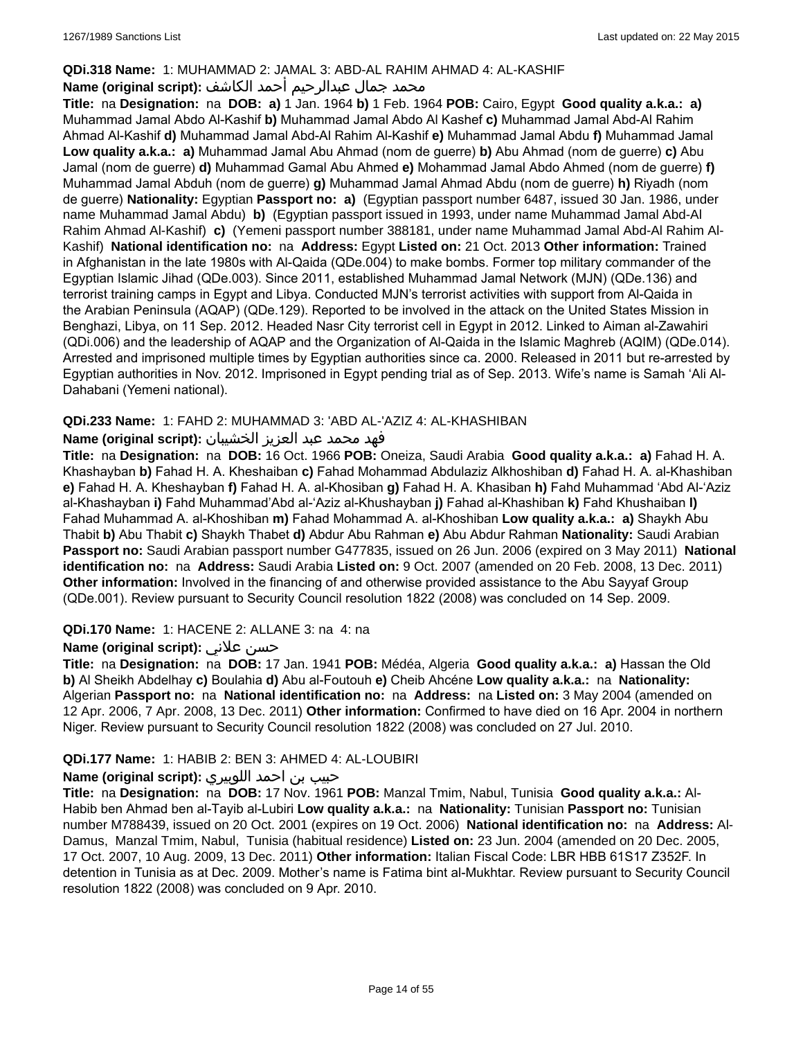**QDi.318 Name:** 1: MUHAMMAD 2: JAMAL 3: ABD-AL RAHIM AHMAD 4: AL-KASHIF

**Name (original script):** محمد جمال عبدالرحيم أحمد الكاشف

**Title:** na **Designation:** na **DOB:** **a)** 1 Jan. 1964 **b)** 1 Feb. 1964 **POB:** Cairo, Egypt **Good quality a.k.a.:** **a)** Muhammad Jamal Abdo Al-Kashif **b)** Muhammad Jamal Abdo Al Kashef **c)** Muhammad Jamal Abd-Al Rahim Ahmad Al-Kashif **d)** Muhammad Jamal Abd-Al Rahim Al-Kashif **e)** Muhammad Jamal Abdu **f)** Muhammad Jamal **Low quality a.k.a.:** **a)** Muhammad Jamal Abu Ahmad (nom de guerre) **b)** Abu Ahmad (nom de guerre) **c)** Abu Jamal (nom de guerre) **d)** Muhammad Gamal Abu Ahmed **e)** Mohammad Jamal Abdo Ahmed (nom de guerre) **f)** Muhammad Jamal Abduh (nom de guerre) **g)** Muhammad Jamal Ahmad Abdu (nom de guerre) **h)** Riyadh (nom de guerre) **Nationality:** Egyptian **Passport no:** **a)** (Egyptian passport number 6487, issued 30 Jan. 1986, under name Muhammad Jamal Abdu) **b)** (Egyptian passport issued in 1993, under name Muhammad Jamal Abd-Al Rahim Ahmad Al-Kashif) **c)** (Yemeni passport number 388181, under name Muhammad Jamal Abd-Al Rahim Al-Kashif) **National identification no:** na **Address:** Egypt **Listed on:** 21 Oct. 2013 **Other information:** Trained in Afghanistan in the late 1980s with Al-Qaida (QDe.004) to make bombs. Former top military commander of the Egyptian Islamic Jihad (QDe.003). Since 2011, established Muhammad Jamal Network (MJN) (QDe.136) and terrorist training camps in Egypt and Libya. Conducted MJN's terrorist activities with support from Al-Qaida in the Arabian Peninsula (AQAP) (QDe.129). Reported to be involved in the attack on the United States Mission in Benghazi, Libya, on 11 Sep. 2012. Headed Nasr City terrorist cell in Egypt in 2012. Linked to Aiman al-Zawahiri (QDi.006) and the leadership of AQAP and the Organization of Al-Qaida in the Islamic Maghreb (AQIM) (QDe.014). Arrested and imprisoned multiple times by Egyptian authorities since ca. 2000. Released in 2011 but re-arrested by Egyptian authorities in Nov. 2012. Imprisoned in Egypt pending trial as of Sep. 2013. Wife's name is Samah 'Ali Al-Dahabani (Yemeni national).

**QDi.233 Name:** 1: FAHD 2: MUHAMMAD 3: 'ABD AL-'AZIZ 4: AL-KHASHIBAN

**Name (original script):** فهد محمد عبد العزيز الخشيبان

**Title:** na **Designation:** na **DOB:** 16 Oct. 1966 **POB:** Oneiza, Saudi Arabia **Good quality a.k.a.:** **a)** Fahad H. A. Khashayban **b)** Fahad H. A. Kheshaiban **c)** Fahad Mohammad Abdulaziz Alkhoshiban **d)** Fahad H. A. al-Khashiban **e)** Fahad H. A. Kheshayban **f)** Fahad H. A. al-Khosiban **g)** Fahad H. A. Khasiban **h)** Fahd Muhammad 'Abd Al-'Aziz al-Khashayban **i)** Fahd Muhammad'Abd al-'Aziz al-Khushayban **j)** Fahad al-Khashiban **k)** Fahd Khushaiban **l)** Fahad Muhammad A. al-Khoshiban **m)** Fahad Mohammad A. al-Khoshiban **Low quality a.k.a.:** **a)** Shaykh Abu Thabit **b)** Abu Thabit **c)** Shaykh Thabet **d)** Abdur Abu Rahman **e)** Abu Abdur Rahman **Nationality:** Saudi Arabian **Passport no:** Saudi Arabian passport number G477835, issued on 26 Jun. 2006 (expired on 3 May 2011) **National identification no:** na **Address:** Saudi Arabia **Listed on:** 9 Oct. 2007 (amended on 20 Feb. 2008, 13 Dec. 2011) **Other information:** Involved in the financing of and otherwise provided assistance to the Abu Sayyaf Group (QDe.001). Review pursuant to Security Council resolution 1822 (2008) was concluded on 14 Sep. 2009.

**QDi.170 Name:** 1: HACENE 2: ALLANE 3: na 4: na

**Name (original script):** حسن علاني

**Title:** na **Designation:** na **DOB:** 17 Jan. 1941 **POB:** Médéa, Algeria **Good quality a.k.a.:** **a)** Hassan the Old **b)** Al Sheikh Abdelhay **c)** Boulahia **d)** Abu al-Foutouh **e)** Cheib Ahcéne **Low quality a.k.a.:** na **Nationality:** Algerian **Passport no:** na **National identification no:** na **Address:** na **Listed on:** 3 May 2004 (amended on 12 Apr. 2006, 7 Apr. 2008, 13 Dec. 2011) **Other information:** Confirmed to have died on 16 Apr. 2004 in northern Niger. Review pursuant to Security Council resolution 1822 (2008) was concluded on 27 Jul. 2010.

**QDi.177 Name:** 1: HABIB 2: BEN 3: AHMED 4: AL-LOUBIRI

**Name (original script):** حبيب بن احمد اللوبيري

**Title:** na **Designation:** na **DOB:** 17 Nov. 1961 **POB:** Manzal Tmim, Nabul, Tunisia **Good quality a.k.a.:** Al-Habib ben Ahmad ben al-Tayib al-Lubiri **Low quality a.k.a.:** na **Nationality:** Tunisian **Passport no:** Tunisian number M788439, issued on 20 Oct. 2001 (expires on 19 Oct. 2006) **National identification no:** na **Address:** Al-Damus, Manzal Tmim, Nabul, Tunisia (habitual residence) **Listed on:** 23 Jun. 2004 (amended on 20 Dec. 2005, 17 Oct. 2007, 10 Aug. 2009, 13 Dec. 2011) **Other information:** Italian Fiscal Code: LBR HBB 61S17 Z352F. In detention in Tunisia as at Dec. 2009. Mother's name is Fatima bint al-Mukhtar. Review pursuant to Security Council resolution 1822 (2008) was concluded on 9 Apr. 2010.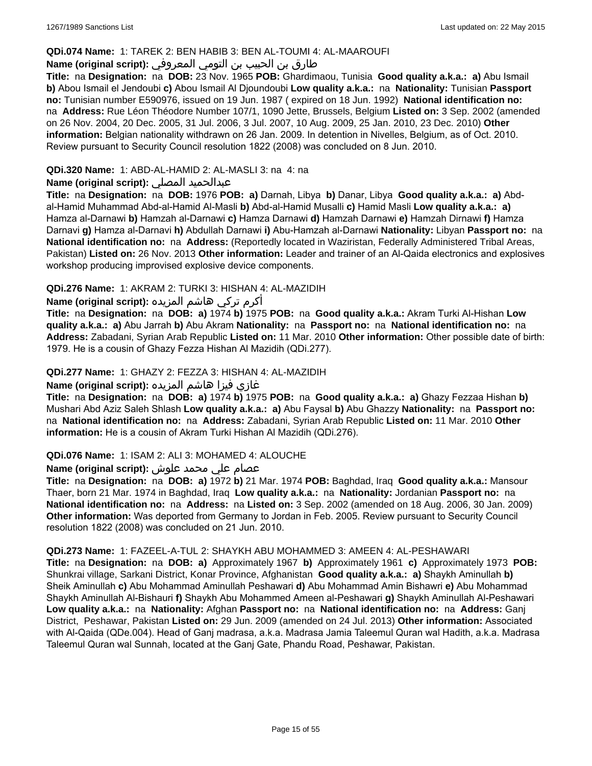**QDi.074 Name:** 1: TAREK 2: BEN HABIB 3: BEN AL-TOUMI 4: AL-MAAROUFI

**Name (original script):** طارق بن الحبيب بن التومي المعروفي

**Title:** na **Designation:** na **DOB:** 23 Nov. 1965 **POB:** Ghardimaou, Tunisia **Good quality a.k.a.:** **a)** Abu Ismail **b)** Abou Ismail el Jendoubi **c)** Abou Ismail Al Djoundoubi **Low quality a.k.a.:** na **Nationality:** Tunisian **Passport no:** Tunisian number E590976, issued on 19 Jun. 1987 ( expired on 18 Jun. 1992) **National identification no:** na **Address:** Rue Léon Théodore Number 107/1, 1090 Jette, Brussels, Belgium **Listed on:** 3 Sep. 2002 (amended on 26 Nov. 2004, 20 Dec. 2005, 31 Jul. 2006, 3 Jul. 2007, 10 Aug. 2009, 25 Jan. 2010, 23 Dec. 2010) **Other information:** Belgian nationality withdrawn on 26 Jan. 2009. In detention in Nivelles, Belgium, as of Oct. 2010. Review pursuant to Security Council resolution 1822 (2008) was concluded on 8 Jun. 2010.

**QDi.320 Name:** 1: ABD-AL-HAMID 2: AL-MASLI 3: na 4: na

**Name (original script):** عبدالحميد المصلي

**Title:** na **Designation:** na **DOB:** 1976 **POB:** **a)** Darnah, Libya **b)** Danar, Libya **Good quality a.k.a.:** **a)** Abd-al-Hamid Muhammad Abd-al-Hamid Al-Masli **b)** Abd-al-Hamid Musalli **c)** Hamid Masli **Low quality a.k.a.:** **a)** Hamza al-Darnawi **b)** Hamzah al-Darnawi **c)** Hamza Darnawi **d)** Hamzah Darnawi **e)** Hamzah Dirnawi **f)** Hamza Darnavi **g)** Hamza al-Darnavi **h)** Abdullah Darnawi **i)** Abu-Hamzah al-Darnawi **Nationality:** Libyan **Passport no:** na **National identification no:** na **Address:** (Reportedly located in Waziristan, Federally Administered Tribal Areas, Pakistan) **Listed on:** 26 Nov. 2013 **Other information:** Leader and trainer of an Al-Qaida electronics and explosives workshop producing improvised explosive device components.

**QDi.276 Name:** 1: AKRAM 2: TURKI 3: HISHAN 4: AL-MAZIDIH

**Name (original script):** أكرم تركي هاشم المزيده

**Title:** na **Designation:** na **DOB:** **a)** 1974 **b)** 1975 **POB:** na **Good quality a.k.a.:** Akram Turki Al-Hishan **Low quality a.k.a.:** **a)** Abu Jarrah **b)** Abu Akram **Nationality:** na **Passport no:** na **National identification no:** na **Address:** Zabadani, Syrian Arab Republic **Listed on:** 11 Mar. 2010 **Other information:** Other possible date of birth: 1979. He is a cousin of Ghazy Fezza Hishan Al Mazidih (QDi.277).

**QDi.277 Name:** 1: GHAZY 2: FEZZA 3: HISHAN 4: AL-MAZIDIH

**Name (original script):** غازي فيزا هاشم المزيده

**Title:** na **Designation:** na **DOB:** **a)** 1974 **b)** 1975 **POB:** na **Good quality a.k.a.:** **a)** Ghazy Fezzaa Hishan **b)** Mushari Abd Aziz Saleh Shlash **Low quality a.k.a.:** **a)** Abu Faysal **b)** Abu Ghazzy **Nationality:** na **Passport no:** na **National identification no:** na **Address:** Zabadani, Syrian Arab Republic **Listed on:** 11 Mar. 2010 **Other information:** He is a cousin of Akram Turki Hishan Al Mazidih (QDi.276).

**QDi.076 Name:** 1: ISAM 2: ALI 3: MOHAMED 4: ALOUCHE

**Name (original script):** عصام علي محمد علوش

**Title:** na **Designation:** na **DOB:** **a)** 1972 **b)** 21 Mar. 1974 **POB:** Baghdad, Iraq **Good quality a.k.a.:** Mansour Thaer, born 21 Mar. 1974 in Baghdad, Iraq **Low quality a.k.a.:** na **Nationality:** Jordanian **Passport no:** na **National identification no:** na **Address:** na **Listed on:** 3 Sep. 2002 (amended on 18 Aug. 2006, 30 Jan. 2009) **Other information:** Was deported from Germany to Jordan in Feb. 2005. Review pursuant to Security Council resolution 1822 (2008) was concluded on 21 Jun. 2010.

**QDi.273 Name:** 1: FAZEEL-A-TUL 2: SHAYKH ABU MOHAMMED 3: AMEEN 4: AL-PESHAWARI

**Title:** na **Designation:** na **DOB:** **a)** Approximately 1967 **b)** Approximately 1961 **c)** Approximately 1973 **POB:** Shunkrai village, Sarkani District, Konar Province, Afghanistan **Good quality a.k.a.:** **a)** Shaykh Aminullah **b)** Sheik Aminullah **c)** Abu Mohammad Aminullah Peshawari **d)** Abu Mohammad Amin Bishawri **e)** Abu Mohammad Shaykh Aminullah Al-Bishauri **f)** Shaykh Abu Mohammed Ameen al-Peshawari **g)** Shaykh Aminullah Al-Peshawari **Low quality a.k.a.:** na **Nationality:** Afghan **Passport no:** na **National identification no:** na **Address:** Ganj District, Peshawar, Pakistan **Listed on:** 29 Jun. 2009 (amended on 24 Jul. 2013) **Other information:** Associated with Al-Qaida (QDe.004). Head of Ganj madrasa, a.k.a. Madrasa Jamia Taleemul Quran wal Hadith, a.k.a. Madrasa Taleemul Quran wal Sunnah, located at the Ganj Gate, Phandu Road, Peshawar, Pakistan.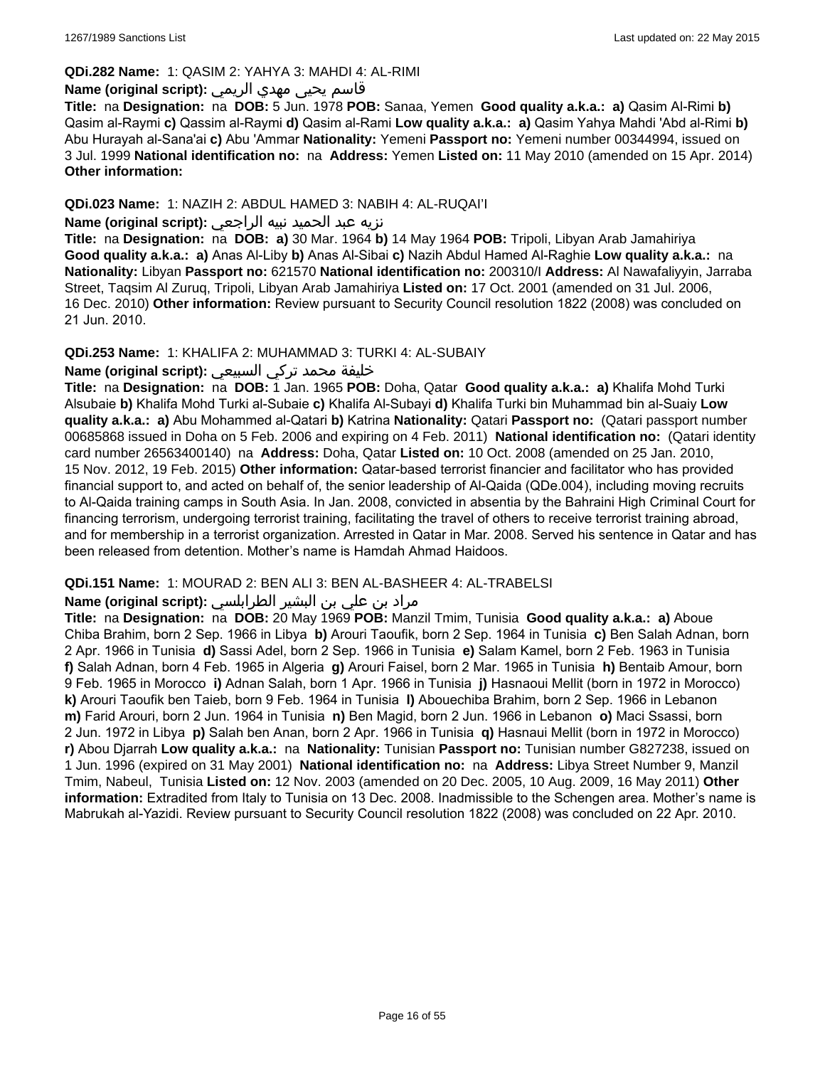**QDi.282 Name:** 1: QASIM 2: YAHYA 3: MAHDI 4: AL-RIMI

**Name (original script):** قاسم يحيى مهدي الريمي

**Title:** na **Designation:** na **DOB:** 5 Jun. 1978 **POB:** Sanaa, Yemen **Good quality a.k.a.: a)** Qasim Al-Rimi **b)** Qasim al-Raymi **c)** Qassim al-Raymi **d)** Qasim al-Rami **Low quality a.k.a.: a)** Qasim Yahya Mahdi 'Abd al-Rimi **b)** Abu Hurayah al-Sana'ai **c)** Abu 'Ammar **Nationality:** Yemeni **Passport no:** Yemeni number 00344994, issued on 3 Jul. 1999 **National identification no:** na **Address:** Yemen **Listed on:** 11 May 2010 (amended on 15 Apr. 2014) **Other information:**

**QDi.023 Name:** 1: NAZIH 2: ABDUL HAMED 3: NABIH 4: AL-RUQAI'I

**Name (original script):** نزيه عبد الحميد نبيه الراجعي

**Title:** na **Designation:** na **DOB: a)** 30 Mar. 1964 **b)** 14 May 1964 **POB:** Tripoli, Libyan Arab Jamahiriya **Good quality a.k.a.: a)** Anas Al-Liby **b)** Anas Al-Sibai **c)** Nazih Abdul Hamed Al-Raghie **Low quality a.k.a.:** na **Nationality:** Libyan **Passport no:** 621570 **National identification no:** 200310/I **Address:** Al Nawafaliyyin, Jarraba Street, Taqsim Al Zuruq, Tripoli, Libyan Arab Jamahiriya **Listed on:** 17 Oct. 2001 (amended on 31 Jul. 2006, 16 Dec. 2010) **Other information:** Review pursuant to Security Council resolution 1822 (2008) was concluded on 21 Jun. 2010.

**QDi.253 Name:** 1: KHALIFA 2: MUHAMMAD 3: TURKI 4: AL-SUBAIY

**Name (original script):** خليفة محمد تركي السبيعي

**Title:** na **Designation:** na **DOB:** 1 Jan. 1965 **POB:** Doha, Qatar **Good quality a.k.a.: a)** Khalifa Mohd Turki Alsubaie **b)** Khalifa Mohd Turki al-Subaie **c)** Khalifa Al-Subayi **d)** Khalifa Turki bin Muhammad bin al-Suaiy **Low quality a.k.a.: a)** Abu Mohammed al-Qatari **b)** Katrina **Nationality:** Qatari **Passport no:** (Qatari passport number 00685868 issued in Doha on 5 Feb. 2006 and expiring on 4 Feb. 2011) **National identification no:** (Qatari identity card number 26563400140) na **Address:** Doha, Qatar **Listed on:** 10 Oct. 2008 (amended on 25 Jan. 2010, 15 Nov. 2012, 19 Feb. 2015) **Other information:** Qatar-based terrorist financier and facilitator who has provided financial support to, and acted on behalf of, the senior leadership of Al-Qaida (QDe.004), including moving recruits to Al-Qaida training camps in South Asia. In Jan. 2008, convicted in absentia by the Bahraini High Criminal Court for financing terrorism, undergoing terrorist training, facilitating the travel of others to receive terrorist training abroad, and for membership in a terrorist organization. Arrested in Qatar in Mar. 2008. Served his sentence in Qatar and has been released from detention. Mother's name is Hamdah Ahmad Haidoos.

**QDi.151 Name:** 1: MOURAD 2: BEN ALI 3: BEN AL-BASHEER 4: AL-TRABELSI

**Name (original script):** مراد بن علي بن البشير الطرابلسي

**Title:** na **Designation:** na **DOB:** 20 May 1969 **POB:** Manzil Tmim, Tunisia **Good quality a.k.a.: a)** Aboue Chiba Brahim, born 2 Sep. 1966 in Libya **b)** Arouri Taoufik, born 2 Sep. 1964 in Tunisia **c)** Ben Salah Adnan, born 2 Apr. 1966 in Tunisia **d)** Sassi Adel, born 2 Sep. 1966 in Tunisia **e)** Salam Kamel, born 2 Feb. 1963 in Tunisia **f)** Salah Adnan, born 4 Feb. 1965 in Algeria **g)** Arouri Faisel, born 2 Mar. 1965 in Tunisia **h)** Bentaib Amour, born 9 Feb. 1965 in Morocco **i)** Adnan Salah, born 1 Apr. 1966 in Tunisia **j)** Hasnaoui Mellit (born in 1972 in Morocco) **k)** Arouri Taoufik ben Taieb, born 9 Feb. 1964 in Tunisia **l)** Abouechiba Brahim, born 2 Sep. 1966 in Lebanon **m)** Farid Arouri, born 2 Jun. 1964 in Tunisia **n)** Ben Magid, born 2 Jun. 1966 in Lebanon **o)** Maci Ssassi, born 2 Jun. 1972 in Libya **p)** Salah ben Anan, born 2 Apr. 1966 in Tunisia **q)** Hasnaui Mellit (born in 1972 in Morocco) **r)** Abou Djarrah **Low quality a.k.a.:** na **Nationality:** Tunisian **Passport no:** Tunisian number G827238, issued on 1 Jun. 1996 (expired on 31 May 2001) **National identification no:** na **Address:** Libya Street Number 9, Manzil Tmim, Nabeul, Tunisia **Listed on:** 12 Nov. 2003 (amended on 20 Dec. 2005, 10 Aug. 2009, 16 May 2011) **Other information:** Extradited from Italy to Tunisia on 13 Dec. 2008. Inadmissible to the Schengen area. Mother's name is Mabrukah al-Yazidi. Review pursuant to Security Council resolution 1822 (2008) was concluded on 22 Apr. 2010.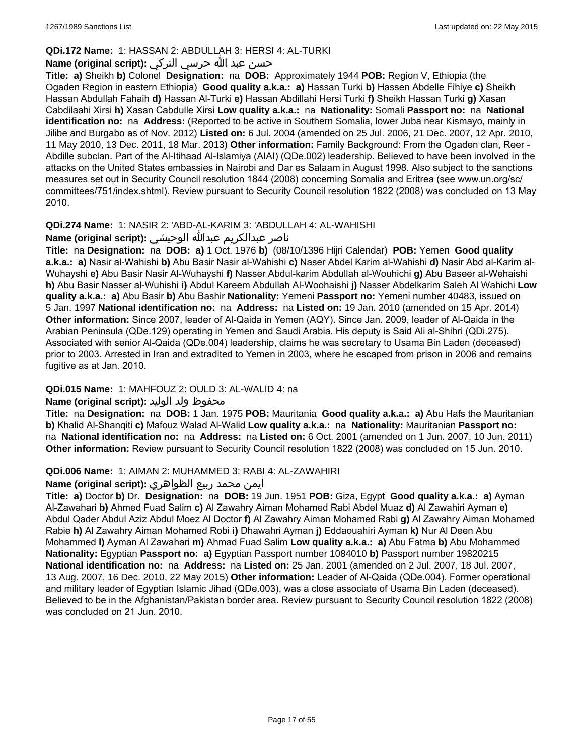**QDi.172 Name:** 1: HASSAN 2: ABDULLAH 3: HERSI 4: AL-TURKI

**Name (original script):** حسن عبد الله حرسي التركي

**Title:** **a)** Sheikh **b)** Colonel **Designation:** na **DOB:** Approximately 1944 **POB:** Region V, Ethiopia (the Ogaden Region in eastern Ethiopia) **Good quality a.k.a.:** **a)** Hassan Turki **b)** Hassen Abdelle Fihiye **c)** Sheikh Hassan Abdullah Fahaih **d)** Hassan Al-Turki **e)** Hassan Abdillahi Hersi Turki **f)** Sheikh Hassan Turki **g)** Xasan Cabdilaahi Xirsi **h)** Xasan Cabdulle Xirsi **Low quality a.k.a.:** na **Nationality:** Somali **Passport no:** na **National identification no:** na **Address:** (Reported to be active in Southern Somalia, lower Juba near Kismayo, mainly in Jilibe and Burgabo as of Nov. 2012) **Listed on:** 6 Jul. 2004 (amended on 25 Jul. 2006, 21 Dec. 2007, 12 Apr. 2010, 11 May 2010, 13 Dec. 2011, 18 Mar. 2013) **Other information:** Family Background: From the Ogaden clan, Reer - Abdille subclan. Part of the Al-Itihaad Al-Islamiya (AIAI) (QDe.002) leadership. Believed to have been involved in the attacks on the United States embassies in Nairobi and Dar es Salaam in August 1998. Also subject to the sanctions measures set out in Security Council resolution 1844 (2008) concerning Somalia and Eritrea (see www.un.org/sc/committees/751/index.shtml). Review pursuant to Security Council resolution 1822 (2008) was concluded on 13 May 2010.

**QDi.274 Name:** 1: NASIR 2: 'ABD-AL-KARIM 3: 'ABDULLAH 4: AL-WAHISHI

**Name (original script):** ناصر عبدالكريم عبدالله الوحيشي

**Title:** na **Designation:** na **DOB:** **a)** 1 Oct. 1976 **b)** (08/10/1396 Hijri Calendar) **POB:** Yemen **Good quality a.k.a.:** **a)** Nasir al-Wahishi **b)** Abu Basir Nasir al-Wahishi **c)** Naser Abdel Karim al-Wahishi **d)** Nasir Abd al-Karim al-Wuhayshi **e)** Abu Basir Nasir Al-Wuhayshi **f)** Nasser Abdul-karim Abdullah al-Wouhichi **g)** Abu Baseer al-Wehaishi **h)** Abu Basir Nasser al-Wuhishi **i)** Abdul Kareem Abdullah Al-Woohaishi **j)** Nasser Abdelkarim Saleh Al Wahichi **Low quality a.k.a.:** **a)** Abu Basir **b)** Abu Bashir **Nationality:** Yemeni **Passport no:** Yemeni number 40483, issued on 5 Jan. 1997 **National identification no:** na **Address:** na **Listed on:** 19 Jan. 2010 (amended on 15 Apr. 2014) **Other information:** Since 2007, leader of Al-Qaida in Yemen (AQY). Since Jan. 2009, leader of Al-Qaida in the Arabian Peninsula (QDe.129) operating in Yemen and Saudi Arabia. His deputy is Said Ali al-Shihri (QDi.275). Associated with senior Al-Qaida (QDe.004) leadership, claims he was secretary to Usama Bin Laden (deceased) prior to 2003. Arrested in Iran and extradited to Yemen in 2003, where he escaped from prison in 2006 and remains fugitive as at Jan. 2010.

**QDi.015 Name:** 1: MAHFOUZ 2: OULD 3: AL-WALID 4: na

**Name (original script):** محفوظ ولد الوليد

**Title:** na **Designation:** na **DOB:** 1 Jan. 1975 **POB:** Mauritania **Good quality a.k.a.:** **a)** Abu Hafs the Mauritanian **b)** Khalid Al-Shanqiti **c)** Mafouz Walad Al-Walid **Low quality a.k.a.:** na **Nationality:** Mauritanian **Passport no:** na **National identification no:** na **Address:** na **Listed on:** 6 Oct. 2001 (amended on 1 Jun. 2007, 10 Jun. 2011) **Other information:** Review pursuant to Security Council resolution 1822 (2008) was concluded on 15 Jun. 2010.

**QDi.006 Name:** 1: AIMAN 2: MUHAMMED 3: RABI 4: AL-ZAWAHIRI

**Name (original script):** أيمن محمد ربيع الظواهري

**Title:** **a)** Doctor **b)** Dr. **Designation:** na **DOB:** 19 Jun. 1951 **POB:** Giza, Egypt **Good quality a.k.a.:** **a)** Ayman Al-Zawahari **b)** Ahmed Fuad Salim **c)** Al Zawahry Aiman Mohamed Rabi Abdel Muaz **d)** Al Zawahiri Ayman **e)** Abdul Qader Abdul Aziz Abdul Moez Al Doctor **f)** Al Zawahry Aiman Mohamed Rabi **g)** Al Zawahry Aiman Mohamed Rabie **h)** Al Zawahry Aiman Mohamed Robi **i)** Dhawahri Ayman **j)** Eddaouahiri Ayman **k)** Nur Al Deen Abu Mohammed **l)** Ayman Al Zawahari **m)** Ahmad Fuad Salim **Low quality a.k.a.:** **a)** Abu Fatma **b)** Abu Mohammed **Nationality:** Egyptian **Passport no:** **a)** Egyptian Passport number 1084010 **b)** Passport number 19820215 **National identification no:** na **Address:** na **Listed on:** 25 Jan. 2001 (amended on 2 Jul. 2007, 18 Jul. 2007, 13 Aug. 2007, 16 Dec. 2010, 22 May 2015) **Other information:** Leader of Al-Qaida (QDe.004). Former operational and military leader of Egyptian Islamic Jihad (QDe.003), was a close associate of Usama Bin Laden (deceased). Believed to be in the Afghanistan/Pakistan border area. Review pursuant to Security Council resolution 1822 (2008) was concluded on 21 Jun. 2010.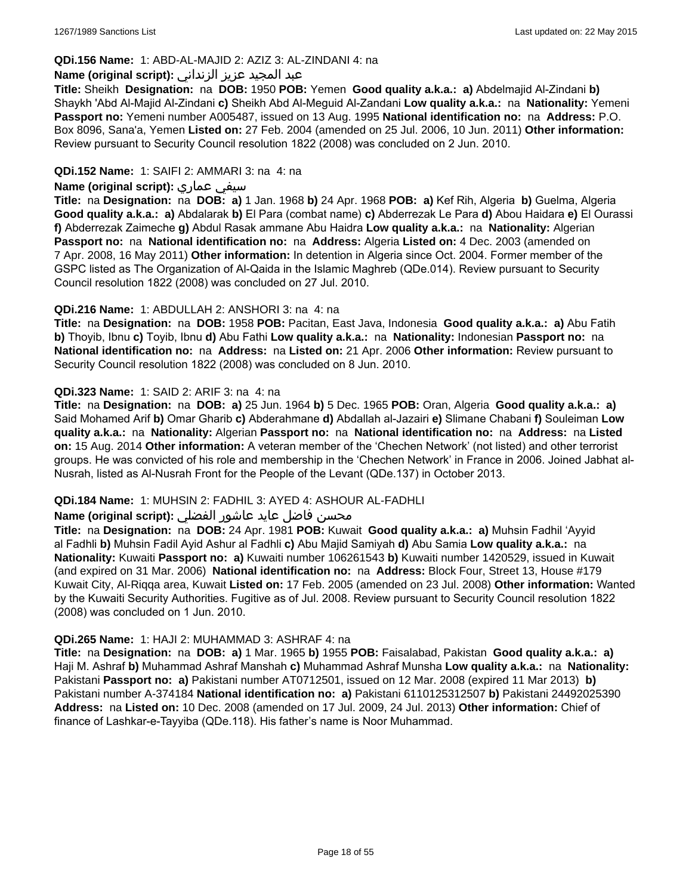**QDi.156 Name:** 1: ABD-AL-MAJID 2: AZIZ 3: AL-ZINDANI 4: na

**Name (original script):** عبد المجيد عزيز الزنداني

**Title:** Sheikh **Designation:** na **DOB:** 1950 **POB:** Yemen **Good quality a.k.a.: a)** Abdelmajid Al-Zindani **b)** Shaykh 'Abd Al-Majid Al-Zindani **c)** Sheikh Abd Al-Meguid Al-Zandani **Low quality a.k.a.:** na **Nationality:** Yemeni **Passport no:** Yemeni number A005487, issued on 13 Aug. 1995 **National identification no:** na **Address:** P.O. Box 8096, Sana'a, Yemen **Listed on:** 27 Feb. 2004 (amended on 25 Jul. 2006, 10 Jun. 2011) **Other information:** Review pursuant to Security Council resolution 1822 (2008) was concluded on 2 Jun. 2010.

**QDi.152 Name:** 1: SAIFI 2: AMMARI 3: na 4: na

**Name (original script):** سيفي عماري

**Title:** na **Designation:** na **DOB: a)** 1 Jan. 1968 **b)** 24 Apr. 1968 **POB: a)** Kef Rih, Algeria **b)** Guelma, Algeria **Good quality a.k.a.: a)** Abdalarak **b)** El Para (combat name) **c)** Abderrezak Le Para **d)** Abou Haidara **e)** El Ourassi **f)** Abderrezak Zaimeche **g)** Abdul Rasak ammane Abu Haidra **Low quality a.k.a.:** na **Nationality:** Algerian **Passport no:** na **National identification no:** na **Address:** Algeria **Listed on:** 4 Dec. 2003 (amended on 7 Apr. 2008, 16 May 2011) **Other information:** In detention in Algeria since Oct. 2004. Former member of the GSPC listed as The Organization of Al-Qaida in the Islamic Maghreb (QDe.014). Review pursuant to Security Council resolution 1822 (2008) was concluded on 27 Jul. 2010.

**QDi.216 Name:** 1: ABDULLAH 2: ANSHORI 3: na 4: na

**Title:** na **Designation:** na **DOB:** 1958 **POB:** Pacitan, East Java, Indonesia **Good quality a.k.a.: a)** Abu Fatih **b)** Thoyib, Ibnu **c)** Toyib, Ibnu **d)** Abu Fathi **Low quality a.k.a.:** na **Nationality:** Indonesian **Passport no:** na **National identification no:** na **Address:** na **Listed on:** 21 Apr. 2006 **Other information:** Review pursuant to Security Council resolution 1822 (2008) was concluded on 8 Jun. 2010.

**QDi.323 Name:** 1: SAID 2: ARIF 3: na 4: na

**Title:** na **Designation:** na **DOB: a)** 25 Jun. 1964 **b)** 5 Dec. 1965 **POB:** Oran, Algeria **Good quality a.k.a.: a)** Said Mohamed Arif **b)** Omar Gharib **c)** Abderahmane **d)** Abdallah al-Jazairi **e)** Slimane Chabani **f)** Souleiman **Low quality a.k.a.:** na **Nationality:** Algerian **Passport no:** na **National identification no:** na **Address:** na **Listed on:** 15 Aug. 2014 **Other information:** A veteran member of the 'Chechen Network' (not listed) and other terrorist groups. He was convicted of his role and membership in the 'Chechen Network' in France in 2006. Joined Jabhat al-Nusrah, listed as Al-Nusrah Front for the People of the Levant (QDe.137) in October 2013.

**QDi.184 Name:** 1: MUHSIN 2: FADHIL 3: AYED 4: ASHOUR AL-FADHLI

**Name (original script):** محسن فاضل عايد عاشور الفضلي

**Title:** na **Designation:** na **DOB:** 24 Apr. 1981 **POB:** Kuwait **Good quality a.k.a.: a)** Muhsin Fadhil 'Ayyid al Fadhli **b)** Muhsin Fadil Ayid Ashur al Fadhli **c)** Abu Majid Samiyah **d)** Abu Samia **Low quality a.k.a.:** na **Nationality:** Kuwaiti **Passport no: a)** Kuwaiti number 106261543 **b)** Kuwaiti number 1420529, issued in Kuwait (and expired on 31 Mar. 2006) **National identification no:** na **Address:** Block Four, Street 13, House #179 Kuwait City, Al-Riqqa area, Kuwait **Listed on:** 17 Feb. 2005 (amended on 23 Jul. 2008) **Other information:** Wanted by the Kuwaiti Security Authorities. Fugitive as of Jul. 2008. Review pursuant to Security Council resolution 1822 (2008) was concluded on 1 Jun. 2010.

**QDi.265 Name:** 1: HAJI 2: MUHAMMAD 3: ASHRAF 4: na

**Title:** na **Designation:** na **DOB: a)** 1 Mar. 1965 **b)** 1955 **POB:** Faisalabad, Pakistan **Good quality a.k.a.: a)** Haji M. Ashraf **b)** Muhammad Ashraf Manshah **c)** Muhammad Ashraf Munsha **Low quality a.k.a.:** na **Nationality:** Pakistani **Passport no: a)** Pakistani number AT0712501, issued on 12 Mar. 2008 (expired 11 Mar 2013) **b)** Pakistani number A-374184 **National identification no: a)** Pakistani 6110125312507 **b)** Pakistani 24492025390 **Address:** na **Listed on:** 10 Dec. 2008 (amended on 17 Jul. 2009, 24 Jul. 2013) **Other information:** Chief of finance of Lashkar-e-Tayyiba (QDe.118). His father's name is Noor Muhammad.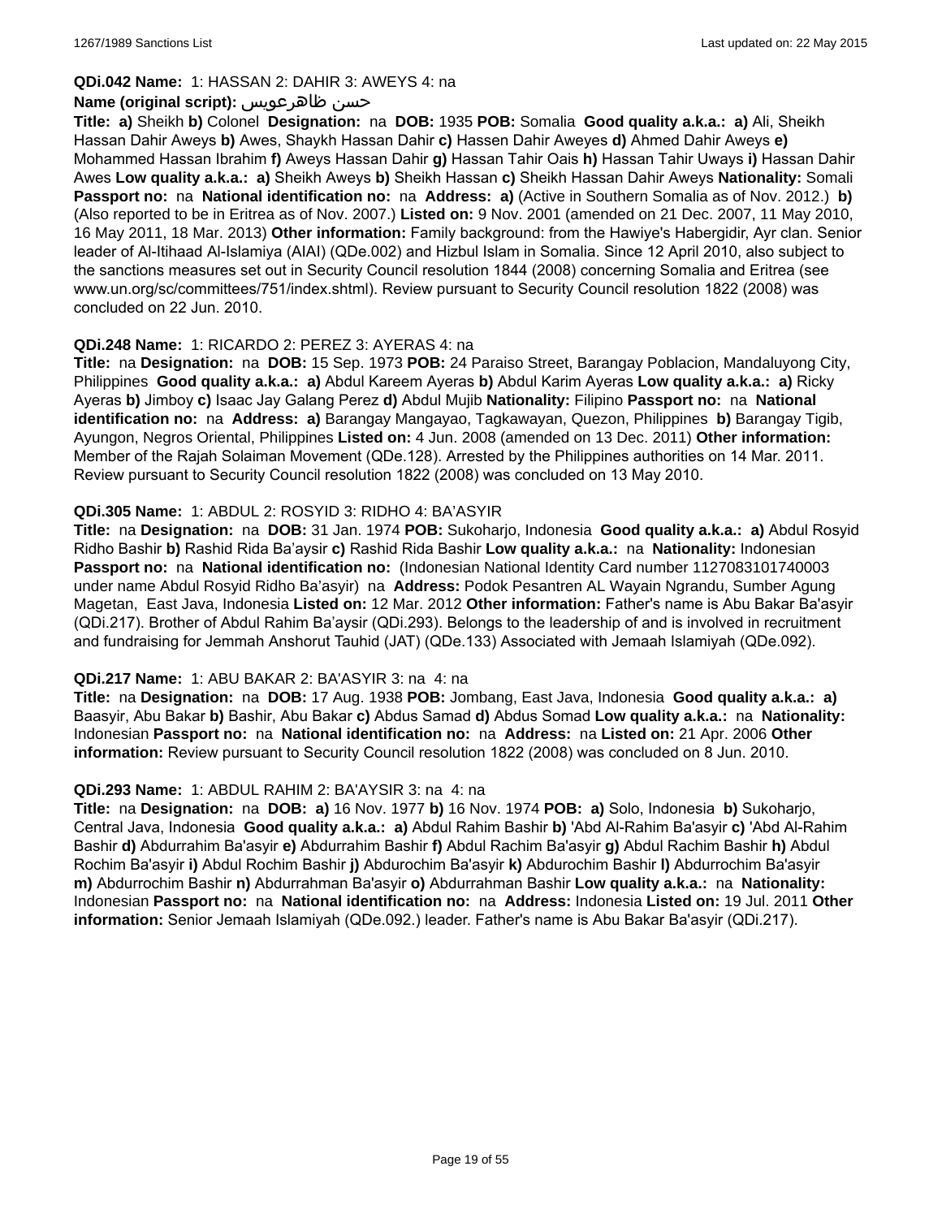**QDi.042 Name:** 1: HASSAN 2: DAHIR 3: AWEYS 4: na

**Name (original script):** حسن ظاهرعويس

**Title:** **a)** Sheikh **b)** Colonel **Designation:** na **DOB:** 1935 **POB:** Somalia **Good quality a.k.a.:** **a)** Ali, Sheikh Hassan Dahir Aweys **b)** Awes, Shaykh Hassan Dahir **c)** Hassen Dahir Aweyes **d)** Ahmed Dahir Aweys **e)** Mohammed Hassan Ibrahim **f)** Aweys Hassan Dahir **g)** Hassan Tahir Oais **h)** Hassan Tahir Uways **i)** Hassan Dahir Awes **Low quality a.k.a.:** **a)** Sheikh Aweys **b)** Sheikh Hassan **c)** Sheikh Hassan Dahir Aweys **Nationality:** Somali **Passport no:** na **National identification no:** na **Address:** **a)** (Active in Southern Somalia as of Nov. 2012.) **b)** (Also reported to be in Eritrea as of Nov. 2007.) **Listed on:** 9 Nov. 2001 (amended on 21 Dec. 2007, 11 May 2010, 16 May 2011, 18 Mar. 2013) **Other information:** Family background: from the Hawiye's Habergidir, Ayr clan. Senior leader of Al-Itihaad Al-Islamiya (AIAI) (QDe.002) and Hizbul Islam in Somalia. Since 12 April 2010, also subject to the sanctions measures set out in Security Council resolution 1844 (2008) concerning Somalia and Eritrea (see www.un.org/sc/committees/751/index.shtml). Review pursuant to Security Council resolution 1822 (2008) was concluded on 22 Jun. 2010.

**QDi.248 Name:** 1: RICARDO 2: PEREZ 3: AYERAS 4: na

**Title:** na **Designation:** na **DOB:** 15 Sep. 1973 **POB:** 24 Paraiso Street, Barangay Poblacion, Mandaluyong City, Philippines **Good quality a.k.a.:** **a)** Abdul Kareem Ayeras **b)** Abdul Karim Ayeras **Low quality a.k.a.:** **a)** Ricky Ayeras **b)** Jimboy **c)** Isaac Jay Galang Perez **d)** Abdul Mujib **Nationality:** Filipino **Passport no:** na **National identification no:** na **Address:** **a)** Barangay Mangayao, Tagkawayan, Quezon, Philippines **b)** Barangay Tigib, Ayungon, Negros Oriental, Philippines **Listed on:** 4 Jun. 2008 (amended on 13 Dec. 2011) **Other information:** Member of the Rajah Solaiman Movement (QDe.128). Arrested by the Philippines authorities on 14 Mar. 2011. Review pursuant to Security Council resolution 1822 (2008) was concluded on 13 May 2010.

**QDi.305 Name:** 1: ABDUL 2: ROSYID 3: RIDHO 4: BA'ASYIR

**Title:** na **Designation:** na **DOB:** 31 Jan. 1974 **POB:** Sukoharjo, Indonesia **Good quality a.k.a.:** **a)** Abdul Rosyid Ridho Bashir **b)** Rashid Rida Ba'aysir **c)** Rashid Rida Bashir **Low quality a.k.a.:** na **Nationality:** Indonesian **Passport no:** na **National identification no:** (Indonesian National Identity Card number 1127083101740003 under name Abdul Rosyid Ridho Ba'asyir) na **Address:** Podok Pesantren AL Wayain Ngrandu, Sumber Agung Magetan, East Java, Indonesia **Listed on:** 12 Mar. 2012 **Other information:** Father's name is Abu Bakar Ba'asyir (QDi.217). Brother of Abdul Rahim Ba'aysir (QDi.293). Belongs to the leadership of and is involved in recruitment and fundraising for Jemmah Anshorut Tauhid (JAT) (QDe.133) Associated with Jemaah Islamiyah (QDe.092).

**QDi.217 Name:** 1: ABU BAKAR 2: BA'ASYIR 3: na 4: na

**Title:** na **Designation:** na **DOB:** 17 Aug. 1938 **POB:** Jombang, East Java, Indonesia **Good quality a.k.a.:** **a)** Baasyir, Abu Bakar **b)** Bashir, Abu Bakar **c)** Abdus Samad **d)** Abdus Somad **Low quality a.k.a.:** na **Nationality:** Indonesian **Passport no:** na **National identification no:** na **Address:** na **Listed on:** 21 Apr. 2006 **Other information:** Review pursuant to Security Council resolution 1822 (2008) was concluded on 8 Jun. 2010.

**QDi.293 Name:** 1: ABDUL RAHIM 2: BA'AYSIR 3: na 4: na

**Title:** na **Designation:** na **DOB:** **a)** 16 Nov. 1977 **b)** 16 Nov. 1974 **POB:** **a)** Solo, Indonesia **b)** Sukoharjo, Central Java, Indonesia **Good quality a.k.a.:** **a)** Abdul Rahim Bashir **b)** 'Abd Al-Rahim Ba'asyir **c)** 'Abd Al-Rahim Bashir **d)** Abdurrahim Ba'asyir **e)** Abdurrahim Bashir **f)** Abdul Rachim Ba'asyir **g)** Abdul Rachim Bashir **h)** Abdul Rochim Ba'asyir **i)** Abdul Rochim Bashir **j)** Abdurochim Ba'asyir **k)** Abdurochim Bashir **l)** Abdurrochim Ba'asyir **m)** Abdurrochim Bashir **n)** Abdurrahman Ba'asyir **o)** Abdurrahman Bashir **Low quality a.k.a.:** na **Nationality:** Indonesian **Passport no:** na **National identification no:** na **Address:** Indonesia **Listed on:** 19 Jul. 2011 **Other information:** Senior Jemaah Islamiyah (QDe.092.) leader. Father's name is Abu Bakar Ba'asyir (QDi.217).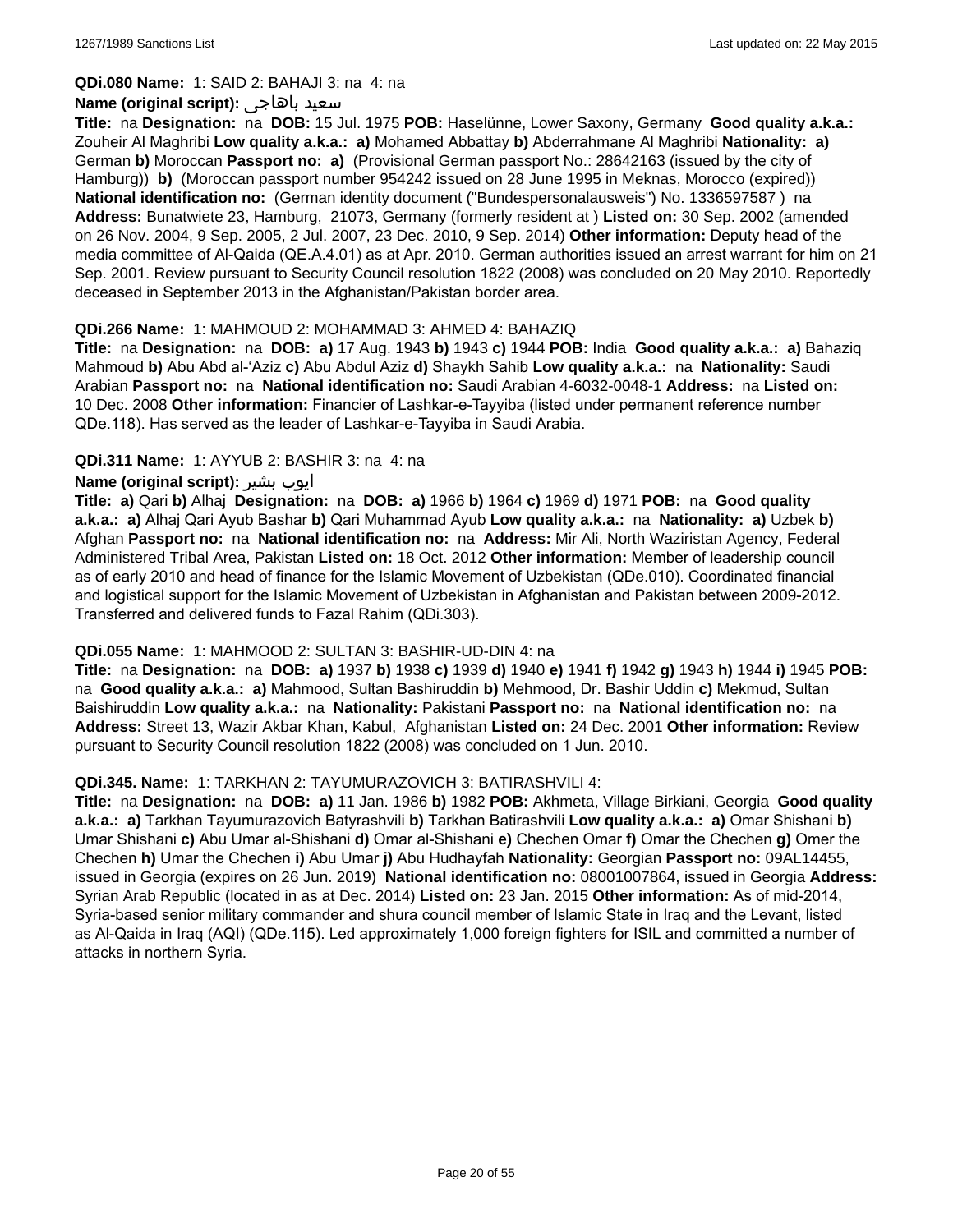**QDi.080 Name:** 1: SAID 2: BAHAJI 3: na 4: na

**Name (original script):** سعيد باهاجى

**Title:** na **Designation:** na **DOB:** 15 Jul. 1975 **POB:** Haselünne, Lower Saxony, Germany **Good quality a.k.a.:** Zouheir Al Maghribi **Low quality a.k.a.: a)** Mohamed Abbattay **b)** Abderrahmane Al Maghribi **Nationality: a)** German **b)** Moroccan **Passport no: a)** (Provisional German passport No.: 28642163 (issued by the city of Hamburg)) **b)** (Moroccan passport number 954242 issued on 28 June 1995 in Meknas, Morocco (expired)) **National identification no:** (German identity document ("Bundespersonalausweis") No. 1336597587 ) na **Address:** Bunatwiete 23, Hamburg, 21073, Germany (formerly resident at ) **Listed on:** 30 Sep. 2002 (amended on 26 Nov. 2004, 9 Sep. 2005, 2 Jul. 2007, 23 Dec. 2010, 9 Sep. 2014) **Other information:** Deputy head of the media committee of Al-Qaida (QE.A.4.01) as at Apr. 2010. German authorities issued an arrest warrant for him on 21 Sep. 2001. Review pursuant to Security Council resolution 1822 (2008) was concluded on 20 May 2010. Reportedly deceased in September 2013 in the Afghanistan/Pakistan border area.

**QDi.266 Name:** 1: MAHMOUD 2: MOHAMMAD 3: AHMED 4: BAHAZIQ

**Title:** na **Designation:** na **DOB: a)** 17 Aug. 1943 **b)** 1943 **c)** 1944 **POB:** India **Good quality a.k.a.: a)** Bahaziq Mahmoud **b)** Abu Abd al-'Aziz **c)** Abu Abdul Aziz **d)** Shaykh Sahib **Low quality a.k.a.:** na **Nationality:** Saudi Arabian **Passport no:** na **National identification no:** Saudi Arabian 4-6032-0048-1 **Address:** na **Listed on:** 10 Dec. 2008 **Other information:** Financier of Lashkar-e-Tayyiba (listed under permanent reference number QDe.118). Has served as the leader of Lashkar-e-Tayyiba in Saudi Arabia.

**QDi.311 Name:** 1: AYYUB 2: BASHIR 3: na 4: na

**Name (original script):** ايوب بشير

**Title: a)** Qari **b)** Alhaj **Designation:** na **DOB: a)** 1966 **b)** 1964 **c)** 1969 **d)** 1971 **POB:** na **Good quality a.k.a.: a)** Alhaj Qari Ayub Bashar **b)** Qari Muhammad Ayub **Low quality a.k.a.:** na **Nationality: a)** Uzbek **b)** Afghan **Passport no:** na **National identification no:** na **Address:** Mir Ali, North Waziristan Agency, Federal Administered Tribal Area, Pakistan **Listed on:** 18 Oct. 2012 **Other information:** Member of leadership council as of early 2010 and head of finance for the Islamic Movement of Uzbekistan (QDe.010). Coordinated financial and logistical support for the Islamic Movement of Uzbekistan in Afghanistan and Pakistan between 2009-2012. Transferred and delivered funds to Fazal Rahim (QDi.303).

**QDi.055 Name:** 1: MAHMOOD 2: SULTAN 3: BASHIR-UD-DIN 4: na

**Title:** na **Designation:** na **DOB: a)** 1937 **b)** 1938 **c)** 1939 **d)** 1940 **e)** 1941 **f)** 1942 **g)** 1943 **h)** 1944 **i)** 1945 **POB:** na **Good quality a.k.a.: a)** Mahmood, Sultan Bashiruddin **b)** Mehmood, Dr. Bashir Uddin **c)** Mekmud, Sultan Baishiruddin **Low quality a.k.a.:** na **Nationality:** Pakistani **Passport no:** na **National identification no:** na **Address:** Street 13, Wazir Akbar Khan, Kabul, Afghanistan **Listed on:** 24 Dec. 2001 **Other information:** Review pursuant to Security Council resolution 1822 (2008) was concluded on 1 Jun. 2010.

**QDi.345. Name:** 1: TARKHAN 2: TAYUMURAZOVICH 3: BATIRASHVILI 4:

**Title:** na **Designation:** na **DOB: a)** 11 Jan. 1986 **b)** 1982 **POB:** Akhmeta, Village Birkiani, Georgia **Good quality a.k.a.: a)** Tarkhan Tayumurazovich Batyrashvili **b)** Tarkhan Batirashvili **Low quality a.k.a.: a)** Omar Shishani **b)** Umar Shishani **c)** Abu Umar al-Shishani **d)** Omar al-Shishani **e)** Chechen Omar **f)** Omar the Chechen **g)** Omer the Chechen **h)** Umar the Chechen **i)** Abu Umar **j)** Abu Hudhayfah **Nationality:** Georgian **Passport no:** 09AL14455, issued in Georgia (expires on 26 Jun. 2019) **National identification no:** 08001007864, issued in Georgia **Address:** Syrian Arab Republic (located in as at Dec. 2014) **Listed on:** 23 Jan. 2015 **Other information:** As of mid-2014, Syria-based senior military commander and shura council member of Islamic State in Iraq and the Levant, listed as Al-Qaida in Iraq (AQI) (QDe.115). Led approximately 1,000 foreign fighters for ISIL and committed a number of attacks in northern Syria.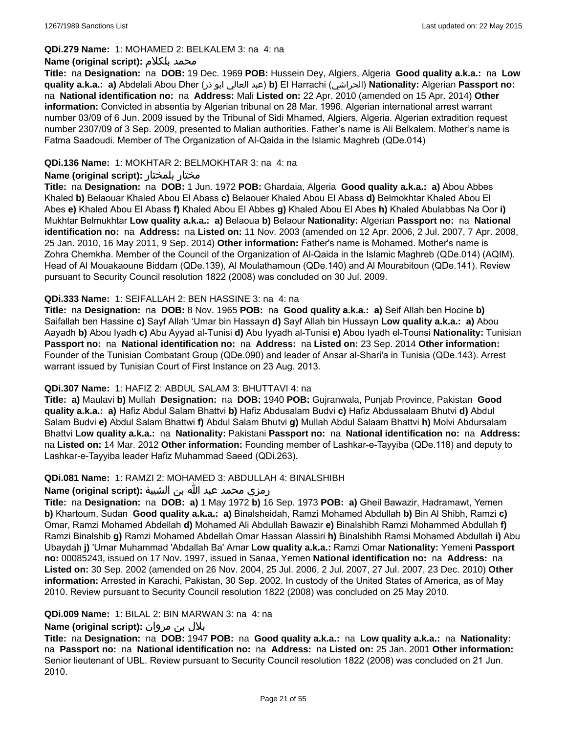**QDi.279 Name:** 1: MOHAMED 2: BELKALEM 3: na 4: na

**Name (original script):** محمد بلكلام

**Title:** na **Designation:** na **DOB:** 19 Dec. 1969 **POB:** Hussein Dey, Algiers, Algeria **Good quality a.k.a.:** na **Low quality a.k.a.:** **a)** Abdelali Abou Dher (عبد العالي ابو ذر) **b)** El Harrachi (الحراشي) **Nationality:** Algerian **Passport no:** na **National identification no:** na **Address:** Mali **Listed on:** 22 Apr. 2010 (amended on 15 Apr. 2014) **Other information:** Convicted in absentia by Algerian tribunal on 28 Mar. 1996. Algerian international arrest warrant number 03/09 of 6 Jun. 2009 issued by the Tribunal of Sidi Mhamed, Algiers, Algeria. Algerian extradition request number 2307/09 of 3 Sep. 2009, presented to Malian authorities. Father's name is Ali Belkalem. Mother's name is Fatma Saadoudi. Member of The Organization of Al-Qaida in the Islamic Maghreb (QDe.014)

**QDi.136 Name:** 1: MOKHTAR 2: BELMOKHTAR 3: na 4: na

**Name (original script):** مختار بلمختار

**Title:** na **Designation:** na **DOB:** 1 Jun. 1972 **POB:** Ghardaia, Algeria **Good quality a.k.a.:** **a)** Abou Abbes Khaled **b)** Belaouar Khaled Abou El Abass **c)** Belaouer Khaled Abou El Abass **d)** Belmokhtar Khaled Abou El Abes **e)** Khaled Abou El Abass **f)** Khaled Abou El Abbes **g)** Khaled Abou El Abes **h)** Khaled Abulabbas Na Oor **i)** Mukhtar Belmukhtar **Low quality a.k.a.:** **a)** Belaoua **b)** Belaour **Nationality:** Algerian **Passport no:** na **National identification no:** na **Address:** na **Listed on:** 11 Nov. 2003 (amended on 12 Apr. 2006, 2 Jul. 2007, 7 Apr. 2008, 25 Jan. 2010, 16 May 2011, 9 Sep. 2014) **Other information:** Father's name is Mohamed. Mother's name is Zohra Chemkha. Member of the Council of the Organization of Al-Qaida in the Islamic Maghreb (QDe.014) (AQIM). Head of Al Mouakaoune Biddam (QDe.139), Al Moulathamoun (QDe.140) and Al Mourabitoun (QDe.141). Review pursuant to Security Council resolution 1822 (2008) was concluded on 30 Jul. 2009.

**QDi.333 Name:** 1: SEIFALLAH 2: BEN HASSINE 3: na 4: na

**Title:** na **Designation:** na **DOB:** 8 Nov. 1965 **POB:** na **Good quality a.k.a.:** **a)** Seif Allah ben Hocine **b)** Saifallah ben Hassine **c)** Sayf Allah 'Umar bin Hassayn **d)** Sayf Allah bin Hussayn **Low quality a.k.a.:** **a)** Abou Aayadh **b)** Abou Iyadh **c)** Abu Ayyad al-Tunisi **d)** Abu Iyyadh al-Tunisi **e)** Abou Iyadh el-Tounsi **Nationality:** Tunisian **Passport no:** na **National identification no:** na **Address:** na **Listed on:** 23 Sep. 2014 **Other information:** Founder of the Tunisian Combatant Group (QDe.090) and leader of Ansar al-Shari'a in Tunisia (QDe.143). Arrest warrant issued by Tunisian Court of First Instance on 23 Aug. 2013.

**QDi.307 Name:** 1: HAFIZ 2: ABDUL SALAM 3: BHUTTAVI 4: na

**Title:** **a)** Maulavi **b)** Mullah **Designation:** na **DOB:** 1940 **POB:** Gujranwala, Punjab Province, Pakistan **Good quality a.k.a.:** **a)** Hafiz Abdul Salam Bhattvi **b)** Hafiz Abdusalam Budvi **c)** Hafiz Abdussalaam Bhutvi **d)** Abdul Salam Budvi **e)** Abdul Salam Bhattwi **f)** Abdul Salam Bhutvi **g)** Mullah Abdul Salaam Bhattvi **h)** Molvi Abdursalam Bhattvi **Low quality a.k.a.:** na **Nationality:** Pakistani **Passport no:** na **National identification no:** na **Address:** na **Listed on:** 14 Mar. 2012 **Other information:** Founding member of Lashkar-e-Tayyiba (QDe.118) and deputy to Lashkar-e-Tayyiba leader Hafiz Muhammad Saeed (QDi.263).

**QDi.081 Name:** 1: RAMZI 2: MOHAMED 3: ABDULLAH 4: BINALSHIBH

**Name (original script):** رمزي محمد عبد الله بن الشيبة

**Title:** na **Designation:** na **DOB:** **a)** 1 May 1972 **b)** 16 Sep. 1973 **POB:** **a)** Gheil Bawazir, Hadramawt, Yemen **b)** Khartoum, Sudan **Good quality a.k.a.:** **a)** Binalsheidah, Ramzi Mohamed Abdullah **b)** Bin Al Shibh, Ramzi **c)** Omar, Ramzi Mohamed Abdellah **d)** Mohamed Ali Abdullah Bawazir **e)** Binalshibh Ramzi Mohammed Abdullah **f)** Ramzi Binalshib **g)** Ramzi Mohamed Abdellah Omar Hassan Alassiri **h)** Binalshibh Ramsi Mohamed Abdullah **i)** Abu Ubaydah **j)** 'Umar Muhammad 'Abdallah Ba' Amar **Low quality a.k.a.:** Ramzi Omar **Nationality:** Yemeni **Passport no:** 00085243, issued on 17 Nov. 1997, issued in Sanaa, Yemen **National identification no:** na **Address:** na **Listed on:** 30 Sep. 2002 (amended on 26 Nov. 2004, 25 Jul. 2006, 2 Jul. 2007, 27 Jul. 2007, 23 Dec. 2010) **Other information:** Arrested in Karachi, Pakistan, 30 Sep. 2002. In custody of the United States of America, as of May 2010. Review pursuant to Security Council resolution 1822 (2008) was concluded on 25 May 2010.

**QDi.009 Name:** 1: BILAL 2: BIN MARWAN 3: na 4: na

**Name (original script):** بلال بن مروان

**Title:** na **Designation:** na **DOB:** 1947 **POB:** na **Good quality a.k.a.:** na **Low quality a.k.a.:** na **Nationality:** na **Passport no:** na **National identification no:** na **Address:** na **Listed on:** 25 Jan. 2001 **Other information:** Senior lieutenant of UBL. Review pursuant to Security Council resolution 1822 (2008) was concluded on 21 Jun. 2010.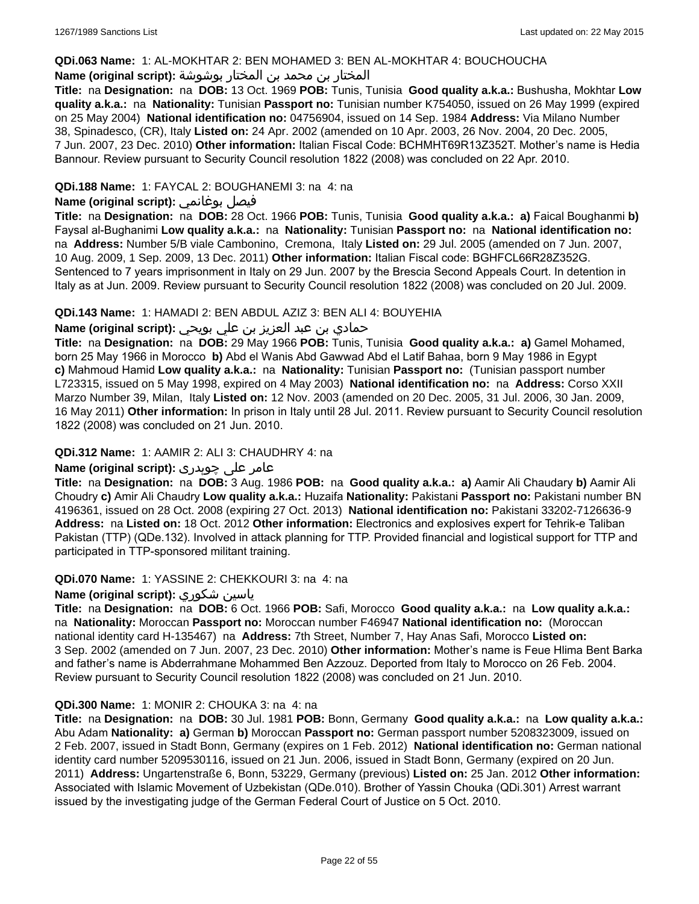**QDi.063 Name:** 1: AL-MOKHTAR 2: BEN MOHAMED 3: BEN AL-MOKHTAR 4: BOUCHOUCHA

**Name (original script):** المختار بن محمد بن المختار بوشوشة

**Title:** na **Designation:** na **DOB:** 13 Oct. 1969 **POB:** Tunis, Tunisia **Good quality a.k.a.:** Bushusha, Mokhtar **Low quality a.k.a.:** na **Nationality:** Tunisian **Passport no:** Tunisian number K754050, issued on 26 May 1999 (expired on 25 May 2004) **National identification no:** 04756904, issued on 14 Sep. 1984 **Address:** Via Milano Number 38, Spinadesco, (CR), Italy **Listed on:** 24 Apr. 2002 (amended on 10 Apr. 2003, 26 Nov. 2004, 20 Dec. 2005, 7 Jun. 2007, 23 Dec. 2010) **Other information:** Italian Fiscal Code: BCHMHT69R13Z352T. Mother's name is Hedia Bannour. Review pursuant to Security Council resolution 1822 (2008) was concluded on 22 Apr. 2010.

**QDi.188 Name:** 1: FAYCAL 2: BOUGHANEMI 3: na 4: na

**Name (original script):** فيصل بوغانمي

**Title:** na **Designation:** na **DOB:** 28 Oct. 1966 **POB:** Tunis, Tunisia **Good quality a.k.a.:** **a)** Faical Boughanmi **b)** Faysal al-Bughanimi **Low quality a.k.a.:** na **Nationality:** Tunisian **Passport no:** na **National identification no:** na **Address:** Number 5/B viale Cambonino, Cremona, Italy **Listed on:** 29 Jul. 2005 (amended on 7 Jun. 2007, 10 Aug. 2009, 1 Sep. 2009, 13 Dec. 2011) **Other information:** Italian Fiscal code: BGHFCL66R28Z352G. Sentenced to 7 years imprisonment in Italy on 29 Jun. 2007 by the Brescia Second Appeals Court. In detention in Italy as at Jun. 2009. Review pursuant to Security Council resolution 1822 (2008) was concluded on 20 Jul. 2009.

**QDi.143 Name:** 1: HAMADI 2: BEN ABDUL AZIZ 3: BEN ALI 4: BOUYEHIA

**Name (original script):** حمادي بن عبد العزيز بن علي بويحي

**Title:** na **Designation:** na **DOB:** 29 May 1966 **POB:** Tunis, Tunisia **Good quality a.k.a.:** **a)** Gamel Mohamed, born 25 May 1966 in Morocco **b)** Abd el Wanis Abd Gawwad Abd el Latif Bahaa, born 9 May 1986 in Egypt **c)** Mahmoud Hamid **Low quality a.k.a.:** na **Nationality:** Tunisian **Passport no:** (Tunisian passport number L723315, issued on 5 May 1998, expired on 4 May 2003) **National identification no:** na **Address:** Corso XXII Marzo Number 39, Milan, Italy **Listed on:** 12 Nov. 2003 (amended on 20 Dec. 2005, 31 Jul. 2006, 30 Jan. 2009, 16 May 2011) **Other information:** In prison in Italy until 28 Jul. 2011. Review pursuant to Security Council resolution 1822 (2008) was concluded on 21 Jun. 2010.

**QDi.312 Name:** 1: AAMIR 2: ALI 3: CHAUDHRY 4: na

**Name (original script):** عامر علی چوہدری

**Title:** na **Designation:** na **DOB:** 3 Aug. 1986 **POB:** na **Good quality a.k.a.:** **a)** Aamir Ali Chaudary **b)** Aamir Ali Choudry **c)** Amir Ali Chaudry **Low quality a.k.a.:** Huzaifa **Nationality:** Pakistani **Passport no:** Pakistani number BN 4196361, issued on 28 Oct. 2008 (expiring 27 Oct. 2013) **National identification no:** Pakistani 33202-7126636-9 **Address:** na **Listed on:** 18 Oct. 2012 **Other information:** Electronics and explosives expert for Tehrik-e Taliban Pakistan (TTP) (QDe.132). Involved in attack planning for TTP. Provided financial and logistical support for TTP and participated in TTP-sponsored militant training.

**QDi.070 Name:** 1: YASSINE 2: CHEKKOURI 3: na 4: na

**Name (original script):** ياسين شكوري

**Title:** na **Designation:** na **DOB:** 6 Oct. 1966 **POB:** Safi, Morocco **Good quality a.k.a.:** na **Low quality a.k.a.:** na **Nationality:** Moroccan **Passport no:** Moroccan number F46947 **National identification no:** (Moroccan national identity card H-135467) na **Address:** 7th Street, Number 7, Hay Anas Safi, Morocco **Listed on:** 3 Sep. 2002 (amended on 7 Jun. 2007, 23 Dec. 2010) **Other information:** Mother's name is Feue Hlima Bent Barka and father's name is Abderrahmane Mohammed Ben Azzouz. Deported from Italy to Morocco on 26 Feb. 2004. Review pursuant to Security Council resolution 1822 (2008) was concluded on 21 Jun. 2010.

**QDi.300 Name:** 1: MONIR 2: CHOUKA 3: na 4: na

**Title:** na **Designation:** na **DOB:** 30 Jul. 1981 **POB:** Bonn, Germany **Good quality a.k.a.:** na **Low quality a.k.a.:** Abu Adam **Nationality:** **a)** German **b)** Moroccan **Passport no:** German passport number 5208323009, issued on 2 Feb. 2007, issued in Stadt Bonn, Germany (expires on 1 Feb. 2012) **National identification no:** German national identity card number 5209530116, issued on 21 Jun. 2006, issued in Stadt Bonn, Germany (expired on 20 Jun. 2011) **Address:** Ungartenstraße 6, Bonn, 53229, Germany (previous) **Listed on:** 25 Jan. 2012 **Other information:** Associated with Islamic Movement of Uzbekistan (QDe.010). Brother of Yassin Chouka (QDi.301) Arrest warrant issued by the investigating judge of the German Federal Court of Justice on 5 Oct. 2010.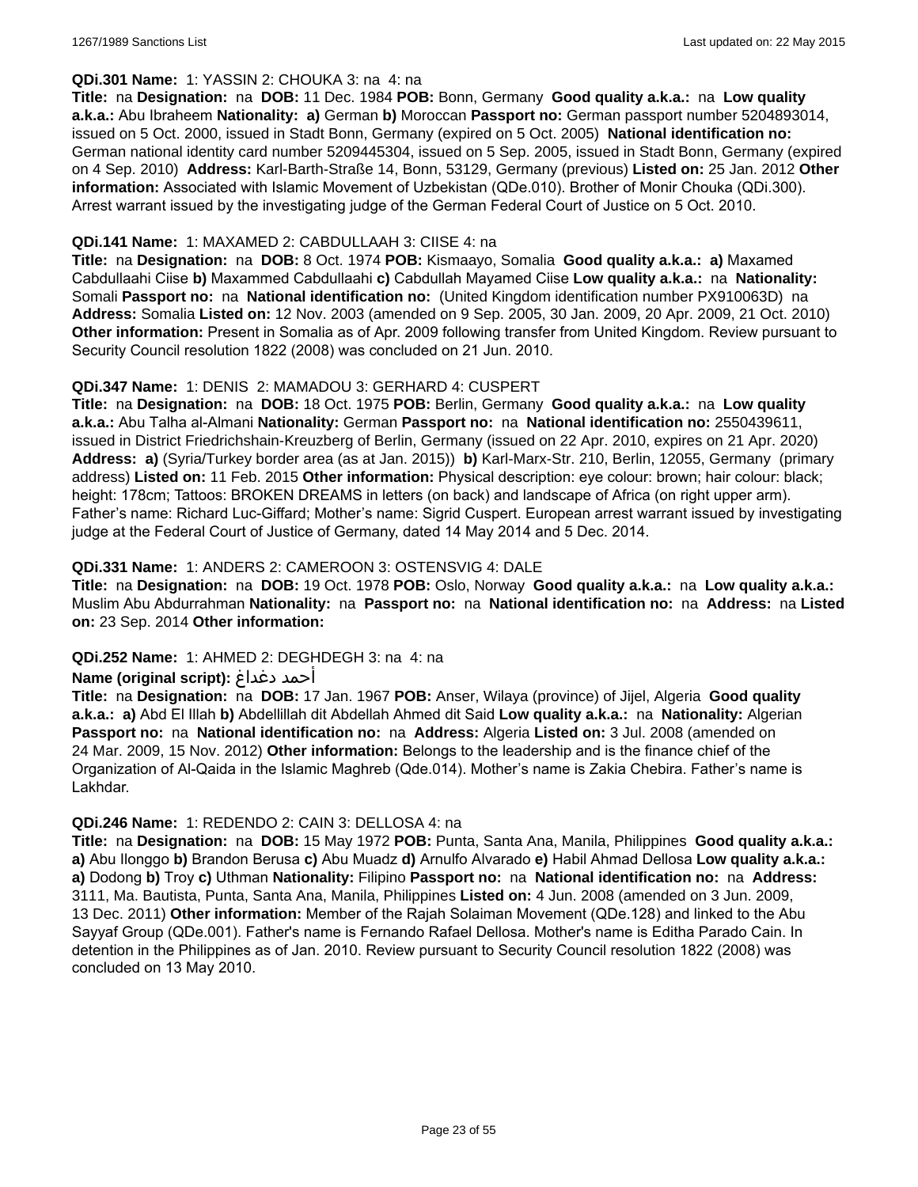**QDi.301 Name:** 1: YASSIN 2: CHOUKA 3: na 4: na

**Title:** na **Designation:** na **DOB:** 11 Dec. 1984 **POB:** Bonn, Germany **Good quality a.k.a.:** na **Low quality a.k.a.:** Abu Ibraheem **Nationality:** **a)** German **b)** Moroccan **Passport no:** German passport number 5204893014, issued on 5 Oct. 2000, issued in Stadt Bonn, Germany (expired on 5 Oct. 2005) **National identification no:** German national identity card number 5209445304, issued on 5 Sep. 2005, issued in Stadt Bonn, Germany (expired on 4 Sep. 2010) **Address:** Karl-Barth-Straße 14, Bonn, 53129, Germany (previous) **Listed on:** 25 Jan. 2012 **Other information:** Associated with Islamic Movement of Uzbekistan (QDe.010). Brother of Monir Chouka (QDi.300). Arrest warrant issued by the investigating judge of the German Federal Court of Justice on 5 Oct. 2010.

**QDi.141 Name:** 1: MAXAMED 2: CABDULLAAH 3: CIISE 4: na

**Title:** na **Designation:** na **DOB:** 8 Oct. 1974 **POB:** Kismaayo, Somalia **Good quality a.k.a.:** **a)** Maxamed Cabdullaahi Ciise **b)** Maxammed Cabdullaahi **c)** Cabdullah Mayamed Ciise **Low quality a.k.a.:** na **Nationality:** Somali **Passport no:** na **National identification no:** (United Kingdom identification number PX910063D) na **Address:** Somalia **Listed on:** 12 Nov. 2003 (amended on 9 Sep. 2005, 30 Jan. 2009, 20 Apr. 2009, 21 Oct. 2010) **Other information:** Present in Somalia as of Apr. 2009 following transfer from United Kingdom. Review pursuant to Security Council resolution 1822 (2008) was concluded on 21 Jun. 2010.

**QDi.347 Name:** 1: DENIS 2: MAMADOU 3: GERHARD 4: CUSPERT

**Title:** na **Designation:** na **DOB:** 18 Oct. 1975 **POB:** Berlin, Germany **Good quality a.k.a.:** na **Low quality a.k.a.:** Abu Talha al-Almani **Nationality:** German **Passport no:** na **National identification no:** 2550439611, issued in District Friedrichshain-Kreuzberg of Berlin, Germany (issued on 22 Apr. 2010, expires on 21 Apr. 2020) **Address:** **a)** (Syria/Turkey border area (as at Jan. 2015)) **b)** Karl-Marx-Str. 210, Berlin, 12055, Germany (primary address) **Listed on:** 11 Feb. 2015 **Other information:** Physical description: eye colour: brown; hair colour: black; height: 178cm; Tattoos: BROKEN DREAMS in letters (on back) and landscape of Africa (on right upper arm). Father's name: Richard Luc-Giffard; Mother's name: Sigrid Cuspert. European arrest warrant issued by investigating judge at the Federal Court of Justice of Germany, dated 14 May 2014 and 5 Dec. 2014.

**QDi.331 Name:** 1: ANDERS 2: CAMEROON 3: OSTENSVIG 4: DALE

**Title:** na **Designation:** na **DOB:** 19 Oct. 1978 **POB:** Oslo, Norway **Good quality a.k.a.:** na **Low quality a.k.a.:** Muslim Abu Abdurrahman **Nationality:** na **Passport no:** na **National identification no:** na **Address:** na **Listed on:** 23 Sep. 2014 **Other information:**

**QDi.252 Name:** 1: AHMED 2: DEGHDEGH 3: na 4: na

**Name (original script):** أحمد دغداغ

**Title:** na **Designation:** na **DOB:** 17 Jan. 1967 **POB:** Anser, Wilaya (province) of Jijel, Algeria **Good quality a.k.a.:** **a)** Abd El Illah **b)** Abdellillah dit Abdellah Ahmed dit Said **Low quality a.k.a.:** na **Nationality:** Algerian **Passport no:** na **National identification no:** na **Address:** Algeria **Listed on:** 3 Jul. 2008 (amended on 24 Mar. 2009, 15 Nov. 2012) **Other information:** Belongs to the leadership and is the finance chief of the Organization of Al-Qaida in the Islamic Maghreb (Qde.014). Mother's name is Zakia Chebira. Father's name is Lakhdar.

**QDi.246 Name:** 1: REDENDO 2: CAIN 3: DELLOSA 4: na

**Title:** na **Designation:** na **DOB:** 15 May 1972 **POB:** Punta, Santa Ana, Manila, Philippines **Good quality a.k.a.:** **a)** Abu Ilonggo **b)** Brandon Berusa **c)** Abu Muadz **d)** Arnulfo Alvarado **e)** Habil Ahmad Dellosa **Low quality a.k.a.:** **a)** Dodong **b)** Troy **c)** Uthman **Nationality:** Filipino **Passport no:** na **National identification no:** na **Address:** 3111, Ma. Bautista, Punta, Santa Ana, Manila, Philippines **Listed on:** 4 Jun. 2008 (amended on 3 Jun. 2009, 13 Dec. 2011) **Other information:** Member of the Rajah Solaiman Movement (QDe.128) and linked to the Abu Sayyaf Group (QDe.001). Father's name is Fernando Rafael Dellosa. Mother's name is Editha Parado Cain. In detention in the Philippines as of Jan. 2010. Review pursuant to Security Council resolution 1822 (2008) was concluded on 13 May 2010.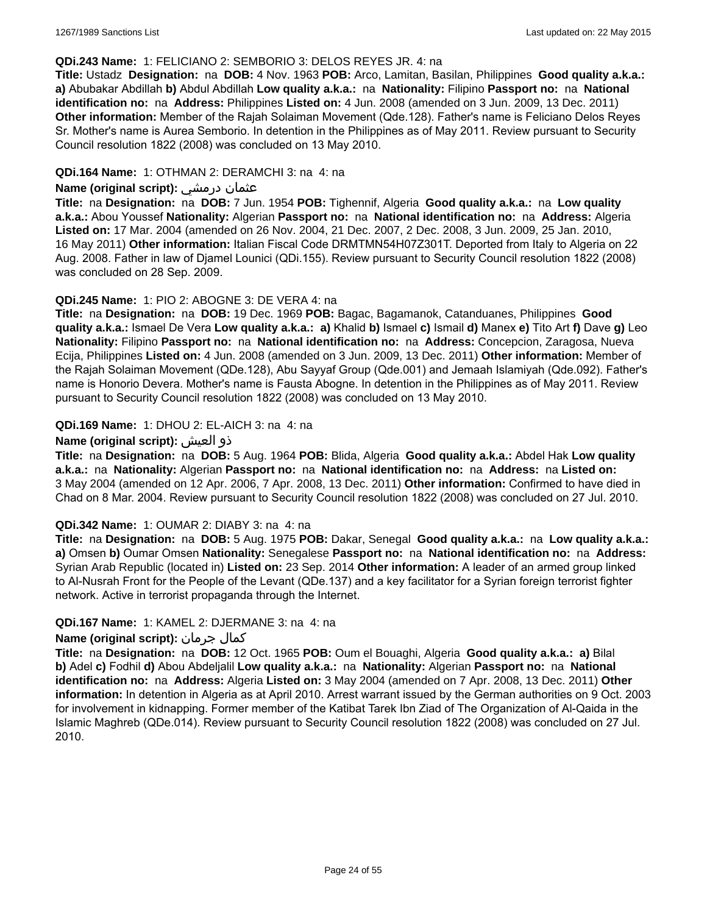**QDi.243 Name:** 1: FELICIANO 2: SEMBORIO 3: DELOS REYES JR. 4: na

**Title:** Ustadz **Designation:** na **DOB:** 4 Nov. 1963 **POB:** Arco, Lamitan, Basilan, Philippines **Good quality a.k.a.:** **a)** Abubakar Abdillah **b)** Abdul Abdillah **Low quality a.k.a.:** na **Nationality:** Filipino **Passport no:** na **National identification no:** na **Address:** Philippines **Listed on:** 4 Jun. 2008 (amended on 3 Jun. 2009, 13 Dec. 2011) **Other information:** Member of the Rajah Solaiman Movement (Qde.128). Father's name is Feliciano Delos Reyes Sr. Mother's name is Aurea Semborio. In detention in the Philippines as of May 2011. Review pursuant to Security Council resolution 1822 (2008) was concluded on 13 May 2010.

**QDi.164 Name:** 1: OTHMAN 2: DERAMCHI 3: na 4: na

**Name (original script):** عثمان درمشي

**Title:** na **Designation:** na **DOB:** 7 Jun. 1954 **POB:** Tighennif, Algeria **Good quality a.k.a.:** na **Low quality a.k.a.:** Abou Youssef **Nationality:** Algerian **Passport no:** na **National identification no:** na **Address:** Algeria **Listed on:** 17 Mar. 2004 (amended on 26 Nov. 2004, 21 Dec. 2007, 2 Dec. 2008, 3 Jun. 2009, 25 Jan. 2010, 16 May 2011) **Other information:** Italian Fiscal Code DRMTMN54H07Z301T. Deported from Italy to Algeria on 22 Aug. 2008. Father in law of Djamel Lounici (QDi.155). Review pursuant to Security Council resolution 1822 (2008) was concluded on 28 Sep. 2009.

**QDi.245 Name:** 1: PIO 2: ABOGNE 3: DE VERA 4: na

**Title:** na **Designation:** na **DOB:** 19 Dec. 1969 **POB:** Bagac, Bagamanok, Catanduanes, Philippines **Good quality a.k.a.:** Ismael De Vera **Low quality a.k.a.:** **a)** Khalid **b)** Ismael **c)** Ismail **d)** Manex **e)** Tito Art **f)** Dave **g)** Leo **Nationality:** Filipino **Passport no:** na **National identification no:** na **Address:** Concepcion, Zaragosa, Nueva Ecija, Philippines **Listed on:** 4 Jun. 2008 (amended on 3 Jun. 2009, 13 Dec. 2011) **Other information:** Member of the Rajah Solaiman Movement (QDe.128), Abu Sayyaf Group (Qde.001) and Jemaah Islamiyah (Qde.092). Father's name is Honorio Devera. Mother's name is Fausta Abogne. In detention in the Philippines as of May 2011. Review pursuant to Security Council resolution 1822 (2008) was concluded on 13 May 2010.

**QDi.169 Name:** 1: DHOU 2: EL-AICH 3: na 4: na

**Name (original script):** ذو العيش

**Title:** na **Designation:** na **DOB:** 5 Aug. 1964 **POB:** Blida, Algeria **Good quality a.k.a.:** Abdel Hak **Low quality a.k.a.:** na **Nationality:** Algerian **Passport no:** na **National identification no:** na **Address:** na **Listed on:** 3 May 2004 (amended on 12 Apr. 2006, 7 Apr. 2008, 13 Dec. 2011) **Other information:** Confirmed to have died in Chad on 8 Mar. 2004. Review pursuant to Security Council resolution 1822 (2008) was concluded on 27 Jul. 2010.

**QDi.342 Name:** 1: OUMAR 2: DIABY 3: na 4: na

**Title:** na **Designation:** na **DOB:** 5 Aug. 1975 **POB:** Dakar, Senegal **Good quality a.k.a.:** na **Low quality a.k.a.:** **a)** Omsen **b)** Oumar Omsen **Nationality:** Senegalese **Passport no:** na **National identification no:** na **Address:** Syrian Arab Republic (located in) **Listed on:** 23 Sep. 2014 **Other information:** A leader of an armed group linked to Al-Nusrah Front for the People of the Levant (QDe.137) and a key facilitator for a Syrian foreign terrorist fighter network. Active in terrorist propaganda through the Internet.

**QDi.167 Name:** 1: KAMEL 2: DJERMANE 3: na 4: na

**Name (original script):** كمال جرمان

**Title:** na **Designation:** na **DOB:** 12 Oct. 1965 **POB:** Oum el Bouaghi, Algeria **Good quality a.k.a.:** **a)** Bilal **b)** Adel **c)** Fodhil **d)** Abou Abdeljalil **Low quality a.k.a.:** na **Nationality:** Algerian **Passport no:** na **National identification no:** na **Address:** Algeria **Listed on:** 3 May 2004 (amended on 7 Apr. 2008, 13 Dec. 2011) **Other information:** In detention in Algeria as at April 2010. Arrest warrant issued by the German authorities on 9 Oct. 2003 for involvement in kidnapping. Former member of the Katibat Tarek Ibn Ziad of The Organization of Al-Qaida in the Islamic Maghreb (QDe.014). Review pursuant to Security Council resolution 1822 (2008) was concluded on 27 Jul. 2010.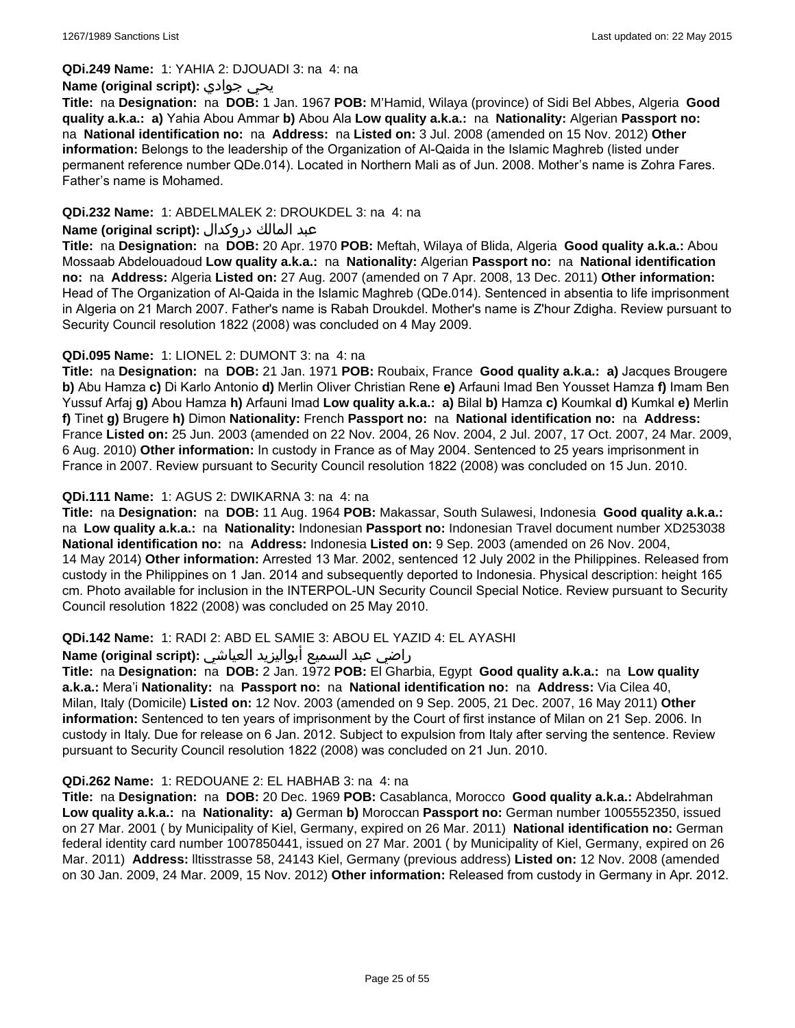**QDi.249 Name:** 1: YAHIA 2: DJOUADI 3: na 4: na

**Name (original script):** يحي جوادي

**Title:** na **Designation:** na **DOB:** 1 Jan. 1967 **POB:** M'Hamid, Wilaya (province) of Sidi Bel Abbes, Algeria **Good quality a.k.a.: a)** Yahia Abou Ammar **b)** Abou Ala **Low quality a.k.a.:** na **Nationality:** Algerian **Passport no:** na **National identification no:** na **Address:** na **Listed on:** 3 Jul. 2008 (amended on 15 Nov. 2012) **Other information:** Belongs to the leadership of the Organization of Al-Qaida in the Islamic Maghreb (listed under permanent reference number QDe.014). Located in Northern Mali as of Jun. 2008. Mother's name is Zohra Fares. Father's name is Mohamed.

**QDi.232 Name:** 1: ABDELMALEK 2: DROUKDEL 3: na 4: na

**Name (original script):** عبد المالك دروكدال

**Title:** na **Designation:** na **DOB:** 20 Apr. 1970 **POB:** Meftah, Wilaya of Blida, Algeria **Good quality a.k.a.:** Abou Mossaab Abdelouadoud **Low quality a.k.a.:** na **Nationality:** Algerian **Passport no:** na **National identification no:** na **Address:** Algeria **Listed on:** 27 Aug. 2007 (amended on 7 Apr. 2008, 13 Dec. 2011) **Other information:** Head of The Organization of Al-Qaida in the Islamic Maghreb (QDe.014). Sentenced in absentia to life imprisonment in Algeria on 21 March 2007. Father's name is Rabah Droukdel. Mother's name is Z'hour Zdigha. Review pursuant to Security Council resolution 1822 (2008) was concluded on 4 May 2009.

**QDi.095 Name:** 1: LIONEL 2: DUMONT 3: na 4: na

**Title:** na **Designation:** na **DOB:** 21 Jan. 1971 **POB:** Roubaix, France **Good quality a.k.a.: a)** Jacques Brougere **b)** Abu Hamza **c)** Di Karlo Antonio **d)** Merlin Oliver Christian Rene **e)** Arfauni Imad Ben Yousset Hamza **f)** Imam Ben Yussuf Arfaj **g)** Abou Hamza **h)** Arfauni Imad **Low quality a.k.a.: a)** Bilal **b)** Hamza **c)** Koumkal **d)** Kumkal **e)** Merlin **f)** Tinet **g)** Brugere **h)** Dimon **Nationality:** French **Passport no:** na **National identification no:** na **Address:** France **Listed on:** 25 Jun. 2003 (amended on 22 Nov. 2004, 26 Nov. 2004, 2 Jul. 2007, 17 Oct. 2007, 24 Mar. 2009, 6 Aug. 2010) **Other information:** In custody in France as of May 2004. Sentenced to 25 years imprisonment in France in 2007. Review pursuant to Security Council resolution 1822 (2008) was concluded on 15 Jun. 2010.

**QDi.111 Name:** 1: AGUS 2: DWIKARNA 3: na 4: na

**Title:** na **Designation:** na **DOB:** 11 Aug. 1964 **POB:** Makassar, South Sulawesi, Indonesia **Good quality a.k.a.:** na **Low quality a.k.a.:** na **Nationality:** Indonesian **Passport no:** Indonesian Travel document number XD253038 **National identification no:** na **Address:** Indonesia **Listed on:** 9 Sep. 2003 (amended on 26 Nov. 2004, 14 May 2014) **Other information:** Arrested 13 Mar. 2002, sentenced 12 July 2002 in the Philippines. Released from custody in the Philippines on 1 Jan. 2014 and subsequently deported to Indonesia. Physical description: height 165 cm. Photo available for inclusion in the INTERPOL-UN Security Council Special Notice. Review pursuant to Security Council resolution 1822 (2008) was concluded on 25 May 2010.

**QDi.142 Name:** 1: RADI 2: ABD EL SAMIE 3: ABOU EL YAZID 4: EL AYASHI

**Name (original script):** راضي عبد السميع أبواليزيد العياشي

**Title:** na **Designation:** na **DOB:** 2 Jan. 1972 **POB:** El Gharbia, Egypt **Good quality a.k.a.:** na **Low quality a.k.a.:** Mera'i **Nationality:** na **Passport no:** na **National identification no:** na **Address:** Via Cilea 40, Milan, Italy (Domicile) **Listed on:** 12 Nov. 2003 (amended on 9 Sep. 2005, 21 Dec. 2007, 16 May 2011) **Other information:** Sentenced to ten years of imprisonment by the Court of first instance of Milan on 21 Sep. 2006. In custody in Italy. Due for release on 6 Jan. 2012. Subject to expulsion from Italy after serving the sentence. Review pursuant to Security Council resolution 1822 (2008) was concluded on 21 Jun. 2010.

**QDi.262 Name:** 1: REDOUANE 2: EL HABHAB 3: na 4: na

**Title:** na **Designation:** na **DOB:** 20 Dec. 1969 **POB:** Casablanca, Morocco **Good quality a.k.a.:** Abdelrahman **Low quality a.k.a.:** na **Nationality: a)** German **b)** Moroccan **Passport no:** German number 1005552350, issued on 27 Mar. 2001 ( by Municipality of Kiel, Germany, expired on 26 Mar. 2011) **National identification no:** German federal identity card number 1007850441, issued on 27 Mar. 2001 ( by Municipality of Kiel, Germany, expired on 26 Mar. 2011) **Address:** Iltisstrasse 58, 24143 Kiel, Germany (previous address) **Listed on:** 12 Nov. 2008 (amended on 30 Jan. 2009, 24 Mar. 2009, 15 Nov. 2012) **Other information:** Released from custody in Germany in Apr. 2012.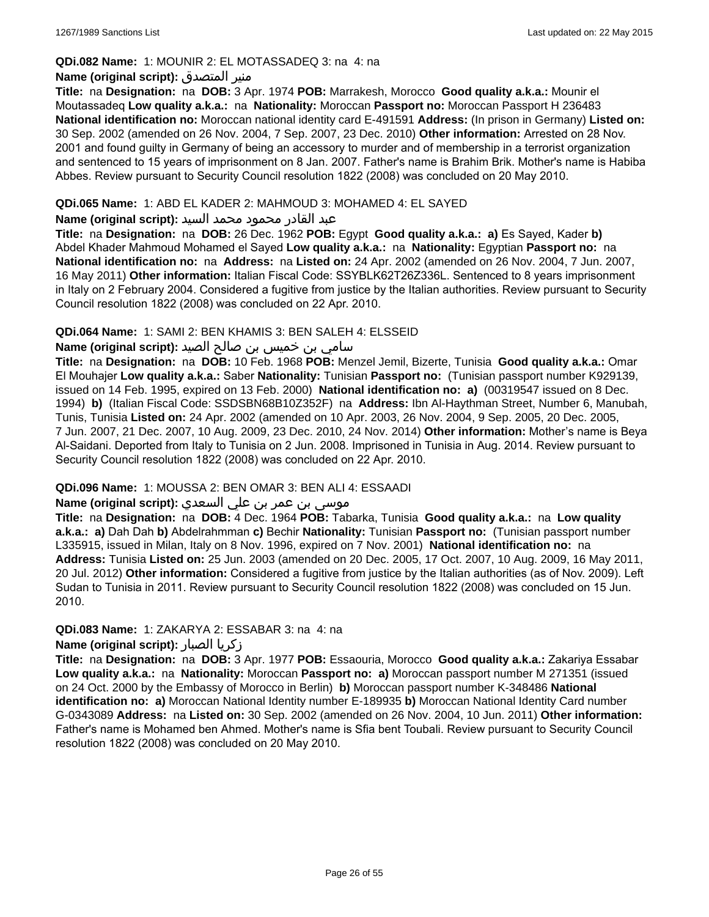**QDi.082 Name:** 1: MOUNIR 2: EL MOTASSADEQ 3: na 4: na

**Name (original script):** منير المتصدق

**Title:** na **Designation:** na **DOB:** 3 Apr. 1974 **POB:** Marrakesh, Morocco **Good quality a.k.a.:** Mounir el Moutassadeq **Low quality a.k.a.:** na **Nationality:** Moroccan **Passport no:** Moroccan Passport H 236483 **National identification no:** Moroccan national identity card E-491591 **Address:** (In prison in Germany) **Listed on:** 30 Sep. 2002 (amended on 26 Nov. 2004, 7 Sep. 2007, 23 Dec. 2010) **Other information:** Arrested on 28 Nov. 2001 and found guilty in Germany of being an accessory to murder and of membership in a terrorist organization and sentenced to 15 years of imprisonment on 8 Jan. 2007. Father's name is Brahim Brik. Mother's name is Habiba Abbes. Review pursuant to Security Council resolution 1822 (2008) was concluded on 20 May 2010.

**QDi.065 Name:** 1: ABD EL KADER 2: MAHMOUD 3: MOHAMED 4: EL SAYED

**Name (original script):** عبد القادر محمود محمد السيد

**Title:** na **Designation:** na **DOB:** 26 Dec. 1962 **POB:** Egypt **Good quality a.k.a.:** **a)** Es Sayed, Kader **b)** Abdel Khader Mahmoud Mohamed el Sayed **Low quality a.k.a.:** na **Nationality:** Egyptian **Passport no:** na **National identification no:** na **Address:** na **Listed on:** 24 Apr. 2002 (amended on 26 Nov. 2004, 7 Jun. 2007, 16 May 2011) **Other information:** Italian Fiscal Code: SSYBLK62T26Z336L. Sentenced to 8 years imprisonment in Italy on 2 February 2004. Considered a fugitive from justice by the Italian authorities. Review pursuant to Security Council resolution 1822 (2008) was concluded on 22 Apr. 2010.

**QDi.064 Name:** 1: SAMI 2: BEN KHAMIS 3: BEN SALEH 4: ELSSEID

**Name (original script):** سامي بن خميس بن صالح الصيد

**Title:** na **Designation:** na **DOB:** 10 Feb. 1968 **POB:** Menzel Jemil, Bizerte, Tunisia **Good quality a.k.a.:** Omar El Mouhajer **Low quality a.k.a.:** Saber **Nationality:** Tunisian **Passport no:** (Tunisian passport number K929139, issued on 14 Feb. 1995, expired on 13 Feb. 2000) **National identification no:** **a)** (00319547 issued on 8 Dec. 1994) **b)** (Italian Fiscal Code: SSDSBN68B10Z352F) na **Address:** Ibn Al-Haythman Street, Number 6, Manubah, Tunis, Tunisia **Listed on:** 24 Apr. 2002 (amended on 10 Apr. 2003, 26 Nov. 2004, 9 Sep. 2005, 20 Dec. 2005, 7 Jun. 2007, 21 Dec. 2007, 10 Aug. 2009, 23 Dec. 2010, 24 Nov. 2014) **Other information:** Mother's name is Beya Al-Saidani. Deported from Italy to Tunisia on 2 Jun. 2008. Imprisoned in Tunisia in Aug. 2014. Review pursuant to Security Council resolution 1822 (2008) was concluded on 22 Apr. 2010.

**QDi.096 Name:** 1: MOUSSA 2: BEN OMAR 3: BEN ALI 4: ESSAADI

**Name (original script):** موسى بن عمر بن علي السعدي

**Title:** na **Designation:** na **DOB:** 4 Dec. 1964 **POB:** Tabarka, Tunisia **Good quality a.k.a.:** na **Low quality a.k.a.:** **a)** Dah Dah **b)** Abdelrahmman **c)** Bechir **Nationality:** Tunisian **Passport no:** (Tunisian passport number L335915, issued in Milan, Italy on 8 Nov. 1996, expired on 7 Nov. 2001) **National identification no:** na **Address:** Tunisia **Listed on:** 25 Jun. 2003 (amended on 20 Dec. 2005, 17 Oct. 2007, 10 Aug. 2009, 16 May 2011, 20 Jul. 2012) **Other information:** Considered a fugitive from justice by the Italian authorities (as of Nov. 2009). Left Sudan to Tunisia in 2011. Review pursuant to Security Council resolution 1822 (2008) was concluded on 15 Jun. 2010.

**QDi.083 Name:** 1: ZAKARYA 2: ESSABAR 3: na 4: na

**Name (original script):** زكريا الصبار

**Title:** na **Designation:** na **DOB:** 3 Apr. 1977 **POB:** Essaouria, Morocco **Good quality a.k.a.:** Zakariya Essabar **Low quality a.k.a.:** na **Nationality:** Moroccan **Passport no:** **a)** Moroccan passport number M 271351 (issued on 24 Oct. 2000 by the Embassy of Morocco in Berlin) **b)** Moroccan passport number K-348486 **National identification no:** **a)** Moroccan National Identity number E-189935 **b)** Moroccan National Identity Card number G-0343089 **Address:** na **Listed on:** 30 Sep. 2002 (amended on 26 Nov. 2004, 10 Jun. 2011) **Other information:** Father's name is Mohamed ben Ahmed. Mother's name is Sfia bent Toubali. Review pursuant to Security Council resolution 1822 (2008) was concluded on 20 May 2010.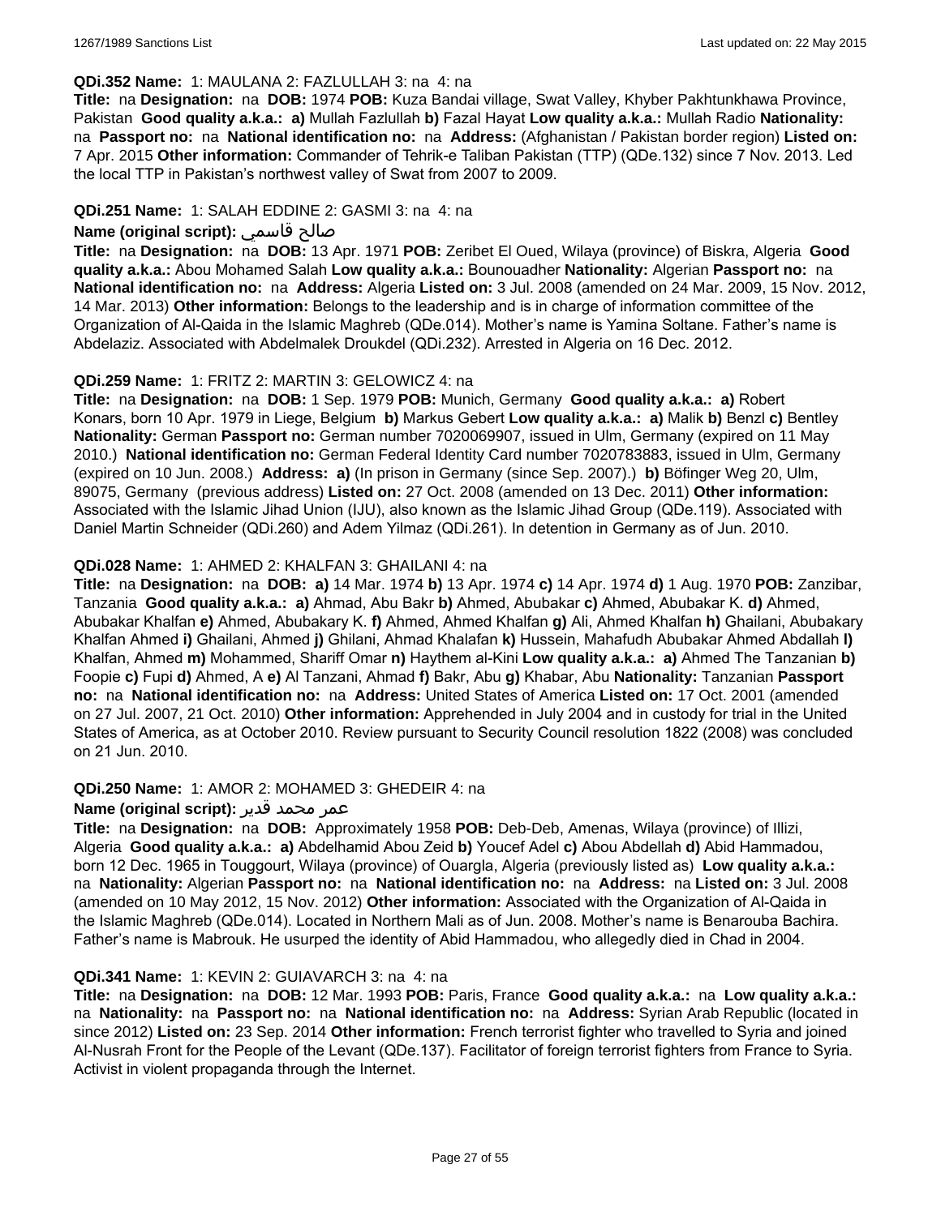**QDi.352 Name:** 1: MAULANA 2: FAZLULLAH 3: na 4: na

**Title:** na **Designation:** na **DOB:** 1974 **POB:** Kuza Bandai village, Swat Valley, Khyber Pakhtunkhawa Province, Pakistan **Good quality a.k.a.:** **a)** Mullah Fazlullah **b)** Fazal Hayat **Low quality a.k.a.:** Mullah Radio **Nationality:** na **Passport no:** na **National identification no:** na **Address:** (Afghanistan / Pakistan border region) **Listed on:** 7 Apr. 2015 **Other information:** Commander of Tehrik-e Taliban Pakistan (TTP) (QDe.132) since 7 Nov. 2013. Led the local TTP in Pakistan's northwest valley of Swat from 2007 to 2009.

**QDi.251 Name:** 1: SALAH EDDINE 2: GASMI 3: na 4: na

**Name (original script):** صالح قاسمي

**Title:** na **Designation:** na **DOB:** 13 Apr. 1971 **POB:** Zeribet El Oued, Wilaya (province) of Biskra, Algeria **Good quality a.k.a.:** Abou Mohamed Salah **Low quality a.k.a.:** Bounouadher **Nationality:** Algerian **Passport no:** na **National identification no:** na **Address:** Algeria **Listed on:** 3 Jul. 2008 (amended on 24 Mar. 2009, 15 Nov. 2012, 14 Mar. 2013) **Other information:** Belongs to the leadership and is in charge of information committee of the Organization of Al-Qaida in the Islamic Maghreb (QDe.014). Mother's name is Yamina Soltane. Father's name is Abdelaziz. Associated with Abdelmalek Droukdel (QDi.232). Arrested in Algeria on 16 Dec. 2012.

**QDi.259 Name:** 1: FRITZ 2: MARTIN 3: GELOWICZ 4: na

**Title:** na **Designation:** na **DOB:** 1 Sep. 1979 **POB:** Munich, Germany **Good quality a.k.a.:** **a)** Robert Konars, born 10 Apr. 1979 in Liege, Belgium **b)** Markus Gebert **Low quality a.k.a.:** **a)** Malik **b)** Benzl **c)** Bentley **Nationality:** German **Passport no:** German number 7020069907, issued in Ulm, Germany (expired on 11 May 2010.) **National identification no:** German Federal Identity Card number 7020783883, issued in Ulm, Germany (expired on 10 Jun. 2008.) **Address:** **a)** (In prison in Germany (since Sep. 2007).) **b)** Böfinger Weg 20, Ulm, 89075, Germany (previous address) **Listed on:** 27 Oct. 2008 (amended on 13 Dec. 2011) **Other information:** Associated with the Islamic Jihad Union (IJU), also known as the Islamic Jihad Group (QDe.119). Associated with Daniel Martin Schneider (QDi.260) and Adem Yilmaz (QDi.261). In detention in Germany as of Jun. 2010.

**QDi.028 Name:** 1: AHMED 2: KHALFAN 3: GHAILANI 4: na

**Title:** na **Designation:** na **DOB:** **a)** 14 Mar. 1974 **b)** 13 Apr. 1974 **c)** 14 Apr. 1974 **d)** 1 Aug. 1970 **POB:** Zanzibar, Tanzania **Good quality a.k.a.:** **a)** Ahmad, Abu Bakr **b)** Ahmed, Abubakar **c)** Ahmed, Abubakar K. **d)** Ahmed, Abubakar Khalfan **e)** Ahmed, Abubakary K. **f)** Ahmed, Ahmed Khalfan **g)** Ali, Ahmed Khalfan **h)** Ghailani, Abubakary Khalfan Ahmed **i)** Ghailani, Ahmed **j)** Ghilani, Ahmad Khalafan **k)** Hussein, Mahafudh Abubakar Ahmed Abdallah **l)** Khalfan, Ahmed **m)** Mohammed, Shariff Omar **n)** Haythem al-Kini **Low quality a.k.a.:** **a)** Ahmed The Tanzanian **b)** Foopie **c)** Fupi **d)** Ahmed, A **e)** Al Tanzani, Ahmad **f)** Bakr, Abu **g)** Khabar, Abu **Nationality:** Tanzanian **Passport no:** na **National identification no:** na **Address:** United States of America **Listed on:** 17 Oct. 2001 (amended on 27 Jul. 2007, 21 Oct. 2010) **Other information:** Apprehended in July 2004 and in custody for trial in the United States of America, as at October 2010. Review pursuant to Security Council resolution 1822 (2008) was concluded on 21 Jun. 2010.

**QDi.250 Name:** 1: AMOR 2: MOHAMED 3: GHEDEIR 4: na

**Name (original script):** عمر محمد قدير

**Title:** na **Designation:** na **DOB:** Approximately 1958 **POB:** Deb-Deb, Amenas, Wilaya (province) of Illizi, Algeria **Good quality a.k.a.:** **a)** Abdelhamid Abou Zeid **b)** Youcef Adel **c)** Abou Abdellah **d)** Abid Hammadou, born 12 Dec. 1965 in Touggourt, Wilaya (province) of Ouargla, Algeria (previously listed as) **Low quality a.k.a.:** na **Nationality:** Algerian **Passport no:** na **National identification no:** na **Address:** na **Listed on:** 3 Jul. 2008 (amended on 10 May 2012, 15 Nov. 2012) **Other information:** Associated with the Organization of Al-Qaida in the Islamic Maghreb (QDe.014). Located in Northern Mali as of Jun. 2008. Mother's name is Benarouba Bachira. Father's name is Mabrouk. He usurped the identity of Abid Hammadou, who allegedly died in Chad in 2004.

**QDi.341 Name:** 1: KEVIN 2: GUIAVARCH 3: na 4: na

**Title:** na **Designation:** na **DOB:** 12 Mar. 1993 **POB:** Paris, France **Good quality a.k.a.:** na **Low quality a.k.a.:** na **Nationality:** na **Passport no:** na **National identification no:** na **Address:** Syrian Arab Republic (located in since 2012) **Listed on:** 23 Sep. 2014 **Other information:** French terrorist fighter who travelled to Syria and joined Al-Nusrah Front for the People of the Levant (QDe.137). Facilitator of foreign terrorist fighters from France to Syria. Activist in violent propaganda through the Internet.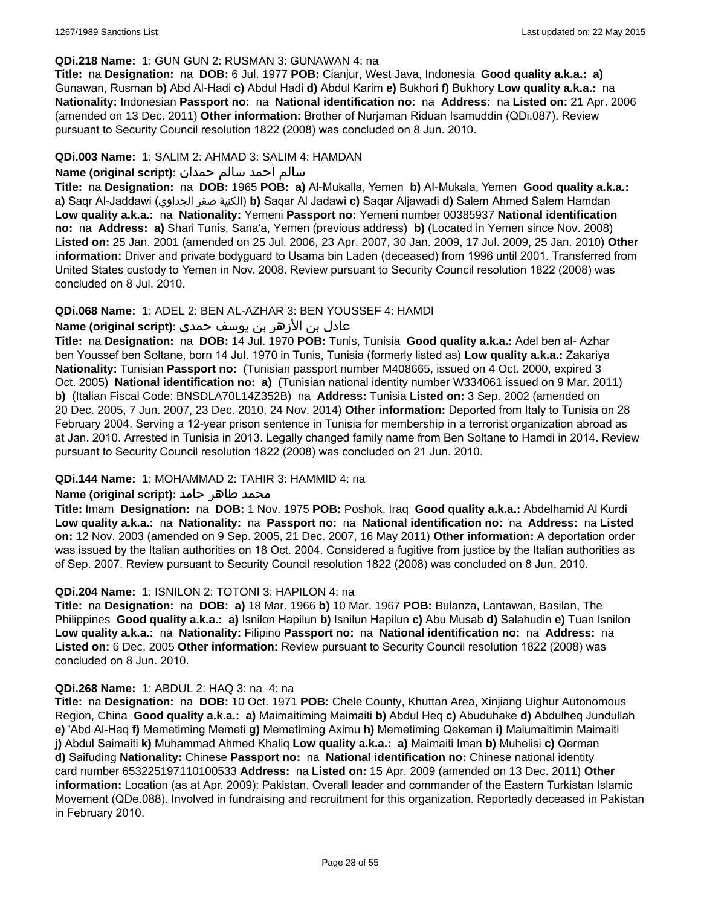**QDi.218 Name:** 1: GUN GUN 2: RUSMAN 3: GUNAWAN 4: na

**Title:** na **Designation:** na **DOB:** 6 Jul. 1977 **POB:** Cianjur, West Java, Indonesia **Good quality a.k.a.: a)** Gunawan, Rusman **b)** Abd Al-Hadi **c)** Abdul Hadi **d)** Abdul Karim **e)** Bukhori **f)** Bukhory **Low quality a.k.a.:** na **Nationality:** Indonesian **Passport no:** na **National identification no:** na **Address:** na **Listed on:** 21 Apr. 2006 (amended on 13 Dec. 2011) **Other information:** Brother of Nurjaman Riduan Isamuddin (QDi.087). Review pursuant to Security Council resolution 1822 (2008) was concluded on 8 Jun. 2010.

**QDi.003 Name:** 1: SALIM 2: AHMAD 3: SALIM 4: HAMDAN

**Name (original script):** سالم أحمد سالم حمدان

**Title:** na **Designation:** na **DOB:** 1965 **POB: a)** Al-Mukalla, Yemen **b)** Al-Mukala, Yemen **Good quality a.k.a.: a)** Saqr Al-Jaddawi (الكنية صقر الجداوي) **b)** Saqar Al Jadawi **c)** Saqar Aljawadi **d)** Salem Ahmed Salem Hamdan **Low quality a.k.a.:** na **Nationality:** Yemeni **Passport no:** Yemeni number 00385937 **National identification no:** na **Address: a)** Shari Tunis, Sana'a, Yemen (previous address) **b)** (Located in Yemen since Nov. 2008) **Listed on:** 25 Jan. 2001 (amended on 25 Jul. 2006, 23 Apr. 2007, 30 Jan. 2009, 17 Jul. 2009, 25 Jan. 2010) **Other information:** Driver and private bodyguard to Usama bin Laden (deceased) from 1996 until 2001. Transferred from United States custody to Yemen in Nov. 2008. Review pursuant to Security Council resolution 1822 (2008) was concluded on 8 Jul. 2010.

**QDi.068 Name:** 1: ADEL 2: BEN AL-AZHAR 3: BEN YOUSSEF 4: HAMDI

**Name (original script):** عادل بن الأزهر بن يوسف حمدي

**Title:** na **Designation:** na **DOB:** 14 Jul. 1970 **POB:** Tunis, Tunisia **Good quality a.k.a.:** Adel ben al- Azhar ben Youssef ben Soltane, born 14 Jul. 1970 in Tunis, Tunisia (formerly listed as) **Low quality a.k.a.:** Zakariya **Nationality:** Tunisian **Passport no:** (Tunisian passport number M408665, issued on 4 Oct. 2000, expired 3 Oct. 2005) **National identification no: a)** (Tunisian national identity number W334061 issued on 9 Mar. 2011) **b)** (Italian Fiscal Code: BNSDLA70L14Z352B) na **Address:** Tunisia **Listed on:** 3 Sep. 2002 (amended on 20 Dec. 2005, 7 Jun. 2007, 23 Dec. 2010, 24 Nov. 2014) **Other information:** Deported from Italy to Tunisia on 28 February 2004. Serving a 12-year prison sentence in Tunisia for membership in a terrorist organization abroad as at Jan. 2010. Arrested in Tunisia in 2013. Legally changed family name from Ben Soltane to Hamdi in 2014. Review pursuant to Security Council resolution 1822 (2008) was concluded on 21 Jun. 2010.

**QDi.144 Name:** 1: MOHAMMAD 2: TAHIR 3: HAMMID 4: na

**Name (original script):** محمد طاهر حامد

**Title:** Imam **Designation:** na **DOB:** 1 Nov. 1975 **POB:** Poshok, Iraq **Good quality a.k.a.:** Abdelhamid Al Kurdi **Low quality a.k.a.:** na **Nationality:** na **Passport no:** na **National identification no:** na **Address:** na **Listed on:** 12 Nov. 2003 (amended on 9 Sep. 2005, 21 Dec. 2007, 16 May 2011) **Other information:** A deportation order was issued by the Italian authorities on 18 Oct. 2004. Considered a fugitive from justice by the Italian authorities as of Sep. 2007. Review pursuant to Security Council resolution 1822 (2008) was concluded on 8 Jun. 2010.

**QDi.204 Name:** 1: ISNILON 2: TOTONI 3: HAPILON 4: na

**Title:** na **Designation:** na **DOB: a)** 18 Mar. 1966 **b)** 10 Mar. 1967 **POB:** Bulanza, Lantawan, Basilan, The Philippines **Good quality a.k.a.: a)** Isnilon Hapilun **b)** Isnilun Hapilun **c)** Abu Musab **d)** Salahudin **e)** Tuan Isnilon **Low quality a.k.a.:** na **Nationality:** Filipino **Passport no:** na **National identification no:** na **Address:** na **Listed on:** 6 Dec. 2005 **Other information:** Review pursuant to Security Council resolution 1822 (2008) was concluded on 8 Jun. 2010.

**QDi.268 Name:** 1: ABDUL 2: HAQ 3: na 4: na

**Title:** na **Designation:** na **DOB:** 10 Oct. 1971 **POB:** Chele County, Khuttan Area, Xinjiang Uighur Autonomous Region, China **Good quality a.k.a.: a)** Maimaitiming Maimaiti **b)** Abdul Heq **c)** Abuduhake **d)** Abdulheq Jundullah **e)** 'Abd Al-Haq **f)** Memetiming Memeti **g)** Memetiming Aximu **h)** Memetiming Qekeman **i)** Maiumaitimin Maimaiti **j)** Abdul Saimaiti **k)** Muhammad Ahmed Khaliq **Low quality a.k.a.: a)** Maimaiti Iman **b)** Muhelisi **c)** Qerman **d)** Saifuding **Nationality:** Chinese **Passport no:** na **National identification no:** Chinese national identity card number 653225197110100533 **Address:** na **Listed on:** 15 Apr. 2009 (amended on 13 Dec. 2011) **Other information:** Location (as at Apr. 2009): Pakistan. Overall leader and commander of the Eastern Turkistan Islamic Movement (QDe.088). Involved in fundraising and recruitment for this organization. Reportedly deceased in Pakistan in February 2010.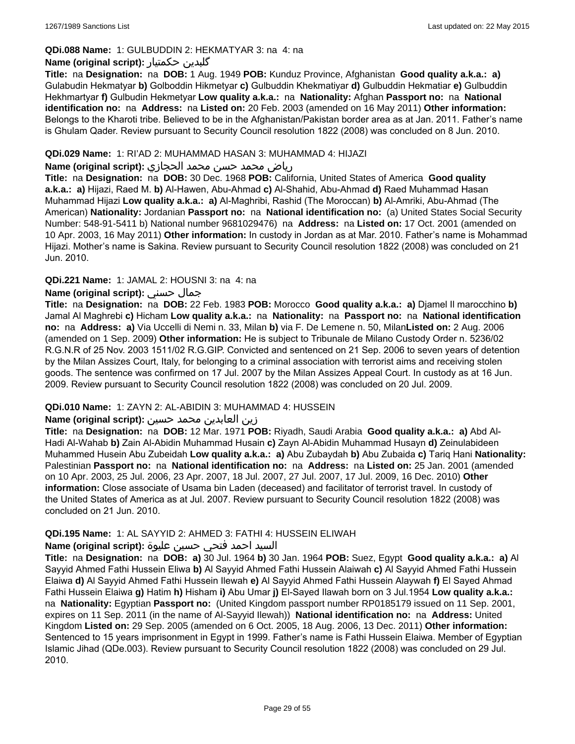**QDi.088 Name:** 1: GULBUDDIN 2: HEKMATYAR 3: na 4: na

**Name (original script):** گلبدین حکمتیار

**Title:** na **Designation:** na **DOB:** 1 Aug. 1949 **POB:** Kunduz Province, Afghanistan **Good quality a.k.a.:** **a)** Gulabudin Hekmatyar **b)** Golboddin Hikmetyar **c)** Gulbuddin Khekmatiyar **d)** Gulbuddin Hekmatiar **e)** Gulbuddin Hekhmartyar **f)** Gulbudin Hekmetyar **Low quality a.k.a.:** na **Nationality:** Afghan **Passport no:** na **National identification no:** na **Address:** na **Listed on:** 20 Feb. 2003 (amended on 16 May 2011) **Other information:** Belongs to the Kharoti tribe. Believed to be in the Afghanistan/Pakistan border area as at Jan. 2011. Father's name is Ghulam Qader. Review pursuant to Security Council resolution 1822 (2008) was concluded on 8 Jun. 2010.

**QDi.029 Name:** 1: RI'AD 2: MUHAMMAD HASAN 3: MUHAMMAD 4: HIJAZI

**Name (original script):** رياض محمد حسن محمد الحجازي

**Title:** na **Designation:** na **DOB:** 30 Dec. 1968 **POB:** California, United States of America **Good quality a.k.a.:** **a)** Hijazi, Raed M. **b)** Al-Hawen, Abu-Ahmad **c)** Al-Shahid, Abu-Ahmad **d)** Raed Muhammad Hasan Muhammad Hijazi **Low quality a.k.a.:** **a)** Al-Maghribi, Rashid (The Moroccan) **b)** Al-Amriki, Abu-Ahmad (The American) **Nationality:** Jordanian **Passport no:** na **National identification no:** (a) United States Social Security Number: 548-91-5411 b) National number 9681029476) na **Address:** na **Listed on:** 17 Oct. 2001 (amended on 10 Apr. 2003, 16 May 2011) **Other information:** In custody in Jordan as at Mar. 2010. Father's name is Mohammad Hijazi. Mother's name is Sakina. Review pursuant to Security Council resolution 1822 (2008) was concluded on 21 Jun. 2010.

**QDi.221 Name:** 1: JAMAL 2: HOUSNI 3: na 4: na

**Name (original script):** جمال حسني

**Title:** na **Designation:** na **DOB:** 22 Feb. 1983 **POB:** Morocco **Good quality a.k.a.:** **a)** Djamel Il marocchino **b)** Jamal Al Maghrebi **c)** Hicham **Low quality a.k.a.:** na **Nationality:** na **Passport no:** na **National identification no:** na **Address:** **a)** Via Uccelli di Nemi n. 33, Milan **b)** via F. De Lemene n. 50, Milan**Listed on:** 2 Aug. 2006 (amended on 1 Sep. 2009) **Other information:** He is subject to Tribunale de Milano Custody Order n. 5236/02 R.G.N.R of 25 Nov. 2003 1511/02 R.G.GIP. Convicted and sentenced on 21 Sep. 2006 to seven years of detention by the Milan Assizes Court, Italy, for belonging to a criminal association with terrorist aims and receiving stolen goods. The sentence was confirmed on 17 Jul. 2007 by the Milan Assizes Appeal Court. In custody as at 16 Jun. 2009. Review pursuant to Security Council resolution 1822 (2008) was concluded on 20 Jul. 2009.

**QDi.010 Name:** 1: ZAYN 2: AL-ABIDIN 3: MUHAMMAD 4: HUSSEIN

**Name (original script):** زين العابدين محمد حسين

**Title:** na **Designation:** na **DOB:** 12 Mar. 1971 **POB:** Riyadh, Saudi Arabia **Good quality a.k.a.:** **a)** Abd Al-Hadi Al-Wahab **b)** Zain Al-Abidin Muhammad Husain **c)** Zayn Al-Abidin Muhammad Husayn **d)** Zeinulabideen Muhammed Husein Abu Zubeidah **Low quality a.k.a.:** **a)** Abu Zubaydah **b)** Abu Zubaida **c)** Tariq Hani **Nationality:** Palestinian **Passport no:** na **National identification no:** na **Address:** na **Listed on:** 25 Jan. 2001 (amended on 10 Apr. 2003, 25 Jul. 2006, 23 Apr. 2007, 18 Jul. 2007, 27 Jul. 2007, 17 Jul. 2009, 16 Dec. 2010) **Other information:** Close associate of Usama bin Laden (deceased) and facilitator of terrorist travel. In custody of the United States of America as at Jul. 2007. Review pursuant to Security Council resolution 1822 (2008) was concluded on 21 Jun. 2010.

**QDi.195 Name:** 1: AL SAYYID 2: AHMED 3: FATHI 4: HUSSEIN ELIWAH

**Name (original script):** السيد احمد فتحي حسين عليوة

**Title:** na **Designation:** na **DOB:** **a)** 30 Jul. 1964 **b)** 30 Jan. 1964 **POB:** Suez, Egypt **Good quality a.k.a.:** **a)** Al Sayyid Ahmed Fathi Hussein Eliwa **b)** Al Sayyid Ahmed Fathi Hussein Alaiwah **c)** Al Sayyid Ahmed Fathi Hussein Elaiwa **d)** Al Sayyid Ahmed Fathi Hussein Ilewah **e)** Al Sayyid Ahmed Fathi Hussein Alaywah **f)** El Sayed Ahmad Fathi Hussein Elaiwa **g)** Hatim **h)** Hisham **i)** Abu Umar **j)** El-Sayed Ilawah born on 3 Jul.1954 **Low quality a.k.a.:** na **Nationality:** Egyptian **Passport no:** (United Kingdom passport number RP0185179 issued on 11 Sep. 2001, expires on 11 Sep. 2011 (in the name of Al-Sayyid Ilewah)) **National identification no:** na **Address:** United Kingdom **Listed on:** 29 Sep. 2005 (amended on 6 Oct. 2005, 18 Aug. 2006, 13 Dec. 2011) **Other information:** Sentenced to 15 years imprisonment in Egypt in 1999. Father's name is Fathi Hussein Elaiwa. Member of Egyptian Islamic Jihad (QDe.003). Review pursuant to Security Council resolution 1822 (2008) was concluded on 29 Jul. 2010.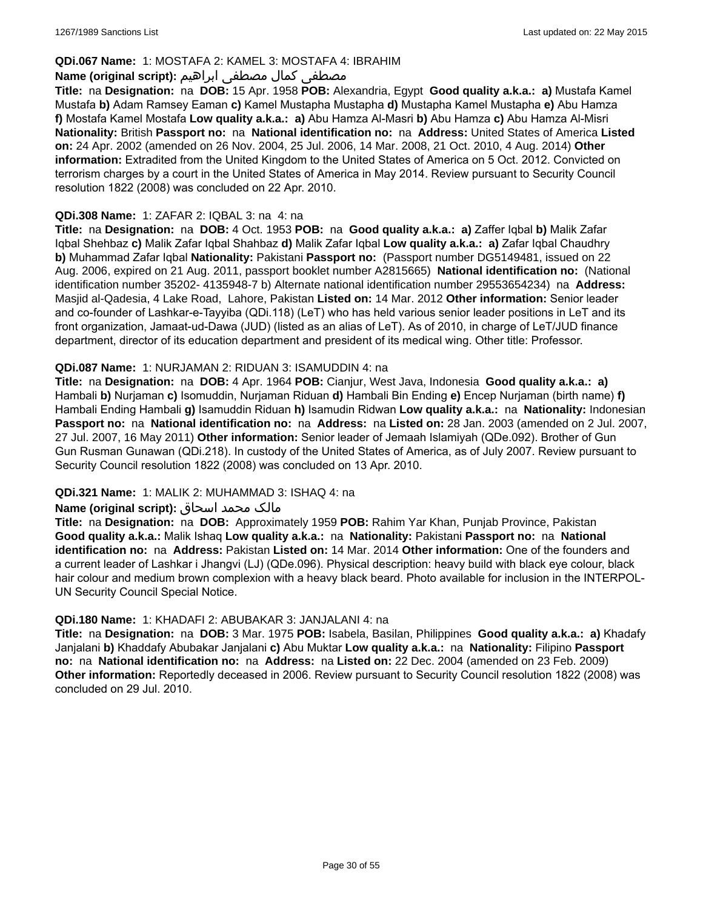**QDi.067 Name:** 1: MOSTAFA 2: KAMEL 3: MOSTAFA 4: IBRAHIM

**Name (original script):** مصطفى كمال مصطفى ابراهيم

**Title:** na **Designation:** na **DOB:** 15 Apr. 1958 **POB:** Alexandria, Egypt **Good quality a.k.a.: a)** Mustafa Kamel Mustafa **b)** Adam Ramsey Eaman **c)** Kamel Mustapha Mustapha **d)** Mustapha Kamel Mustapha **e)** Abu Hamza **f)** Mostafa Kamel Mostafa **Low quality a.k.a.: a)** Abu Hamza Al-Masri **b)** Abu Hamza **c)** Abu Hamza Al-Misri **Nationality:** British **Passport no:** na **National identification no:** na **Address:** United States of America **Listed on:** 24 Apr. 2002 (amended on 26 Nov. 2004, 25 Jul. 2006, 14 Mar. 2008, 21 Oct. 2010, 4 Aug. 2014) **Other information:** Extradited from the United Kingdom to the United States of America on 5 Oct. 2012. Convicted on terrorism charges by a court in the United States of America in May 2014. Review pursuant to Security Council resolution 1822 (2008) was concluded on 22 Apr. 2010.

**QDi.308 Name:** 1: ZAFAR 2: IQBAL 3: na 4: na

**Title:** na **Designation:** na **DOB:** 4 Oct. 1953 **POB:** na **Good quality a.k.a.: a)** Zaffer Iqbal **b)** Malik Zafar Iqbal Shehbaz **c)** Malik Zafar Iqbal Shahbaz **d)** Malik Zafar Iqbal **Low quality a.k.a.: a)** Zafar Iqbal Chaudhry **b)** Muhammad Zafar Iqbal **Nationality:** Pakistani **Passport no:** (Passport number DG5149481, issued on 22 Aug. 2006, expired on 21 Aug. 2011, passport booklet number A2815665) **National identification no:** (National identification number 35202- 4135948-7 b) Alternate national identification number 29553654234) na **Address:** Masjid al-Qadesia, 4 Lake Road, Lahore, Pakistan **Listed on:** 14 Mar. 2012 **Other information:** Senior leader and co-founder of Lashkar-e-Tayyiba (QDi.118) (LeT) who has held various senior leader positions in LeT and its front organization, Jamaat-ud-Dawa (JUD) (listed as an alias of LeT). As of 2010, in charge of LeT/JUD finance department, director of its education department and president of its medical wing. Other title: Professor.

**QDi.087 Name:** 1: NURJAMAN 2: RIDUAN 3: ISAMUDDIN 4: na

**Title:** na **Designation:** na **DOB:** 4 Apr. 1964 **POB:** Cianjur, West Java, Indonesia **Good quality a.k.a.: a)** Hambali **b)** Nurjaman **c)** Isomuddin, Nurjaman Riduan **d)** Hambali Bin Ending **e)** Encep Nurjaman (birth name) **f)** Hambali Ending Hambali **g)** Isamuddin Riduan **h)** Isamudin Ridwan **Low quality a.k.a.:** na **Nationality:** Indonesian **Passport no:** na **National identification no:** na **Address:** na **Listed on:** 28 Jan. 2003 (amended on 2 Jul. 2007, 27 Jul. 2007, 16 May 2011) **Other information:** Senior leader of Jemaah Islamiyah (QDe.092). Brother of Gun Gun Rusman Gunawan (QDi.218). In custody of the United States of America, as of July 2007. Review pursuant to Security Council resolution 1822 (2008) was concluded on 13 Apr. 2010.

**QDi.321 Name:** 1: MALIK 2: MUHAMMAD 3: ISHAQ 4: na

**Name (original script):** مالک محمد اسحاق

**Title:** na **Designation:** na **DOB:** Approximately 1959 **POB:** Rahim Yar Khan, Punjab Province, Pakistan **Good quality a.k.a.:** Malik Ishaq **Low quality a.k.a.:** na **Nationality:** Pakistani **Passport no:** na **National identification no:** na **Address:** Pakistan **Listed on:** 14 Mar. 2014 **Other information:** One of the founders and a current leader of Lashkar i Jhangvi (LJ) (QDe.096). Physical description: heavy build with black eye colour, black hair colour and medium brown complexion with a heavy black beard. Photo available for inclusion in the INTERPOL-UN Security Council Special Notice.

**QDi.180 Name:** 1: KHADAFI 2: ABUBAKAR 3: JANJALANI 4: na

**Title:** na **Designation:** na **DOB:** 3 Mar. 1975 **POB:** Isabela, Basilan, Philippines **Good quality a.k.a.: a)** Khadafy Janjalani **b)** Khaddafy Abubakar Janjalani **c)** Abu Muktar **Low quality a.k.a.:** na **Nationality:** Filipino **Passport no:** na **National identification no:** na **Address:** na **Listed on:** 22 Dec. 2004 (amended on 23 Feb. 2009) **Other information:** Reportedly deceased in 2006. Review pursuant to Security Council resolution 1822 (2008) was concluded on 29 Jul. 2010.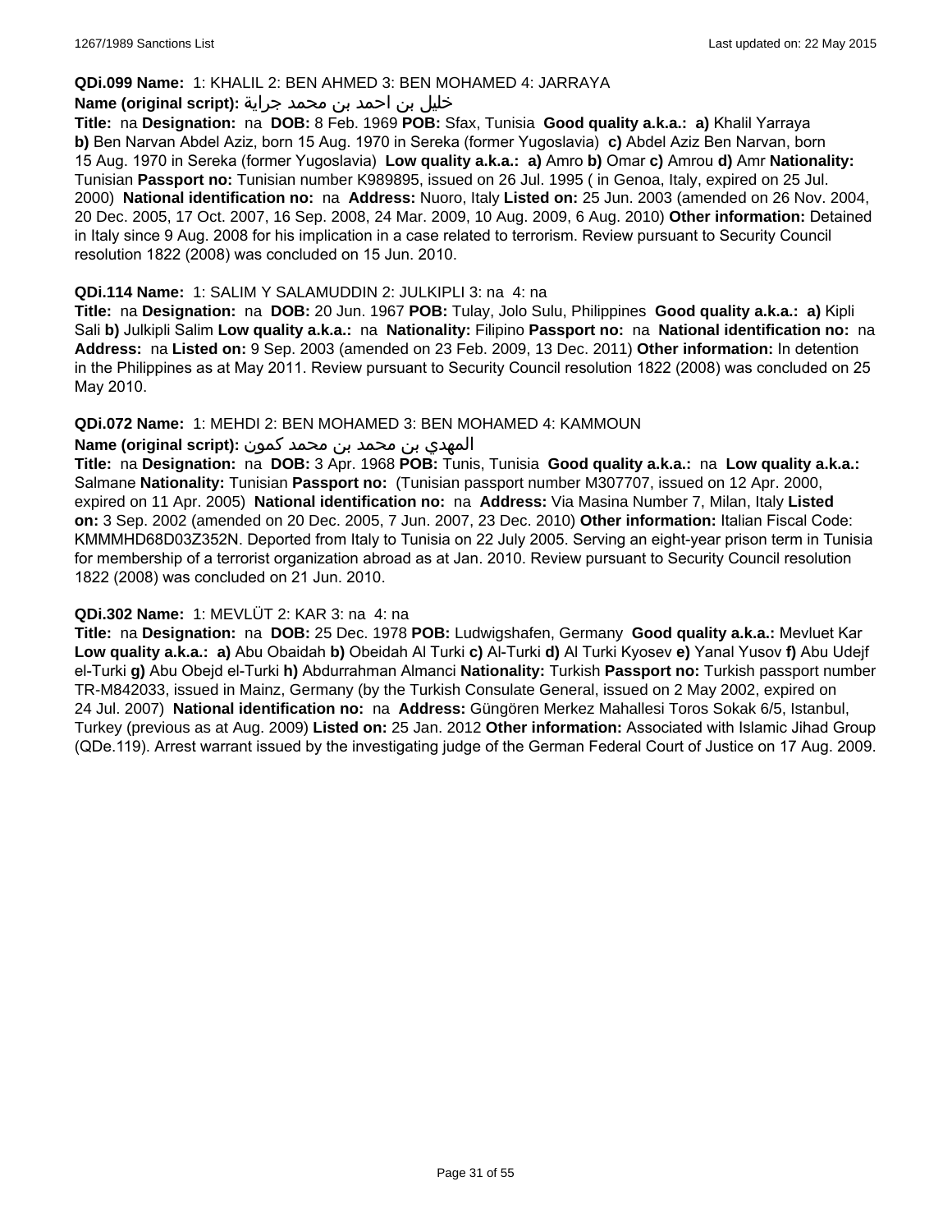**QDi.099 Name:** 1: KHALIL 2: BEN AHMED 3: BEN MOHAMED 4: JARRAYA

**Name (original script):** خليل بن احمد بن محمد جراية

**Title:** na **Designation:** na **DOB:** 8 Feb. 1969 **POB:** Sfax, Tunisia **Good quality a.k.a.:** **a)** Khalil Yarraya **b)** Ben Narvan Abdel Aziz, born 15 Aug. 1970 in Sereka (former Yugoslavia) **c)** Abdel Aziz Ben Narvan, born 15 Aug. 1970 in Sereka (former Yugoslavia) **Low quality a.k.a.:** **a)** Amro **b)** Omar **c)** Amrou **d)** Amr **Nationality:** Tunisian **Passport no:** Tunisian number K989895, issued on 26 Jul. 1995 ( in Genoa, Italy, expired on 25 Jul. 2000) **National identification no:** na **Address:** Nuoro, Italy **Listed on:** 25 Jun. 2003 (amended on 26 Nov. 2004, 20 Dec. 2005, 17 Oct. 2007, 16 Sep. 2008, 24 Mar. 2009, 10 Aug. 2009, 6 Aug. 2010) **Other information:** Detained in Italy since 9 Aug. 2008 for his implication in a case related to terrorism. Review pursuant to Security Council resolution 1822 (2008) was concluded on 15 Jun. 2010.

**QDi.114 Name:** 1: SALIM Y SALAMUDDIN 2: JULKIPLI 3: na 4: na

**Title:** na **Designation:** na **DOB:** 20 Jun. 1967 **POB:** Tulay, Jolo Sulu, Philippines **Good quality a.k.a.:** **a)** Kipli Sali **b)** Julkipli Salim **Low quality a.k.a.:** na **Nationality:** Filipino **Passport no:** na **National identification no:** na **Address:** na **Listed on:** 9 Sep. 2003 (amended on 23 Feb. 2009, 13 Dec. 2011) **Other information:** In detention in the Philippines as at May 2011. Review pursuant to Security Council resolution 1822 (2008) was concluded on 25 May 2010.

**QDi.072 Name:** 1: MEHDI 2: BEN MOHAMED 3: BEN MOHAMED 4: KAMMOUN

**Name (original script):** المهدي بن محمد بن محمد كمون

**Title:** na **Designation:** na **DOB:** 3 Apr. 1968 **POB:** Tunis, Tunisia **Good quality a.k.a.:** na **Low quality a.k.a.:** Salmane **Nationality:** Tunisian **Passport no:** (Tunisian passport number M307707, issued on 12 Apr. 2000, expired on 11 Apr. 2005) **National identification no:** na **Address:** Via Masina Number 7, Milan, Italy **Listed on:** 3 Sep. 2002 (amended on 20 Dec. 2005, 7 Jun. 2007, 23 Dec. 2010) **Other information:** Italian Fiscal Code: KMMMHD68D03Z352N. Deported from Italy to Tunisia on 22 July 2005. Serving an eight-year prison term in Tunisia for membership of a terrorist organization abroad as at Jan. 2010. Review pursuant to Security Council resolution 1822 (2008) was concluded on 21 Jun. 2010.

**QDi.302 Name:** 1: MEVLÜT 2: KAR 3: na 4: na

**Title:** na **Designation:** na **DOB:** 25 Dec. 1978 **POB:** Ludwigshafen, Germany **Good quality a.k.a.:** Mevluet Kar **Low quality a.k.a.:** **a)** Abu Obaidah **b)** Obeidah Al Turki **c)** Al-Turki **d)** Al Turki Kyosev **e)** Yanal Yusov **f)** Abu Udejf el-Turki **g)** Abu Obejd el-Turki **h)** Abdurrahman Almanci **Nationality:** Turkish **Passport no:** Turkish passport number TR-M842033, issued in Mainz, Germany (by the Turkish Consulate General, issued on 2 May 2002, expired on 24 Jul. 2007) **National identification no:** na **Address:** Güngören Merkez Mahallesi Toros Sokak 6/5, Istanbul, Turkey (previous as at Aug. 2009) **Listed on:** 25 Jan. 2012 **Other information:** Associated with Islamic Jihad Group (QDe.119). Arrest warrant issued by the investigating judge of the German Federal Court of Justice on 17 Aug. 2009.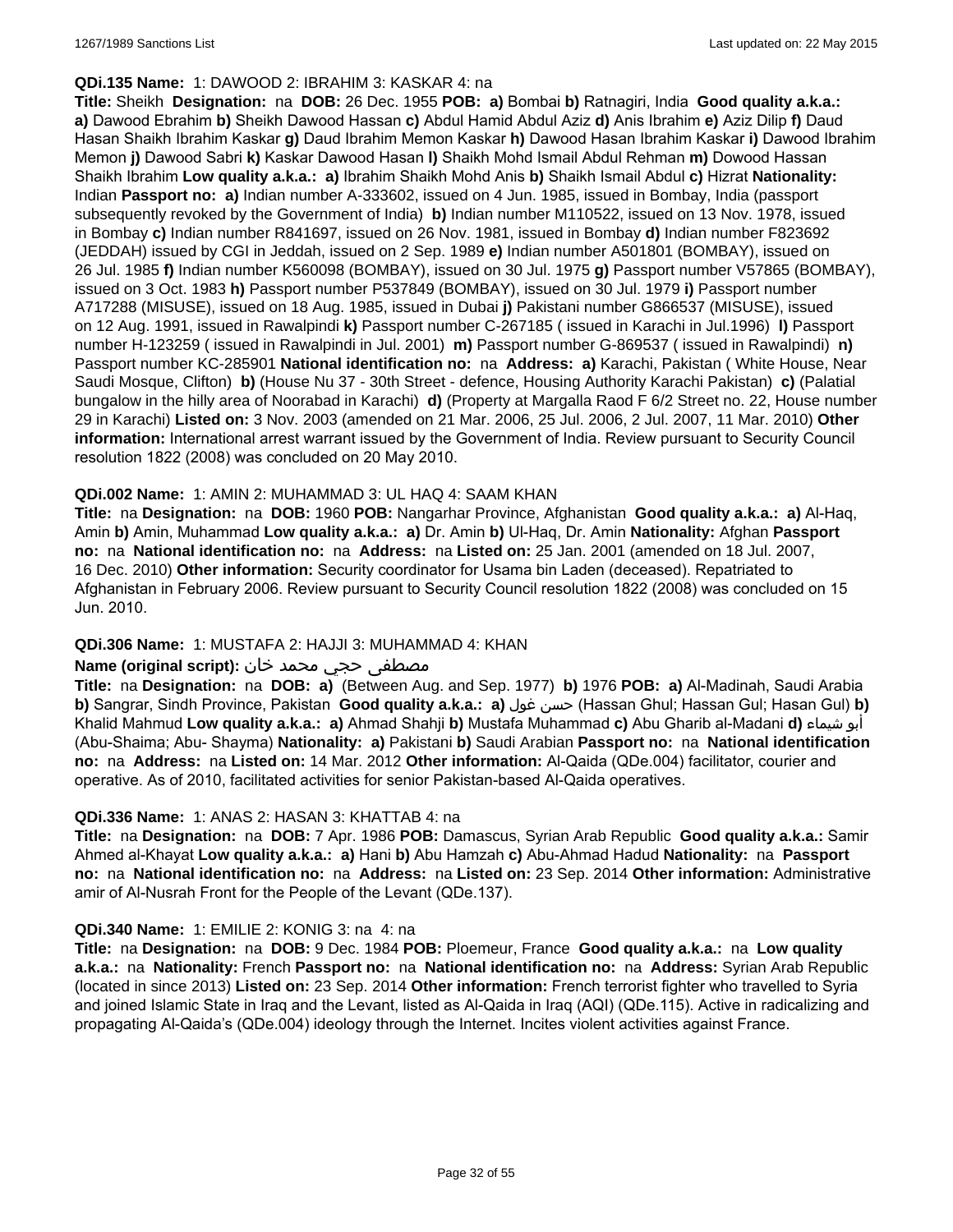**QDi.135 Name:** 1: DAWOOD 2: IBRAHIM 3: KASKAR 4: na

**Title:** Sheikh **Designation:** na **DOB:** 26 Dec. 1955 **POB:** **a)** Bombai **b)** Ratnagiri, India **Good quality a.k.a.:** **a)** Dawood Ebrahim **b)** Sheikh Dawood Hassan **c)** Abdul Hamid Abdul Aziz **d)** Anis Ibrahim **e)** Aziz Dilip **f)** Daud Hasan Shaikh Ibrahim Kaskar **g)** Daud Ibrahim Memon Kaskar **h)** Dawood Hasan Ibrahim Kaskar **i)** Dawood Ibrahim Memon **j)** Dawood Sabri **k)** Kaskar Dawood Hasan **l)** Shaikh Mohd Ismail Abdul Rehman **m)** Dowood Hassan Shaikh Ibrahim **Low quality a.k.a.:** **a)** Ibrahim Shaikh Mohd Anis **b)** Shaikh Ismail Abdul **c)** Hizrat **Nationality:** Indian **Passport no:** **a)** Indian number A-333602, issued on 4 Jun. 1985, issued in Bombay, India (passport subsequently revoked by the Government of India) **b)** Indian number M110522, issued on 13 Nov. 1978, issued in Bombay **c)** Indian number R841697, issued on 26 Nov. 1981, issued in Bombay **d)** Indian number F823692 (JEDDAH) issued by CGI in Jeddah, issued on 2 Sep. 1989 **e)** Indian number A501801 (BOMBAY), issued on 26 Jul. 1985 **f)** Indian number K560098 (BOMBAY), issued on 30 Jul. 1975 **g)** Passport number V57865 (BOMBAY), issued on 3 Oct. 1983 **h)** Passport number P537849 (BOMBAY), issued on 30 Jul. 1979 **i)** Passport number A717288 (MISUSE), issued on 18 Aug. 1985, issued in Dubai **j)** Pakistani number G866537 (MISUSE), issued on 12 Aug. 1991, issued in Rawalpindi **k)** Passport number C-267185 ( issued in Karachi in Jul.1996) **l)** Passport number H-123259 ( issued in Rawalpindi in Jul. 2001) **m)** Passport number G-869537 ( issued in Rawalpindi) **n)** Passport number KC-285901 **National identification no:** na **Address:** **a)** Karachi, Pakistan ( White House, Near Saudi Mosque, Clifton) **b)** (House Nu 37 - 30th Street - defence, Housing Authority Karachi Pakistan) **c)** (Palatial bungalow in the hilly area of Noorabad in Karachi) **d)** (Property at Margalla Raod F 6/2 Street no. 22, House number 29 in Karachi) **Listed on:** 3 Nov. 2003 (amended on 21 Mar. 2006, 25 Jul. 2006, 2 Jul. 2007, 11 Mar. 2010) **Other information:** International arrest warrant issued by the Government of India. Review pursuant to Security Council resolution 1822 (2008) was concluded on 20 May 2010.

**QDi.002 Name:** 1: AMIN 2: MUHAMMAD 3: UL HAQ 4: SAAM KHAN

**Title:** na **Designation:** na **DOB:** 1960 **POB:** Nangarhar Province, Afghanistan **Good quality a.k.a.:** **a)** Al-Haq, Amin **b)** Amin, Muhammad **Low quality a.k.a.:** **a)** Dr. Amin **b)** Ul-Haq, Dr. Amin **Nationality:** Afghan **Passport no:** na **National identification no:** na **Address:** na **Listed on:** 25 Jan. 2001 (amended on 18 Jul. 2007, 16 Dec. 2010) **Other information:** Security coordinator for Usama bin Laden (deceased). Repatriated to Afghanistan in February 2006. Review pursuant to Security Council resolution 1822 (2008) was concluded on 15 Jun. 2010.

**QDi.306 Name:** 1: MUSTAFA 2: HAJJI 3: MUHAMMAD 4: KHAN

**Name (original script):** مصطفى حجي محمد خان

**Title:** na **Designation:** na **DOB:** **a)** (Between Aug. and Sep. 1977) **b)** 1976 **POB:** **a)** Al-Madinah, Saudi Arabia **b)** Sangrar, Sindh Province, Pakistan **Good quality a.k.a.:** **a)** حسن غول (Hassan Ghul; Hassan Gul; Hasan Gul) **b)** Khalid Mahmud **Low quality a.k.a.:** **a)** Ahmad Shahji **b)** Mustafa Muhammad **c)** Abu Gharib al-Madani **d)** أبو شيماء (Abu-Shaima; Abu- Shayma) **Nationality:** **a)** Pakistani **b)** Saudi Arabian **Passport no:** na **National identification no:** na **Address:** na **Listed on:** 14 Mar. 2012 **Other information:** Al-Qaida (QDe.004) facilitator, courier and operative. As of 2010, facilitated activities for senior Pakistan-based Al-Qaida operatives.

**QDi.336 Name:** 1: ANAS 2: HASAN 3: KHATTAB 4: na

**Title:** na **Designation:** na **DOB:** 7 Apr. 1986 **POB:** Damascus, Syrian Arab Republic **Good quality a.k.a.:** Samir Ahmed al-Khayat **Low quality a.k.a.:** **a)** Hani **b)** Abu Hamzah **c)** Abu-Ahmad Hadud **Nationality:** na **Passport no:** na **National identification no:** na **Address:** na **Listed on:** 23 Sep. 2014 **Other information:** Administrative amir of Al-Nusrah Front for the People of the Levant (QDe.137).

**QDi.340 Name:** 1: EMILIE 2: KONIG 3: na 4: na

**Title:** na **Designation:** na **DOB:** 9 Dec. 1984 **POB:** Ploemeur, France **Good quality a.k.a.:** na **Low quality a.k.a.:** na **Nationality:** French **Passport no:** na **National identification no:** na **Address:** Syrian Arab Republic (located in since 2013) **Listed on:** 23 Sep. 2014 **Other information:** French terrorist fighter who travelled to Syria and joined Islamic State in Iraq and the Levant, listed as Al-Qaida in Iraq (AQI) (QDe.115). Active in radicalizing and propagating Al-Qaida's (QDe.004) ideology through the Internet. Incites violent activities against France.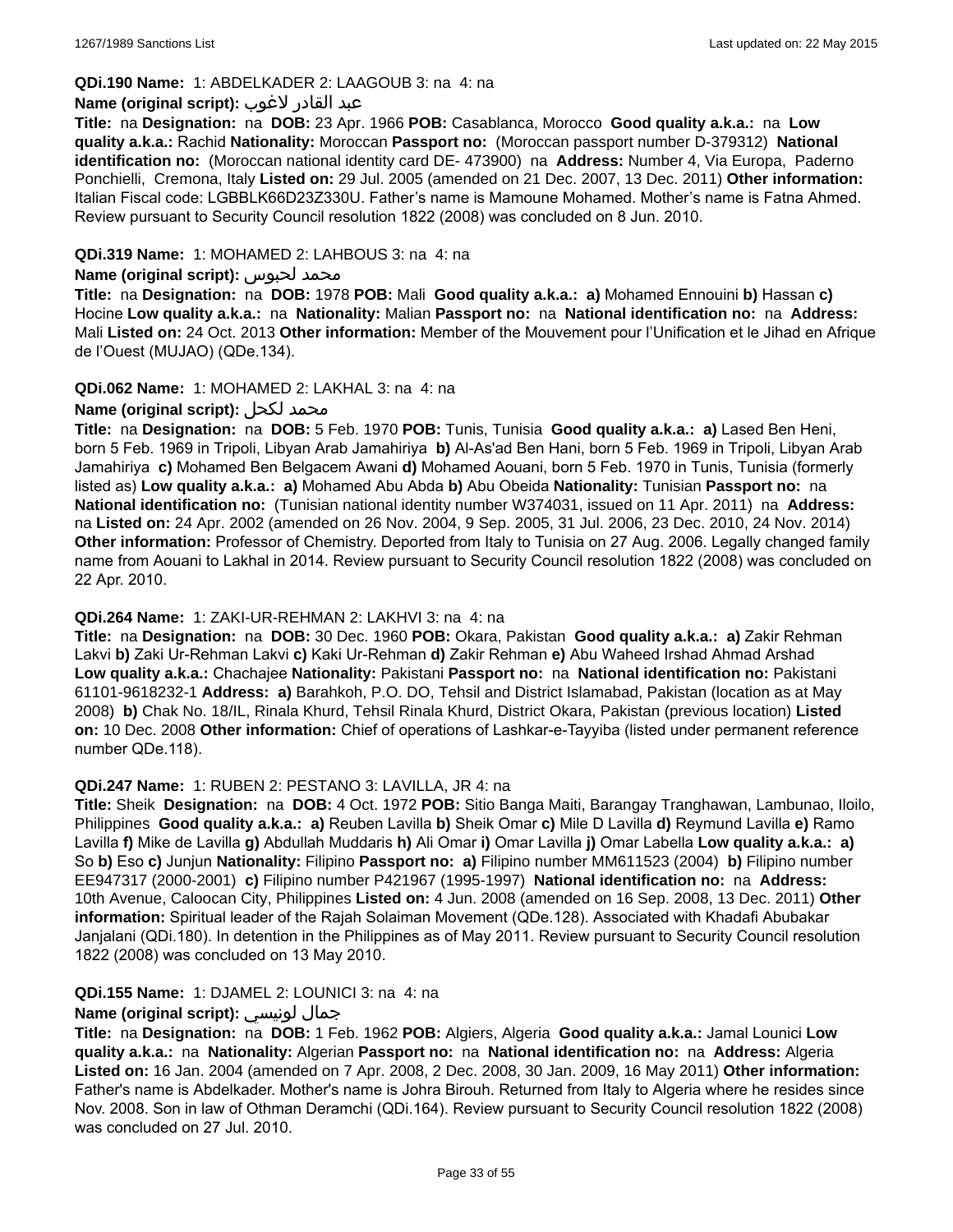**QDi.190 Name:** 1: ABDELKADER 2: LAAGOUB 3: na 4: na

**Name (original script):** عبد القادر لاغوب

**Title:** na **Designation:** na **DOB:** 23 Apr. 1966 **POB:** Casablanca, Morocco **Good quality a.k.a.:** na **Low quality a.k.a.:** Rachid **Nationality:** Moroccan **Passport no:** (Moroccan passport number D-379312) **National identification no:** (Moroccan national identity card DE- 473900) na **Address:** Number 4, Via Europa, Paderno Ponchielli, Cremona, Italy **Listed on:** 29 Jul. 2005 (amended on 21 Dec. 2007, 13 Dec. 2011) **Other information:** Italian Fiscal code: LGBBLK66D23Z330U. Father's name is Mamoune Mohamed. Mother's name is Fatna Ahmed. Review pursuant to Security Council resolution 1822 (2008) was concluded on 8 Jun. 2010.

**QDi.319 Name:** 1: MOHAMED 2: LAHBOUS 3: na 4: na

**Name (original script):** محمد لحبوس

**Title:** na **Designation:** na **DOB:** 1978 **POB:** Mali **Good quality a.k.a.:** **a)** Mohamed Ennouini **b)** Hassan **c)** Hocine **Low quality a.k.a.:** na **Nationality:** Malian **Passport no:** na **National identification no:** na **Address:** Mali **Listed on:** 24 Oct. 2013 **Other information:** Member of the Mouvement pour l'Unification et le Jihad en Afrique de l'Ouest (MUJAO) (QDe.134).

**QDi.062 Name:** 1: MOHAMED 2: LAKHAL 3: na 4: na

**Name (original script):** محمد لكحل

**Title:** na **Designation:** na **DOB:** 5 Feb. 1970 **POB:** Tunis, Tunisia **Good quality a.k.a.:** **a)** Lased Ben Heni, born 5 Feb. 1969 in Tripoli, Libyan Arab Jamahiriya **b)** Al-As'ad Ben Hani, born 5 Feb. 1969 in Tripoli, Libyan Arab Jamahiriya **c)** Mohamed Ben Belgacem Awani **d)** Mohamed Aouani, born 5 Feb. 1970 in Tunis, Tunisia (formerly listed as) **Low quality a.k.a.:** **a)** Mohamed Abu Abda **b)** Abu Obeida **Nationality:** Tunisian **Passport no:** na **National identification no:** (Tunisian national identity number W374031, issued on 11 Apr. 2011) na **Address:** na **Listed on:** 24 Apr. 2002 (amended on 26 Nov. 2004, 9 Sep. 2005, 31 Jul. 2006, 23 Dec. 2010, 24 Nov. 2014) **Other information:** Professor of Chemistry. Deported from Italy to Tunisia on 27 Aug. 2006. Legally changed family name from Aouani to Lakhal in 2014. Review pursuant to Security Council resolution 1822 (2008) was concluded on 22 Apr. 2010.

**QDi.264 Name:** 1: ZAKI-UR-REHMAN 2: LAKHVI 3: na 4: na

**Title:** na **Designation:** na **DOB:** 30 Dec. 1960 **POB:** Okara, Pakistan **Good quality a.k.a.:** **a)** Zakir Rehman Lakvi **b)** Zaki Ur-Rehman Lakvi **c)** Kaki Ur-Rehman **d)** Zakir Rehman **e)** Abu Waheed Irshad Ahmad Arshad **Low quality a.k.a.:** Chachajee **Nationality:** Pakistani **Passport no:** na **National identification no:** Pakistani 61101-9618232-1 **Address:** **a)** Barahkoh, P.O. DO, Tehsil and District Islamabad, Pakistan (location as at May 2008) **b)** Chak No. 18/IL, Rinala Khurd, Tehsil Rinala Khurd, District Okara, Pakistan (previous location) **Listed on:** 10 Dec. 2008 **Other information:** Chief of operations of Lashkar-e-Tayyiba (listed under permanent reference number QDe.118).

**QDi.247 Name:** 1: RUBEN 2: PESTANO 3: LAVILLA, JR 4: na

**Title:** Sheik **Designation:** na **DOB:** 4 Oct. 1972 **POB:** Sitio Banga Maiti, Barangay Tranghawan, Lambunao, Iloilo, Philippines **Good quality a.k.a.:** **a)** Reuben Lavilla **b)** Sheik Omar **c)** Mile D Lavilla **d)** Reymund Lavilla **e)** Ramo Lavilla **f)** Mike de Lavilla **g)** Abdullah Muddaris **h)** Ali Omar **i)** Omar Lavilla **j)** Omar Labella **Low quality a.k.a.:** **a)** So **b)** Eso **c)** Junjun **Nationality:** Filipino **Passport no:** **a)** Filipino number MM611523 (2004) **b)** Filipino number EE947317 (2000-2001) **c)** Filipino number P421967 (1995-1997) **National identification no:** na **Address:** 10th Avenue, Caloocan City, Philippines **Listed on:** 4 Jun. 2008 (amended on 16 Sep. 2008, 13 Dec. 2011) **Other information:** Spiritual leader of the Rajah Solaiman Movement (QDe.128). Associated with Khadafi Abubakar Janjalani (QDi.180). In detention in the Philippines as of May 2011. Review pursuant to Security Council resolution 1822 (2008) was concluded on 13 May 2010.

**QDi.155 Name:** 1: DJAMEL 2: LOUNICI 3: na 4: na

**Name (original script):** جمال لونيسي

**Title:** na **Designation:** na **DOB:** 1 Feb. 1962 **POB:** Algiers, Algeria **Good quality a.k.a.:** Jamal Lounici **Low quality a.k.a.:** na **Nationality:** Algerian **Passport no:** na **National identification no:** na **Address:** Algeria **Listed on:** 16 Jan. 2004 (amended on 7 Apr. 2008, 2 Dec. 2008, 30 Jan. 2009, 16 May 2011) **Other information:** Father's name is Abdelkader. Mother's name is Johra Birouh. Returned from Italy to Algeria where he resides since Nov. 2008. Son in law of Othman Deramchi (QDi.164). Review pursuant to Security Council resolution 1822 (2008) was concluded on 27 Jul. 2010.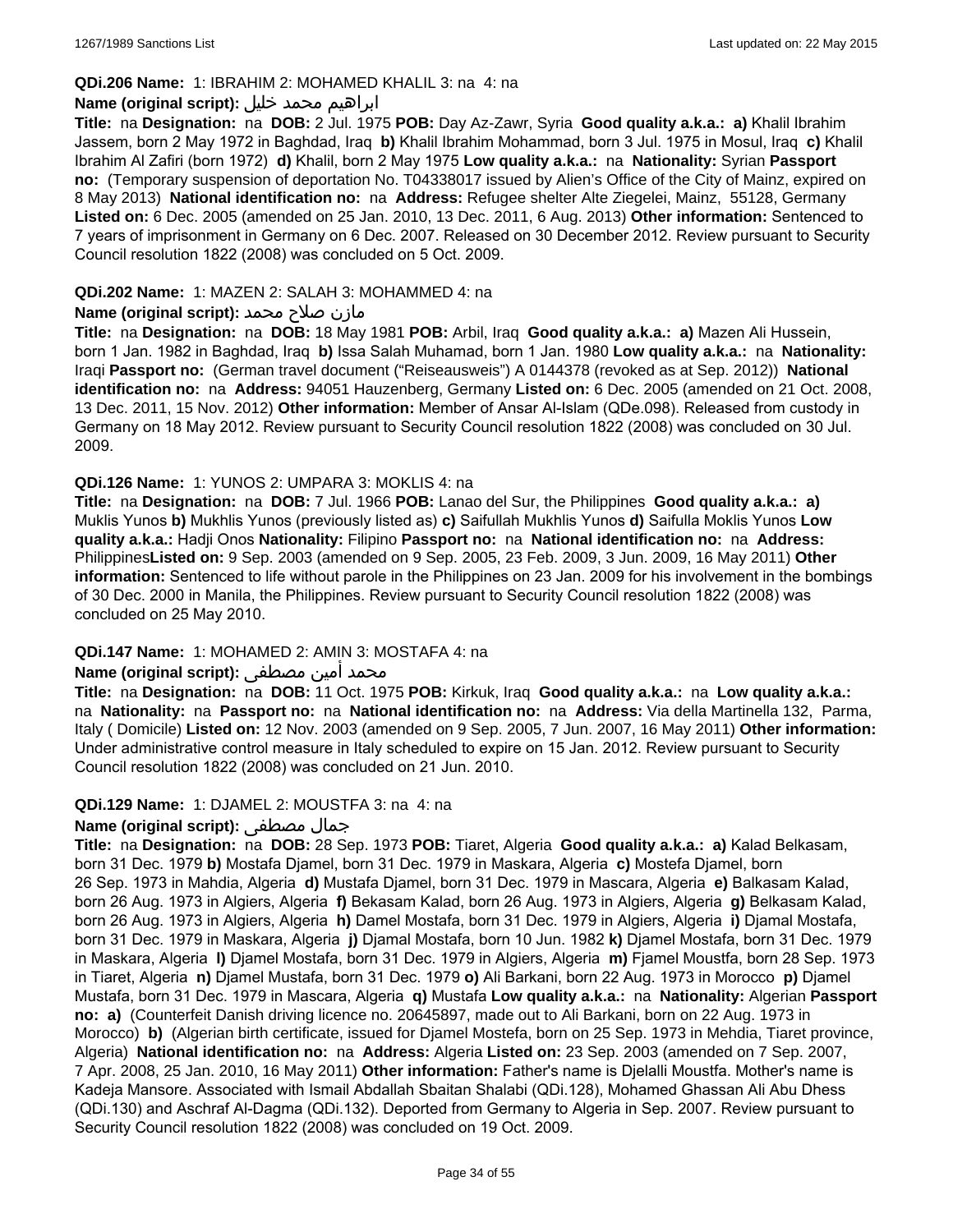**QDi.206 Name:** 1: IBRAHIM 2: MOHAMED KHALIL 3: na 4: na

**Name (original script):** ابراهيم محمد خليل

**Title:** na **Designation:** na **DOB:** 2 Jul. 1975 **POB:** Day Az-Zawr, Syria **Good quality a.k.a.: a)** Khalil Ibrahim Jassem, born 2 May 1972 in Baghdad, Iraq **b)** Khalil Ibrahim Mohammad, born 3 Jul. 1975 in Mosul, Iraq **c)** Khalil Ibrahim Al Zafiri (born 1972) **d)** Khalil, born 2 May 1975 **Low quality a.k.a.:** na **Nationality:** Syrian **Passport no:** (Temporary suspension of deportation No. T04338017 issued by Alien's Office of the City of Mainz, expired on 8 May 2013) **National identification no:** na **Address:** Refugee shelter Alte Ziegelei, Mainz, 55128, Germany **Listed on:** 6 Dec. 2005 (amended on 25 Jan. 2010, 13 Dec. 2011, 6 Aug. 2013) **Other information:** Sentenced to 7 years of imprisonment in Germany on 6 Dec. 2007. Released on 30 December 2012. Review pursuant to Security Council resolution 1822 (2008) was concluded on 5 Oct. 2009.

**QDi.202 Name:** 1: MAZEN 2: SALAH 3: MOHAMMED 4: na

**Name (original script):** مازن صلاح محمد

**Title:** na **Designation:** na **DOB:** 18 May 1981 **POB:** Arbil, Iraq **Good quality a.k.a.: a)** Mazen Ali Hussein, born 1 Jan. 1982 in Baghdad, Iraq **b)** Issa Salah Muhamad, born 1 Jan. 1980 **Low quality a.k.a.:** na **Nationality:** Iraqi **Passport no:** (German travel document ("Reiseausweis") A 0144378 (revoked as at Sep. 2012)) **National identification no:** na **Address:** 94051 Hauzenberg, Germany **Listed on:** 6 Dec. 2005 (amended on 21 Oct. 2008, 13 Dec. 2011, 15 Nov. 2012) **Other information:** Member of Ansar Al-Islam (QDe.098). Released from custody in Germany on 18 May 2012. Review pursuant to Security Council resolution 1822 (2008) was concluded on 30 Jul. 2009.

**QDi.126 Name:** 1: YUNOS 2: UMPARA 3: MOKLIS 4: na

**Title:** na **Designation:** na **DOB:** 7 Jul. 1966 **POB:** Lanao del Sur, the Philippines **Good quality a.k.a.: a)** Muklis Yunos **b)** Mukhlis Yunos (previously listed as) **c)** Saifullah Mukhlis Yunos **d)** Saifulla Moklis Yunos **Low quality a.k.a.:** Hadji Onos **Nationality:** Filipino **Passport no:** na **National identification no:** na **Address:** Philippines**Listed on:** 9 Sep. 2003 (amended on 9 Sep. 2005, 23 Feb. 2009, 3 Jun. 2009, 16 May 2011) **Other information:** Sentenced to life without parole in the Philippines on 23 Jan. 2009 for his involvement in the bombings of 30 Dec. 2000 in Manila, the Philippines. Review pursuant to Security Council resolution 1822 (2008) was concluded on 25 May 2010.

**QDi.147 Name:** 1: MOHAMED 2: AMIN 3: MOSTAFA 4: na

**Name (original script):** محمد أمين مصطفى

**Title:** na **Designation:** na **DOB:** 11 Oct. 1975 **POB:** Kirkuk, Iraq **Good quality a.k.a.:** na **Low quality a.k.a.:** na **Nationality:** na **Passport no:** na **National identification no:** na **Address:** Via della Martinella 132, Parma, Italy ( Domicile) **Listed on:** 12 Nov. 2003 (amended on 9 Sep. 2005, 7 Jun. 2007, 16 May 2011) **Other information:** Under administrative control measure in Italy scheduled to expire on 15 Jan. 2012. Review pursuant to Security Council resolution 1822 (2008) was concluded on 21 Jun. 2010.

**QDi.129 Name:** 1: DJAMEL 2: MOUSTFA 3: na 4: na

**Name (original script):** جمال مصطفى

**Title:** na **Designation:** na **DOB:** 28 Sep. 1973 **POB:** Tiaret, Algeria **Good quality a.k.a.: a)** Kalad Belkasam, born 31 Dec. 1979 **b)** Mostafa Djamel, born 31 Dec. 1979 in Maskara, Algeria **c)** Mostefa Djamel, born 26 Sep. 1973 in Mahdia, Algeria **d)** Mustafa Djamel, born 31 Dec. 1979 in Mascara, Algeria **e)** Balkasam Kalad, born 26 Aug. 1973 in Algiers, Algeria **f)** Bekasam Kalad, born 26 Aug. 1973 in Algiers, Algeria **g)** Belkasam Kalad, born 26 Aug. 1973 in Algiers, Algeria **h)** Damel Mostafa, born 31 Dec. 1979 in Algiers, Algeria **i)** Djamal Mostafa, born 31 Dec. 1979 in Maskara, Algeria **j)** Djamal Mostafa, born 10 Jun. 1982 **k)** Djamel Mostafa, born 31 Dec. 1979 in Maskara, Algeria **l)** Djamel Mostafa, born 31 Dec. 1979 in Algiers, Algeria **m)** Fjamel Moustfa, born 28 Sep. 1973 in Tiaret, Algeria **n)** Djamel Mustafa, born 31 Dec. 1979 **o)** Ali Barkani, born 22 Aug. 1973 in Morocco **p)** Djamel Mustafa, born 31 Dec. 1979 in Mascara, Algeria **q)** Mustafa **Low quality a.k.a.:** na **Nationality:** Algerian **Passport no: a)** (Counterfeit Danish driving licence no. 20645897, made out to Ali Barkani, born on 22 Aug. 1973 in Morocco) **b)** (Algerian birth certificate, issued for Djamel Mostefa, born on 25 Sep. 1973 in Mehdia, Tiaret province, Algeria) **National identification no:** na **Address:** Algeria **Listed on:** 23 Sep. 2003 (amended on 7 Sep. 2007, 7 Apr. 2008, 25 Jan. 2010, 16 May 2011) **Other information:** Father's name is Djelalli Moustfa. Mother's name is Kadeja Mansore. Associated with Ismail Abdallah Sbaitan Shalabi (QDi.128), Mohamed Ghassan Ali Abu Dhess (QDi.130) and Aschraf Al-Dagma (QDi.132). Deported from Germany to Algeria in Sep. 2007. Review pursuant to Security Council resolution 1822 (2008) was concluded on 19 Oct. 2009.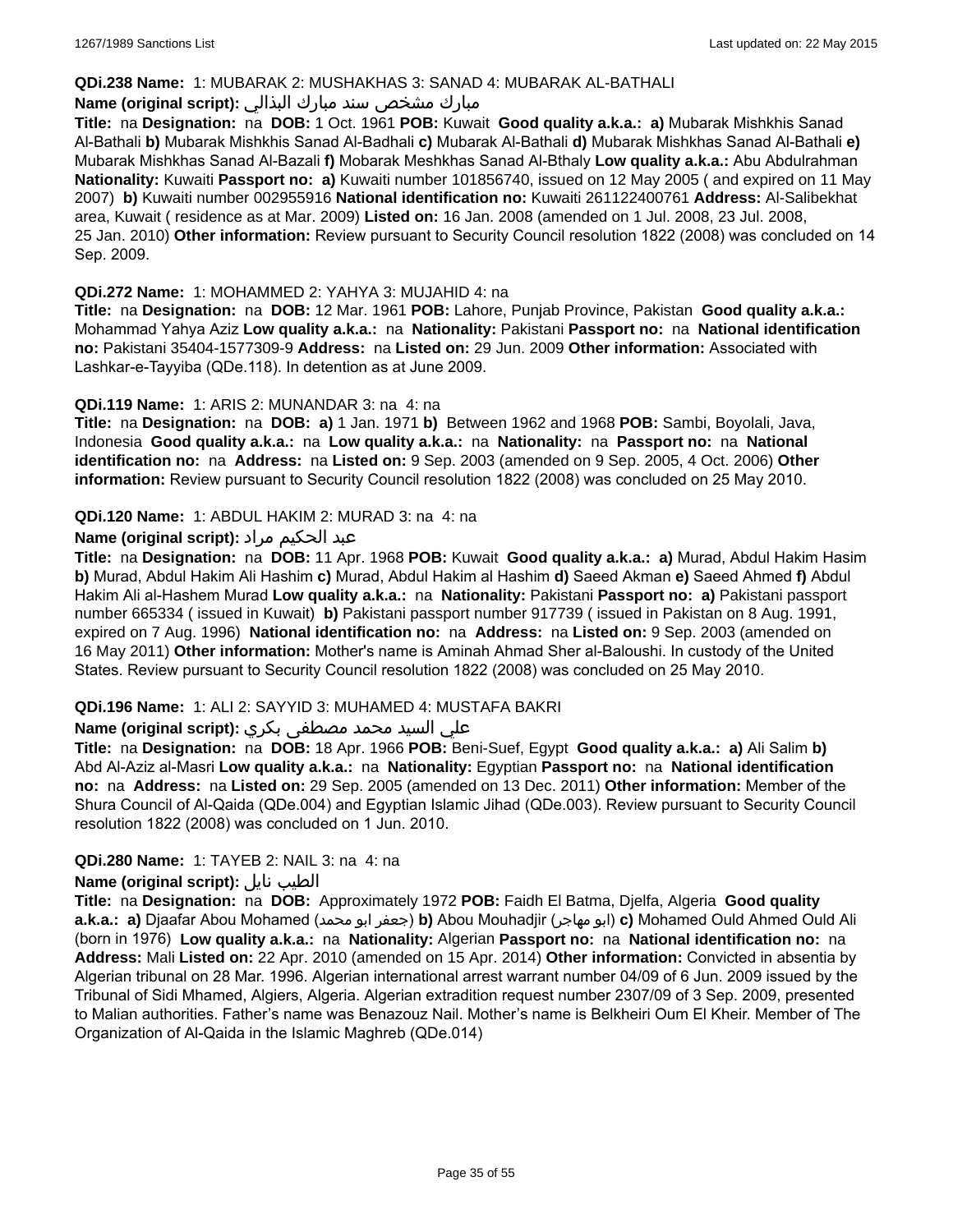**QDi.238 Name:** 1: MUBARAK 2: MUSHAKHAS 3: SANAD 4: MUBARAK AL-BATHALI

**Name (original script):** مبارك مشخص سند مبارك البذالي

**Title:** na **Designation:** na **DOB:** 1 Oct. 1961 **POB:** Kuwait **Good quality a.k.a.:** **a)** Mubarak Mishkhis Sanad Al-Bathali **b)** Mubarak Mishkhis Sanad Al-Badhali **c)** Mubarak Al-Bathali **d)** Mubarak Mishkhas Sanad Al-Bathali **e)** Mubarak Mishkhas Sanad Al-Bazali **f)** Mobarak Meshkhas Sanad Al-Bthaly **Low quality a.k.a.:** Abu Abdulrahman **Nationality:** Kuwaiti **Passport no:** **a)** Kuwaiti number 101856740, issued on 12 May 2005 ( and expired on 11 May 2007) **b)** Kuwaiti number 002955916 **National identification no:** Kuwaiti 261122400761 **Address:** Al-Salibekhat area, Kuwait ( residence as at Mar. 2009) **Listed on:** 16 Jan. 2008 (amended on 1 Jul. 2008, 23 Jul. 2008, 25 Jan. 2010) **Other information:** Review pursuant to Security Council resolution 1822 (2008) was concluded on 14 Sep. 2009.

**QDi.272 Name:** 1: MOHAMMED 2: YAHYA 3: MUJAHID 4: na

**Title:** na **Designation:** na **DOB:** 12 Mar. 1961 **POB:** Lahore, Punjab Province, Pakistan **Good quality a.k.a.:** Mohammad Yahya Aziz **Low quality a.k.a.:** na **Nationality:** Pakistani **Passport no:** na **National identification no:** Pakistani 35404-1577309-9 **Address:** na **Listed on:** 29 Jun. 2009 **Other information:** Associated with Lashkar-e-Tayyiba (QDe.118). In detention as at June 2009.

**QDi.119 Name:** 1: ARIS 2: MUNANDAR 3: na 4: na

**Title:** na **Designation:** na **DOB:** **a)** 1 Jan. 1971 **b)** Between 1962 and 1968 **POB:** Sambi, Boyolali, Java, Indonesia **Good quality a.k.a.:** na **Low quality a.k.a.:** na **Nationality:** na **Passport no:** na **National identification no:** na **Address:** na **Listed on:** 9 Sep. 2003 (amended on 9 Sep. 2005, 4 Oct. 2006) **Other information:** Review pursuant to Security Council resolution 1822 (2008) was concluded on 25 May 2010.

**QDi.120 Name:** 1: ABDUL HAKIM 2: MURAD 3: na 4: na

**Name (original script):** عبد الحكيم مراد

**Title:** na **Designation:** na **DOB:** 11 Apr. 1968 **POB:** Kuwait **Good quality a.k.a.:** **a)** Murad, Abdul Hakim Hasim **b)** Murad, Abdul Hakim Ali Hashim **c)** Murad, Abdul Hakim al Hashim **d)** Saeed Akman **e)** Saeed Ahmed **f)** Abdul Hakim Ali al-Hashem Murad **Low quality a.k.a.:** na **Nationality:** Pakistani **Passport no:** **a)** Pakistani passport number 665334 ( issued in Kuwait) **b)** Pakistani passport number 917739 ( issued in Pakistan on 8 Aug. 1991, expired on 7 Aug. 1996) **National identification no:** na **Address:** na **Listed on:** 9 Sep. 2003 (amended on 16 May 2011) **Other information:** Mother's name is Aminah Ahmad Sher al-Baloushi. In custody of the United States. Review pursuant to Security Council resolution 1822 (2008) was concluded on 25 May 2010.

**QDi.196 Name:** 1: ALI 2: SAYYID 3: MUHAMED 4: MUSTAFA BAKRI

**Name (original script):** علي السيد محمد مصطفى بكري

**Title:** na **Designation:** na **DOB:** 18 Apr. 1966 **POB:** Beni-Suef, Egypt **Good quality a.k.a.:** **a)** Ali Salim **b)** Abd Al-Aziz al-Masri **Low quality a.k.a.:** na **Nationality:** Egyptian **Passport no:** na **National identification no:** na **Address:** na **Listed on:** 29 Sep. 2005 (amended on 13 Dec. 2011) **Other information:** Member of the Shura Council of Al-Qaida (QDe.004) and Egyptian Islamic Jihad (QDe.003). Review pursuant to Security Council resolution 1822 (2008) was concluded on 1 Jun. 2010.

**QDi.280 Name:** 1: TAYEB 2: NAIL 3: na 4: na

**Name (original script):** الطيب نايل

**Title:** na **Designation:** na **DOB:** Approximately 1972 **POB:** Faidh El Batma, Djelfa, Algeria **Good quality a.k.a.:** **a)** Djaafar Abou Mohamed (جعفر ابو محمد) **b)** Abou Mouhadjir (ابو مهاجر) **c)** Mohamed Ould Ahmed Ould Ali (born in 1976) **Low quality a.k.a.:** na **Nationality:** Algerian **Passport no:** na **National identification no:** na **Address:** Mali **Listed on:** 22 Apr. 2010 (amended on 15 Apr. 2014) **Other information:** Convicted in absentia by Algerian tribunal on 28 Mar. 1996. Algerian international arrest warrant number 04/09 of 6 Jun. 2009 issued by the Tribunal of Sidi Mhamed, Algiers, Algeria. Algerian extradition request number 2307/09 of 3 Sep. 2009, presented to Malian authorities. Father's name was Benazouz Nail. Mother's name is Belkheiri Oum El Kheir. Member of The Organization of Al-Qaida in the Islamic Maghreb (QDe.014)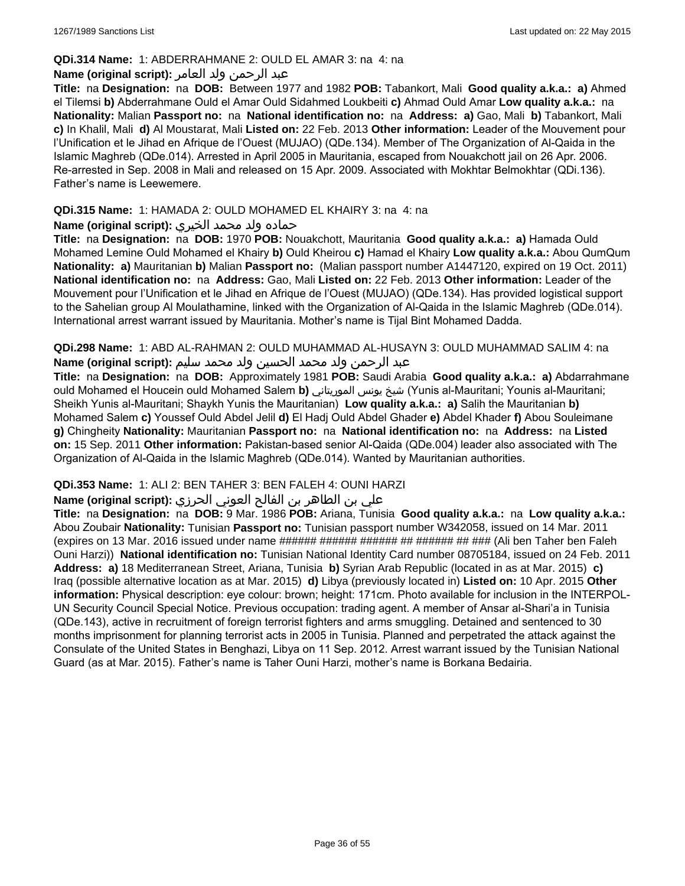**QDi.314 Name:** 1: ABDERRAHMANE 2: OULD EL AMAR 3: na 4: na

**Name (original script):** عبد الرحمن ولد العامر

**Title:** na **Designation:** na **DOB:** Between 1977 and 1982 **POB:** Tabankort, Mali **Good quality a.k.a.:** **a)** Ahmed el Tilemsi **b)** Abderrahmane Ould el Amar Ould Sidahmed Loukbeiti **c)** Ahmad Ould Amar **Low quality a.k.a.:** na **Nationality:** Malian **Passport no:** na **National identification no:** na **Address:** **a)** Gao, Mali **b)** Tabankort, Mali **c)** In Khalil, Mali **d)** Al Moustarat, Mali **Listed on:** 22 Feb. 2013 **Other information:** Leader of the Mouvement pour l'Unification et le Jihad en Afrique de l'Ouest (MUJAO) (QDe.134). Member of The Organization of Al-Qaida in the Islamic Maghreb (QDe.014). Arrested in April 2005 in Mauritania, escaped from Nouakchott jail on 26 Apr. 2006. Re-arrested in Sep. 2008 in Mali and released on 15 Apr. 2009. Associated with Mokhtar Belmokhtar (QDi.136). Father's name is Leewemere.

**QDi.315 Name:** 1: HAMADA 2: OULD MOHAMED EL KHAIRY 3: na 4: na

**Name (original script):** حماده ولد محمد الخيري

**Title:** na **Designation:** na **DOB:** 1970 **POB:** Nouakchott, Mauritania **Good quality a.k.a.:** **a)** Hamada Ould Mohamed Lemine Ould Mohamed el Khairy **b)** Ould Kheirou **c)** Hamad el Khairy **Low quality a.k.a.:** Abou QumQum **Nationality:** **a)** Mauritanian **b)** Malian **Passport no:** (Malian passport number A1447120, expired on 19 Oct. 2011) **National identification no:** na **Address:** Gao, Mali **Listed on:** 22 Feb. 2013 **Other information:** Leader of the Mouvement pour l'Unification et le Jihad en Afrique de l'Ouest (MUJAO) (QDe.134). Has provided logistical support to the Sahelian group Al Moulathamine, linked with the Organization of Al-Qaida in the Islamic Maghreb (QDe.014). International arrest warrant issued by Mauritania. Mother's name is Tijal Bint Mohamed Dadda.

**QDi.298 Name:** 1: ABD AL-RAHMAN 2: OULD MUHAMMAD AL-HUSAYN 3: OULD MUHAMMAD SALIM 4: na

**Name (original script):** عبد الرحمن ولد محمد الحسين ولد محمد سليم

**Title:** na **Designation:** na **DOB:** Approximately 1981 **POB:** Saudi Arabia **Good quality a.k.a.:** **a)** Abdarrahmane ould Mohamed el Houcein ould Mohamed Salem **b)** شيخ يونس الموريتاني (Yunis al-Mauritani; Younis al-Mauritani; Sheikh Yunis al-Mauritani; Shaykh Yunis the Mauritanian) **Low quality a.k.a.:** **a)** Salih the Mauritanian **b)** Mohamed Salem **c)** Youssef Ould Abdel Jelil **d)** El Hadj Ould Abdel Ghader **e)** Abdel Khader **f)** Abou Souleimane **g)** Chingheity **Nationality:** Mauritanian **Passport no:** na **National identification no:** na **Address:** na **Listed on:** 15 Sep. 2011 **Other information:** Pakistan-based senior Al-Qaida (QDe.004) leader also associated with The Organization of Al-Qaida in the Islamic Maghreb (QDe.014). Wanted by Mauritanian authorities.

**QDi.353 Name:** 1: ALI 2: BEN TAHER 3: BEN FALEH 4: OUNI HARZI

**Name (original script):** علي بن الطاهر بن الفالح العوني الحرزي

**Title:** na **Designation:** na **DOB:** 9 Mar. 1986 **POB:** Ariana, Tunisia **Good quality a.k.a.:** na **Low quality a.k.a.:** Abou Zoubair **Nationality:** Tunisian **Passport no:** Tunisian passport number W342058, issued on 14 Mar. 2011 (expires on 13 Mar. 2016 issued under name ###### ###### ###### ## ###### ## ### (Ali ben Taher ben Faleh Ouni Harzi)) **National identification no:** Tunisian National Identity Card number 08705184, issued on 24 Feb. 2011 **Address:** **a)** 18 Mediterranean Street, Ariana, Tunisia **b)** Syrian Arab Republic (located in as at Mar. 2015) **c)** Iraq (possible alternative location as at Mar. 2015) **d)** Libya (previously located in) **Listed on:** 10 Apr. 2015 **Other information:** Physical description: eye colour: brown; height: 171cm. Photo available for inclusion in the INTERPOL-UN Security Council Special Notice. Previous occupation: trading agent. A member of Ansar al-Shari'a in Tunisia (QDe.143), active in recruitment of foreign terrorist fighters and arms smuggling. Detained and sentenced to 30 months imprisonment for planning terrorist acts in 2005 in Tunisia. Planned and perpetrated the attack against the Consulate of the United States in Benghazi, Libya on 11 Sep. 2012. Arrest warrant issued by the Tunisian National Guard (as at Mar. 2015). Father's name is Taher Ouni Harzi, mother's name is Borkana Bedairia.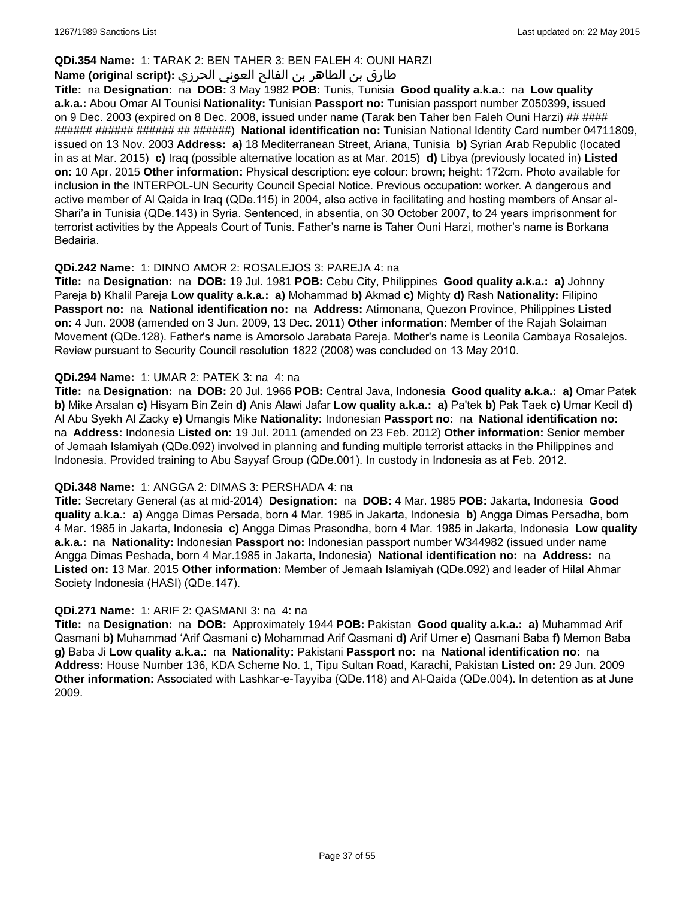**QDi.354 Name:** 1: TARAK 2: BEN TAHER 3: BEN FALEH 4: OUNI HARZI

**Name (original script):** طارق بن الطاهر بن الفالح العوني الحرزي

**Title:** na **Designation:** na **DOB:** 3 May 1982 **POB:** Tunis, Tunisia **Good quality a.k.a.:** na **Low quality a.k.a.:** Abou Omar Al Tounisi **Nationality:** Tunisian **Passport no:** Tunisian passport number Z050399, issued on 9 Dec. 2003 (expired on 8 Dec. 2008, issued under name (Tarak ben Taher ben Faleh Ouni Harzi) ## #### ###### ###### ###### ## ######) **National identification no:** Tunisian National Identity Card number 04711809, issued on 13 Nov. 2003 **Address:** **a)** 18 Mediterranean Street, Ariana, Tunisia **b)** Syrian Arab Republic (located in as at Mar. 2015) **c)** Iraq (possible alternative location as at Mar. 2015) **d)** Libya (previously located in) **Listed on:** 10 Apr. 2015 **Other information:** Physical description: eye colour: brown; height: 172cm. Photo available for inclusion in the INTERPOL-UN Security Council Special Notice. Previous occupation: worker. A dangerous and active member of Al Qaida in Iraq (QDe.115) in 2004, also active in facilitating and hosting members of Ansar al-Shari'a in Tunisia (QDe.143) in Syria. Sentenced, in absentia, on 30 October 2007, to 24 years imprisonment for terrorist activities by the Appeals Court of Tunis. Father's name is Taher Ouni Harzi, mother's name is Borkana Bedairia.

**QDi.242 Name:** 1: DINNO AMOR 2: ROSALEJOS 3: PAREJA 4: na

**Title:** na **Designation:** na **DOB:** 19 Jul. 1981 **POB:** Cebu City, Philippines **Good quality a.k.a.:** **a)** Johnny Pareja **b)** Khalil Pareja **Low quality a.k.a.:** **a)** Mohammad **b)** Akmad **c)** Mighty **d)** Rash **Nationality:** Filipino **Passport no:** na **National identification no:** na **Address:** Atimonana, Quezon Province, Philippines **Listed on:** 4 Jun. 2008 (amended on 3 Jun. 2009, 13 Dec. 2011) **Other information:** Member of the Rajah Solaiman Movement (QDe.128). Father's name is Amorsolo Jarabata Pareja. Mother's name is Leonila Cambaya Rosalejos. Review pursuant to Security Council resolution 1822 (2008) was concluded on 13 May 2010.

**QDi.294 Name:** 1: UMAR 2: PATEK 3: na 4: na

**Title:** na **Designation:** na **DOB:** 20 Jul. 1966 **POB:** Central Java, Indonesia **Good quality a.k.a.:** **a)** Omar Patek **b)** Mike Arsalan **c)** Hisyam Bin Zein **d)** Anis Alawi Jafar **Low quality a.k.a.:** **a)** Pa'tek **b)** Pak Taek **c)** Umar Kecil **d)** Al Abu Syekh Al Zacky **e)** Umangis Mike **Nationality:** Indonesian **Passport no:** na **National identification no:** na **Address:** Indonesia **Listed on:** 19 Jul. 2011 (amended on 23 Feb. 2012) **Other information:** Senior member of Jemaah Islamiyah (QDe.092) involved in planning and funding multiple terrorist attacks in the Philippines and Indonesia. Provided training to Abu Sayyaf Group (QDe.001). In custody in Indonesia as at Feb. 2012.

**QDi.348 Name:** 1: ANGGA 2: DIMAS 3: PERSHADA 4: na

**Title:** Secretary General (as at mid-2014) **Designation:** na **DOB:** 4 Mar. 1985 **POB:** Jakarta, Indonesia **Good quality a.k.a.:** **a)** Angga Dimas Persada, born 4 Mar. 1985 in Jakarta, Indonesia **b)** Angga Dimas Persadha, born 4 Mar. 1985 in Jakarta, Indonesia **c)** Angga Dimas Prasondha, born 4 Mar. 1985 in Jakarta, Indonesia **Low quality a.k.a.:** na **Nationality:** Indonesian **Passport no:** Indonesian passport number W344982 (issued under name Angga Dimas Peshada, born 4 Mar.1985 in Jakarta, Indonesia) **National identification no:** na **Address:** na **Listed on:** 13 Mar. 2015 **Other information:** Member of Jemaah Islamiyah (QDe.092) and leader of Hilal Ahmar Society Indonesia (HASI) (QDe.147).

**QDi.271 Name:** 1: ARIF 2: QASMANI 3: na 4: na

**Title:** na **Designation:** na **DOB:** Approximately 1944 **POB:** Pakistan **Good quality a.k.a.:** **a)** Muhammad Arif Qasmani **b)** Muhammad 'Arif Qasmani **c)** Mohammad Arif Qasmani **d)** Arif Umer **e)** Qasmani Baba **f)** Memon Baba **g)** Baba Ji **Low quality a.k.a.:** na **Nationality:** Pakistani **Passport no:** na **National identification no:** na **Address:** House Number 136, KDA Scheme No. 1, Tipu Sultan Road, Karachi, Pakistan **Listed on:** 29 Jun. 2009 **Other information:** Associated with Lashkar-e-Tayyiba (QDe.118) and Al-Qaida (QDe.004). In detention as at June 2009.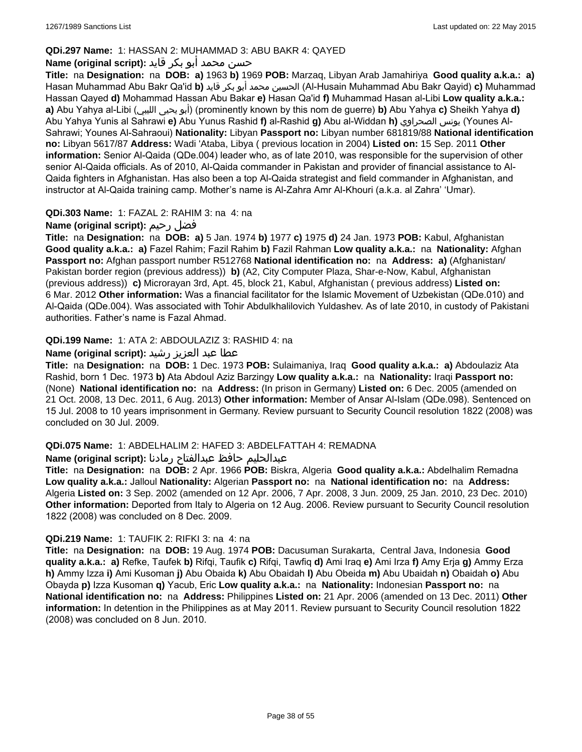**QDi.297 Name:** 1: HASSAN 2: MUHAMMAD 3: ABU BAKR 4: QAYED

**Name (original script):** حسن محمد أبو بكر قايد

**Title:** na **Designation:** na **DOB:** **a)** 1963 **b)** 1969 **POB:** Marzaq, Libyan Arab Jamahiriya **Good quality a.k.a.:** **a)** Hasan Muhammad Abu Bakr Qa'id **b)** الحسين محمد أبو بكر قايد (Al-Husain Muhammad Abu Bakr Qayid) **c)** Muhammad Hassan Qayed **d)** Mohammad Hassan Abu Bakar **e)** Hasan Qa'id **f)** Muhammad Hasan al-Libi **Low quality a.k.a.:** **a)** Abu Yahya al-Libi (أبو يحيى الليبي) (prominently known by this nom de guerre) **b)** Abu Yahya **c)** Sheikh Yahya **d)** Abu Yahya Yunis al Sahrawi **e)** Abu Yunus Rashid **f)** al-Rashid **g)** Abu al-Widdan **h)** يونس الصحراوي (Younes Al-Sahrawi; Younes Al-Sahraoui) **Nationality:** Libyan **Passport no:** Libyan number 681819/88 **National identification no:** Libyan 5617/87 **Address:** Wadi 'Ataba, Libya ( previous location in 2004) **Listed on:** 15 Sep. 2011 **Other information:** Senior Al-Qaida (QDe.004) leader who, as of late 2010, was responsible for the supervision of other senior Al-Qaida officials. As of 2010, Al-Qaida commander in Pakistan and provider of financial assistance to Al-Qaida fighters in Afghanistan. Has also been a top Al-Qaida strategist and field commander in Afghanistan, and instructor at Al-Qaida training camp. Mother's name is Al-Zahra Amr Al-Khouri (a.k.a. al Zahra' 'Umar).

**QDi.303 Name:** 1: FAZAL 2: RAHIM 3: na 4: na

**Name (original script):** فضل رحيم

**Title:** na **Designation:** na **DOB:** **a)** 5 Jan. 1974 **b)** 1977 **c)** 1975 **d)** 24 Jan. 1973 **POB:** Kabul, Afghanistan **Good quality a.k.a.:** **a)** Fazel Rahim; Fazil Rahim **b)** Fazil Rahman **Low quality a.k.a.:** na **Nationality:** Afghan **Passport no:** Afghan passport number R512768 **National identification no:** na **Address:** **a)** (Afghanistan/ Pakistan border region (previous address)) **b)** (A2, City Computer Plaza, Shar-e-Now, Kabul, Afghanistan (previous address)) **c)** Microrayan 3rd, Apt. 45, block 21, Kabul, Afghanistan ( previous address) **Listed on:** 6 Mar. 2012 **Other information:** Was a financial facilitator for the Islamic Movement of Uzbekistan (QDe.010) and Al-Qaida (QDe.004). Was associated with Tohir Abdulkhalilovich Yuldashev. As of late 2010, in custody of Pakistani authorities. Father's name is Fazal Ahmad.

**QDi.199 Name:** 1: ATA 2: ABDOULAZIZ 3: RASHID 4: na

**Name (original script):** عطا عبد العزيز رشيد

**Title:** na **Designation:** na **DOB:** 1 Dec. 1973 **POB:** Sulaimaniya, Iraq **Good quality a.k.a.:** **a)** Abdoulaziz Ata Rashid, born 1 Dec. 1973 **b)** Ata Abdoul Aziz Barzingy **Low quality a.k.a.:** na **Nationality:** Iraqi **Passport no:** (None) **National identification no:** na **Address:** (In prison in Germany) **Listed on:** 6 Dec. 2005 (amended on 21 Oct. 2008, 13 Dec. 2011, 6 Aug. 2013) **Other information:** Member of Ansar Al-Islam (QDe.098). Sentenced on 15 Jul. 2008 to 10 years imprisonment in Germany. Review pursuant to Security Council resolution 1822 (2008) was concluded on 30 Jul. 2009.

**QDi.075 Name:** 1: ABDELHALIM 2: HAFED 3: ABDELFATTAH 4: REMADNA

**Name (original script):** عبدالحليم حافظ عبدالفتاح رمادنا

**Title:** na **Designation:** na **DOB:** 2 Apr. 1966 **POB:** Biskra, Algeria **Good quality a.k.a.:** Abdelhalim Remadna **Low quality a.k.a.:** Jalloul **Nationality:** Algerian **Passport no:** na **National identification no:** na **Address:** Algeria **Listed on:** 3 Sep. 2002 (amended on 12 Apr. 2006, 7 Apr. 2008, 3 Jun. 2009, 25 Jan. 2010, 23 Dec. 2010) **Other information:** Deported from Italy to Algeria on 12 Aug. 2006. Review pursuant to Security Council resolution 1822 (2008) was concluded on 8 Dec. 2009.

**QDi.219 Name:** 1: TAUFIK 2: RIFKI 3: na 4: na

**Title:** na **Designation:** na **DOB:** 19 Aug. 1974 **POB:** Dacusuman Surakarta, Central Java, Indonesia **Good quality a.k.a.:** **a)** Refke, Taufek **b)** Rifqi, Taufik **c)** Rifqi, Tawfiq **d)** Ami Iraq **e)** Ami Irza **f)** Amy Erja **g)** Ammy Erza **h)** Ammy Izza **i)** Ami Kusoman **j)** Abu Obaida **k)** Abu Obaidah **l)** Abu Obeida **m)** Abu Ubaidah **n)** Obaidah **o)** Abu Obayda **p)** Izza Kusoman **q)** Yacub, Eric **Low quality a.k.a.:** na **Nationality:** Indonesian **Passport no:** na **National identification no:** na **Address:** Philippines **Listed on:** 21 Apr. 2006 (amended on 13 Dec. 2011) **Other information:** In detention in the Philippines as at May 2011. Review pursuant to Security Council resolution 1822 (2008) was concluded on 8 Jun. 2010.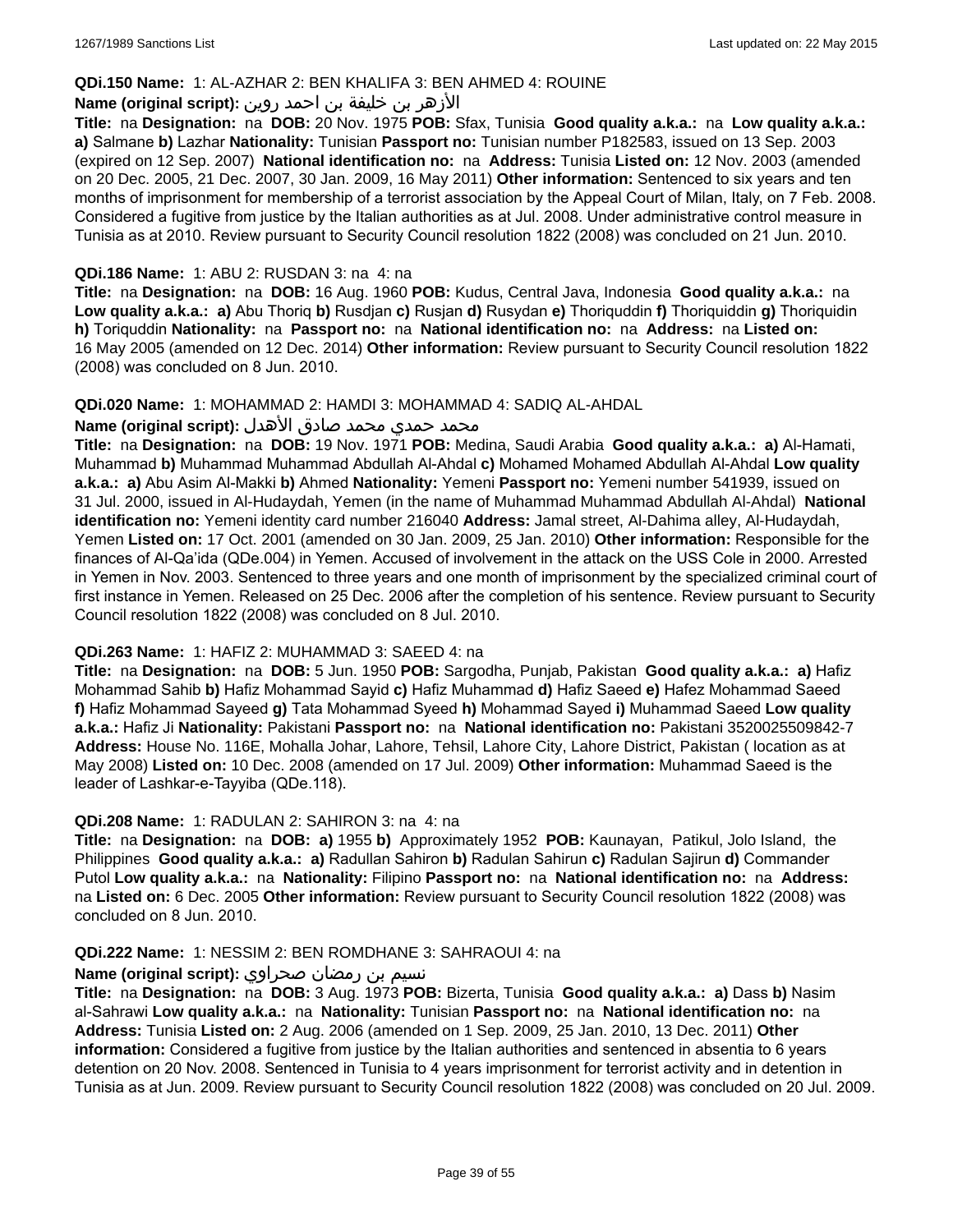**QDi.150 Name:** 1: AL-AZHAR 2: BEN KHALIFA 3: BEN AHMED 4: ROUINE

**Name (original script):** الأزهر بن خليفة بن احمد روين

**Title:** na **Designation:** na **DOB:** 20 Nov. 1975 **POB:** Sfax, Tunisia **Good quality a.k.a.:** na **Low quality a.k.a.:** **a)** Salmane **b)** Lazhar **Nationality:** Tunisian **Passport no:** Tunisian number P182583, issued on 13 Sep. 2003 (expired on 12 Sep. 2007) **National identification no:** na **Address:** Tunisia **Listed on:** 12 Nov. 2003 (amended on 20 Dec. 2005, 21 Dec. 2007, 30 Jan. 2009, 16 May 2011) **Other information:** Sentenced to six years and ten months of imprisonment for membership of a terrorist association by the Appeal Court of Milan, Italy, on 7 Feb. 2008. Considered a fugitive from justice by the Italian authorities as at Jul. 2008. Under administrative control measure in Tunisia as at 2010. Review pursuant to Security Council resolution 1822 (2008) was concluded on 21 Jun. 2010.

**QDi.186 Name:** 1: ABU 2: RUSDAN 3: na 4: na

**Title:** na **Designation:** na **DOB:** 16 Aug. 1960 **POB:** Kudus, Central Java, Indonesia **Good quality a.k.a.:** na **Low quality a.k.a.:** **a)** Abu Thoriq **b)** Rusdjan **c)** Rusjan **d)** Rusydan **e)** Thoriquddin **f)** Thoriquiddin **g)** Thoriquidin **h)** Toriquddin **Nationality:** na **Passport no:** na **National identification no:** na **Address:** na **Listed on:** 16 May 2005 (amended on 12 Dec. 2014) **Other information:** Review pursuant to Security Council resolution 1822 (2008) was concluded on 8 Jun. 2010.

**QDi.020 Name:** 1: MOHAMMAD 2: HAMDI 3: MOHAMMAD 4: SADIQ AL-AHDAL

**Name (original script):** محمد حمدي محمد صادق الأهدل

**Title:** na **Designation:** na **DOB:** 19 Nov. 1971 **POB:** Medina, Saudi Arabia **Good quality a.k.a.:** **a)** Al-Hamati, Muhammad **b)** Muhammad Muhammad Abdullah Al-Ahdal **c)** Mohamed Mohamed Abdullah Al-Ahdal **Low quality a.k.a.:** **a)** Abu Asim Al-Makki **b)** Ahmed **Nationality:** Yemeni **Passport no:** Yemeni number 541939, issued on 31 Jul. 2000, issued in Al-Hudaydah, Yemen (in the name of Muhammad Muhammad Abdullah Al-Ahdal) **National identification no:** Yemeni identity card number 216040 **Address:** Jamal street, Al-Dahima alley, Al-Hudaydah, Yemen **Listed on:** 17 Oct. 2001 (amended on 30 Jan. 2009, 25 Jan. 2010) **Other information:** Responsible for the finances of Al-Qa'ida (QDe.004) in Yemen. Accused of involvement in the attack on the USS Cole in 2000. Arrested in Yemen in Nov. 2003. Sentenced to three years and one month of imprisonment by the specialized criminal court of first instance in Yemen. Released on 25 Dec. 2006 after the completion of his sentence. Review pursuant to Security Council resolution 1822 (2008) was concluded on 8 Jul. 2010.

**QDi.263 Name:** 1: HAFIZ 2: MUHAMMAD 3: SAEED 4: na

**Title:** na **Designation:** na **DOB:** 5 Jun. 1950 **POB:** Sargodha, Punjab, Pakistan **Good quality a.k.a.:** **a)** Hafiz Mohammad Sahib **b)** Hafiz Mohammad Sayid **c)** Hafiz Muhammad **d)** Hafiz Saeed **e)** Hafez Mohammad Saeed **f)** Hafiz Mohammad Sayeed **g)** Tata Mohammad Syeed **h)** Mohammad Sayed **i)** Muhammad Saeed **Low quality a.k.a.:** Hafiz Ji **Nationality:** Pakistani **Passport no:** na **National identification no:** Pakistani 3520025509842-7 **Address:** House No. 116E, Mohalla Johar, Lahore, Tehsil, Lahore City, Lahore District, Pakistan ( location as at May 2008) **Listed on:** 10 Dec. 2008 (amended on 17 Jul. 2009) **Other information:** Muhammad Saeed is the leader of Lashkar-e-Tayyiba (QDe.118).

**QDi.208 Name:** 1: RADULAN 2: SAHIRON 3: na 4: na

**Title:** na **Designation:** na **DOB:** **a)** 1955 **b)** Approximately 1952 **POB:** Kaunayan, Patikul, Jolo Island, the Philippines **Good quality a.k.a.:** **a)** Radullan Sahiron **b)** Radulan Sahirun **c)** Radulan Sajirun **d)** Commander Putol **Low quality a.k.a.:** na **Nationality:** Filipino **Passport no:** na **National identification no:** na **Address:** na **Listed on:** 6 Dec. 2005 **Other information:** Review pursuant to Security Council resolution 1822 (2008) was concluded on 8 Jun. 2010.

**QDi.222 Name:** 1: NESSIM 2: BEN ROMDHANE 3: SAHRAOUI 4: na

**Name (original script):** نسيم بن رمضان صحراوي

**Title:** na **Designation:** na **DOB:** 3 Aug. 1973 **POB:** Bizerta, Tunisia **Good quality a.k.a.:** **a)** Dass **b)** Nasim al-Sahrawi **Low quality a.k.a.:** na **Nationality:** Tunisian **Passport no:** na **National identification no:** na **Address:** Tunisia **Listed on:** 2 Aug. 2006 (amended on 1 Sep. 2009, 25 Jan. 2010, 13 Dec. 2011) **Other information:** Considered a fugitive from justice by the Italian authorities and sentenced in absentia to 6 years detention on 20 Nov. 2008. Sentenced in Tunisia to 4 years imprisonment for terrorist activity and in detention in Tunisia as at Jun. 2009. Review pursuant to Security Council resolution 1822 (2008) was concluded on 20 Jul. 2009.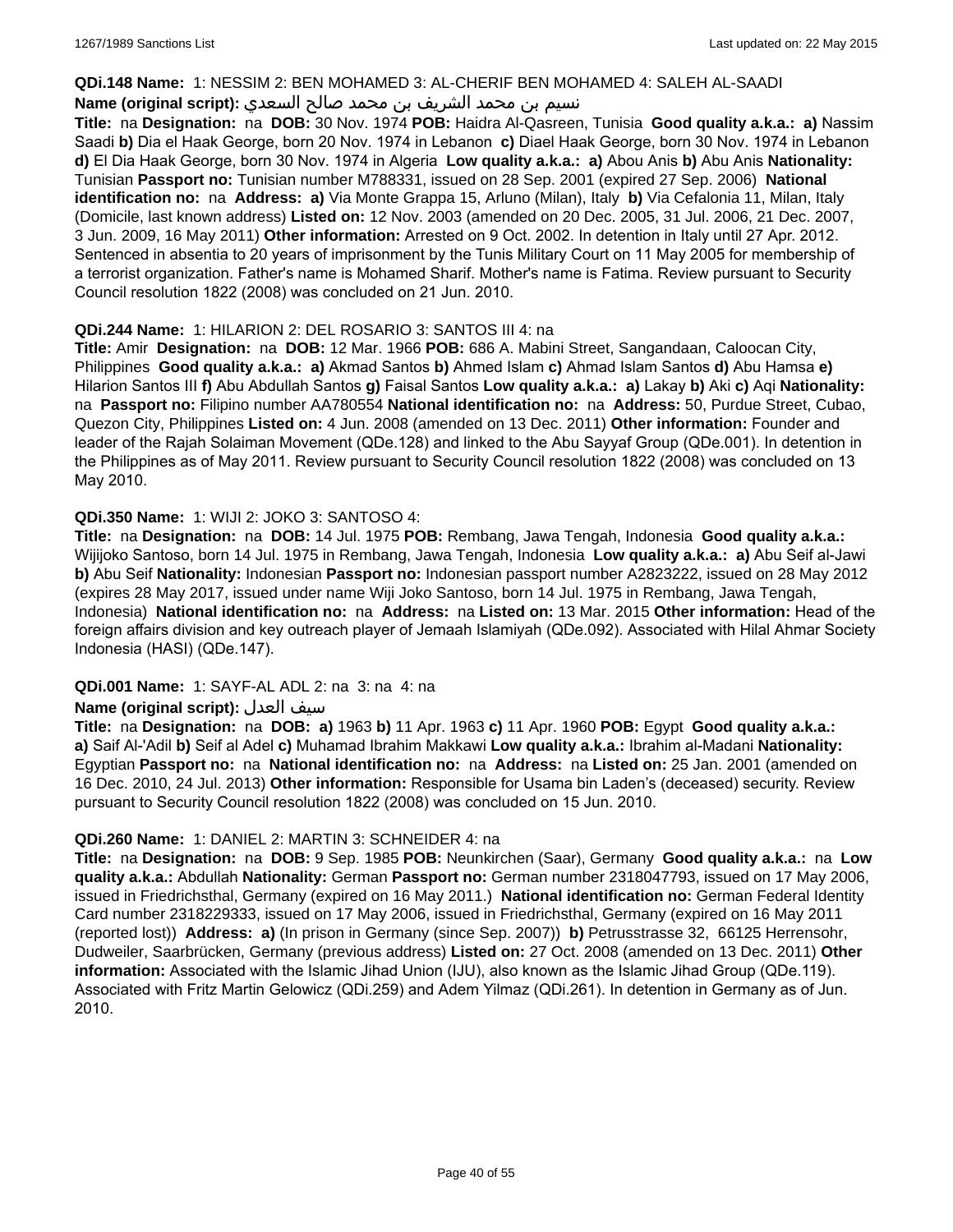**QDi.148 Name:** 1: NESSIM 2: BEN MOHAMED 3: AL-CHERIF BEN MOHAMED 4: SALEH AL-SAADI

**Name (original script):** نسيم بن محمد الشريف بن محمد صالح السعدي

**Title:** na **Designation:** na **DOB:** 30 Nov. 1974 **POB:** Haidra Al-Qasreen, Tunisia **Good quality a.k.a.:** **a)** Nassim Saadi **b)** Dia el Haak George, born 20 Nov. 1974 in Lebanon **c)** Diael Haak George, born 30 Nov. 1974 in Lebanon **d)** El Dia Haak George, born 30 Nov. 1974 in Algeria **Low quality a.k.a.:** **a)** Abou Anis **b)** Abu Anis **Nationality:** Tunisian **Passport no:** Tunisian number M788331, issued on 28 Sep. 2001 (expired 27 Sep. 2006) **National identification no:** na **Address:** **a)** Via Monte Grappa 15, Arluno (Milan), Italy **b)** Via Cefalonia 11, Milan, Italy (Domicile, last known address) **Listed on:** 12 Nov. 2003 (amended on 20 Dec. 2005, 31 Jul. 2006, 21 Dec. 2007, 3 Jun. 2009, 16 May 2011) **Other information:** Arrested on 9 Oct. 2002. In detention in Italy until 27 Apr. 2012. Sentenced in absentia to 20 years of imprisonment by the Tunis Military Court on 11 May 2005 for membership of a terrorist organization. Father's name is Mohamed Sharif. Mother's name is Fatima. Review pursuant to Security Council resolution 1822 (2008) was concluded on 21 Jun. 2010.

**QDi.244 Name:** 1: HILARION 2: DEL ROSARIO 3: SANTOS III 4: na

**Title:** Amir **Designation:** na **DOB:** 12 Mar. 1966 **POB:** 686 A. Mabini Street, Sangandaan, Caloocan City, Philippines **Good quality a.k.a.:** **a)** Akmad Santos **b)** Ahmed Islam **c)** Ahmad Islam Santos **d)** Abu Hamsa **e)** Hilarion Santos III **f)** Abu Abdullah Santos **g)** Faisal Santos **Low quality a.k.a.:** **a)** Lakay **b)** Aki **c)** Aqi **Nationality:** na **Passport no:** Filipino number AA780554 **National identification no:** na **Address:** 50, Purdue Street, Cubao, Quezon City, Philippines **Listed on:** 4 Jun. 2008 (amended on 13 Dec. 2011) **Other information:** Founder and leader of the Rajah Solaiman Movement (QDe.128) and linked to the Abu Sayyaf Group (QDe.001). In detention in the Philippines as of May 2011. Review pursuant to Security Council resolution 1822 (2008) was concluded on 13 May 2010.

**QDi.350 Name:** 1: WIJI 2: JOKO 3: SANTOSO 4:

**Title:** na **Designation:** na **DOB:** 14 Jul. 1975 **POB:** Rembang, Jawa Tengah, Indonesia **Good quality a.k.a.:** Wijijoko Santoso, born 14 Jul. 1975 in Rembang, Jawa Tengah, Indonesia **Low quality a.k.a.:** **a)** Abu Seif al-Jawi **b)** Abu Seif **Nationality:** Indonesian **Passport no:** Indonesian passport number A2823222, issued on 28 May 2012 (expires 28 May 2017, issued under name Wiji Joko Santoso, born 14 Jul. 1975 in Rembang, Jawa Tengah, Indonesia) **National identification no:** na **Address:** na **Listed on:** 13 Mar. 2015 **Other information:** Head of the foreign affairs division and key outreach player of Jemaah Islamiyah (QDe.092). Associated with Hilal Ahmar Society Indonesia (HASI) (QDe.147).

**QDi.001 Name:** 1: SAYF-AL ADL 2: na 3: na 4: na

**Name (original script):** سيف العدل

**Title:** na **Designation:** na **DOB:** **a)** 1963 **b)** 11 Apr. 1963 **c)** 11 Apr. 1960 **POB:** Egypt **Good quality a.k.a.:** **a)** Saif Al-'Adil **b)** Seif al Adel **c)** Muhamad Ibrahim Makkawi **Low quality a.k.a.:** Ibrahim al-Madani **Nationality:** Egyptian **Passport no:** na **National identification no:** na **Address:** na **Listed on:** 25 Jan. 2001 (amended on 16 Dec. 2010, 24 Jul. 2013) **Other information:** Responsible for Usama bin Laden's (deceased) security. Review pursuant to Security Council resolution 1822 (2008) was concluded on 15 Jun. 2010.

**QDi.260 Name:** 1: DANIEL 2: MARTIN 3: SCHNEIDER 4: na

**Title:** na **Designation:** na **DOB:** 9 Sep. 1985 **POB:** Neunkirchen (Saar), Germany **Good quality a.k.a.:** na **Low quality a.k.a.:** Abdullah **Nationality:** German **Passport no:** German number 2318047793, issued on 17 May 2006, issued in Friedrichsthal, Germany (expired on 16 May 2011.) **National identification no:** German Federal Identity Card number 2318229333, issued on 17 May 2006, issued in Friedrichsthal, Germany (expired on 16 May 2011 (reported lost)) **Address:** **a)** (In prison in Germany (since Sep. 2007)) **b)** Petrusstrasse 32, 66125 Herrensohr, Dudweiler, Saarbrücken, Germany (previous address) **Listed on:** 27 Oct. 2008 (amended on 13 Dec. 2011) **Other information:** Associated with the Islamic Jihad Union (IJU), also known as the Islamic Jihad Group (QDe.119). Associated with Fritz Martin Gelowicz (QDi.259) and Adem Yilmaz (QDi.261). In detention in Germany as of Jun. 2010.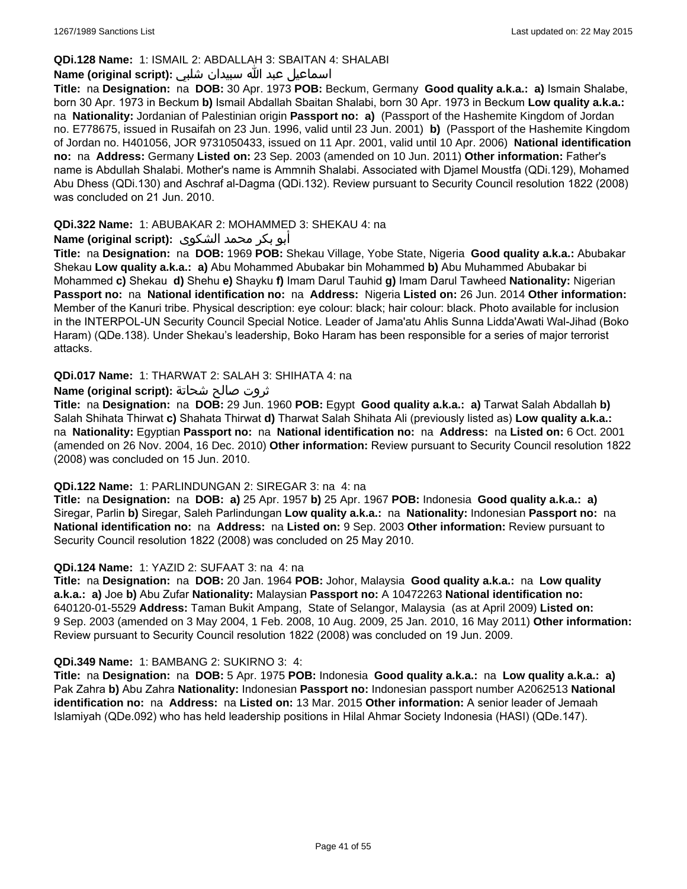**QDi.128 Name:** 1: ISMAIL 2: ABDALLAH 3: SBAITAN 4: SHALABI

**Name (original script):** اسماعيل عبد الله سبيدان شلبي

**Title:** na **Designation:** na **DOB:** 30 Apr. 1973 **POB:** Beckum, Germany **Good quality a.k.a.:** **a)** Ismain Shalabe, born 30 Apr. 1973 in Beckum **b)** Ismail Abdallah Sbaitan Shalabi, born 30 Apr. 1973 in Beckum **Low quality a.k.a.:** na **Nationality:** Jordanian of Palestinian origin **Passport no:** **a)** (Passport of the Hashemite Kingdom of Jordan no. E778675, issued in Rusaifah on 23 Jun. 1996, valid until 23 Jun. 2001) **b)** (Passport of the Hashemite Kingdom of Jordan no. H401056, JOR 9731050433, issued on 11 Apr. 2001, valid until 10 Apr. 2006) **National identification no:** na **Address:** Germany **Listed on:** 23 Sep. 2003 (amended on 10 Jun. 2011) **Other information:** Father's name is Abdullah Shalabi. Mother's name is Ammnih Shalabi. Associated with Djamel Moustfa (QDi.129), Mohamed Abu Dhess (QDi.130) and Aschraf al-Dagma (QDi.132). Review pursuant to Security Council resolution 1822 (2008) was concluded on 21 Jun. 2010.

**QDi.322 Name:** 1: ABUBAKAR 2: MOHAMMED 3: SHEKAU 4: na

**Name (original script):** أبو بكر محمد الشكوى

**Title:** na **Designation:** na **DOB:** 1969 **POB:** Shekau Village, Yobe State, Nigeria **Good quality a.k.a.:** Abubakar Shekau **Low quality a.k.a.:** **a)** Abu Mohammed Abubakar bin Mohammed **b)** Abu Muhammed Abubakar bi Mohammed **c)** Shekau **d)** Shehu **e)** Shayku **f)** Imam Darul Tauhid **g)** Imam Darul Tawheed **Nationality:** Nigerian **Passport no:** na **National identification no:** na **Address:** Nigeria **Listed on:** 26 Jun. 2014 **Other information:** Member of the Kanuri tribe. Physical description: eye colour: black; hair colour: black. Photo available for inclusion in the INTERPOL-UN Security Council Special Notice. Leader of Jama'atu Ahlis Sunna Lidda'Awati Wal-Jihad (Boko Haram) (QDe.138). Under Shekau's leadership, Boko Haram has been responsible for a series of major terrorist attacks.

**QDi.017 Name:** 1: THARWAT 2: SALAH 3: SHIHATA 4: na

**Name (original script):** ثروت صالح شحاتة

**Title:** na **Designation:** na **DOB:** 29 Jun. 1960 **POB:** Egypt **Good quality a.k.a.:** **a)** Tarwat Salah Abdallah **b)** Salah Shihata Thirwat **c)** Shahata Thirwat **d)** Tharwat Salah Shihata Ali (previously listed as) **Low quality a.k.a.:** na **Nationality:** Egyptian **Passport no:** na **National identification no:** na **Address:** na **Listed on:** 6 Oct. 2001 (amended on 26 Nov. 2004, 16 Dec. 2010) **Other information:** Review pursuant to Security Council resolution 1822 (2008) was concluded on 15 Jun. 2010.

**QDi.122 Name:** 1: PARLINDUNGAN 2: SIREGAR 3: na 4: na

**Title:** na **Designation:** na **DOB:** **a)** 25 Apr. 1957 **b)** 25 Apr. 1967 **POB:** Indonesia **Good quality a.k.a.:** **a)** Siregar, Parlin **b)** Siregar, Saleh Parlindungan **Low quality a.k.a.:** na **Nationality:** Indonesian **Passport no:** na **National identification no:** na **Address:** na **Listed on:** 9 Sep. 2003 **Other information:** Review pursuant to Security Council resolution 1822 (2008) was concluded on 25 May 2010.

**QDi.124 Name:** 1: YAZID 2: SUFAAT 3: na 4: na

**Title:** na **Designation:** na **DOB:** 20 Jan. 1964 **POB:** Johor, Malaysia **Good quality a.k.a.:** na **Low quality a.k.a.:** **a)** Joe **b)** Abu Zufar **Nationality:** Malaysian **Passport no:** A 10472263 **National identification no:** 640120-01-5529 **Address:** Taman Bukit Ampang, State of Selangor, Malaysia (as at April 2009) **Listed on:** 9 Sep. 2003 (amended on 3 May 2004, 1 Feb. 2008, 10 Aug. 2009, 25 Jan. 2010, 16 May 2011) **Other information:** Review pursuant to Security Council resolution 1822 (2008) was concluded on 19 Jun. 2009.

**QDi.349 Name:** 1: BAMBANG 2: SUKIRNO 3: 4:

**Title:** na **Designation:** na **DOB:** 5 Apr. 1975 **POB:** Indonesia **Good quality a.k.a.:** na **Low quality a.k.a.:** **a)** Pak Zahra **b)** Abu Zahra **Nationality:** Indonesian **Passport no:** Indonesian passport number A2062513 **National identification no:** na **Address:** na **Listed on:** 13 Mar. 2015 **Other information:** A senior leader of Jemaah Islamiyah (QDe.092) who has held leadership positions in Hilal Ahmar Society Indonesia (HASI) (QDe.147).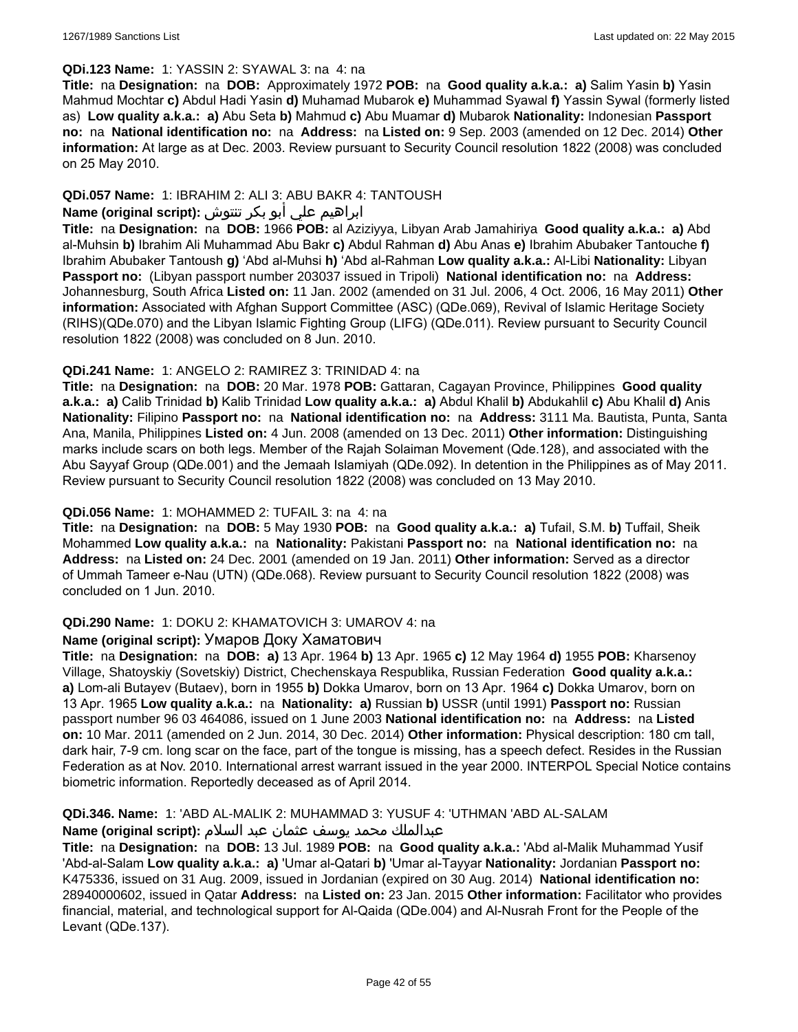**QDi.123 Name:** 1: YASSIN 2: SYAWAL 3: na 4: na

**Title:** na **Designation:** na **DOB:** Approximately 1972 **POB:** na **Good quality a.k.a.:** **a)** Salim Yasin **b)** Yasin Mahmud Mochtar **c)** Abdul Hadi Yasin **d)** Muhamad Mubarok **e)** Muhammad Syawal **f)** Yassin Sywal (formerly listed as) **Low quality a.k.a.:** **a)** Abu Seta **b)** Mahmud **c)** Abu Muamar **d)** Mubarok **Nationality:** Indonesian **Passport no:** na **National identification no:** na **Address:** na **Listed on:** 9 Sep. 2003 (amended on 12 Dec. 2014) **Other information:** At large as at Dec. 2003. Review pursuant to Security Council resolution 1822 (2008) was concluded on 25 May 2010.

**QDi.057 Name:** 1: IBRAHIM 2: ALI 3: ABU BAKR 4: TANTOUSH

**Name (original script):** ابراهيم علي أبو بكر تنتوش

**Title:** na **Designation:** na **DOB:** 1966 **POB:** al Aziziyya, Libyan Arab Jamahiriya **Good quality a.k.a.:** **a)** Abd al-Muhsin **b)** Ibrahim Ali Muhammad Abu Bakr **c)** Abdul Rahman **d)** Abu Anas **e)** Ibrahim Abubaker Tantouche **f)** Ibrahim Abubaker Tantoush **g)** 'Abd al-Muhsi **h)** 'Abd al-Rahman **Low quality a.k.a.:** Al-Libi **Nationality:** Libyan **Passport no:** (Libyan passport number 203037 issued in Tripoli) **National identification no:** na **Address:** Johannesburg, South Africa **Listed on:** 11 Jan. 2002 (amended on 31 Jul. 2006, 4 Oct. 2006, 16 May 2011) **Other information:** Associated with Afghan Support Committee (ASC) (QDe.069), Revival of Islamic Heritage Society (RIHS)(QDe.070) and the Libyan Islamic Fighting Group (LIFG) (QDe.011). Review pursuant to Security Council resolution 1822 (2008) was concluded on 8 Jun. 2010.

**QDi.241 Name:** 1: ANGELO 2: RAMIREZ 3: TRINIDAD 4: na

**Title:** na **Designation:** na **DOB:** 20 Mar. 1978 **POB:** Gattaran, Cagayan Province, Philippines **Good quality a.k.a.:** **a)** Calib Trinidad **b)** Kalib Trinidad **Low quality a.k.a.:** **a)** Abdul Khalil **b)** Abdukahlil **c)** Abu Khalil **d)** Anis **Nationality:** Filipino **Passport no:** na **National identification no:** na **Address:** 3111 Ma. Bautista, Punta, Santa Ana, Manila, Philippines **Listed on:** 4 Jun. 2008 (amended on 13 Dec. 2011) **Other information:** Distinguishing marks include scars on both legs. Member of the Rajah Solaiman Movement (Qde.128), and associated with the Abu Sayyaf Group (QDe.001) and the Jemaah Islamiyah (QDe.092). In detention in the Philippines as of May 2011. Review pursuant to Security Council resolution 1822 (2008) was concluded on 13 May 2010.

**QDi.056 Name:** 1: MOHAMMED 2: TUFAIL 3: na 4: na

**Title:** na **Designation:** na **DOB:** 5 May 1930 **POB:** na **Good quality a.k.a.:** **a)** Tufail, S.M. **b)** Tuffail, Sheik Mohammed **Low quality a.k.a.:** na **Nationality:** Pakistani **Passport no:** na **National identification no:** na **Address:** na **Listed on:** 24 Dec. 2001 (amended on 19 Jan. 2011) **Other information:** Served as a director of Ummah Tameer e-Nau (UTN) (QDe.068). Review pursuant to Security Council resolution 1822 (2008) was concluded on 1 Jun. 2010.

**QDi.290 Name:** 1: DOKU 2: KHAMATOVICH 3: UMAROV 4: na

**Name (original script):** Умаров Доку Хаматович

**Title:** na **Designation:** na **DOB:** **a)** 13 Apr. 1964 **b)** 13 Apr. 1965 **c)** 12 May 1964 **d)** 1955 **POB:** Kharsenoy Village, Shatoyskiy (Sovetskiy) District, Chechenskaya Respublika, Russian Federation **Good quality a.k.a.:** **a)** Lom-ali Butayev (Butaev), born in 1955 **b)** Dokka Umarov, born on 13 Apr. 1964 **c)** Dokka Umarov, born on 13 Apr. 1965 **Low quality a.k.a.:** na **Nationality:** **a)** Russian **b)** USSR (until 1991) **Passport no:** Russian passport number 96 03 464086, issued on 1 June 2003 **National identification no:** na **Address:** na **Listed on:** 10 Mar. 2011 (amended on 2 Jun. 2014, 30 Dec. 2014) **Other information:** Physical description: 180 cm tall, dark hair, 7-9 cm. long scar on the face, part of the tongue is missing, has a speech defect. Resides in the Russian Federation as at Nov. 2010. International arrest warrant issued in the year 2000. INTERPOL Special Notice contains biometric information. Reportedly deceased as of April 2014.

**QDi.346. Name:** 1: 'ABD AL-MALIK 2: MUHAMMAD 3: YUSUF 4: 'UTHMAN 'ABD AL-SALAM

**Name (original script):** عبدالملك محمد يوسف عثمان عبد السلام

**Title:** na **Designation:** na **DOB:** 13 Jul. 1989 **POB:** na **Good quality a.k.a.:** 'Abd al-Malik Muhammad Yusif 'Abd-al-Salam **Low quality a.k.a.:** **a)** 'Umar al-Qatari **b)** 'Umar al-Tayyar **Nationality:** Jordanian **Passport no:** K475336, issued on 31 Aug. 2009, issued in Jordanian (expired on 30 Aug. 2014) **National identification no:** 28940000602, issued in Qatar **Address:** na **Listed on:** 23 Jan. 2015 **Other information:** Facilitator who provides financial, material, and technological support for Al-Qaida (QDe.004) and Al-Nusrah Front for the People of the Levant (QDe.137).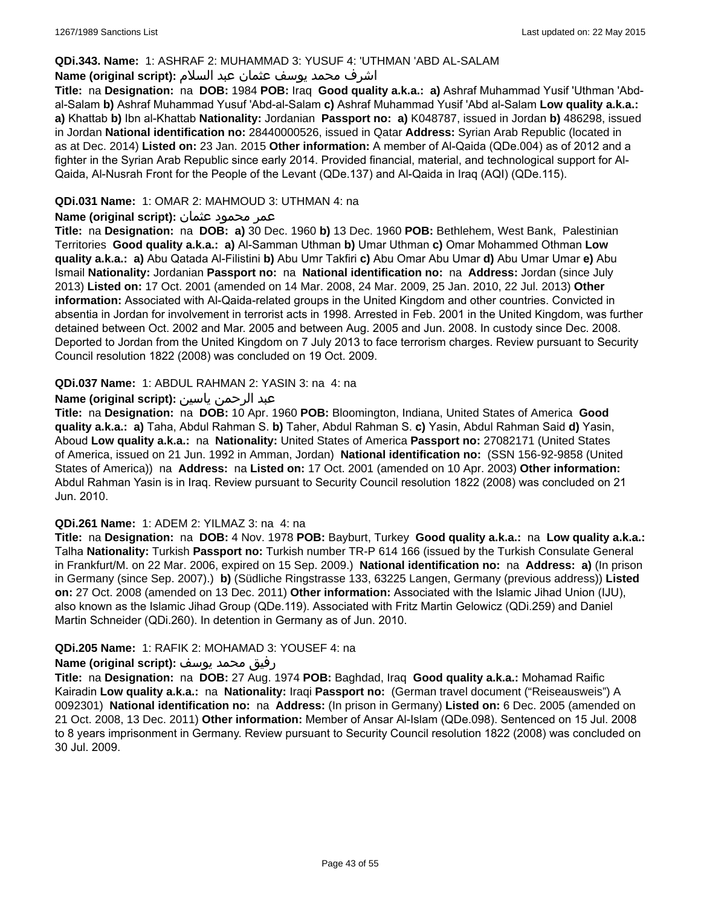**QDi.343. Name:** 1: ASHRAF 2: MUHAMMAD 3: YUSUF 4: 'UTHMAN 'ABD AL-SALAM
**Name (original script):** اشرف محمد يوسف عثمان عبد السلام
**Title:** na **Designation:** na **DOB:** 1984 **POB:** Iraq **Good quality a.k.a.:** **a)** Ashraf Muhammad Yusif 'Uthman 'Abd-al-Salam **b)** Ashraf Muhammad Yusuf 'Abd-al-Salam **c)** Ashraf Muhammad Yusif 'Abd al-Salam **Low quality a.k.a.:** **a)** Khattab **b)** Ibn al-Khattab **Nationality:** Jordanian **Passport no:** **a)** K048787, issued in Jordan **b)** 486298, issued in Jordan **National identification no:** 28440000526, issued in Qatar **Address:** Syrian Arab Republic (located in as at Dec. 2014) **Listed on:** 23 Jan. 2015 **Other information:** A member of Al-Qaida (QDe.004) as of 2012 and a fighter in the Syrian Arab Republic since early 2014. Provided financial, material, and technological support for Al-Qaida, Al-Nusrah Front for the People of the Levant (QDe.137) and Al-Qaida in Iraq (AQI) (QDe.115).

**QDi.031 Name:** 1: OMAR 2: MAHMOUD 3: UTHMAN 4: na
**Name (original script):** عمر محمود عثمان
**Title:** na **Designation:** na **DOB:** **a)** 30 Dec. 1960 **b)** 13 Dec. 1960 **POB:** Bethlehem, West Bank, Palestinian Territories **Good quality a.k.a.:** **a)** Al-Samman Uthman **b)** Umar Uthman **c)** Omar Mohammed Othman **Low quality a.k.a.:** **a)** Abu Qatada Al-Filistini **b)** Abu Umr Takfiri **c)** Abu Omar Abu Umar **d)** Abu Umar Umar **e)** Abu Ismail **Nationality:** Jordanian **Passport no:** na **National identification no:** na **Address:** Jordan (since July 2013) **Listed on:** 17 Oct. 2001 (amended on 14 Mar. 2008, 24 Mar. 2009, 25 Jan. 2010, 22 Jul. 2013) **Other information:** Associated with Al-Qaida-related groups in the United Kingdom and other countries. Convicted in absentia in Jordan for involvement in terrorist acts in 1998. Arrested in Feb. 2001 in the United Kingdom, was further detained between Oct. 2002 and Mar. 2005 and between Aug. 2005 and Jun. 2008. In custody since Dec. 2008. Deported to Jordan from the United Kingdom on 7 July 2013 to face terrorism charges. Review pursuant to Security Council resolution 1822 (2008) was concluded on 19 Oct. 2009.

**QDi.037 Name:** 1: ABDUL RAHMAN 2: YASIN 3: na 4: na
**Name (original script):** عبد الرحمن ياسين
**Title:** na **Designation:** na **DOB:** 10 Apr. 1960 **POB:** Bloomington, Indiana, United States of America **Good quality a.k.a.:** **a)** Taha, Abdul Rahman S. **b)** Taher, Abdul Rahman S. **c)** Yasin, Abdul Rahman Said **d)** Yasin, Aboud **Low quality a.k.a.:** na **Nationality:** United States of America **Passport no:** 27082171 (United States of America, issued on 21 Jun. 1992 in Amman, Jordan) **National identification no:** (SSN 156-92-9858 (United States of America)) na **Address:** na **Listed on:** 17 Oct. 2001 (amended on 10 Apr. 2003) **Other information:** Abdul Rahman Yasin is in Iraq. Review pursuant to Security Council resolution 1822 (2008) was concluded on 21 Jun. 2010.

**QDi.261 Name:** 1: ADEM 2: YILMAZ 3: na 4: na
**Title:** na **Designation:** na **DOB:** 4 Nov. 1978 **POB:** Bayburt, Turkey **Good quality a.k.a.:** na **Low quality a.k.a.:** Talha **Nationality:** Turkish **Passport no:** Turkish number TR-P 614 166 (issued by the Turkish Consulate General in Frankfurt/M. on 22 Mar. 2006, expired on 15 Sep. 2009.) **National identification no:** na **Address:** **a)** (In prison in Germany (since Sep. 2007).) **b)** (Südliche Ringstrasse 133, 63225 Langen, Germany (previous address)) **Listed on:** 27 Oct. 2008 (amended on 13 Dec. 2011) **Other information:** Associated with the Islamic Jihad Union (IJU), also known as the Islamic Jihad Group (QDe.119). Associated with Fritz Martin Gelowicz (QDi.259) and Daniel Martin Schneider (QDi.260). In detention in Germany as of Jun. 2010.

**QDi.205 Name:** 1: RAFIK 2: MOHAMAD 3: YOUSEF 4: na
**Name (original script):** رفيق محمد يوسف
**Title:** na **Designation:** na **DOB:** 27 Aug. 1974 **POB:** Baghdad, Iraq **Good quality a.k.a.:** Mohamad Raific Kairadin **Low quality a.k.a.:** na **Nationality:** Iraqi **Passport no:** (German travel document ("Reiseausweis") A 0092301) **National identification no:** na **Address:** (In prison in Germany) **Listed on:** 6 Dec. 2005 (amended on 21 Oct. 2008, 13 Dec. 2011) **Other information:** Member of Ansar Al-Islam (QDe.098). Sentenced on 15 Jul. 2008 to 8 years imprisonment in Germany. Review pursuant to Security Council resolution 1822 (2008) was concluded on 30 Jul. 2009.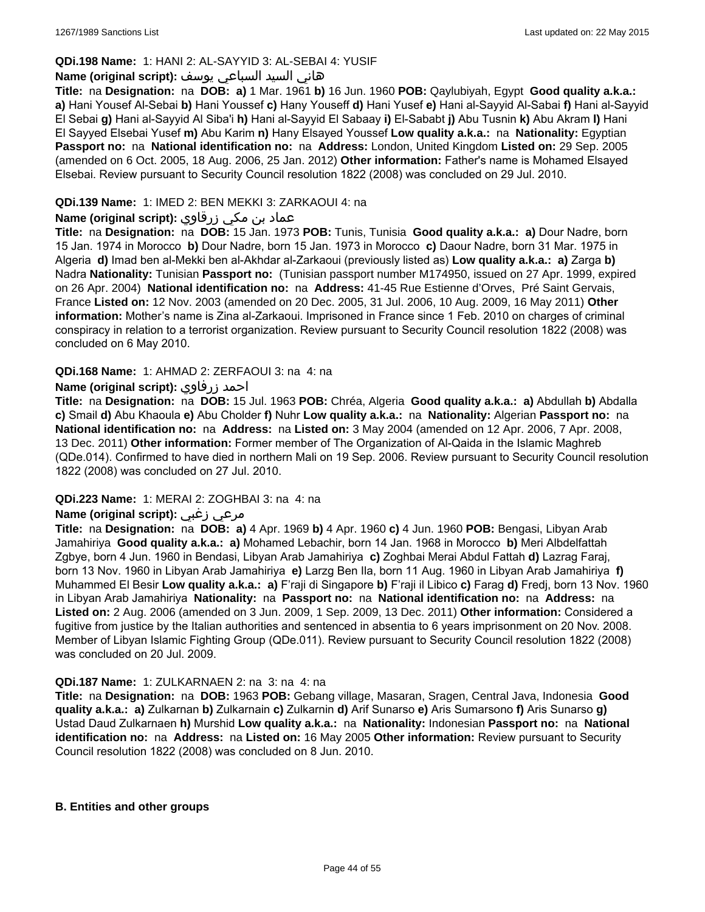**QDi.198 Name:** 1: HANI 2: AL-SAYYID 3: AL-SEBAI 4: YUSIF

**Name (original script):** هاني السيد السباعي يوسف

**Title:** na **Designation:** na **DOB:** **a)** 1 Mar. 1961 **b)** 16 Jun. 1960 **POB:** Qaylubiyah, Egypt **Good quality a.k.a.:** **a)** Hani Yousef Al-Sebai **b)** Hani Youssef **c)** Hany Youseff **d)** Hani Yusef **e)** Hani al-Sayyid Al-Sabai **f)** Hani al-Sayyid El Sebai **g)** Hani al-Sayyid Al Siba'i **h)** Hani al-Sayyid El Sabaay **i)** El-Sababt **j)** Abu Tusnin **k)** Abu Akram **l)** Hani El Sayyed Elsebai Yusef **m)** Abu Karim **n)** Hany Elsayed Youssef **Low quality a.k.a.:** na **Nationality:** Egyptian **Passport no:** na **National identification no:** na **Address:** London, United Kingdom **Listed on:** 29 Sep. 2005 (amended on 6 Oct. 2005, 18 Aug. 2006, 25 Jan. 2012) **Other information:** Father's name is Mohamed Elsayed Elsebai. Review pursuant to Security Council resolution 1822 (2008) was concluded on 29 Jul. 2010.

**QDi.139 Name:** 1: IMED 2: BEN MEKKI 3: ZARKAOUI 4: na

**Name (original script):** عماد بن مكي زرقاوي

**Title:** na **Designation:** na **DOB:** 15 Jan. 1973 **POB:** Tunis, Tunisia **Good quality a.k.a.:** **a)** Dour Nadre, born 15 Jan. 1974 in Morocco **b)** Dour Nadre, born 15 Jan. 1973 in Morocco **c)** Daour Nadre, born 31 Mar. 1975 in Algeria **d)** Imad ben al-Mekki ben al-Akhdar al-Zarkaoui (previously listed as) **Low quality a.k.a.:** **a)** Zarga **b)** Nadra **Nationality:** Tunisian **Passport no:** (Tunisian passport number M174950, issued on 27 Apr. 1999, expired on 26 Apr. 2004) **National identification no:** na **Address:** 41-45 Rue Estienne d'Orves, Pré Saint Gervais, France **Listed on:** 12 Nov. 2003 (amended on 20 Dec. 2005, 31 Jul. 2006, 10 Aug. 2009, 16 May 2011) **Other information:** Mother's name is Zina al-Zarkaoui. Imprisoned in France since 1 Feb. 2010 on charges of criminal conspiracy in relation to a terrorist organization. Review pursuant to Security Council resolution 1822 (2008) was concluded on 6 May 2010.

**QDi.168 Name:** 1: AHMAD 2: ZERFAOUI 3: na 4: na

**Name (original script):** احمد زرفاوي

**Title:** na **Designation:** na **DOB:** 15 Jul. 1963 **POB:** Chréa, Algeria **Good quality a.k.a.:** **a)** Abdullah **b)** Abdalla **c)** Smail **d)** Abu Khaoula **e)** Abu Cholder **f)** Nuhr **Low quality a.k.a.:** na **Nationality:** Algerian **Passport no:** na **National identification no:** na **Address:** na **Listed on:** 3 May 2004 (amended on 12 Apr. 2006, 7 Apr. 2008, 13 Dec. 2011) **Other information:** Former member of The Organization of Al-Qaida in the Islamic Maghreb (QDe.014). Confirmed to have died in northern Mali on 19 Sep. 2006. Review pursuant to Security Council resolution 1822 (2008) was concluded on 27 Jul. 2010.

**QDi.223 Name:** 1: MERAI 2: ZOGHBAI 3: na 4: na

**Name (original script):** مرعي زغبي

**Title:** na **Designation:** na **DOB:** **a)** 4 Apr. 1969 **b)** 4 Apr. 1960 **c)** 4 Jun. 1960 **POB:** Bengasi, Libyan Arab Jamahiriya **Good quality a.k.a.:** **a)** Mohamed Lebachir, born 14 Jan. 1968 in Morocco **b)** Meri Albdelfattah Zgbye, born 4 Jun. 1960 in Bendasi, Libyan Arab Jamahiriya **c)** Zoghbai Merai Abdul Fattah **d)** Lazrag Faraj, born 13 Nov. 1960 in Libyan Arab Jamahiriya **e)** Larzg Ben Ila, born 11 Aug. 1960 in Libyan Arab Jamahiriya **f)** Muhammed El Besir **Low quality a.k.a.:** **a)** F'raji di Singapore **b)** F'raji il Libico **c)** Farag **d)** Fredj, born 13 Nov. 1960 in Libyan Arab Jamahiriya **Nationality:** na **Passport no:** na **National identification no:** na **Address:** na **Listed on:** 2 Aug. 2006 (amended on 3 Jun. 2009, 1 Sep. 2009, 13 Dec. 2011) **Other information:** Considered a fugitive from justice by the Italian authorities and sentenced in absentia to 6 years imprisonment on 20 Nov. 2008. Member of Libyan Islamic Fighting Group (QDe.011). Review pursuant to Security Council resolution 1822 (2008) was concluded on 20 Jul. 2009.

**QDi.187 Name:** 1: ZULKARNAEN 2: na 3: na 4: na

**Title:** na **Designation:** na **DOB:** 1963 **POB:** Gebang village, Masaran, Sragen, Central Java, Indonesia **Good quality a.k.a.:** **a)** Zulkarnan **b)** Zulkarnain **c)** Zulkarnin **d)** Arif Sunarso **e)** Aris Sumarsono **f)** Aris Sunarso **g)** Ustad Daud Zulkarnaen **h)** Murshid **Low quality a.k.a.:** na **Nationality:** Indonesian **Passport no:** na **National identification no:** na **Address:** na **Listed on:** 16 May 2005 **Other information:** Review pursuant to Security Council resolution 1822 (2008) was concluded on 8 Jun. 2010.

**B. Entities and other groups**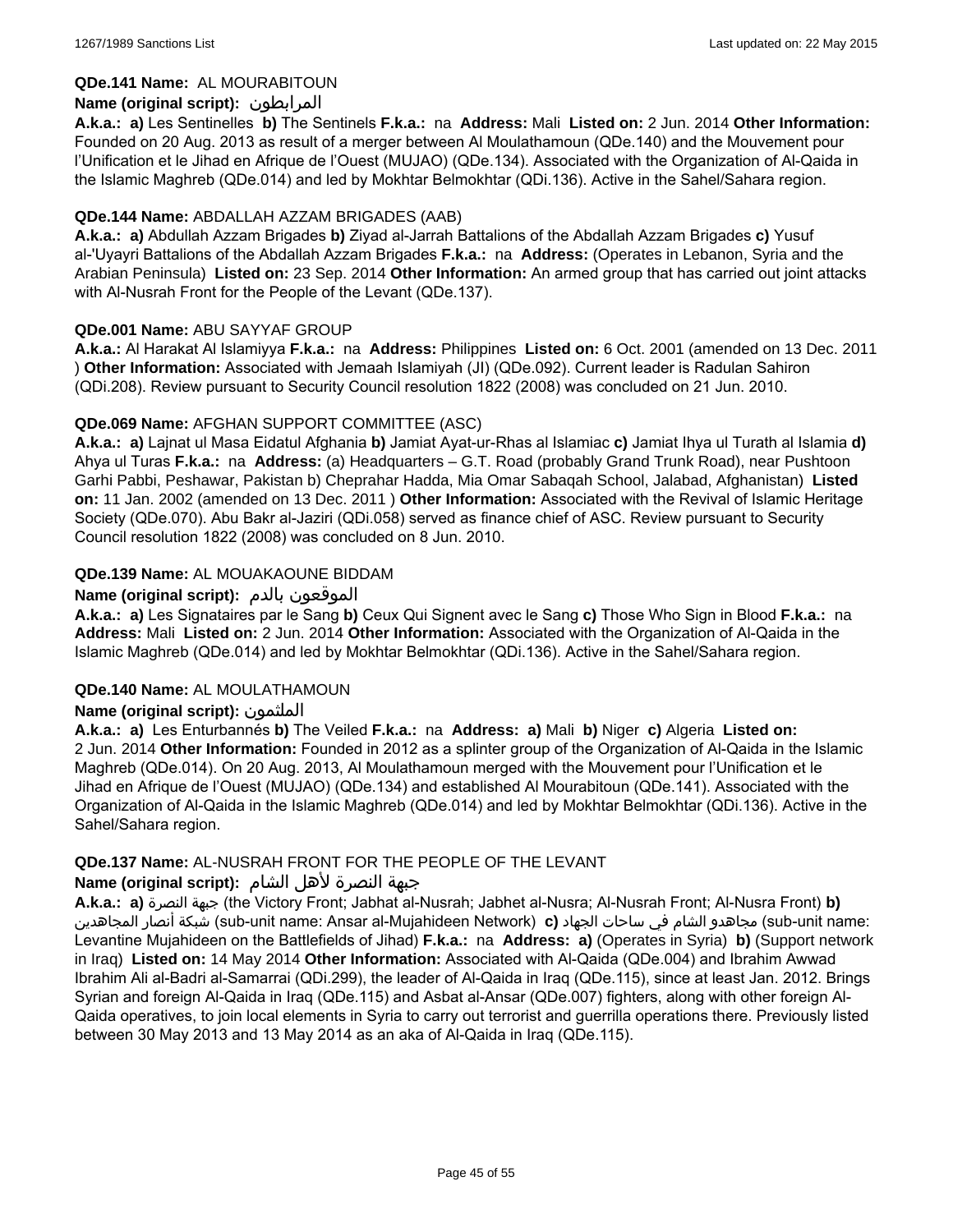**QDe.141 Name:** AL MOURABITOUN

**Name (original script):** المرابطون

**A.k.a.:** **a)** Les Sentinelles **b)** The Sentinels **F.k.a.:** na **Address:** Mali **Listed on:** 2 Jun. 2014 **Other Information:** Founded on 20 Aug. 2013 as result of a merger between Al Moulathamoun (QDe.140) and the Mouvement pour l'Unification et le Jihad en Afrique de l'Ouest (MUJAO) (QDe.134). Associated with the Organization of Al-Qaida in the Islamic Maghreb (QDe.014) and led by Mokhtar Belmokhtar (QDi.136). Active in the Sahel/Sahara region.

**QDe.144 Name:** ABDALLAH AZZAM BRIGADES (AAB)

**A.k.a.:** **a)** Abdullah Azzam Brigades **b)** Ziyad al-Jarrah Battalions of the Abdallah Azzam Brigades **c)** Yusuf al-'Uyayri Battalions of the Abdallah Azzam Brigades **F.k.a.:** na **Address:** (Operates in Lebanon, Syria and the Arabian Peninsula) **Listed on:** 23 Sep. 2014 **Other Information:** An armed group that has carried out joint attacks with Al-Nusrah Front for the People of the Levant (QDe.137).

**QDe.001 Name:** ABU SAYYAF GROUP

**A.k.a.:** Al Harakat Al Islamiyya **F.k.a.:** na **Address:** Philippines **Listed on:** 6 Oct. 2001 (amended on 13 Dec. 2011 ) **Other Information:** Associated with Jemaah Islamiyah (JI) (QDe.092). Current leader is Radulan Sahiron (QDi.208). Review pursuant to Security Council resolution 1822 (2008) was concluded on 21 Jun. 2010.

**QDe.069 Name:** AFGHAN SUPPORT COMMITTEE (ASC)

**A.k.a.:** **a)** Lajnat ul Masa Eidatul Afghania **b)** Jamiat Ayat-ur-Rhas al Islamiac **c)** Jamiat Ihya ul Turath al Islamia **d)** Ahya ul Turas **F.k.a.:** na **Address:** (a) Headquarters – G.T. Road (probably Grand Trunk Road), near Pushtoon Garhi Pabbi, Peshawar, Pakistan b) Cheprahar Hadda, Mia Omar Sabaqah School, Jalabad, Afghanistan) **Listed on:** 11 Jan. 2002 (amended on 13 Dec. 2011 ) **Other Information:** Associated with the Revival of Islamic Heritage Society (QDe.070). Abu Bakr al-Jaziri (QDi.058) served as finance chief of ASC. Review pursuant to Security Council resolution 1822 (2008) was concluded on 8 Jun. 2010.

**QDe.139 Name:** AL MOUAKAOUNE BIDDAM

**Name (original script):** الموقعون بالدم

**A.k.a.:** **a)** Les Signataires par le Sang **b)** Ceux Qui Signent avec le Sang **c)** Those Who Sign in Blood **F.k.a.:** na **Address:** Mali **Listed on:** 2 Jun. 2014 **Other Information:** Associated with the Organization of Al-Qaida in the Islamic Maghreb (QDe.014) and led by Mokhtar Belmokhtar (QDi.136). Active in the Sahel/Sahara region.

**QDe.140 Name:** AL MOULATHAMOUN

**Name (original script):** الملثمون

**A.k.a.:** **a)** Les Enturbannés **b)** The Veiled **F.k.a.:** na **Address:** **a)** Mali **b)** Niger **c)** Algeria **Listed on:** 2 Jun. 2014 **Other Information:** Founded in 2012 as a splinter group of the Organization of Al-Qaida in the Islamic Maghreb (QDe.014). On 20 Aug. 2013, Al Moulathamoun merged with the Mouvement pour l'Unification et le Jihad en Afrique de l'Ouest (MUJAO) (QDe.134) and established Al Mourabitoun (QDe.141). Associated with the Organization of Al-Qaida in the Islamic Maghreb (QDe.014) and led by Mokhtar Belmokhtar (QDi.136). Active in the Sahel/Sahara region.

**QDe.137 Name:** AL-NUSRAH FRONT FOR THE PEOPLE OF THE LEVANT

**Name (original script):** جبهة النصرة لأهل الشام

**A.k.a.:** **a)** جبهة النصرة (the Victory Front; Jabhat al-Nusrah; Jabhet al-Nusra; Al-Nusrah Front; Al-Nusra Front) **b)** شبكة أنصار المجاهدين (sub-unit name: Ansar al-Mujahideen Network) **c)** مجاهدو الشام في ساحات الجهاد (sub-unit name: Levantine Mujahideen on the Battlefields of Jihad) **F.k.a.:** na **Address:** **a)** (Operates in Syria) **b)** (Support network in Iraq) **Listed on:** 14 May 2014 **Other Information:** Associated with Al-Qaida (QDe.004) and Ibrahim Awwad Ibrahim Ali al-Badri al-Samarrai (QDi.299), the leader of Al-Qaida in Iraq (QDe.115), since at least Jan. 2012. Brings Syrian and foreign Al-Qaida in Iraq (QDe.115) and Asbat al-Ansar (QDe.007) fighters, along with other foreign Al-Qaida operatives, to join local elements in Syria to carry out terrorist and guerrilla operations there. Previously listed between 30 May 2013 and 13 May 2014 as an aka of Al-Qaida in Iraq (QDe.115).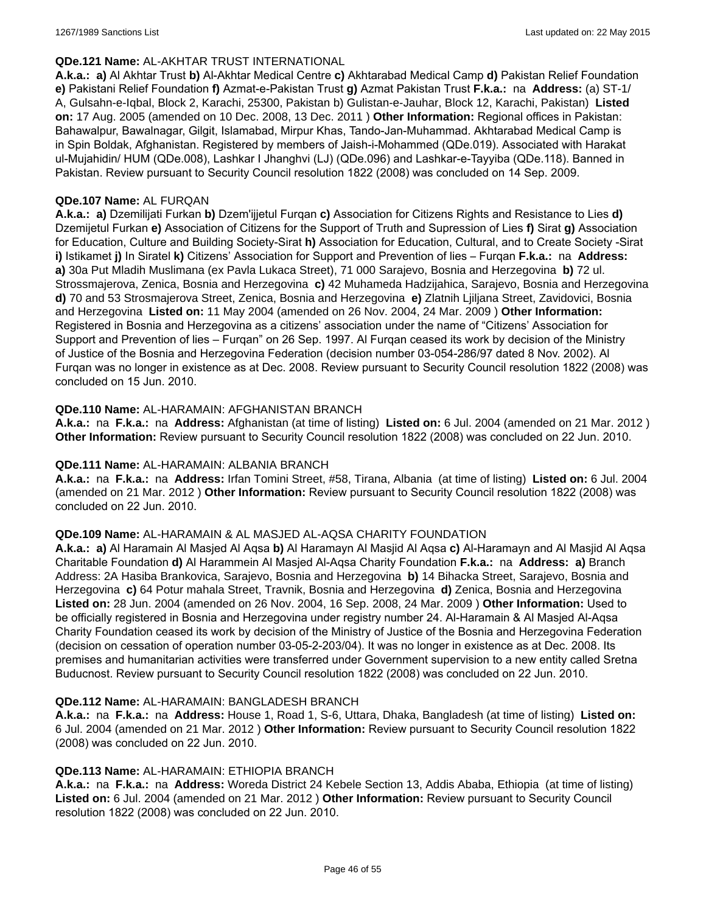**QDe.121 Name:** AL-AKHTAR TRUST INTERNATIONAL

**A.k.a.: a)** Al Akhtar Trust **b)** Al-Akhtar Medical Centre **c)** Akhtarabad Medical Camp **d)** Pakistan Relief Foundation **e)** Pakistani Relief Foundation **f)** Azmat-e-Pakistan Trust **g)** Azmat Pakistan Trust **F.k.a.:** na **Address:** (a) ST-1/ A, Gulsahn-e-Iqbal, Block 2, Karachi, 25300, Pakistan b) Gulistan-e-Jauhar, Block 12, Karachi, Pakistan) **Listed on:** 17 Aug. 2005 (amended on 10 Dec. 2008, 13 Dec. 2011 ) **Other Information:** Regional offices in Pakistan: Bahawalpur, Bawalnagar, Gilgit, Islamabad, Mirpur Khas, Tando-Jan-Muhammad. Akhtarabad Medical Camp is in Spin Boldak, Afghanistan. Registered by members of Jaish-i-Mohammed (QDe.019). Associated with Harakat ul-Mujahidin/ HUM (QDe.008), Lashkar I Jhanghvi (LJ) (QDe.096) and Lashkar-e-Tayyiba (QDe.118). Banned in Pakistan. Review pursuant to Security Council resolution 1822 (2008) was concluded on 14 Sep. 2009.

**QDe.107 Name:** AL FURQAN

**A.k.a.: a)** Dzemilijati Furkan **b)** Dzem'ijjetul Furqan **c)** Association for Citizens Rights and Resistance to Lies **d)** Dzemijetul Furkan **e)** Association of Citizens for the Support of Truth and Supression of Lies **f)** Sirat **g)** Association for Education, Culture and Building Society-Sirat **h)** Association for Education, Cultural, and to Create Society -Sirat **i)** Istikamet **j)** In Siratel **k)** Citizens' Association for Support and Prevention of lies – Furqan **F.k.a.:** na **Address: a)** 30a Put Mladih Muslimana (ex Pavla Lukaca Street), 71 000 Sarajevo, Bosnia and Herzegovina **b)** 72 ul. Strossmajerova, Zenica, Bosnia and Herzegovina **c)** 42 Muhameda Hadzijahica, Sarajevo, Bosnia and Herzegovina **d)** 70 and 53 Strosmajerova Street, Zenica, Bosnia and Herzegovina **e)** Zlatnih Ljiljana Street, Zavidovici, Bosnia and Herzegovina **Listed on:** 11 May 2004 (amended on 26 Nov. 2004, 24 Mar. 2009 ) **Other Information:** Registered in Bosnia and Herzegovina as a citizens' association under the name of "Citizens' Association for Support and Prevention of lies – Furqan" on 26 Sep. 1997. Al Furqan ceased its work by decision of the Ministry of Justice of the Bosnia and Herzegovina Federation (decision number 03-054-286/97 dated 8 Nov. 2002). Al Furqan was no longer in existence as at Dec. 2008. Review pursuant to Security Council resolution 1822 (2008) was concluded on 15 Jun. 2010.

**QDe.110 Name:** AL-HARAMAIN: AFGHANISTAN BRANCH

**A.k.a.:** na **F.k.a.:** na **Address:** Afghanistan (at time of listing) **Listed on:** 6 Jul. 2004 (amended on 21 Mar. 2012 ) **Other Information:** Review pursuant to Security Council resolution 1822 (2008) was concluded on 22 Jun. 2010.

**QDe.111 Name:** AL-HARAMAIN: ALBANIA BRANCH

**A.k.a.:** na **F.k.a.:** na **Address:** Irfan Tomini Street, #58, Tirana, Albania (at time of listing) **Listed on:** 6 Jul. 2004 (amended on 21 Mar. 2012 ) **Other Information:** Review pursuant to Security Council resolution 1822 (2008) was concluded on 22 Jun. 2010.

**QDe.109 Name:** AL-HARAMAIN & AL MASJED AL-AQSA CHARITY FOUNDATION

**A.k.a.: a)** Al Haramain Al Masjed Al Aqsa **b)** Al Haramayn Al Masjid Al Aqsa **c)** Al-Haramayn and Al Masjid Al Aqsa Charitable Foundation **d)** Al Harammein Al Masjed Al-Aqsa Charity Foundation **F.k.a.:** na **Address: a)** Branch Address: 2A Hasiba Brankovica, Sarajevo, Bosnia and Herzegovina **b)** 14 Bihacka Street, Sarajevo, Bosnia and Herzegovina **c)** 64 Potur mahala Street, Travnik, Bosnia and Herzegovina **d)** Zenica, Bosnia and Herzegovina **Listed on:** 28 Jun. 2004 (amended on 26 Nov. 2004, 16 Sep. 2008, 24 Mar. 2009 ) **Other Information:** Used to be officially registered in Bosnia and Herzegovina under registry number 24. Al-Haramain & Al Masjed Al-Aqsa Charity Foundation ceased its work by decision of the Ministry of Justice of the Bosnia and Herzegovina Federation (decision on cessation of operation number 03-05-2-203/04). It was no longer in existence as at Dec. 2008. Its premises and humanitarian activities were transferred under Government supervision to a new entity called Sretna Buducnost. Review pursuant to Security Council resolution 1822 (2008) was concluded on 22 Jun. 2010.

**QDe.112 Name:** AL-HARAMAIN: BANGLADESH BRANCH

**A.k.a.:** na **F.k.a.:** na **Address:** House 1, Road 1, S-6, Uttara, Dhaka, Bangladesh (at time of listing) **Listed on:** 6 Jul. 2004 (amended on 21 Mar. 2012 ) **Other Information:** Review pursuant to Security Council resolution 1822 (2008) was concluded on 22 Jun. 2010.

**QDe.113 Name:** AL-HARAMAIN: ETHIOPIA BRANCH

**A.k.a.:** na **F.k.a.:** na **Address:** Woreda District 24 Kebele Section 13, Addis Ababa, Ethiopia (at time of listing) **Listed on:** 6 Jul. 2004 (amended on 21 Mar. 2012 ) **Other Information:** Review pursuant to Security Council resolution 1822 (2008) was concluded on 22 Jun. 2010.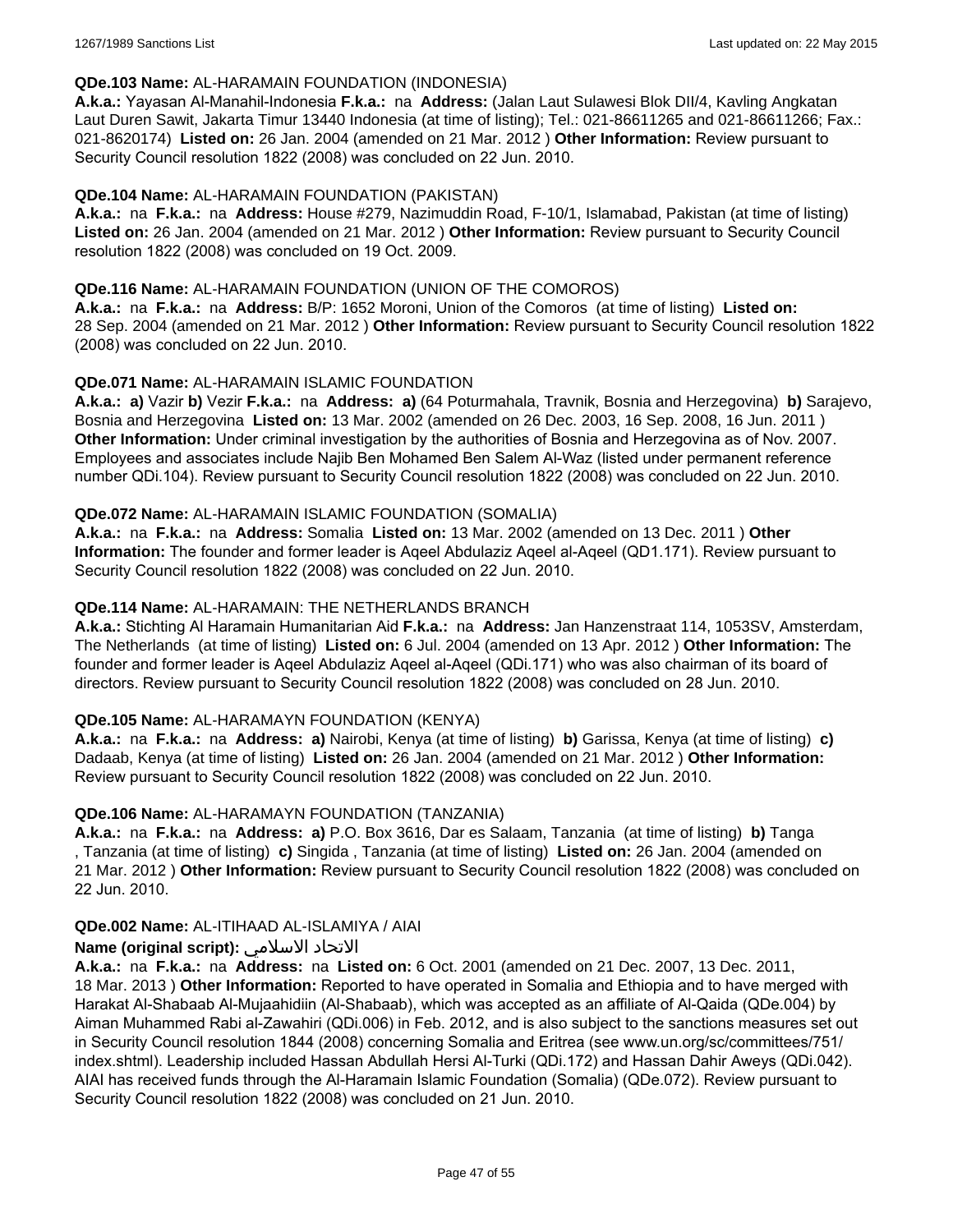**QDe.103 Name:** AL-HARAMAIN FOUNDATION (INDONESIA)

**A.k.a.:** Yayasan Al-Manahil-Indonesia **F.k.a.:** na **Address:** (Jalan Laut Sulawesi Blok DII/4, Kavling Angkatan Laut Duren Sawit, Jakarta Timur 13440 Indonesia (at time of listing); Tel.: 021-86611265 and 021-86611266; Fax.: 021-8620174) **Listed on:** 26 Jan. 2004 (amended on 21 Mar. 2012 ) **Other Information:** Review pursuant to Security Council resolution 1822 (2008) was concluded on 22 Jun. 2010.

**QDe.104 Name:** AL-HARAMAIN FOUNDATION (PAKISTAN)

**A.k.a.:** na **F.k.a.:** na **Address:** House #279, Nazimuddin Road, F-10/1, Islamabad, Pakistan (at time of listing) **Listed on:** 26 Jan. 2004 (amended on 21 Mar. 2012 ) **Other Information:** Review pursuant to Security Council resolution 1822 (2008) was concluded on 19 Oct. 2009.

**QDe.116 Name:** AL-HARAMAIN FOUNDATION (UNION OF THE COMOROS)

**A.k.a.:** na **F.k.a.:** na **Address:** B/P: 1652 Moroni, Union of the Comoros (at time of listing) **Listed on:** 28 Sep. 2004 (amended on 21 Mar. 2012 ) **Other Information:** Review pursuant to Security Council resolution 1822 (2008) was concluded on 22 Jun. 2010.

**QDe.071 Name:** AL-HARAMAIN ISLAMIC FOUNDATION

**A.k.a.:** **a)** Vazir **b)** Vezir **F.k.a.:** na **Address:** **a)** (64 Poturmahala, Travnik, Bosnia and Herzegovina) **b)** Sarajevo, Bosnia and Herzegovina **Listed on:** 13 Mar. 2002 (amended on 26 Dec. 2003, 16 Sep. 2008, 16 Jun. 2011 ) **Other Information:** Under criminal investigation by the authorities of Bosnia and Herzegovina as of Nov. 2007. Employees and associates include Najib Ben Mohamed Ben Salem Al-Waz (listed under permanent reference number QDi.104). Review pursuant to Security Council resolution 1822 (2008) was concluded on 22 Jun. 2010.

**QDe.072 Name:** AL-HARAMAIN ISLAMIC FOUNDATION (SOMALIA)

**A.k.a.:** na **F.k.a.:** na **Address:** Somalia **Listed on:** 13 Mar. 2002 (amended on 13 Dec. 2011 ) **Other Information:** The founder and former leader is Aqeel Abdulaziz Aqeel al-Aqeel (QD1.171). Review pursuant to Security Council resolution 1822 (2008) was concluded on 22 Jun. 2010.

**QDe.114 Name:** AL-HARAMAIN: THE NETHERLANDS BRANCH

**A.k.a.:** Stichting Al Haramain Humanitarian Aid **F.k.a.:** na **Address:** Jan Hanzenstraat 114, 1053SV, Amsterdam, The Netherlands (at time of listing) **Listed on:** 6 Jul. 2004 (amended on 13 Apr. 2012 ) **Other Information:** The founder and former leader is Aqeel Abdulaziz Aqeel al-Aqeel (QDi.171) who was also chairman of its board of directors. Review pursuant to Security Council resolution 1822 (2008) was concluded on 28 Jun. 2010.

**QDe.105 Name:** AL-HARAMAYN FOUNDATION (KENYA)

**A.k.a.:** na **F.k.a.:** na **Address:** **a)** Nairobi, Kenya (at time of listing) **b)** Garissa, Kenya (at time of listing) **c)** Dadaab, Kenya (at time of listing) **Listed on:** 26 Jan. 2004 (amended on 21 Mar. 2012 ) **Other Information:** Review pursuant to Security Council resolution 1822 (2008) was concluded on 22 Jun. 2010.

**QDe.106 Name:** AL-HARAMAYN FOUNDATION (TANZANIA)

**A.k.a.:** na **F.k.a.:** na **Address:** **a)** P.O. Box 3616, Dar es Salaam, Tanzania (at time of listing) **b)** Tanga , Tanzania (at time of listing) **c)** Singida , Tanzania (at time of listing) **Listed on:** 26 Jan. 2004 (amended on 21 Mar. 2012 ) **Other Information:** Review pursuant to Security Council resolution 1822 (2008) was concluded on 22 Jun. 2010.

**QDe.002 Name:** AL-ITIHAAD AL-ISLAMIYA / AIAI

**Name (original script):** الاتحاد الاسلامي

**A.k.a.:** na **F.k.a.:** na **Address:** na **Listed on:** 6 Oct. 2001 (amended on 21 Dec. 2007, 13 Dec. 2011, 18 Mar. 2013 ) **Other Information:** Reported to have operated in Somalia and Ethiopia and to have merged with Harakat Al-Shabaab Al-Mujaahidiin (Al-Shabaab), which was accepted as an affiliate of Al-Qaida (QDe.004) by Aiman Muhammed Rabi al-Zawahiri (QDi.006) in Feb. 2012, and is also subject to the sanctions measures set out in Security Council resolution 1844 (2008) concerning Somalia and Eritrea (see www.un.org/sc/committees/751/index.shtml). Leadership included Hassan Abdullah Hersi Al-Turki (QDi.172) and Hassan Dahir Aweys (QDi.042). AIAI has received funds through the Al-Haramain Islamic Foundation (Somalia) (QDe.072). Review pursuant to Security Council resolution 1822 (2008) was concluded on 21 Jun. 2010.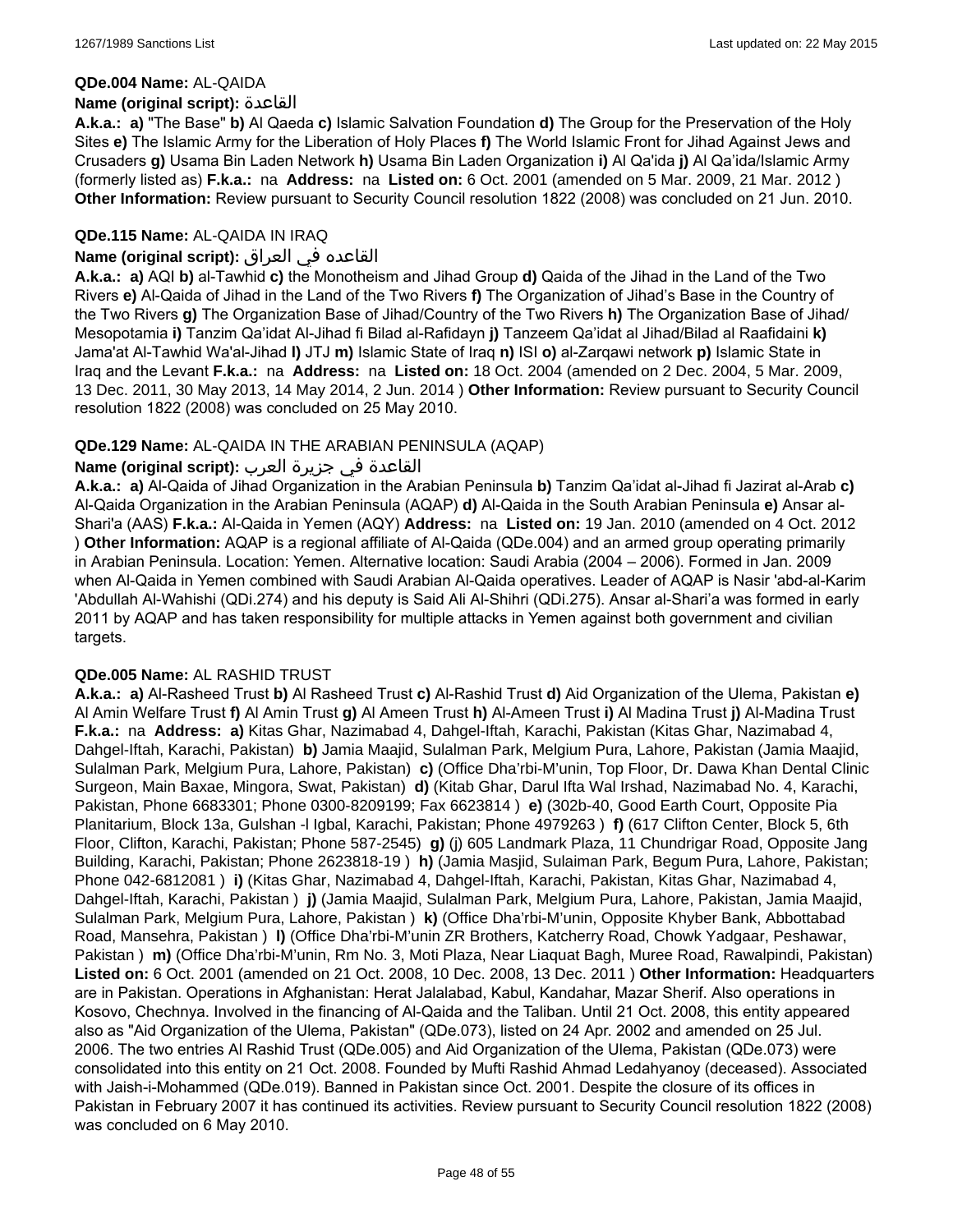**QDe.004 Name:** AL-QAIDA

**Name (original script):** القاعدة

**A.k.a.: a)** "The Base" **b)** Al Qaeda **c)** Islamic Salvation Foundation **d)** The Group for the Preservation of the Holy Sites **e)** The Islamic Army for the Liberation of Holy Places **f)** The World Islamic Front for Jihad Against Jews and Crusaders **g)** Usama Bin Laden Network **h)** Usama Bin Laden Organization **i)** Al Qa'ida **j)** Al Qa'ida/Islamic Army (formerly listed as) **F.k.a.:** na **Address:** na **Listed on:** 6 Oct. 2001 (amended on 5 Mar. 2009, 21 Mar. 2012 ) **Other Information:** Review pursuant to Security Council resolution 1822 (2008) was concluded on 21 Jun. 2010.

**QDe.115 Name:** AL-QAIDA IN IRAQ

**Name (original script):** القاعده في العراق

**A.k.a.: a)** AQI **b)** al-Tawhid **c)** the Monotheism and Jihad Group **d)** Qaida of the Jihad in the Land of the Two Rivers **e)** Al-Qaida of Jihad in the Land of the Two Rivers **f)** The Organization of Jihad's Base in the Country of the Two Rivers **g)** The Organization Base of Jihad/Country of the Two Rivers **h)** The Organization Base of Jihad/ Mesopotamia **i)** Tanzim Qa'idat Al-Jihad fi Bilad al-Rafidayn **j)** Tanzeem Qa'idat al Jihad/Bilad al Raafidaini **k)** Jama'at Al-Tawhid Wa'al-Jihad **l)** JTJ **m)** Islamic State of Iraq **n)** ISI **o)** al-Zarqawi network **p)** Islamic State in Iraq and the Levant **F.k.a.:** na **Address:** na **Listed on:** 18 Oct. 2004 (amended on 2 Dec. 2004, 5 Mar. 2009, 13 Dec. 2011, 30 May 2013, 14 May 2014, 2 Jun. 2014 ) **Other Information:** Review pursuant to Security Council resolution 1822 (2008) was concluded on 25 May 2010.

**QDe.129 Name:** AL-QAIDA IN THE ARABIAN PENINSULA (AQAP)

**Name (original script):** القاعدة في جزيرة العرب

**A.k.a.: a)** Al-Qaida of Jihad Organization in the Arabian Peninsula **b)** Tanzim Qa'idat al-Jihad fi Jazirat al-Arab **c)** Al-Qaida Organization in the Arabian Peninsula (AQAP) **d)** Al-Qaida in the South Arabian Peninsula **e)** Ansar al-Shari'a (AAS) **F.k.a.:** Al-Qaida in Yemen (AQY) **Address:** na **Listed on:** 19 Jan. 2010 (amended on 4 Oct. 2012 ) **Other Information:** AQAP is a regional affiliate of Al-Qaida (QDe.004) and an armed group operating primarily in Arabian Peninsula. Location: Yemen. Alternative location: Saudi Arabia (2004 – 2006). Formed in Jan. 2009 when Al-Qaida in Yemen combined with Saudi Arabian Al-Qaida operatives. Leader of AQAP is Nasir 'abd-al-Karim 'Abdullah Al-Wahishi (QDi.274) and his deputy is Said Ali Al-Shihri (QDi.275). Ansar al-Shari'a was formed in early 2011 by AQAP and has taken responsibility for multiple attacks in Yemen against both government and civilian targets.

**QDe.005 Name:** AL RASHID TRUST

**A.k.a.: a)** Al-Rasheed Trust **b)** Al Rasheed Trust **c)** Al-Rashid Trust **d)** Aid Organization of the Ulema, Pakistan **e)** Al Amin Welfare Trust **f)** Al Amin Trust **g)** Al Ameen Trust **h)** Al-Ameen Trust **i)** Al Madina Trust **j)** Al-Madina Trust **F.k.a.:** na **Address: a)** Kitas Ghar, Nazimabad 4, Dahgel-Iftah, Karachi, Pakistan (Kitas Ghar, Nazimabad 4, Dahgel-Iftah, Karachi, Pakistan) **b)** Jamia Maajid, Sulalman Park, Melgium Pura, Lahore, Pakistan (Jamia Maajid, Sulalman Park, Melgium Pura, Lahore, Pakistan) **c)** (Office Dha'rbi-M'unin, Top Floor, Dr. Dawa Khan Dental Clinic Surgeon, Main Baxae, Mingora, Swat, Pakistan) **d)** (Kitab Ghar, Darul Ifta Wal Irshad, Nazimabad No. 4, Karachi, Pakistan, Phone 6683301; Phone 0300-8209199; Fax 6623814 ) **e)** (302b-40, Good Earth Court, Opposite Pia Planitarium, Block 13a, Gulshan -l Igbal, Karachi, Pakistan; Phone 4979263 ) **f)** (617 Clifton Center, Block 5, 6th Floor, Clifton, Karachi, Pakistan; Phone 587-2545) **g)** (j) 605 Landmark Plaza, 11 Chundrigar Road, Opposite Jang Building, Karachi, Pakistan; Phone 2623818-19 ) **h)** (Jamia Masjid, Sulaiman Park, Begum Pura, Lahore, Pakistan; Phone 042-6812081 ) **i)** (Kitas Ghar, Nazimabad 4, Dahgel-Iftah, Karachi, Pakistan, Kitas Ghar, Nazimabad 4, Dahgel-Iftah, Karachi, Pakistan ) **j)** (Jamia Maajid, Sulalman Park, Melgium Pura, Lahore, Pakistan, Jamia Maajid, Sulalman Park, Melgium Pura, Lahore, Pakistan ) **k)** (Office Dha'rbi-M'unin, Opposite Khyber Bank, Abbottabad Road, Mansehra, Pakistan ) **l)** (Office Dha'rbi-M'unin ZR Brothers, Katcherry Road, Chowk Yadgaar, Peshawar, Pakistan ) **m)** (Office Dha'rbi-M'unin, Rm No. 3, Moti Plaza, Near Liaquat Bagh, Muree Road, Rawalpindi, Pakistan) **Listed on:** 6 Oct. 2001 (amended on 21 Oct. 2008, 10 Dec. 2008, 13 Dec. 2011 ) **Other Information:** Headquarters are in Pakistan. Operations in Afghanistan: Herat Jalalabad, Kabul, Kandahar, Mazar Sherif. Also operations in Kosovo, Chechnya. Involved in the financing of Al-Qaida and the Taliban. Until 21 Oct. 2008, this entity appeared also as "Aid Organization of the Ulema, Pakistan" (QDe.073), listed on 24 Apr. 2002 and amended on 25 Jul. 2006. The two entries Al Rashid Trust (QDe.005) and Aid Organization of the Ulema, Pakistan (QDe.073) were consolidated into this entity on 21 Oct. 2008. Founded by Mufti Rashid Ahmad Ledahyanoy (deceased). Associated with Jaish-i-Mohammed (QDe.019). Banned in Pakistan since Oct. 2001. Despite the closure of its offices in Pakistan in February 2007 it has continued its activities. Review pursuant to Security Council resolution 1822 (2008) was concluded on 6 May 2010.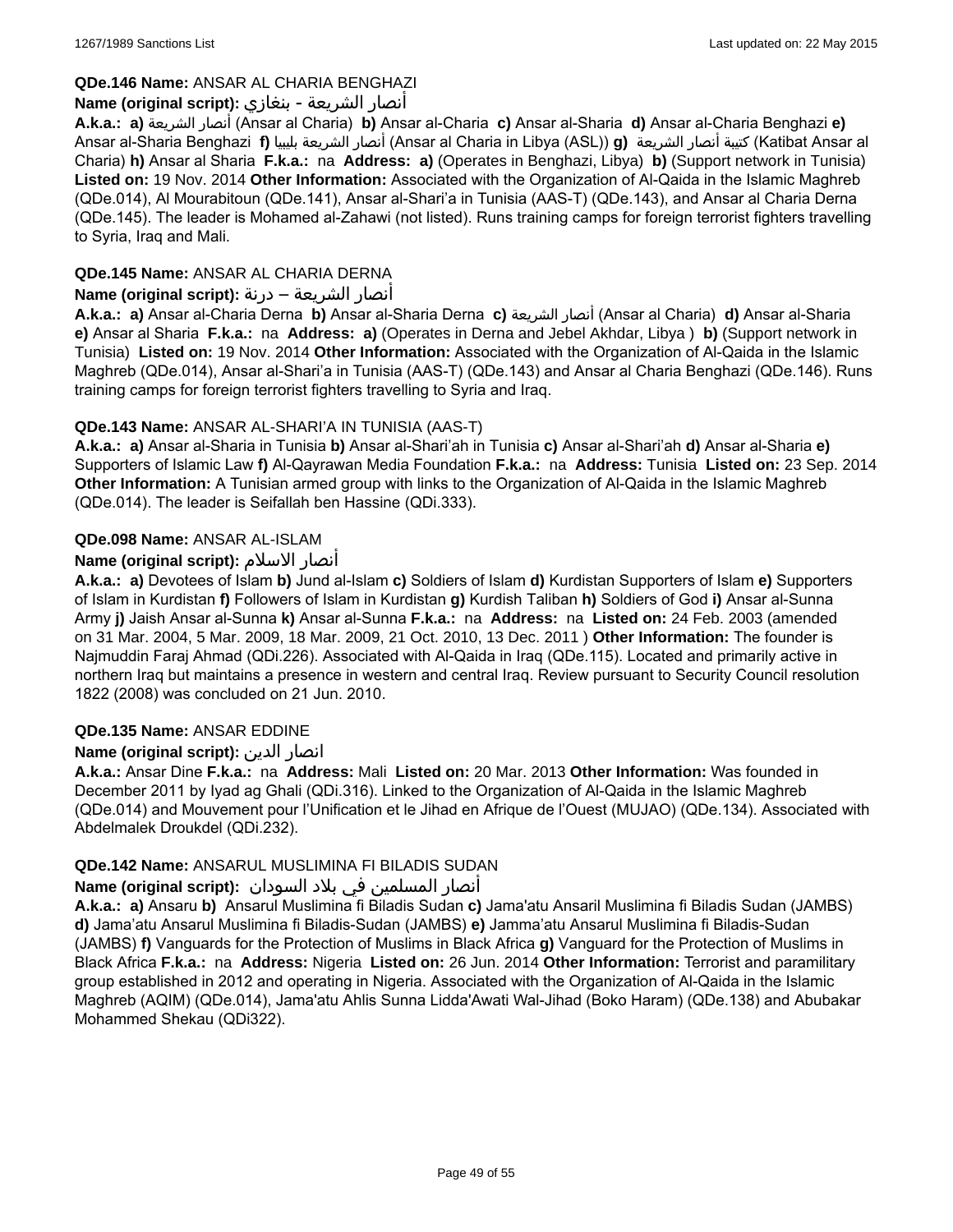**QDe.146 Name:** ANSAR AL CHARIA BENGHAZI

**Name (original script):** أنصار الشريعة - بنغازي

**A.k.a.:** **a)** أنصار الشريعة (Ansar al Charia) **b)** Ansar al-Charia **c)** Ansar al-Sharia **d)** Ansar al-Charia Benghazi **e)** Ansar al-Sharia Benghazi **f)** أنصار الشريعة بليبيا (Ansar al Charia in Libya (ASL)) **g)** كتيبة أنصار الشريعة (Katibat Ansar al Charia) **h)** Ansar al Sharia **F.k.a.:** na **Address:** **a)** (Operates in Benghazi, Libya) **b)** (Support network in Tunisia) **Listed on:** 19 Nov. 2014 **Other Information:** Associated with the Organization of Al-Qaida in the Islamic Maghreb (QDe.014), Al Mourabitoun (QDe.141), Ansar al-Shari'a in Tunisia (AAS-T) (QDe.143), and Ansar al Charia Derna (QDe.145). The leader is Mohamed al-Zahawi (not listed). Runs training camps for foreign terrorist fighters travelling to Syria, Iraq and Mali.

**QDe.145 Name:** ANSAR AL CHARIA DERNA

**Name (original script):** أنصار الشريعة – درنة

**A.k.a.:** **a)** Ansar al-Charia Derna **b)** Ansar al-Sharia Derna **c)** أنصار الشريعة (Ansar al Charia) **d)** Ansar al-Sharia **e)** Ansar al Sharia **F.k.a.:** na **Address:** **a)** (Operates in Derna and Jebel Akhdar, Libya ) **b)** (Support network in Tunisia) **Listed on:** 19 Nov. 2014 **Other Information:** Associated with the Organization of Al-Qaida in the Islamic Maghreb (QDe.014), Ansar al-Shari'a in Tunisia (AAS-T) (QDe.143) and Ansar al Charia Benghazi (QDe.146). Runs training camps for foreign terrorist fighters travelling to Syria and Iraq.

**QDe.143 Name:** ANSAR AL-SHARI'A IN TUNISIA (AAS-T)

**A.k.a.:** **a)** Ansar al-Sharia in Tunisia **b)** Ansar al-Shari'ah in Tunisia **c)** Ansar al-Shari'ah **d)** Ansar al-Sharia **e)** Supporters of Islamic Law **f)** Al-Qayrawan Media Foundation **F.k.a.:** na **Address:** Tunisia **Listed on:** 23 Sep. 2014 **Other Information:** A Tunisian armed group with links to the Organization of Al-Qaida in the Islamic Maghreb (QDe.014). The leader is Seifallah ben Hassine (QDi.333).

**QDe.098 Name:** ANSAR AL-ISLAM

**Name (original script):** أنصار الاسلام

**A.k.a.:** **a)** Devotees of Islam **b)** Jund al-Islam **c)** Soldiers of Islam **d)** Kurdistan Supporters of Islam **e)** Supporters of Islam in Kurdistan **f)** Followers of Islam in Kurdistan **g)** Kurdish Taliban **h)** Soldiers of God **i)** Ansar al-Sunna Army **j)** Jaish Ansar al-Sunna **k)** Ansar al-Sunna **F.k.a.:** na **Address:** na **Listed on:** 24 Feb. 2003 (amended on 31 Mar. 2004, 5 Mar. 2009, 18 Mar. 2009, 21 Oct. 2010, 13 Dec. 2011 ) **Other Information:** The founder is Najmuddin Faraj Ahmad (QDi.226). Associated with Al-Qaida in Iraq (QDe.115). Located and primarily active in northern Iraq but maintains a presence in western and central Iraq. Review pursuant to Security Council resolution 1822 (2008) was concluded on 21 Jun. 2010.

**QDe.135 Name:** ANSAR EDDINE

**Name (original script):** انصار الدين

**A.k.a.:** Ansar Dine **F.k.a.:** na **Address:** Mali **Listed on:** 20 Mar. 2013 **Other Information:** Was founded in December 2011 by Iyad ag Ghali (QDi.316). Linked to the Organization of Al-Qaida in the Islamic Maghreb (QDe.014) and Mouvement pour l'Unification et le Jihad en Afrique de l'Ouest (MUJAO) (QDe.134). Associated with Abdelmalek Droukdel (QDi.232).

**QDe.142 Name:** ANSARUL MUSLIMINA FI BILADIS SUDAN

**Name (original script):** أنصار المسلمين في بلاد السودان

**A.k.a.:** **a)** Ansaru **b)** Ansarul Muslimina fi Biladis Sudan **c)** Jama'atu Ansaril Muslimina fi Biladis Sudan (JAMBS) **d)** Jama'atu Ansarul Muslimina fi Biladis-Sudan (JAMBS) **e)** Jamma'atu Ansarul Muslimina fi Biladis-Sudan (JAMBS) **f)** Vanguards for the Protection of Muslims in Black Africa **g)** Vanguard for the Protection of Muslims in Black Africa **F.k.a.:** na **Address:** Nigeria **Listed on:** 26 Jun. 2014 **Other Information:** Terrorist and paramilitary group established in 2012 and operating in Nigeria. Associated with the Organization of Al-Qaida in the Islamic Maghreb (AQIM) (QDe.014), Jama'atu Ahlis Sunna Lidda'Awati Wal-Jihad (Boko Haram) (QDe.138) and Abubakar Mohammed Shekau (QDi322).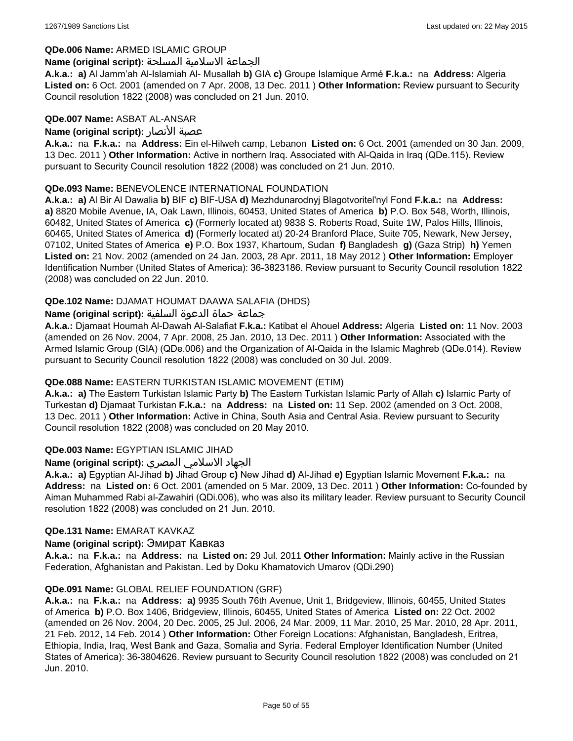**QDe.006 Name:** ARMED ISLAMIC GROUP

**Name (original script):** الجماعة الاسلامية المسلحة

**A.k.a.:** **a)** Al Jamm'ah Al-Islamiah Al- Musallah **b)** GIA **c)** Groupe Islamique Armé **F.k.a.:** na **Address:** Algeria **Listed on:** 6 Oct. 2001 (amended on 7 Apr. 2008, 13 Dec. 2011 ) **Other Information:** Review pursuant to Security Council resolution 1822 (2008) was concluded on 21 Jun. 2010.

**QDe.007 Name:** ASBAT AL-ANSAR

**Name (original script):** عصبة الأنصار

**A.k.a.:** na **F.k.a.:** na **Address:** Ein el-Hilweh camp, Lebanon **Listed on:** 6 Oct. 2001 (amended on 30 Jan. 2009, 13 Dec. 2011 ) **Other Information:** Active in northern Iraq. Associated with Al-Qaida in Iraq (QDe.115). Review pursuant to Security Council resolution 1822 (2008) was concluded on 21 Jun. 2010.

**QDe.093 Name:** BENEVOLENCE INTERNATIONAL FOUNDATION

**A.k.a.:** **a)** Al Bir Al Dawalia **b)** BIF **c)** BIF-USA **d)** Mezhdunarodnyj Blagotvoritel'nyl Fond **F.k.a.:** na **Address:** **a)** 8820 Mobile Avenue, IA, Oak Lawn, Illinois, 60453, United States of America **b)** P.O. Box 548, Worth, Illinois, 60482, United States of America **c)** (Formerly located at) 9838 S. Roberts Road, Suite 1W, Palos Hills, Illinois, 60465, United States of America **d)** (Formerly located at) 20-24 Branford Place, Suite 705, Newark, New Jersey, 07102, United States of America **e)** P.O. Box 1937, Khartoum, Sudan **f)** Bangladesh **g)** (Gaza Strip) **h)** Yemen **Listed on:** 21 Nov. 2002 (amended on 24 Jan. 2003, 28 Apr. 2011, 18 May 2012 ) **Other Information:** Employer Identification Number (United States of America): 36-3823186. Review pursuant to Security Council resolution 1822 (2008) was concluded on 22 Jun. 2010.

**QDe.102 Name:** DJAMAT HOUMAT DAAWA SALAFIA (DHDS)

**Name (original script):** جماعة حماة الدعوة السلفية

**A.k.a.:** Djamaat Houmah Al-Dawah Al-Salafiat **F.k.a.:** Katibat el Ahouel **Address:** Algeria **Listed on:** 11 Nov. 2003 (amended on 26 Nov. 2004, 7 Apr. 2008, 25 Jan. 2010, 13 Dec. 2011 ) **Other Information:** Associated with the Armed Islamic Group (GIA) (QDe.006) and the Organization of Al-Qaida in the Islamic Maghreb (QDe.014). Review pursuant to Security Council resolution 1822 (2008) was concluded on 30 Jul. 2009.

**QDe.088 Name:** EASTERN TURKISTAN ISLAMIC MOVEMENT (ETIM)

**A.k.a.:** **a)** The Eastern Turkistan Islamic Party **b)** The Eastern Turkistan Islamic Party of Allah **c)** Islamic Party of Turkestan **d)** Djamaat Turkistan **F.k.a.:** na **Address:** na **Listed on:** 11 Sep. 2002 (amended on 3 Oct. 2008, 13 Dec. 2011 ) **Other Information:** Active in China, South Asia and Central Asia. Review pursuant to Security Council resolution 1822 (2008) was concluded on 20 May 2010.

**QDe.003 Name:** EGYPTIAN ISLAMIC JIHAD

**Name (original script):** الجهاد الاسلامي المصري

**A.k.a.:** **a)** Egyptian Al-Jihad **b)** Jihad Group **c)** New Jihad **d)** Al-Jihad **e)** Egyptian Islamic Movement **F.k.a.:** na **Address:** na **Listed on:** 6 Oct. 2001 (amended on 5 Mar. 2009, 13 Dec. 2011 ) **Other Information:** Co-founded by Aiman Muhammed Rabi al-Zawahiri (QDi.006), who was also its military leader. Review pursuant to Security Council resolution 1822 (2008) was concluded on 21 Jun. 2010.

**QDe.131 Name:** EMARAT KAVKAZ

**Name (original script):** Эмират Кавказ

**A.k.a.:** na **F.k.a.:** na **Address:** na **Listed on:** 29 Jul. 2011 **Other Information:** Mainly active in the Russian Federation, Afghanistan and Pakistan. Led by Doku Khamatovich Umarov (QDi.290)

**QDe.091 Name:** GLOBAL RELIEF FOUNDATION (GRF)

**A.k.a.:** na **F.k.a.:** na **Address:** **a)** 9935 South 76th Avenue, Unit 1, Bridgeview, Illinois, 60455, United States of America **b)** P.O. Box 1406, Bridgeview, Illinois, 60455, United States of America **Listed on:** 22 Oct. 2002 (amended on 26 Nov. 2004, 20 Dec. 2005, 25 Jul. 2006, 24 Mar. 2009, 11 Mar. 2010, 25 Mar. 2010, 28 Apr. 2011, 21 Feb. 2012, 14 Feb. 2014 ) **Other Information:** Other Foreign Locations: Afghanistan, Bangladesh, Eritrea, Ethiopia, India, Iraq, West Bank and Gaza, Somalia and Syria. Federal Employer Identification Number (United States of America): 36-3804626. Review pursuant to Security Council resolution 1822 (2008) was concluded on 21 Jun. 2010.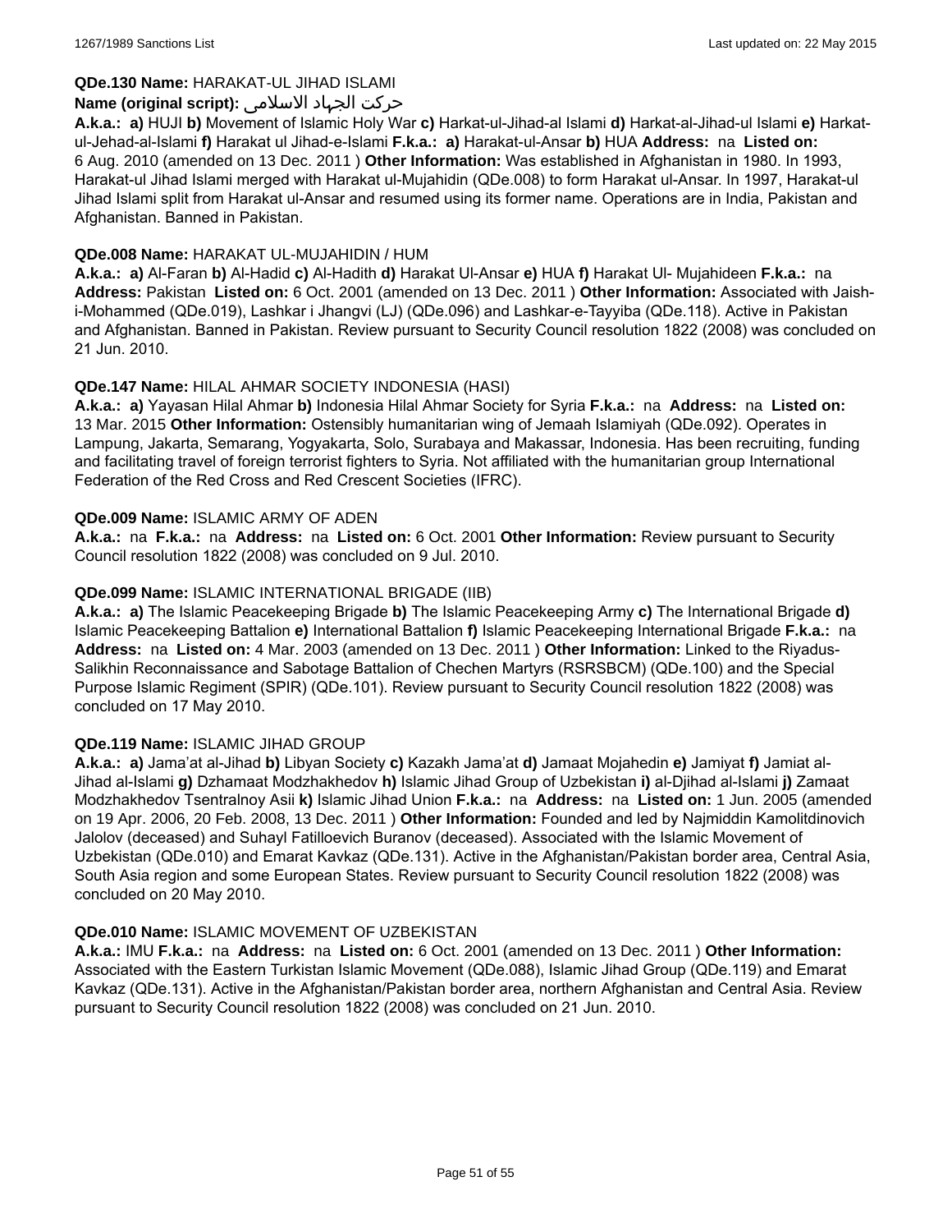**QDe.130 Name:** HARAKAT-UL JIHAD ISLAMI

**Name (original script):** حرکت الجهاد الاسلامی

**A.k.a.:** **a)** HUJI **b)** Movement of Islamic Holy War **c)** Harkat-ul-Jihad-al Islami **d)** Harkat-al-Jihad-ul Islami **e)** Harkat-ul-Jehad-al-Islami **f)** Harakat ul Jihad-e-Islami **F.k.a.:** **a)** Harakat-ul-Ansar **b)** HUA **Address:** na **Listed on:** 6 Aug. 2010 (amended on 13 Dec. 2011 ) **Other Information:** Was established in Afghanistan in 1980. In 1993, Harakat-ul Jihad Islami merged with Harakat ul-Mujahidin (QDe.008) to form Harakat ul-Ansar. In 1997, Harakat-ul Jihad Islami split from Harakat ul-Ansar and resumed using its former name. Operations are in India, Pakistan and Afghanistan. Banned in Pakistan.

**QDe.008 Name:** HARAKAT UL-MUJAHIDIN / HUM

**A.k.a.:** **a)** Al-Faran **b)** Al-Hadid **c)** Al-Hadith **d)** Harakat Ul-Ansar **e)** HUA **f)** Harakat Ul- Mujahideen **F.k.a.:** na **Address:** Pakistan **Listed on:** 6 Oct. 2001 (amended on 13 Dec. 2011 ) **Other Information:** Associated with Jaish-i-Mohammed (QDe.019), Lashkar i Jhangvi (LJ) (QDe.096) and Lashkar-e-Tayyiba (QDe.118). Active in Pakistan and Afghanistan. Banned in Pakistan. Review pursuant to Security Council resolution 1822 (2008) was concluded on 21 Jun. 2010.

**QDe.147 Name:** HILAL AHMAR SOCIETY INDONESIA (HASI)

**A.k.a.:** **a)** Yayasan Hilal Ahmar **b)** Indonesia Hilal Ahmar Society for Syria **F.k.a.:** na **Address:** na **Listed on:** 13 Mar. 2015 **Other Information:** Ostensibly humanitarian wing of Jemaah Islamiyah (QDe.092). Operates in Lampung, Jakarta, Semarang, Yogyakarta, Solo, Surabaya and Makassar, Indonesia. Has been recruiting, funding and facilitating travel of foreign terrorist fighters to Syria. Not affiliated with the humanitarian group International Federation of the Red Cross and Red Crescent Societies (IFRC).

**QDe.009 Name:** ISLAMIC ARMY OF ADEN

**A.k.a.:** na **F.k.a.:** na **Address:** na **Listed on:** 6 Oct. 2001 **Other Information:** Review pursuant to Security Council resolution 1822 (2008) was concluded on 9 Jul. 2010.

**QDe.099 Name:** ISLAMIC INTERNATIONAL BRIGADE (IIB)

**A.k.a.:** **a)** The Islamic Peacekeeping Brigade **b)** The Islamic Peacekeeping Army **c)** The International Brigade **d)** Islamic Peacekeeping Battalion **e)** International Battalion **f)** Islamic Peacekeeping International Brigade **F.k.a.:** na **Address:** na **Listed on:** 4 Mar. 2003 (amended on 13 Dec. 2011 ) **Other Information:** Linked to the Riyadus-Salikhin Reconnaissance and Sabotage Battalion of Chechen Martyrs (RSRSBCM) (QDe.100) and the Special Purpose Islamic Regiment (SPIR) (QDe.101). Review pursuant to Security Council resolution 1822 (2008) was concluded on 17 May 2010.

**QDe.119 Name:** ISLAMIC JIHAD GROUP

**A.k.a.:** **a)** Jama'at al-Jihad **b)** Libyan Society **c)** Kazakh Jama'at **d)** Jamaat Mojahedin **e)** Jamiyat **f)** Jamiat al-Jihad al-Islami **g)** Dzhamaat Modzhakhedov **h)** Islamic Jihad Group of Uzbekistan **i)** al-Djihad al-Islami **j)** Zamaat Modzhakhedov Tsentralnoy Asii **k)** Islamic Jihad Union **F.k.a.:** na **Address:** na **Listed on:** 1 Jun. 2005 (amended on 19 Apr. 2006, 20 Feb. 2008, 13 Dec. 2011 ) **Other Information:** Founded and led by Najmiddin Kamolitdinovich Jalolov (deceased) and Suhayl Fatilloevich Buranov (deceased). Associated with the Islamic Movement of Uzbekistan (QDe.010) and Emarat Kavkaz (QDe.131). Active in the Afghanistan/Pakistan border area, Central Asia, South Asia region and some European States. Review pursuant to Security Council resolution 1822 (2008) was concluded on 20 May 2010.

**QDe.010 Name:** ISLAMIC MOVEMENT OF UZBEKISTAN

**A.k.a.:** IMU **F.k.a.:** na **Address:** na **Listed on:** 6 Oct. 2001 (amended on 13 Dec. 2011 ) **Other Information:** Associated with the Eastern Turkistan Islamic Movement (QDe.088), Islamic Jihad Group (QDe.119) and Emarat Kavkaz (QDe.131). Active in the Afghanistan/Pakistan border area, northern Afghanistan and Central Asia. Review pursuant to Security Council resolution 1822 (2008) was concluded on 21 Jun. 2010.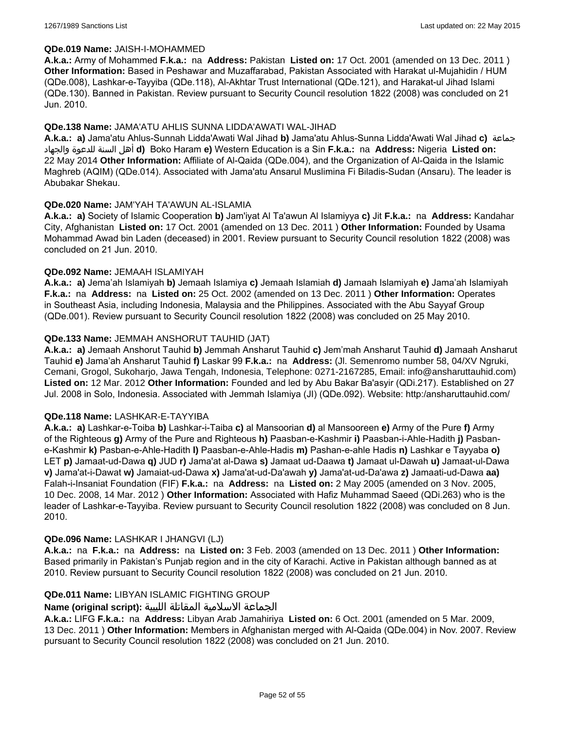**QDe.019 Name:** JAISH-I-MOHAMMED

**A.k.a.:** Army of Mohammed **F.k.a.:** na **Address:** Pakistan **Listed on:** 17 Oct. 2001 (amended on 13 Dec. 2011 ) **Other Information:** Based in Peshawar and Muzaffarabad, Pakistan Associated with Harakat ul-Mujahidin / HUM (QDe.008), Lashkar-e-Tayyiba (QDe.118), Al-Akhtar Trust International (QDe.121), and Harakat-ul Jihad Islami (QDe.130). Banned in Pakistan. Review pursuant to Security Council resolution 1822 (2008) was concluded on 21 Jun. 2010.

**QDe.138 Name:** JAMA'ATU AHLIS SUNNA LIDDA'AWATI WAL-JIHAD

**A.k.a.: a)** Jama'atu Ahlus-Sunnah Lidda'Awati Wal Jihad **b)** Jama'atu Ahlus-Sunna Lidda'Awati Wal Jihad **c)** جماعة أهل السنة للدعوة والجهاد **d)** Boko Haram **e)** Western Education is a Sin **F.k.a.:** na **Address:** Nigeria **Listed on:** 22 May 2014 **Other Information:** Affiliate of Al-Qaida (QDe.004), and the Organization of Al-Qaida in the Islamic Maghreb (AQIM) (QDe.014). Associated with Jama'atu Ansarul Muslimina Fi Biladis-Sudan (Ansaru). The leader is Abubakar Shekau.

**QDe.020 Name:** JAM'YAH TA'AWUN AL-ISLAMIA

**A.k.a.: a)** Society of Islamic Cooperation **b)** Jam'iyat Al Ta'awun Al Islamiyya **c)** Jit **F.k.a.:** na **Address:** Kandahar City, Afghanistan **Listed on:** 17 Oct. 2001 (amended on 13 Dec. 2011 ) **Other Information:** Founded by Usama Mohammad Awad bin Laden (deceased) in 2001. Review pursuant to Security Council resolution 1822 (2008) was concluded on 21 Jun. 2010.

**QDe.092 Name:** JEMAAH ISLAMIYAH

**A.k.a.: a)** Jema'ah Islamiyah **b)** Jemaah Islamiya **c)** Jemaah Islamiah **d)** Jamaah Islamiyah **e)** Jama'ah Islamiyah **F.k.a.:** na **Address:** na **Listed on:** 25 Oct. 2002 (amended on 13 Dec. 2011 ) **Other Information:** Operates in Southeast Asia, including Indonesia, Malaysia and the Philippines. Associated with the Abu Sayyaf Group (QDe.001). Review pursuant to Security Council resolution 1822 (2008) was concluded on 25 May 2010.

**QDe.133 Name:** JEMMAH ANSHORUT TAUHID (JAT)

**A.k.a.: a)** Jemaah Anshorut Tauhid **b)** Jemmah Ansharut Tauhid **c)** Jem'mah Ansharut Tauhid **d)** Jamaah Ansharut Tauhid **e)** Jama'ah Ansharut Tauhid **f)** Laskar 99 **F.k.a.:** na **Address:** (Jl. Semenromo number 58, 04/XV Ngruki, Cemani, Grogol, Sukoharjo, Jawa Tengah, Indonesia, Telephone: 0271-2167285, Email: info@ansharuttauhid.com) **Listed on:** 12 Mar. 2012 **Other Information:** Founded and led by Abu Bakar Ba'asyir (QDi.217). Established on 27 Jul. 2008 in Solo, Indonesia. Associated with Jemmah Islamiya (JI) (QDe.092). Website: http:/ansharuttauhid.com/

**QDe.118 Name:** LASHKAR-E-TAYYIBA

**A.k.a.: a)** Lashkar-e-Toiba **b)** Lashkar-i-Taiba **c)** al Mansoorian **d)** al Mansooreen **e)** Army of the Pure **f)** Army of the Righteous **g)** Army of the Pure and Righteous **h)** Paasban-e-Kashmir **i)** Paasban-i-Ahle-Hadith **j)** Pasban-e-Kashmir **k)** Pasban-e-Ahle-Hadith **l)** Paasban-e-Ahle-Hadis **m)** Pashan-e-ahle Hadis **n)** Lashkar e Tayyaba **o)** LET **p)** Jamaat-ud-Dawa **q)** JUD **r)** Jama'at al-Dawa **s)** Jamaat ud-Daawa **t)** Jamaat ul-Dawah **u)** Jamaat-ul-Dawa **v)** Jama'at-i-Dawat **w)** Jamaiat-ud-Dawa **x)** Jama'at-ud-Da'awah **y)** Jama'at-ud-Da'awa **z)** Jamaati-ud-Dawa **aa)** Falah-i-Insaniat Foundation (FIF) **F.k.a.:** na **Address:** na **Listed on:** 2 May 2005 (amended on 3 Nov. 2005, 10 Dec. 2008, 14 Mar. 2012 ) **Other Information:** Associated with Hafiz Muhammad Saeed (QDi.263) who is the leader of Lashkar-e-Tayyiba. Review pursuant to Security Council resolution 1822 (2008) was concluded on 8 Jun. 2010.

**QDe.096 Name:** LASHKAR I JHANGVI (LJ)

**A.k.a.:** na **F.k.a.:** na **Address:** na **Listed on:** 3 Feb. 2003 (amended on 13 Dec. 2011 ) **Other Information:** Based primarily in Pakistan's Punjab region and in the city of Karachi. Active in Pakistan although banned as at 2010. Review pursuant to Security Council resolution 1822 (2008) was concluded on 21 Jun. 2010.

**QDe.011 Name:** LIBYAN ISLAMIC FIGHTING GROUP

**Name (original script):** الجماعة الاسلامية المقاتلة الليبية

**A.k.a.:** LIFG **F.k.a.:** na **Address:** Libyan Arab Jamahiriya **Listed on:** 6 Oct. 2001 (amended on 5 Mar. 2009, 13 Dec. 2011 ) **Other Information:** Members in Afghanistan merged with Al-Qaida (QDe.004) in Nov. 2007. Review pursuant to Security Council resolution 1822 (2008) was concluded on 21 Jun. 2010.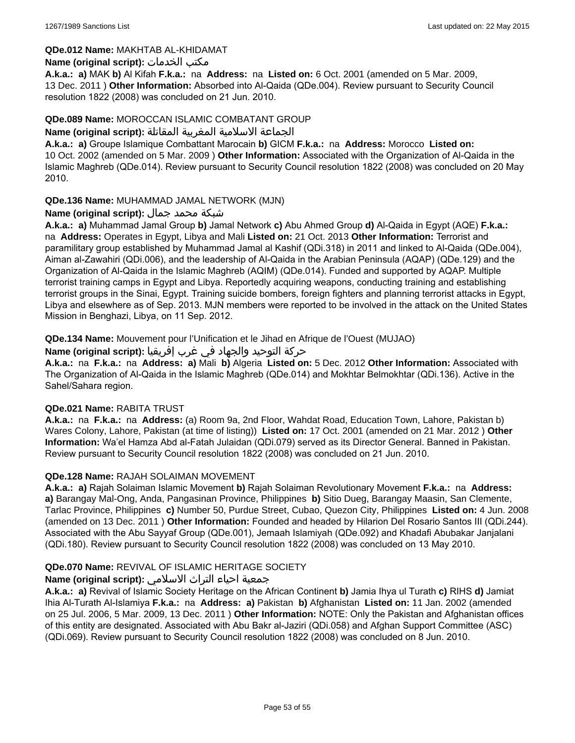**QDe.012 Name:** MAKHTAB AL-KHIDAMAT

**Name (original script):** مكتب الخدمات

**A.k.a.:** **a)** MAK **b)** Al Kifah **F.k.a.:** na **Address:** na **Listed on:** 6 Oct. 2001 (amended on 5 Mar. 2009, 13 Dec. 2011 ) **Other Information:** Absorbed into Al-Qaida (QDe.004). Review pursuant to Security Council resolution 1822 (2008) was concluded on 21 Jun. 2010.

**QDe.089 Name:** MOROCCAN ISLAMIC COMBATANT GROUP

**Name (original script):** الجماعة الاسلامية المغربية المقاتلة

**A.k.a.:** **a)** Groupe Islamique Combattant Marocain **b)** GICM **F.k.a.:** na **Address:** Morocco **Listed on:** 10 Oct. 2002 (amended on 5 Mar. 2009 ) **Other Information:** Associated with the Organization of Al-Qaida in the Islamic Maghreb (QDe.014). Review pursuant to Security Council resolution 1822 (2008) was concluded on 20 May 2010.

**QDe.136 Name:** MUHAMMAD JAMAL NETWORK (MJN)

**Name (original script):** شبكة محمد جمال

**A.k.a.:** **a)** Muhammad Jamal Group **b)** Jamal Network **c)** Abu Ahmed Group **d)** Al-Qaida in Egypt (AQE) **F.k.a.:** na **Address:** Operates in Egypt, Libya and Mali **Listed on:** 21 Oct. 2013 **Other Information:** Terrorist and paramilitary group established by Muhammad Jamal al Kashif (QDi.318) in 2011 and linked to Al-Qaida (QDe.004), Aiman al-Zawahiri (QDi.006), and the leadership of Al-Qaida in the Arabian Peninsula (AQAP) (QDe.129) and the Organization of Al-Qaida in the Islamic Maghreb (AQIM) (QDe.014). Funded and supported by AQAP. Multiple terrorist training camps in Egypt and Libya. Reportedly acquiring weapons, conducting training and establishing terrorist groups in the Sinai, Egypt. Training suicide bombers, foreign fighters and planning terrorist attacks in Egypt, Libya and elsewhere as of Sep. 2013. MJN members were reported to be involved in the attack on the United States Mission in Benghazi, Libya, on 11 Sep. 2012.

**QDe.134 Name:** Mouvement pour l'Unification et le Jihad en Afrique de l'Ouest (MUJAO)

**Name (original script):** حركة التوحيد والجهاد في غرب إفريقيا

**A.k.a.:** na **F.k.a.:** na **Address:** **a)** Mali **b)** Algeria **Listed on:** 5 Dec. 2012 **Other Information:** Associated with The Organization of Al-Qaida in the Islamic Maghreb (QDe.014) and Mokhtar Belmokhtar (QDi.136). Active in the Sahel/Sahara region.

**QDe.021 Name:** RABITA TRUST

**A.k.a.:** na **F.k.a.:** na **Address:** (a) Room 9a, 2nd Floor, Wahdat Road, Education Town, Lahore, Pakistan b) Wares Colony, Lahore, Pakistan (at time of listing)) **Listed on:** 17 Oct. 2001 (amended on 21 Mar. 2012 ) **Other Information:** Wa'el Hamza Abd al-Fatah Julaidan (QDi.079) served as its Director General. Banned in Pakistan. Review pursuant to Security Council resolution 1822 (2008) was concluded on 21 Jun. 2010.

**QDe.128 Name:** RAJAH SOLAIMAN MOVEMENT

**A.k.a.:** **a)** Rajah Solaiman Islamic Movement **b)** Rajah Solaiman Revolutionary Movement **F.k.a.:** na **Address:** **a)** Barangay Mal-Ong, Anda, Pangasinan Province, Philippines **b)** Sitio Dueg, Barangay Maasin, San Clemente, Tarlac Province, Philippines **c)** Number 50, Purdue Street, Cubao, Quezon City, Philippines **Listed on:** 4 Jun. 2008 (amended on 13 Dec. 2011 ) **Other Information:** Founded and headed by Hilarion Del Rosario Santos III (QDi.244). Associated with the Abu Sayyaf Group (QDe.001), Jemaah Islamiyah (QDe.092) and Khadafi Abubakar Janjalani (QDi.180). Review pursuant to Security Council resolution 1822 (2008) was concluded on 13 May 2010.

**QDe.070 Name:** REVIVAL OF ISLAMIC HERITAGE SOCIETY

**Name (original script):** جمعية احياء التراث الاسلامي

**A.k.a.:** **a)** Revival of Islamic Society Heritage on the African Continent **b)** Jamia Ihya ul Turath **c)** RIHS **d)** Jamiat Ihia Al-Turath Al-Islamiya **F.k.a.:** na **Address:** **a)** Pakistan **b)** Afghanistan **Listed on:** 11 Jan. 2002 (amended on 25 Jul. 2006, 5 Mar. 2009, 13 Dec. 2011 ) **Other Information:** NOTE: Only the Pakistan and Afghanistan offices of this entity are designated. Associated with Abu Bakr al-Jaziri (QDi.058) and Afghan Support Committee (ASC) (QDi.069). Review pursuant to Security Council resolution 1822 (2008) was concluded on 8 Jun. 2010.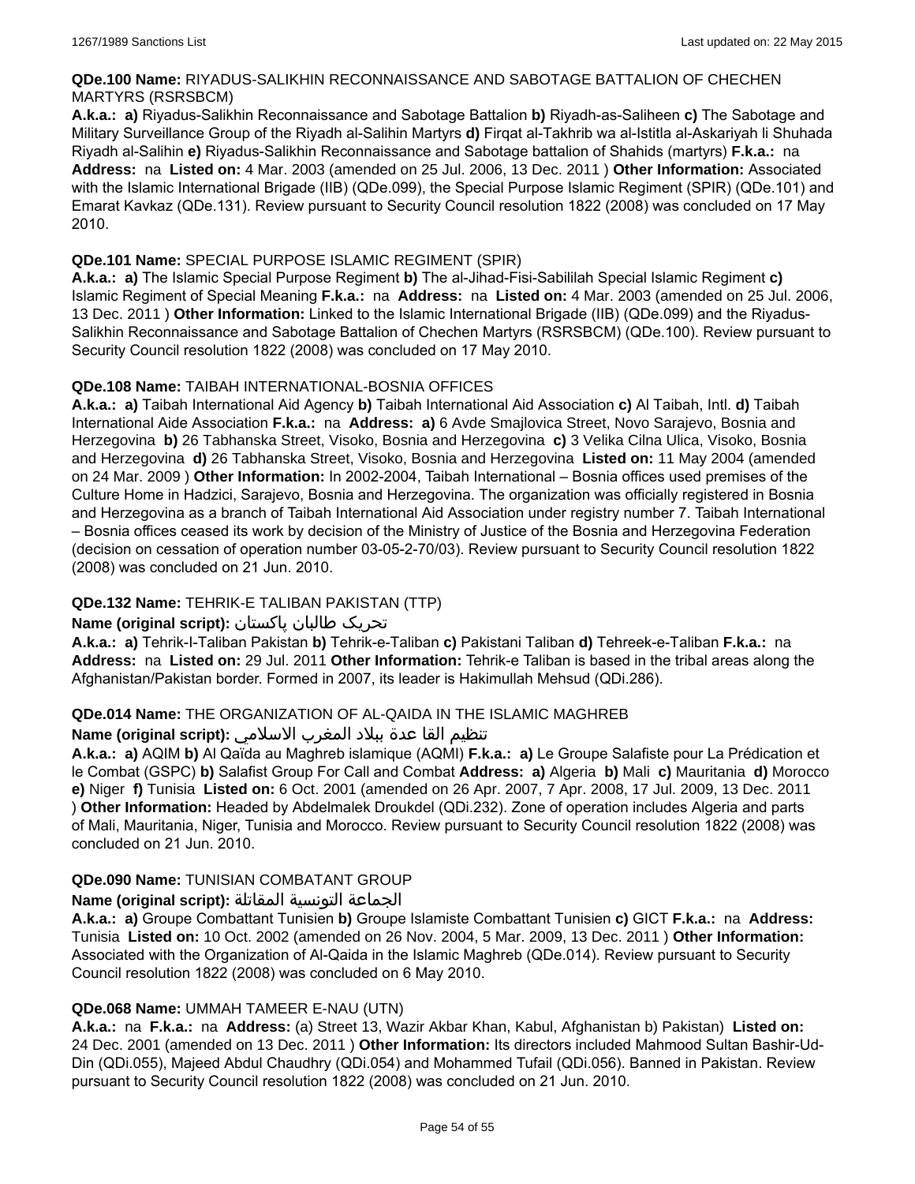**QDe.100 Name:** RIYADUS-SALIKHIN RECONNAISSANCE AND SABOTAGE BATTALION OF CHECHEN MARTYRS (RSRSBCM)

**A.k.a.:** **a)** Riyadus-Salikhin Reconnaissance and Sabotage Battalion **b)** Riyadh-as-Saliheen **c)** The Sabotage and Military Surveillance Group of the Riyadh al-Salihin Martyrs **d)** Firqat al-Takhrib wa al-Istitla al-Askariyah li Shuhada Riyadh al-Salihin **e)** Riyadus-Salikhin Reconnaissance and Sabotage battalion of Shahids (martyrs) **F.k.a.:** na **Address:** na **Listed on:** 4 Mar. 2003 (amended on 25 Jul. 2006, 13 Dec. 2011 ) **Other Information:** Associated with the Islamic International Brigade (IIB) (QDe.099), the Special Purpose Islamic Regiment (SPIR) (QDe.101) and Emarat Kavkaz (QDe.131). Review pursuant to Security Council resolution 1822 (2008) was concluded on 17 May 2010.

**QDe.101 Name:** SPECIAL PURPOSE ISLAMIC REGIMENT (SPIR)

**A.k.a.:** **a)** The Islamic Special Purpose Regiment **b)** The al-Jihad-Fisi-Sabililah Special Islamic Regiment **c)** Islamic Regiment of Special Meaning **F.k.a.:** na **Address:** na **Listed on:** 4 Mar. 2003 (amended on 25 Jul. 2006, 13 Dec. 2011 ) **Other Information:** Linked to the Islamic International Brigade (IIB) (QDe.099) and the Riyadus-Salikhin Reconnaissance and Sabotage Battalion of Chechen Martyrs (RSRSBCM) (QDe.100). Review pursuant to Security Council resolution 1822 (2008) was concluded on 17 May 2010.

**QDe.108 Name:** TAIBAH INTERNATIONAL-BOSNIA OFFICES

**A.k.a.:** **a)** Taibah International Aid Agency **b)** Taibah International Aid Association **c)** Al Taibah, Intl. **d)** Taibah International Aide Association **F.k.a.:** na **Address:** **a)** 6 Avde Smajlovica Street, Novo Sarajevo, Bosnia and Herzegovina **b)** 26 Tabhanska Street, Visoko, Bosnia and Herzegovina **c)** 3 Velika Cilna Ulica, Visoko, Bosnia and Herzegovina **d)** 26 Tabhanska Street, Visoko, Bosnia and Herzegovina **Listed on:** 11 May 2004 (amended on 24 Mar. 2009 ) **Other Information:** In 2002-2004, Taibah International – Bosnia offices used premises of the Culture Home in Hadzici, Sarajevo, Bosnia and Herzegovina. The organization was officially registered in Bosnia and Herzegovina as a branch of Taibah International Aid Association under registry number 7. Taibah International – Bosnia offices ceased its work by decision of the Ministry of Justice of the Bosnia and Herzegovina Federation (decision on cessation of operation number 03-05-2-70/03). Review pursuant to Security Council resolution 1822 (2008) was concluded on 21 Jun. 2010.

**QDe.132 Name:** TEHRIK-E TALIBAN PAKISTAN (TTP)

**Name (original script):** تحریک طالبان پاکستان

**A.k.a.:** **a)** Tehrik-I-Taliban Pakistan **b)** Tehrik-e-Taliban **c)** Pakistani Taliban **d)** Tehreek-e-Taliban **F.k.a.:** na **Address:** na **Listed on:** 29 Jul. 2011 **Other Information:** Tehrik-e Taliban is based in the tribal areas along the Afghanistan/Pakistan border. Formed in 2007, its leader is Hakimullah Mehsud (QDi.286).

**QDe.014 Name:** THE ORGANIZATION OF AL-QAIDA IN THE ISLAMIC MAGHREB

**Name (original script):** تنظيم القا عدة ببلاد المغرب الاسلامي

**A.k.a.:** **a)** AQIM **b)** Al Qaïda au Maghreb islamique (AQMI) **F.k.a.:** **a)** Le Groupe Salafiste pour La Prédication et le Combat (GSPC) **b)** Salafist Group For Call and Combat **Address:** **a)** Algeria **b)** Mali **c)** Mauritania **d)** Morocco **e)** Niger **f)** Tunisia **Listed on:** 6 Oct. 2001 (amended on 26 Apr. 2007, 7 Apr. 2008, 17 Jul. 2009, 13 Dec. 2011 ) **Other Information:** Headed by Abdelmalek Droukdel (QDi.232). Zone of operation includes Algeria and parts of Mali, Mauritania, Niger, Tunisia and Morocco. Review pursuant to Security Council resolution 1822 (2008) was concluded on 21 Jun. 2010.

**QDe.090 Name:** TUNISIAN COMBATANT GROUP

**Name (original script):** الجماعة التونسية المقاتلة

**A.k.a.:** **a)** Groupe Combattant Tunisien **b)** Groupe Islamiste Combattant Tunisien **c)** GICT **F.k.a.:** na **Address:** Tunisia **Listed on:** 10 Oct. 2002 (amended on 26 Nov. 2004, 5 Mar. 2009, 13 Dec. 2011 ) **Other Information:** Associated with the Organization of Al-Qaida in the Islamic Maghreb (QDe.014). Review pursuant to Security Council resolution 1822 (2008) was concluded on 6 May 2010.

**QDe.068 Name:** UMMAH TAMEER E-NAU (UTN)

**A.k.a.:** na **F.k.a.:** na **Address:** (a) Street 13, Wazir Akbar Khan, Kabul, Afghanistan b) Pakistan) **Listed on:** 24 Dec. 2001 (amended on 13 Dec. 2011 ) **Other Information:** Its directors included Mahmood Sultan Bashir-Ud-Din (QDi.055), Majeed Abdul Chaudhry (QDi.054) and Mohammed Tufail (QDi.056). Banned in Pakistan. Review pursuant to Security Council resolution 1822 (2008) was concluded on 21 Jun. 2010.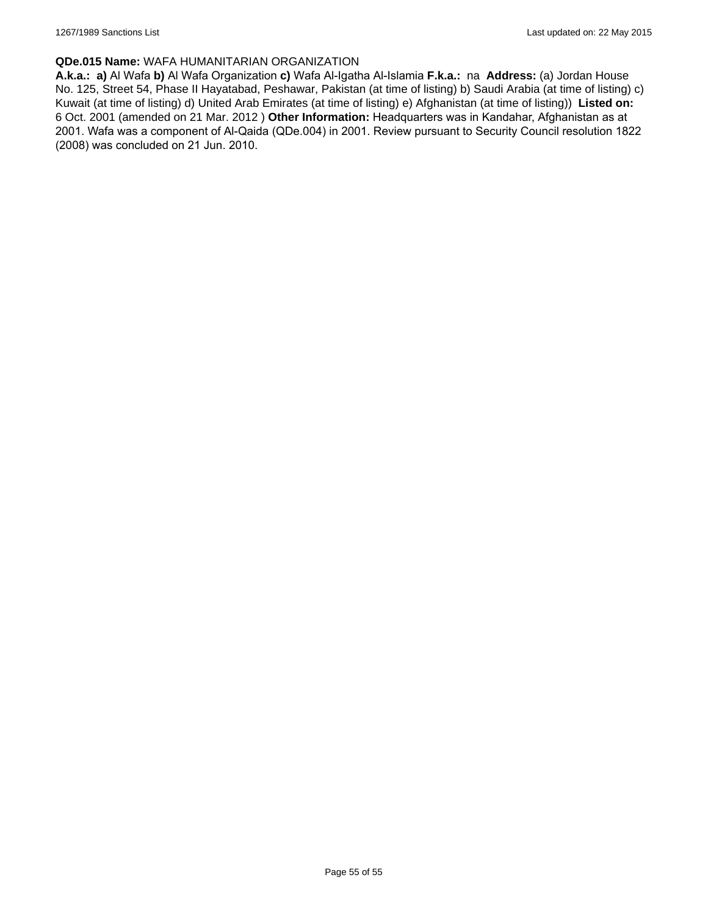**QDe.015 Name:** WAFA HUMANITARIAN ORGANIZATION
**A.k.a.:** **a)** Al Wafa **b)** Al Wafa Organization **c)** Wafa Al-Igatha Al-Islamia **F.k.a.:** na **Address:** (a) Jordan House No. 125, Street 54, Phase II Hayatabad, Peshawar, Pakistan (at time of listing) b) Saudi Arabia (at time of listing) c) Kuwait (at time of listing) d) United Arab Emirates (at time of listing) e) Afghanistan (at time of listing)) **Listed on:** 6 Oct. 2001 (amended on 21 Mar. 2012 ) **Other Information:** Headquarters was in Kandahar, Afghanistan as at 2001. Wafa was a component of Al-Qaida (QDe.004) in 2001. Review pursuant to Security Council resolution 1822 (2008) was concluded on 21 Jun. 2010.